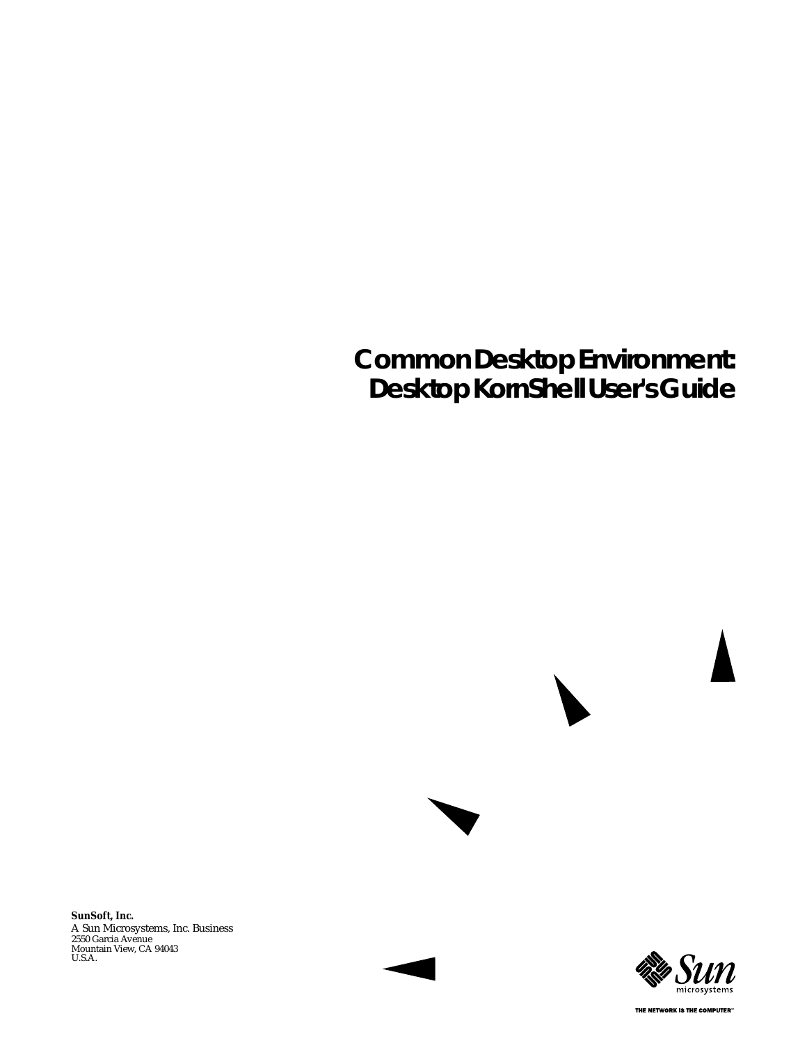# Common Desktop Environment: Desktop KornShell User's Guide

**SunSoft, Inc.**
A Sun Microsystems, Inc. Business
2550 Garcia Avenue
Mountain View, CA 94043
U.S.A.

Sun microsystems

THE NETWORK IS THE COMPUTER™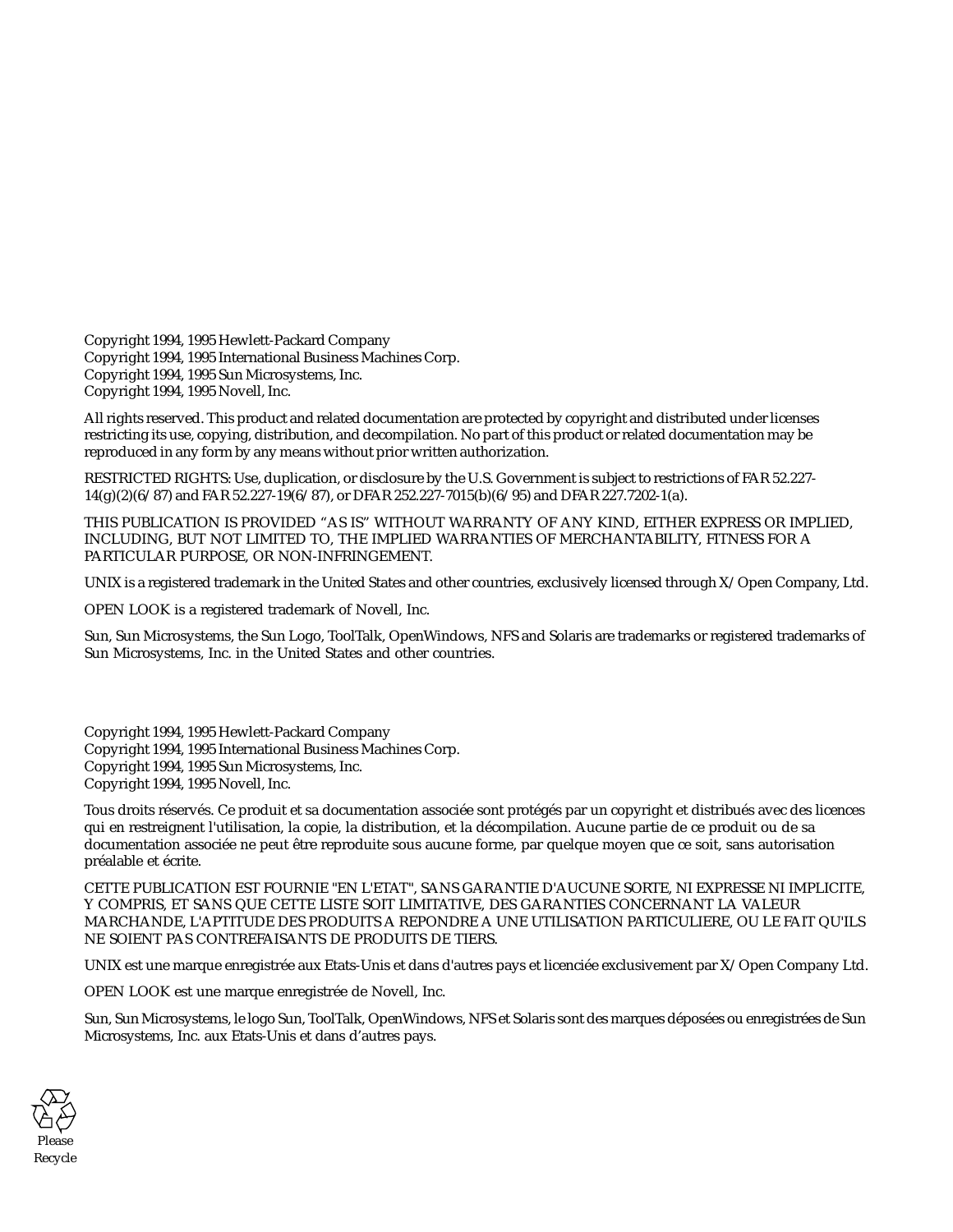Copyright 1994, 1995 Hewlett-Packard Company
Copyright 1994, 1995 International Business Machines Corp.
Copyright 1994, 1995 Sun Microsystems, Inc.
Copyright 1994, 1995 Novell, Inc.

All rights reserved. This product and related documentation are protected by copyright and distributed under licenses restricting its use, copying, distribution, and decompilation. No part of this product or related documentation may be reproduced in any form by any means without prior written authorization.

RESTRICTED RIGHTS: Use, duplication, or disclosure by the U.S. Government is subject to restrictions of FAR 52.227-14(g)(2)(6/87) and FAR 52.227-19(6/87), or DFAR 252.227-7015(b)(6/95) and DFAR 227.7202-1(a).

THIS PUBLICATION IS PROVIDED “AS IS” WITHOUT WARRANTY OF ANY KIND, EITHER EXPRESS OR IMPLIED, INCLUDING, BUT NOT LIMITED TO, THE IMPLIED WARRANTIES OF MERCHANTABILITY, FITNESS FOR A PARTICULAR PURPOSE, OR NON-INFRINGEMENT.

UNIX is a registered trademark in the United States and other countries, exclusively licensed through X/Open Company, Ltd.

OPEN LOOK is a registered trademark of Novell, Inc.

Sun, Sun Microsystems, the Sun Logo, ToolTalk, OpenWindows, NFS and Solaris are trademarks or registered trademarks of Sun Microsystems, Inc. in the United States and other countries.

Copyright 1994, 1995 Hewlett-Packard Company
Copyright 1994, 1995 International Business Machines Corp.
Copyright 1994, 1995 Sun Microsystems, Inc.
Copyright 1994, 1995 Novell, Inc.

Tous droits réservés. Ce produit et sa documentation associée sont protégés par un copyright et distribués avec des licences qui en restreignent l'utilisation, la copie, la distribution, et la décompilation. Aucune partie de ce produit ou de sa documentation associée ne peut être reproduite sous aucune forme, par quelque moyen que ce soit, sans autorisation préalable et écrite.

CETTE PUBLICATION EST FOURNIE "EN L'ETAT", SANS GARANTIE D'AUCUNE SORTE, NI EXPRESSE NI IMPLICITE, Y COMPRIS, ET SANS QUE CETTE LISTE SOIT LIMITATIVE, DES GARANTIES CONCERNANT LA VALEUR MARCHANDE, L'APTITUDE DES PRODUITS A REPONDRE A UNE UTILISATION PARTICULIERE, OU LE FAIT QU'ILS NE SOIENT PAS CONTREFAISANTS DE PRODUITS DE TIERS.

UNIX est une marque enregistrée aux Etats-Unis et dans d'autres pays et licenciée exclusivement par X/Open Company Ltd.

OPEN LOOK est une marque enregistrée de Novell, Inc.

Sun, Sun Microsystems, le logo Sun, ToolTalk, OpenWindows, NFS et Solaris sont des marques déposées ou enregistrées de Sun Microsystems, Inc. aux Etats-Unis et dans d’autres pays.

Please Recycle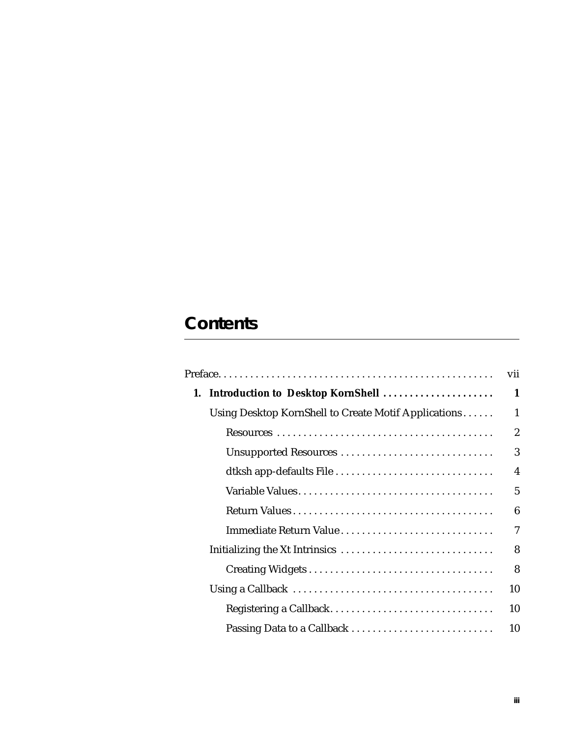# Contents

| | |
|---|---|
| Preface | vii |
| **1. Introduction to Desktop KornShell** | **1** |
| Using Desktop KornShell to Create Motif Applications | 1 |
| Resources | 2 |
| Unsupported Resources | 3 |
| dtksh app-defaults File | 4 |
| Variable Values | 5 |
| Return Values | 6 |
| Immediate Return Value | 7 |
| Initializing the Xt Intrinsics | 8 |
| Creating Widgets | 8 |
| Using a Callback | 10 |
| Registering a Callback | 10 |
| Passing Data to a Callback | 10 |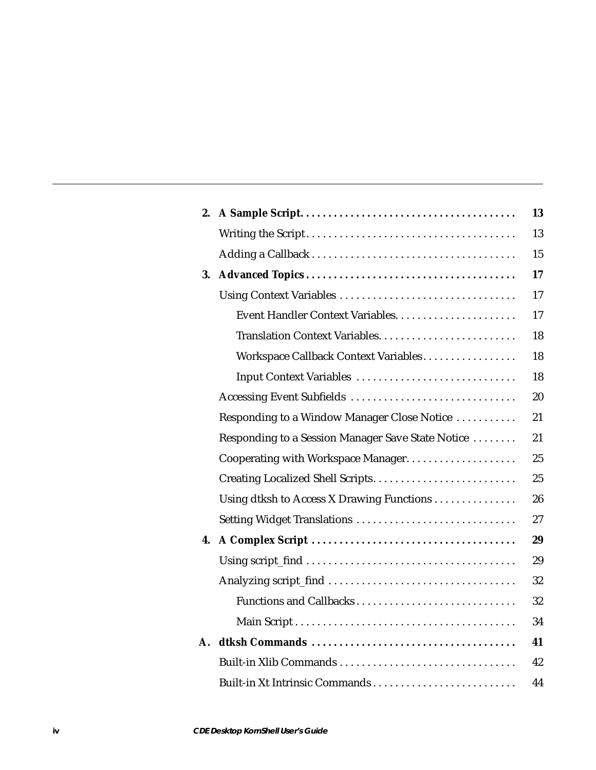| | | |
|---|---|---|
| **2.** | **A Sample Script** | **13** |
| | Writing the Script | 13 |
| | Adding a Callback | 15 |
| **3.** | **Advanced Topics** | **17** |
| | Using Context Variables | 17 |
| | Event Handler Context Variables | 17 |
| | Translation Context Variables | 18 |
| | Workspace Callback Context Variables | 18 |
| | Input Context Variables | 18 |
| | Accessing Event Subfields | 20 |
| | Responding to a Window Manager Close Notice | 21 |
| | Responding to a Session Manager Save State Notice | 21 |
| | Cooperating with Workspace Manager | 25 |
| | Creating Localized Shell Scripts | 25 |
| | Using dtksh to Access X Drawing Functions | 26 |
| | Setting Widget Translations | 27 |
| **4.** | **A Complex Script** | **29** |
| | Using script_find | 29 |
| | Analyzing script_find | 32 |
| | Functions and Callbacks | 32 |
| | Main Script | 34 |
| **A.** | **dtksh Commands** | **41** |
| | Built-in Xlib Commands | 42 |
| | Built-in Xt Intrinsic Commands | 44 |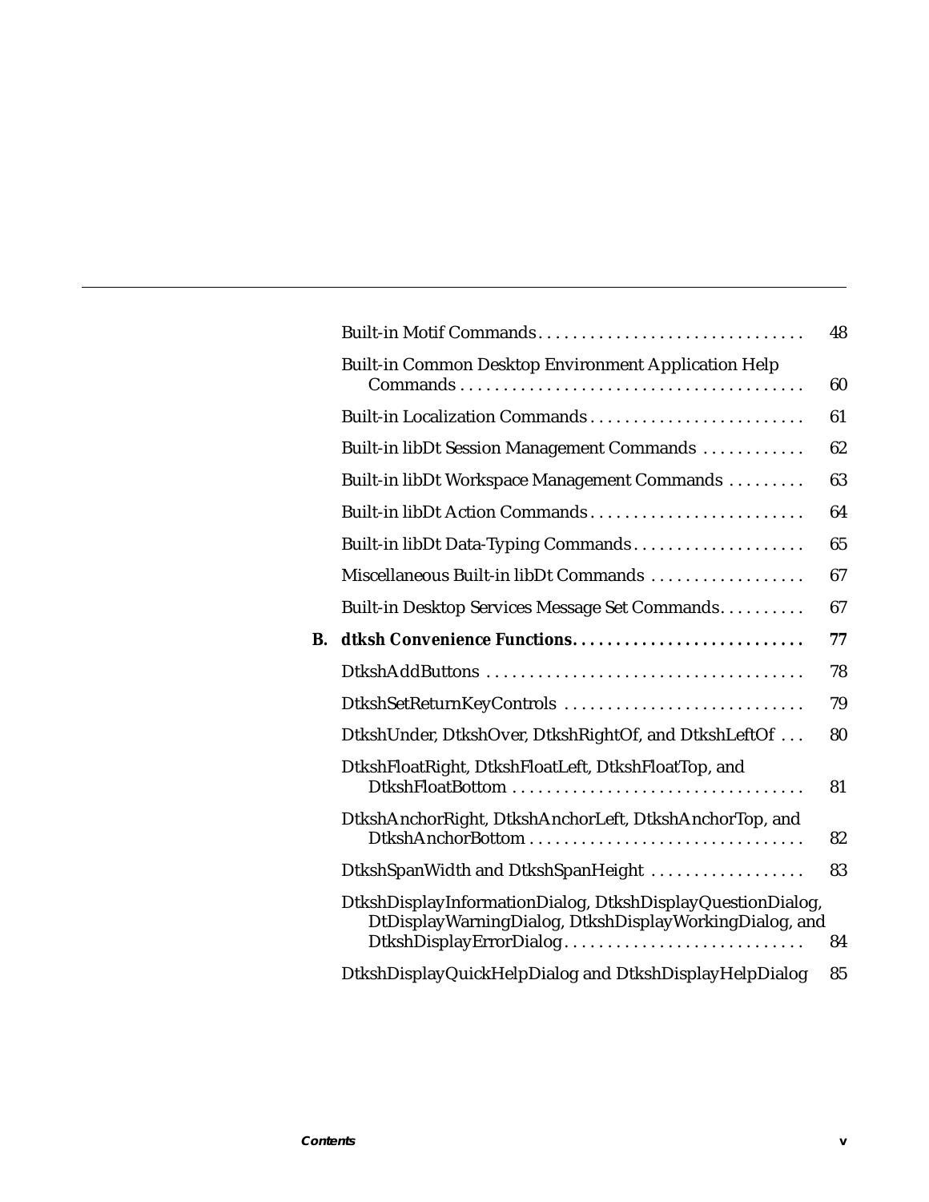Built-in Motif Commands . . . . . . . . . . . . . . . . . . . . . . . . . . . . . . . 48

Built-in Common Desktop Environment Application Help Commands . . . . . . . . . . . . . . . . . . . . . . . . . . . . . . . . . . . . . . . 60

Built-in Localization Commands . . . . . . . . . . . . . . . . . . . . . . . . . 61

Built-in libDt Session Management Commands . . . . . . . . . . . . 62

Built-in libDt Workspace Management Commands . . . . . . . . . 63

Built-in libDt Action Commands . . . . . . . . . . . . . . . . . . . . . . . . . 64

Built-in libDt Data-Typing Commands . . . . . . . . . . . . . . . . . . . . 65

Miscellaneous Built-in libDt Commands . . . . . . . . . . . . . . . . . . 67

Built-in Desktop Services Message Set Commands . . . . . . . . . . 67

**B. dtksh Convenience Functions . . . . . . . . . . . . . . . . . . . . . . . . . . . 77**

DtkshAddButtons . . . . . . . . . . . . . . . . . . . . . . . . . . . . . . . . . . . . 78

DtkshSetReturnKeyControls . . . . . . . . . . . . . . . . . . . . . . . . . . . 79

DtkshUnder, DtkshOver, DtkshRightOf, and DtkshLeftOf . . . 80

DtkshFloatRight, DtkshFloatLeft, DtkshFloatTop, and DtkshFloatBottom . . . . . . . . . . . . . . . . . . . . . . . . . . . . . . . . . . 81

DtkshAnchorRight, DtkshAnchorLeft, DtkshAnchorTop, and DtkshAnchorBottom . . . . . . . . . . . . . . . . . . . . . . . . . . . . . . . . 82

DtkshSpanWidth and DtkshSpanHeight . . . . . . . . . . . . . . . . . . 83

DtkshDisplayInformationDialog, DtkshDisplayQuestionDialog, DtDisplayWarningDialog, DtkshDisplayWorkingDialog, and DtkshDisplayErrorDialog . . . . . . . . . . . . . . . . . . . . . . . . . . . . 84

DtkshDisplayQuickHelpDialog and DtkshDisplayHelpDialog 85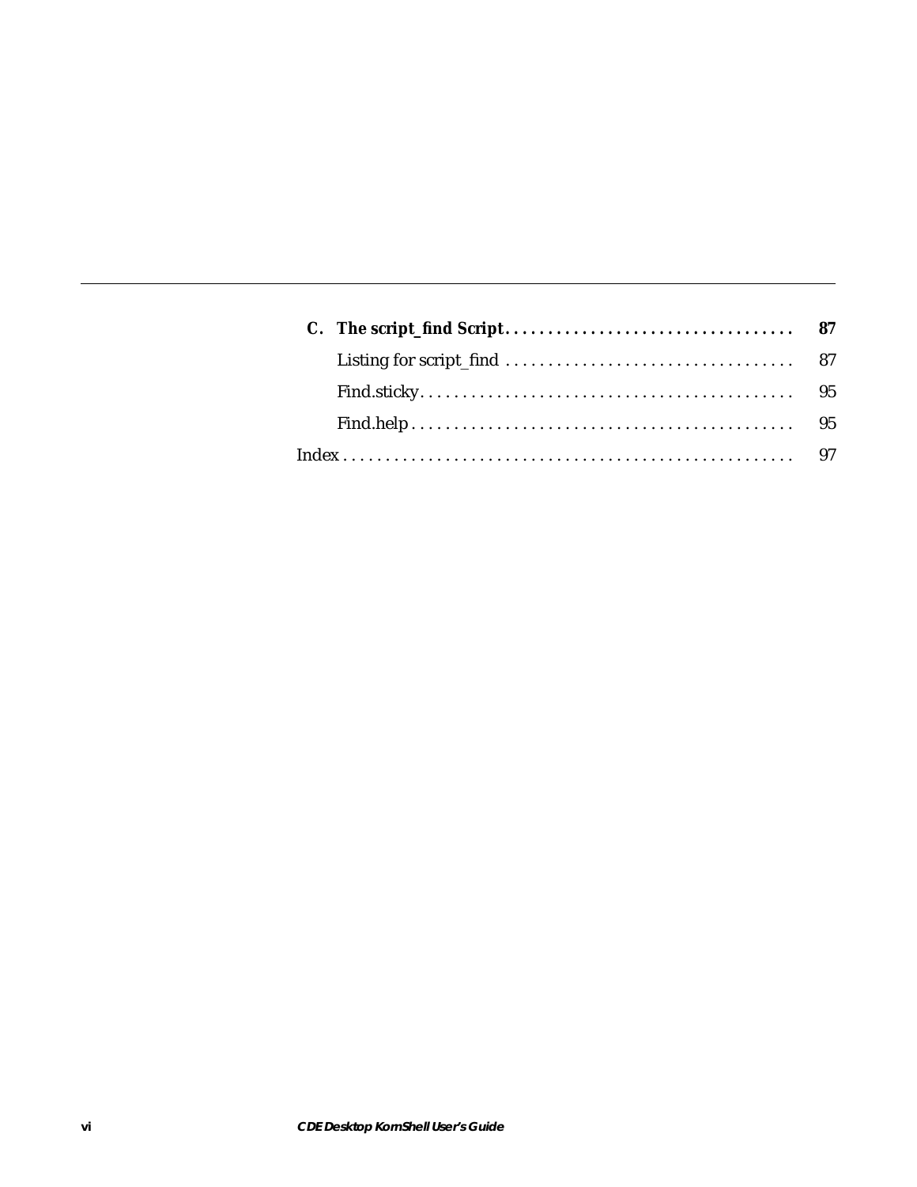**C. The script_find Script** . . . . . . . . . . . . . . . . . . . . . . . . . . . . . . . . . . **87**

Listing for script_find . . . . . . . . . . . . . . . . . . . . . . . . . . . . . . . . . . 87

Find.sticky. . . . . . . . . . . . . . . . . . . . . . . . . . . . . . . . . . . . . . . . . . . . 95

Find.help . . . . . . . . . . . . . . . . . . . . . . . . . . . . . . . . . . . . . . . . . . . . . 95

Index . . . . . . . . . . . . . . . . . . . . . . . . . . . . . . . . . . . . . . . . . . . . . . . . . . . . . 97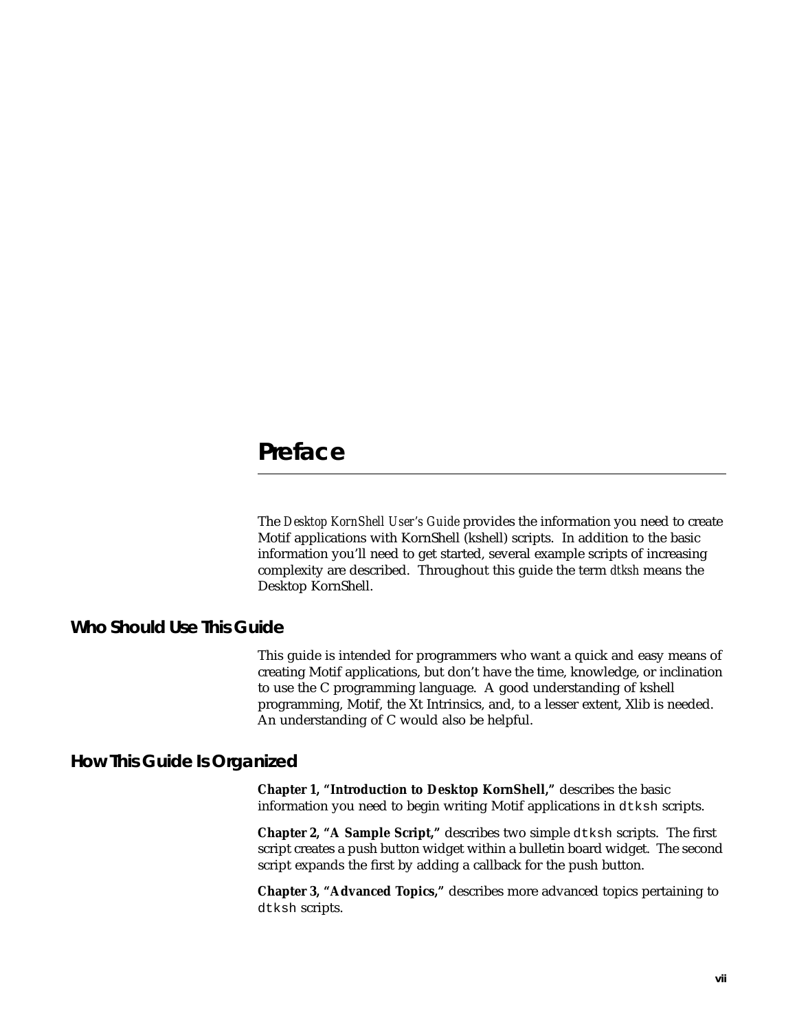# Preface

The *Desktop KornShell User's Guide* provides the information you need to create Motif applications with KornShell (kshell) scripts. In addition to the basic information you'll need to get started, several example scripts of increasing complexity are described. Throughout this guide the term *dtksh* means the Desktop KornShell.

## Who Should Use This Guide

This guide is intended for programmers who want a quick and easy means of creating Motif applications, but don't have the time, knowledge, or inclination to use the C programming language. A good understanding of kshell programming, Motif, the Xt Intrinsics, and, to a lesser extent, Xlib is needed. An understanding of C would also be helpful.

## How This Guide Is Organized

**Chapter 1, "Introduction to Desktop KornShell,"** describes the basic information you need to begin writing Motif applications in `dtksh` scripts.

**Chapter 2, "A Sample Script,"** describes two simple `dtksh` scripts. The first script creates a push button widget within a bulletin board widget. The second script expands the first by adding a callback for the push button.

**Chapter 3, "Advanced Topics,"** describes more advanced topics pertaining to `dtksh` scripts.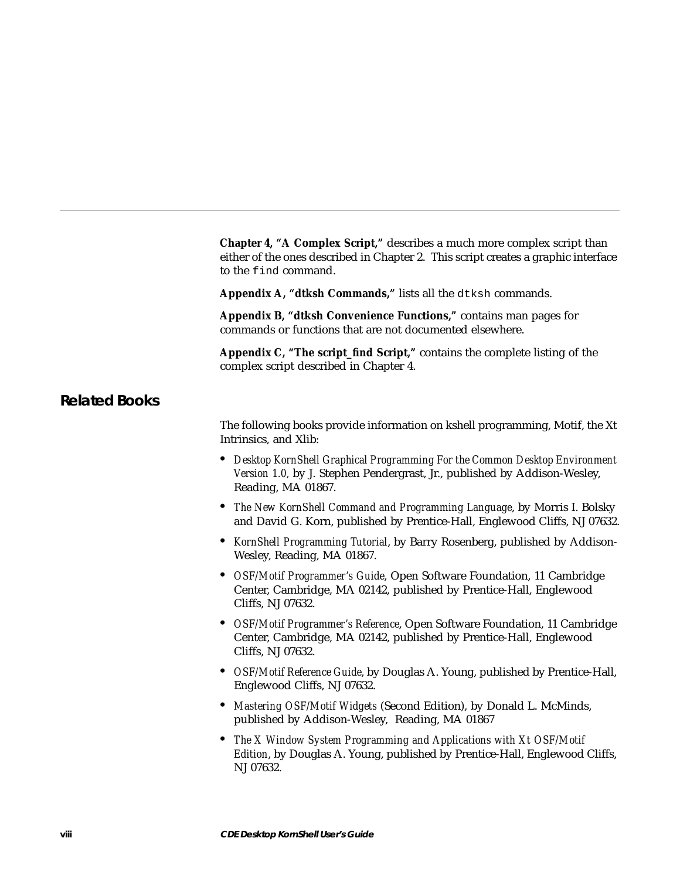**Chapter 4, "A Complex Script,"** describes a much more complex script than either of the ones described in Chapter 2. This script creates a graphic interface to the `find` command.

**Appendix A, "dtksh Commands,"** lists all the `dtksh` commands.

**Appendix B, "dtksh Convenience Functions,"** contains man pages for commands or functions that are not documented elsewhere.

**Appendix C, "The script_find Script,"** contains the complete listing of the complex script described in Chapter 4.

## Related Books

The following books provide information on kshell programming, Motif, the Xt Intrinsics, and Xlib:

- *Desktop KornShell Graphical Programming For the Common Desktop Environment Version 1.0,* by J. Stephen Pendergrast, Jr., published by Addison-Wesley, Reading, MA 01867.
- *The New KornShell Command and Programming Language*, by Morris I. Bolsky and David G. Korn, published by Prentice-Hall, Englewood Cliffs, NJ 07632.
- *KornShell Programming Tutorial*, by Barry Rosenberg, published by Addison-Wesley, Reading, MA 01867.
- *OSF/Motif Programmer's Guide*, Open Software Foundation, 11 Cambridge Center, Cambridge, MA 02142, published by Prentice-Hall, Englewood Cliffs, NJ 07632.
- *OSF/Motif Programmer's Reference*, Open Software Foundation, 11 Cambridge Center, Cambridge, MA 02142, published by Prentice-Hall, Englewood Cliffs, NJ 07632.
- *OSF/Motif Reference Guide*, by Douglas A. Young, published by Prentice-Hall, Englewood Cliffs, NJ 07632.
- *Mastering OSF/Motif Widgets* (Second Edition), by Donald L. McMinds, published by Addison-Wesley, Reading, MA 01867
- *The X Window System Programming and Applications with Xt OSF/Motif Edition*, by Douglas A. Young, published by Prentice-Hall, Englewood Cliffs, NJ 07632.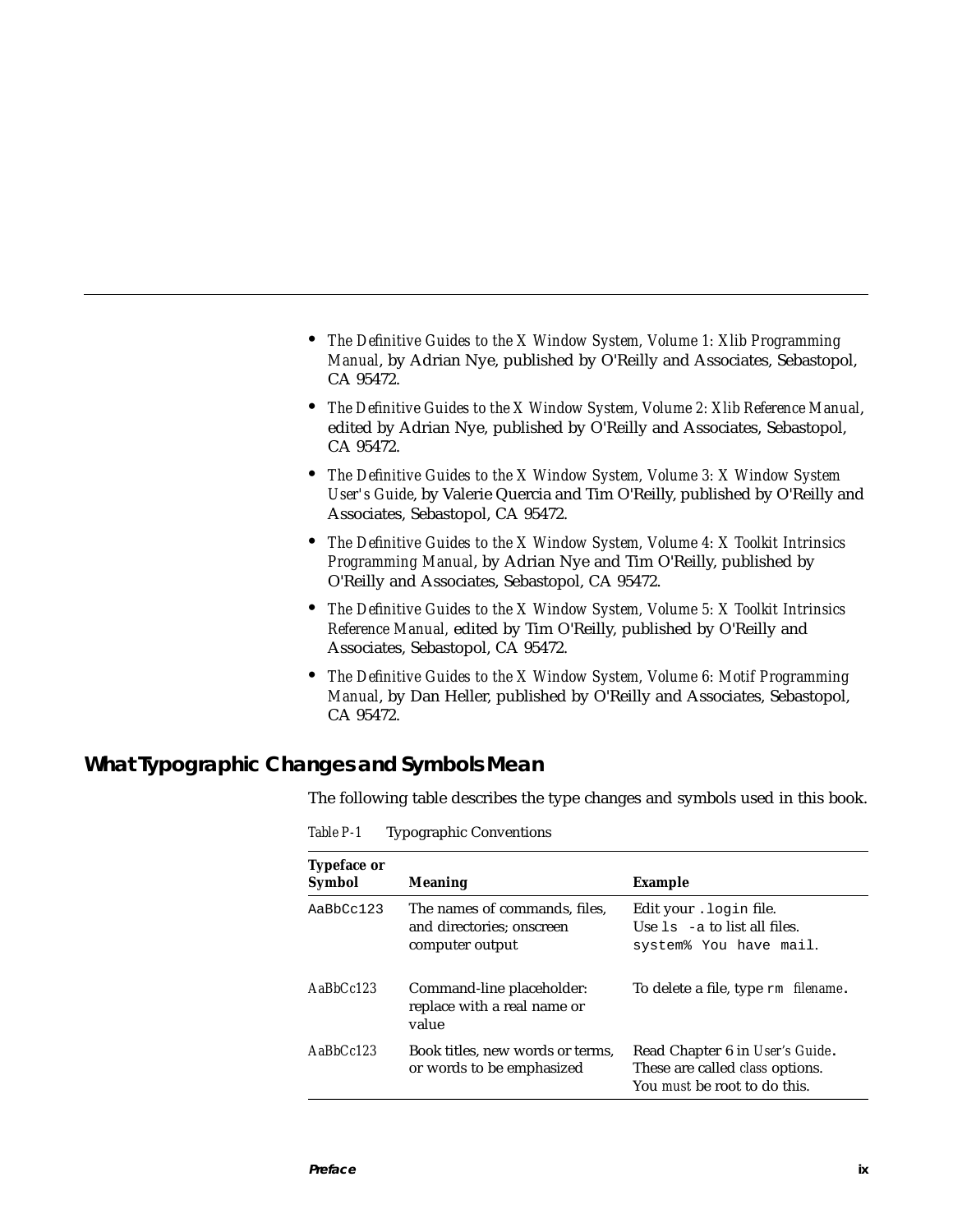- *The Definitive Guides to the X Window System, Volume 1: Xlib Programming Manual*, by Adrian Nye, published by O'Reilly and Associates, Sebastopol, CA 95472.
- *The Definitive Guides to the X Window System, Volume 2: Xlib Reference Manual*, edited by Adrian Nye, published by O'Reilly and Associates, Sebastopol, CA 95472.
- *The Definitive Guides to the X Window System, Volume 3: X Window System User's Guide*, by Valerie Quercia and Tim O'Reilly, published by O'Reilly and Associates, Sebastopol, CA 95472.
- *The Definitive Guides to the X Window System, Volume 4: X Toolkit Intrinsics Programming Manual*, by Adrian Nye and Tim O'Reilly, published by O'Reilly and Associates, Sebastopol, CA 95472.
- *The Definitive Guides to the X Window System, Volume 5: X Toolkit Intrinsics Reference Manual,* edited by Tim O'Reilly, published by O'Reilly and Associates, Sebastopol, CA 95472.
- *The Definitive Guides to the X Window System, Volume 6: Motif Programming Manual*, by Dan Heller, published by O'Reilly and Associates, Sebastopol, CA 95472.

## What Typographic Changes and Symbols Mean

The following table describes the type changes and symbols used in this book.

*Table P-1* Typographic Conventions

| Typeface or Symbol | Meaning | Example |
|---|---|---|
| `AaBbCc123` | The names of commands, files, and directories; onscreen computer output | Edit your `.login` file.<br>Use `ls -a` to list all files.<br>`system% You have mail.` |
| *AaBbCc123* | Command-line placeholder: replace with a real name or value | To delete a file, type `rm` *filename*. |
| *AaBbCc123* | Book titles, new words or terms, or words to be emphasized | Read Chapter 6 in *User's Guide*.<br>These are called *class* options.<br>You *must* be root to do this. |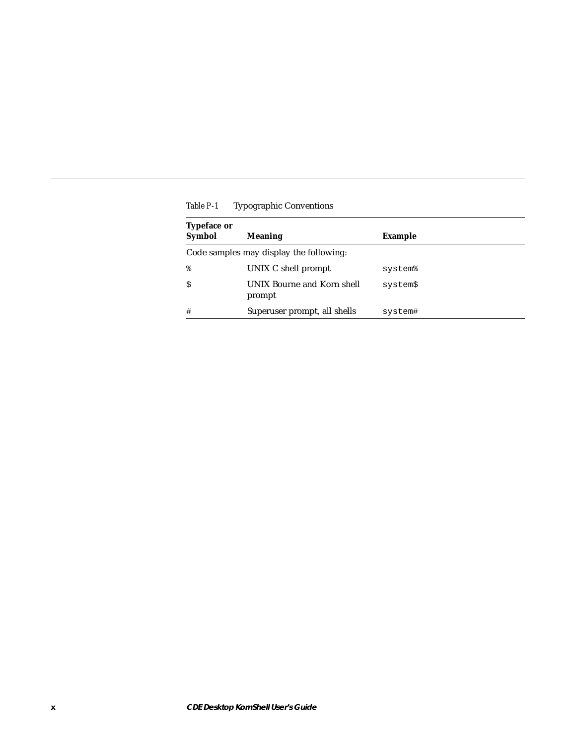*Table P-1* Typographic Conventions

| Typeface or Symbol | Meaning | Example |
|---|---|---|
| Code samples may display the following: | | |
| `%` | UNIX C shell prompt | `system%` |
| `$` | UNIX Bourne and Korn shell prompt | `system$` |
| `#` | Superuser prompt, all shells | `system#` |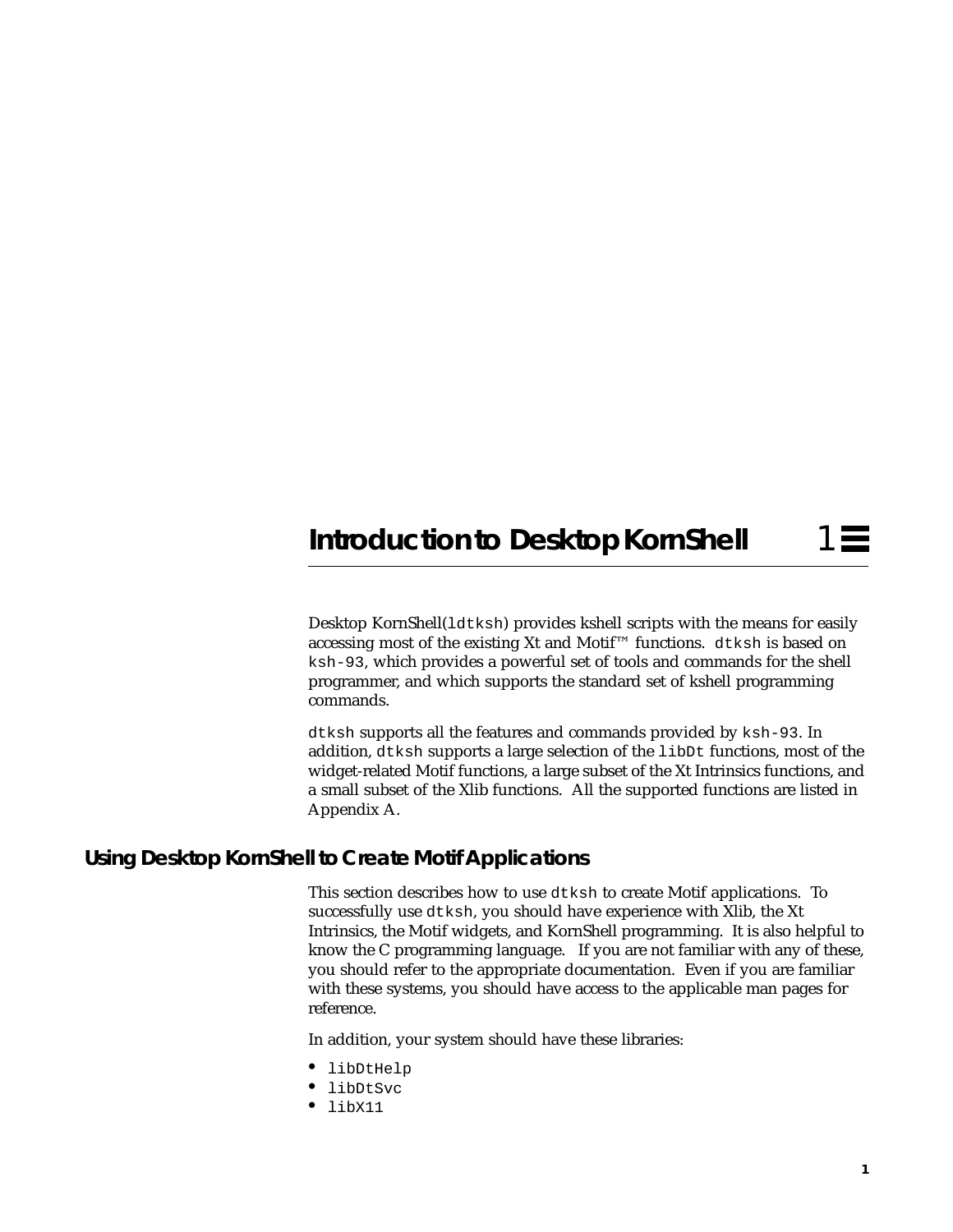# Introduction to Desktop KornShell 1

Desktop KornShell(`ldtksh`) provides kshell scripts with the means for easily accessing most of the existing Xt and Motif™ functions. `dtksh` is based on `ksh-93`, which provides a powerful set of tools and commands for the shell programmer, and which supports the standard set of kshell programming commands.

`dtksh` supports all the features and commands provided by `ksh-93`. In addition, `dtksh` supports a large selection of the `libDt` functions, most of the widget-related Motif functions, a large subset of the Xt Intrinsics functions, and a small subset of the Xlib functions. All the supported functions are listed in Appendix A.

## Using Desktop KornShell to Create Motif Applications

This section describes how to use `dtksh` to create Motif applications. To successfully use `dtksh`, you should have experience with Xlib, the Xt Intrinsics, the Motif widgets, and KornShell programming. It is also helpful to know the C programming language. If you are not familiar with any of these, you should refer to the appropriate documentation. Even if you are familiar with these systems, you should have access to the applicable man pages for reference.

In addition, your system should have these libraries:

- `libDtHelp`
- `libDtSvc`
- `libX11`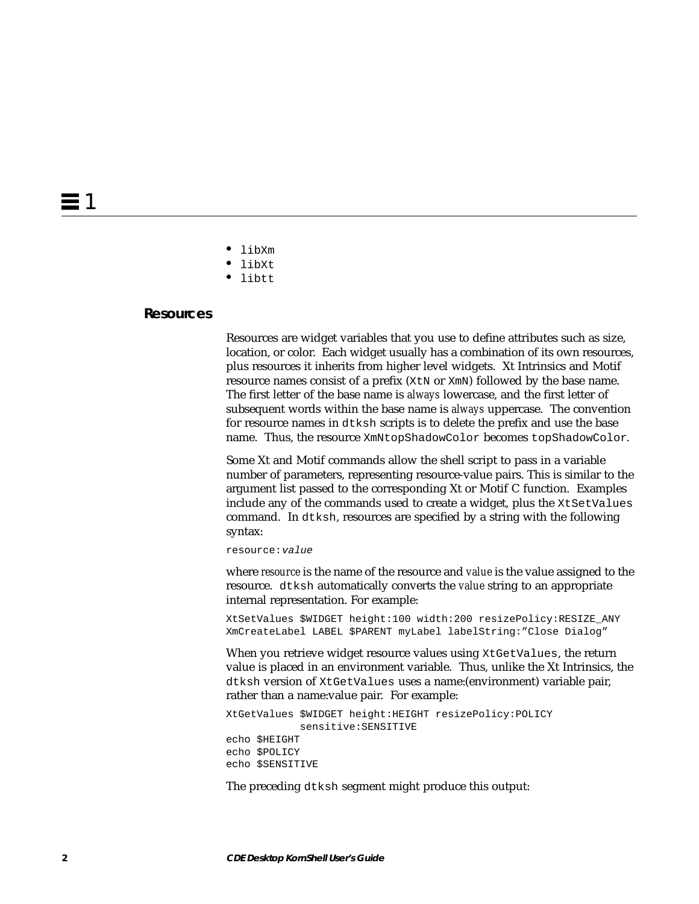- `libXm`
- `libXt`
- `libtt`

## Resources

Resources are widget variables that you use to define attributes such as size, location, or color. Each widget usually has a combination of its own resources, plus resources it inherits from higher level widgets. Xt Intrinsics and Motif resource names consist of a prefix (`XtN` or `XmN`) followed by the base name. The first letter of the base name is *always* lowercase, and the first letter of subsequent words within the base name is *always* uppercase. The convention for resource names in `dtksh` scripts is to delete the prefix and use the base name. Thus, the resource `XmNtopShadowColor` becomes `topShadowColor`.

Some Xt and Motif commands allow the shell script to pass in a variable number of parameters, representing resource-value pairs. This is similar to the argument list passed to the corresponding Xt or Motif C function. Examples include any of the commands used to create a widget, plus the `XtSetValues` command. In `dtksh`, resources are specified by a string with the following syntax:

`resource:`*`value`*

where *resource* is the name of the resource and *value* is the value assigned to the resource. `dtksh` automatically converts the *value* string to an appropriate internal representation. For example:

```
XtSetValues $WIDGET height:100 width:200 resizePolicy:RESIZE_ANY
XmCreateLabel LABEL $PARENT myLabel labelString:"Close Dialog"
```

When you retrieve widget resource values using `XtGetValues`, the return value is placed in an environment variable. Thus, unlike the Xt Intrinsics, the `dtksh` version of `XtGetValues` uses a name:(environment) variable pair, rather than a name:value pair. For example:

```
XtGetValues $WIDGET height:HEIGHT resizePolicy:POLICY
        sensitive:SENSITIVE
echo $HEIGHT
echo $POLICY
echo $SENSITIVE
```

The preceding `dtksh` segment might produce this output: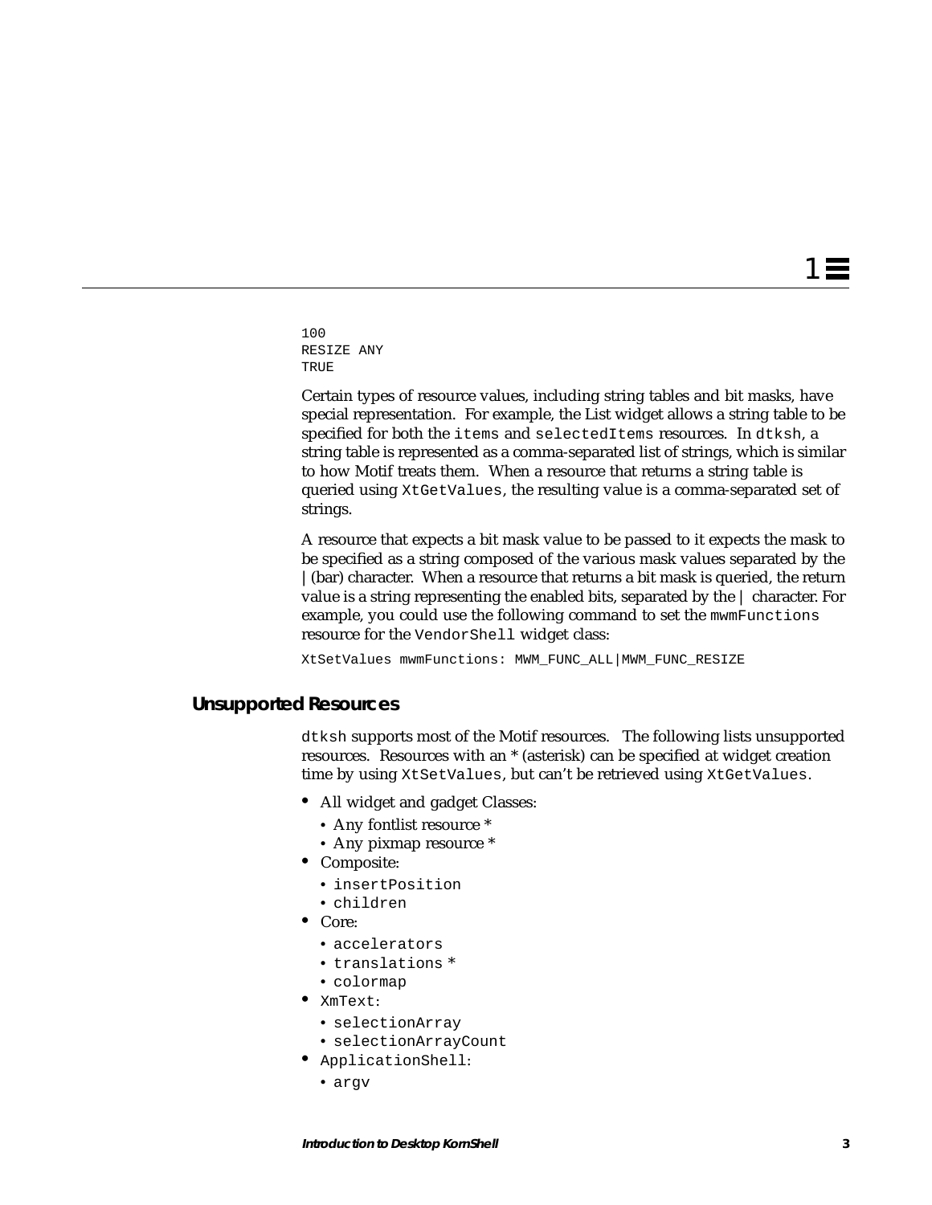```
100
RESIZE ANY
TRUE
```

Certain types of resource values, including string tables and bit masks, have special representation. For example, the List widget allows a string table to be specified for both the `items` and `selectedItems` resources. In `dtksh`, a string table is represented as a comma-separated list of strings, which is similar to how Motif treats them. When a resource that returns a string table is queried using `XtGetValues`, the resulting value is a comma-separated set of strings.

A resource that expects a bit mask value to be passed to it expects the mask to be specified as a string composed of the various mask values separated by the | (bar) character. When a resource that returns a bit mask is queried, the return value is a string representing the enabled bits, separated by the | character. For example, you could use the following command to set the `mwmFunctions` resource for the `VendorShell` widget class:

```
XtSetValues mwmFunctions: MWM_FUNC_ALL|MWM_FUNC_RESIZE
```

## Unsupported Resources

`dtksh` supports most of the Motif resources. The following lists unsupported resources. Resources with an * (asterisk) can be specified at widget creation time by using `XtSetValues`, but can't be retrieved using `XtGetValues`.

- All widget and gadget Classes:
  - Any fontlist resource *
  - Any pixmap resource *
- Composite:
  - `insertPosition`
  - `children`
- Core:
  - `accelerators`
  - `translations` *
  - `colormap`
- `XmText`:
  - `selectionArray`
  - `selectionArrayCount`
- `ApplicationShell`:
  - `argv`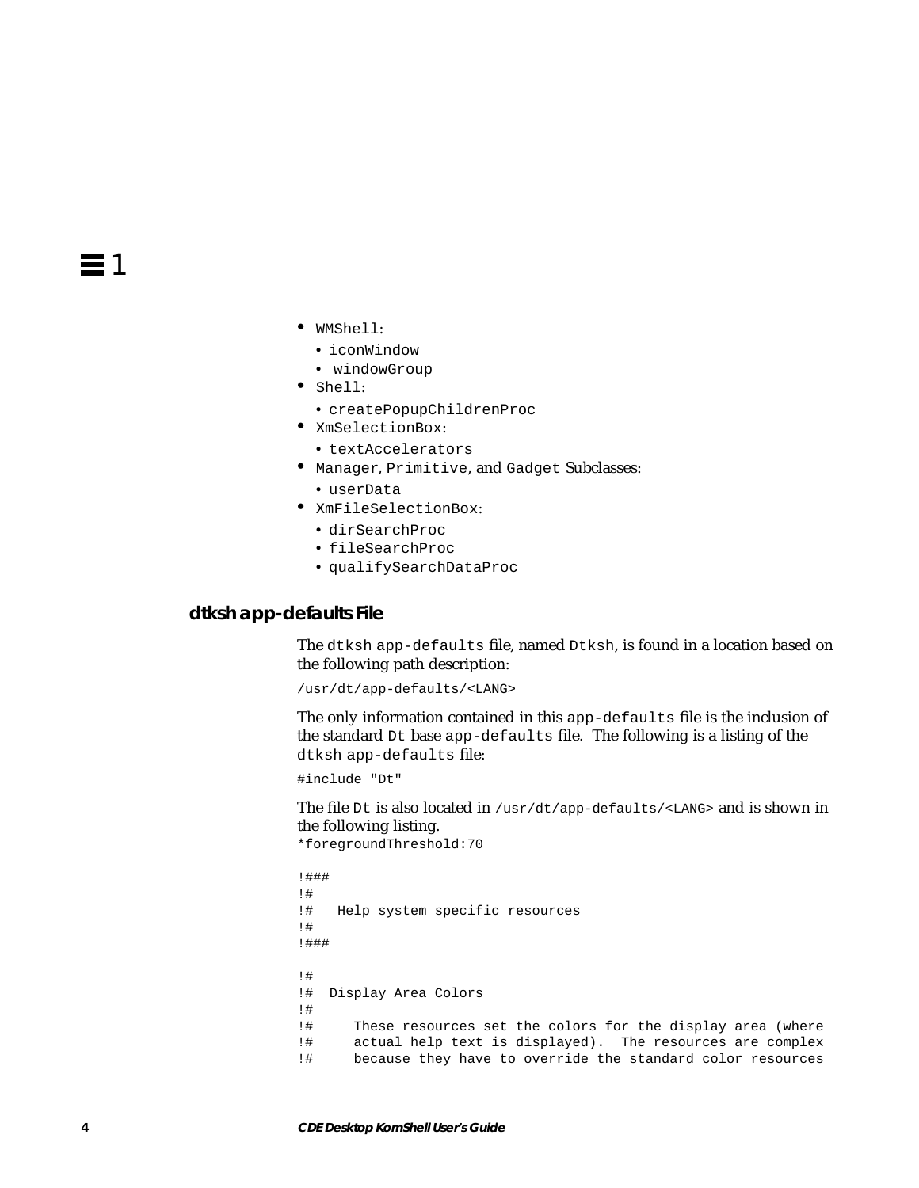- `WMShell`:
  - `iconWindow`
  - `windowGroup`
- `Shell`:
  - `createPopupChildrenProc`
- `XmSelectionBox`:
  - `textAccelerators`
- `Manager`, `Primitive`, and `Gadget` Subclasses:
  - `userData`
- `XmFileSelectionBox`:
  - `dirSearchProc`
  - `fileSearchProc`
  - `qualifySearchDataProc`

## dtksh app-defaults File

The `dtksh` `app-defaults` file, named `Dtksh`, is found in a location based on the following path description:

```
/usr/dt/app-defaults/<LANG>
```

The only information contained in this `app-defaults` file is the inclusion of the standard `Dt` base `app-defaults` file. The following is a listing of the `dtksh` `app-defaults` file:

```
#include "Dt"
```

The file `Dt` is also located in `/usr/dt/app-defaults/<LANG>` and is shown in the following listing.

```
*foregroundThreshold:70

!###
!#
!#   Help system specific resources
!#
!###

!#
!#  Display Area Colors
!#
!#     These resources set the colors for the display area (where
!#     actual help text is displayed).  The resources are complex
!#     because they have to override the standard color resources
```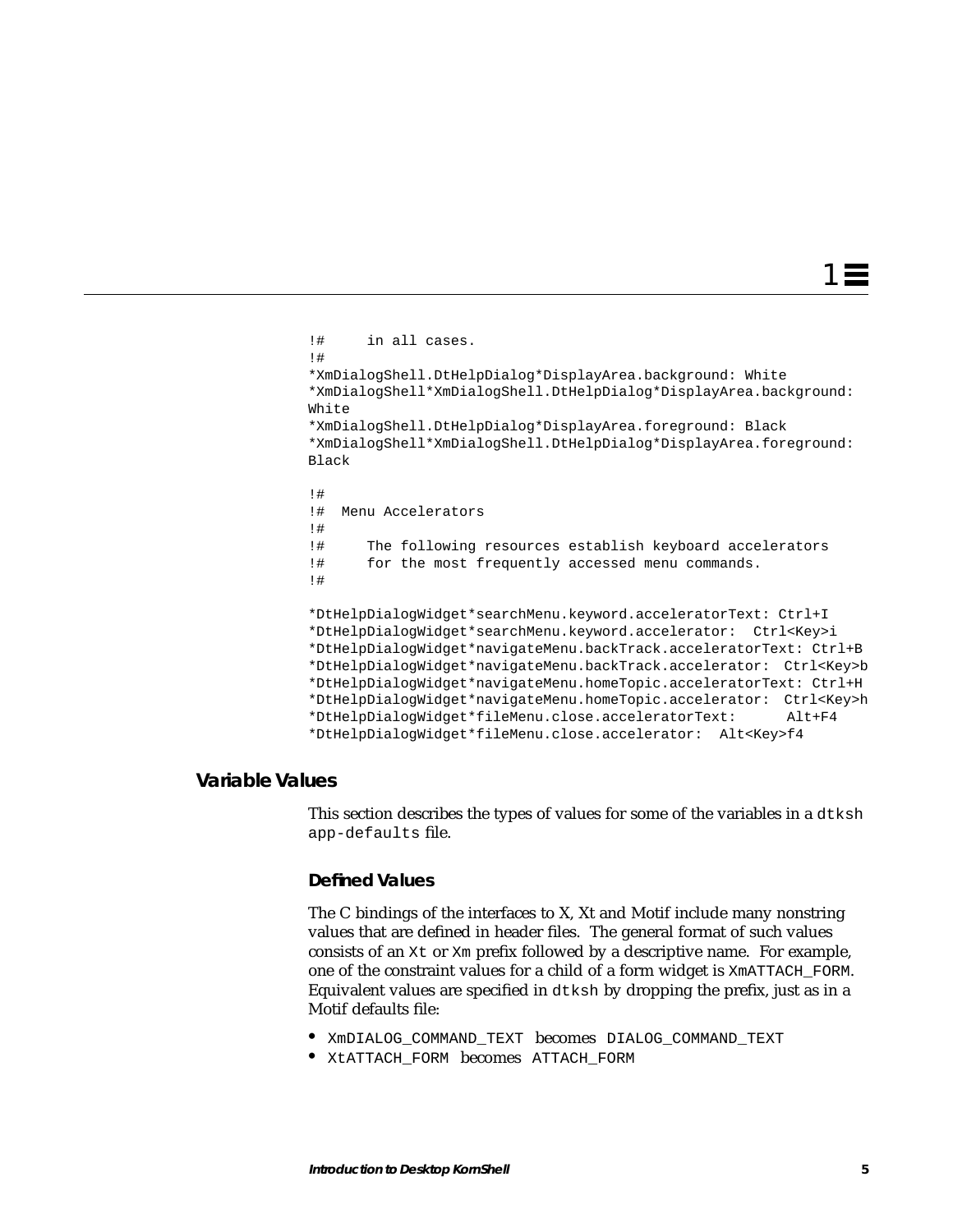```
!#     in all cases.
!#
*XmDialogShell.DtHelpDialog*DisplayArea.background: White
*XmDialogShell*XmDialogShell.DtHelpDialog*DisplayArea.background:
White
*XmDialogShell.DtHelpDialog*DisplayArea.foreground: Black
*XmDialogShell*XmDialogShell.DtHelpDialog*DisplayArea.foreground:
Black

!#
!#  Menu Accelerators
!#
!#     The following resources establish keyboard accelerators
!#     for the most frequently accessed menu commands.
!#

*DtHelpDialogWidget*searchMenu.keyword.acceleratorText: Ctrl+I
*DtHelpDialogWidget*searchMenu.keyword.accelerator:  Ctrl<Key>i
*DtHelpDialogWidget*navigateMenu.backTrack.acceleratorText: Ctrl+B
*DtHelpDialogWidget*navigateMenu.backTrack.accelerator:  Ctrl<Key>b
*DtHelpDialogWidget*navigateMenu.homeTopic.acceleratorText: Ctrl+H
*DtHelpDialogWidget*navigateMenu.homeTopic.accelerator:  Ctrl<Key>h
*DtHelpDialogWidget*fileMenu.close.acceleratorText:      Alt+F4
*DtHelpDialogWidget*fileMenu.close.accelerator:  Alt<Key>f4
```

## Variable Values

This section describes the types of values for some of the variables in a `dtksh` `app-defaults` file.

### Defined Values

The C bindings of the interfaces to X, Xt and Motif include many nonstring values that are defined in header files. The general format of such values consists of an `Xt` or `Xm` prefix followed by a descriptive name. For example, one of the constraint values for a child of a form widget is `XmATTACH_FORM`. Equivalent values are specified in `dtksh` by dropping the prefix, just as in a Motif defaults file:

- `XmDIALOG_COMMAND_TEXT` becomes `DIALOG_COMMAND_TEXT`
- `XtATTACH_FORM` becomes `ATTACH_FORM`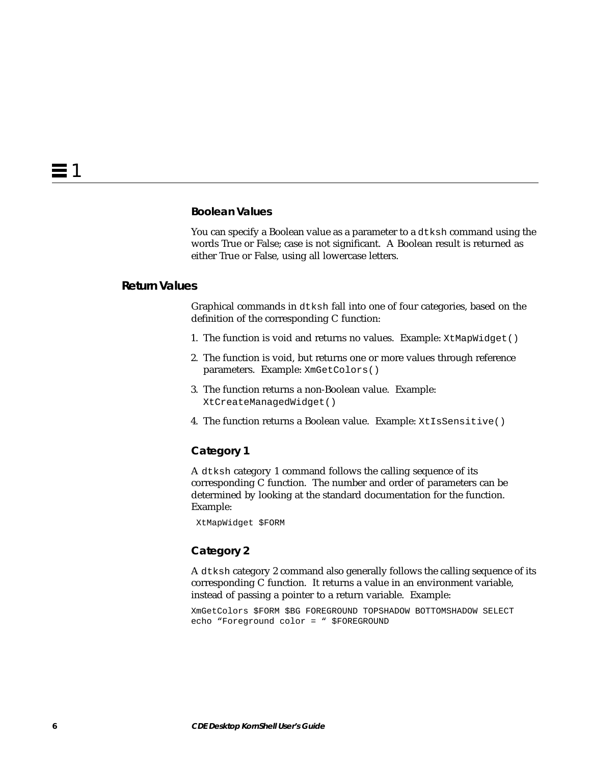### Boolean Values

You can specify a Boolean value as a parameter to a `dtksh` command using the words True or False; case is not significant. A Boolean result is returned as either True or False, using all lowercase letters.

## Return Values

Graphical commands in `dtksh` fall into one of four categories, based on the definition of the corresponding C function:

1. The function is void and returns no values. Example: `XtMapWidget()`
2. The function is void, but returns one or more values through reference parameters. Example: `XmGetColors()`
3. The function returns a non-Boolean value. Example: `XtCreateManagedWidget()`
4. The function returns a Boolean value. Example: `XtIsSensitive()`

### Category 1

A `dtksh` category 1 command follows the calling sequence of its corresponding C function. The number and order of parameters can be determined by looking at the standard documentation for the function. Example:

```
XtMapWidget $FORM
```

### Category 2

A `dtksh` category 2 command also generally follows the calling sequence of its corresponding C function. It returns a value in an environment variable, instead of passing a pointer to a return variable. Example:

```
XmGetColors $FORM $BG FOREGROUND TOPSHADOW BOTTOMSHADOW SELECT
echo "Foreground color = " $FOREGROUND
```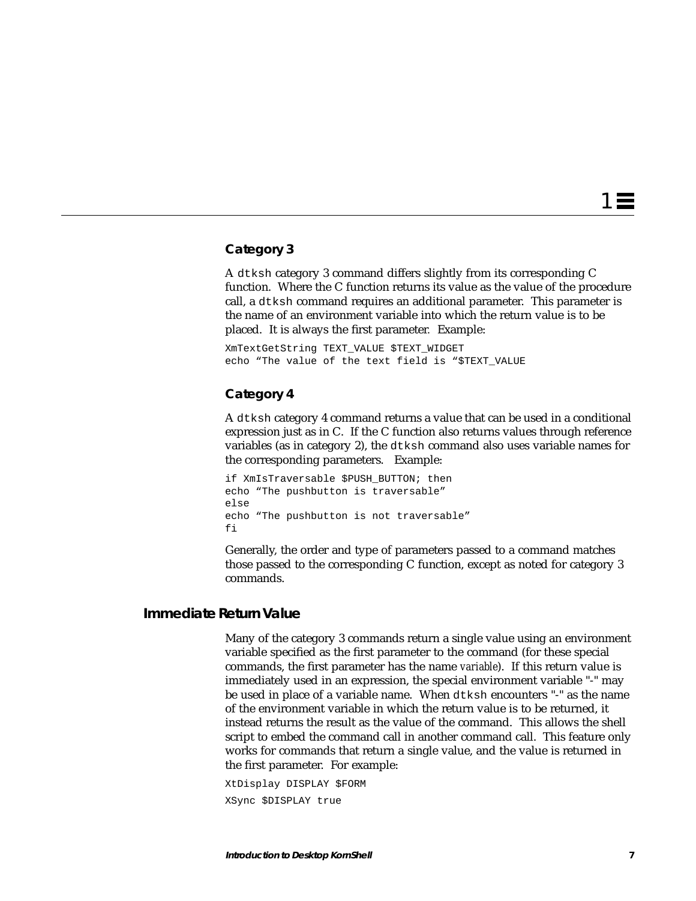### Category 3

A `dtksh` category 3 command differs slightly from its corresponding C function. Where the C function returns its value as the value of the procedure call, a `dtksh` command requires an additional parameter. This parameter is the name of an environment variable into which the return value is to be placed. It is always the first parameter. Example:

```
XmTextGetString TEXT_VALUE $TEXT_WIDGET
echo “The value of the text field is “$TEXT_VALUE
```

### Category 4

A `dtksh` category 4 command returns a value that can be used in a conditional expression just as in C. If the C function also returns values through reference variables (as in category 2), the `dtksh` command also uses variable names for the corresponding parameters. Example:

```
if XmIsTraversable $PUSH_BUTTON; then
echo “The pushbutton is traversable”
else
echo “The pushbutton is not traversable”
fi
```

Generally, the order and type of parameters passed to a command matches those passed to the corresponding C function, except as noted for category 3 commands.

## Immediate Return Value

Many of the category 3 commands return a single value using an environment variable specified as the first parameter to the command (for these special commands, the first parameter has the name *variable*). If this return value is immediately used in an expression, the special environment variable "-" may be used in place of a variable name. When `dtksh` encounters "-" as the name of the environment variable in which the return value is to be returned, it instead returns the result as the value of the command. This allows the shell script to embed the command call in another command call. This feature only works for commands that return a single value, and the value is returned in the first parameter. For example:

```
XtDisplay DISPLAY $FORM
XSync $DISPLAY true
```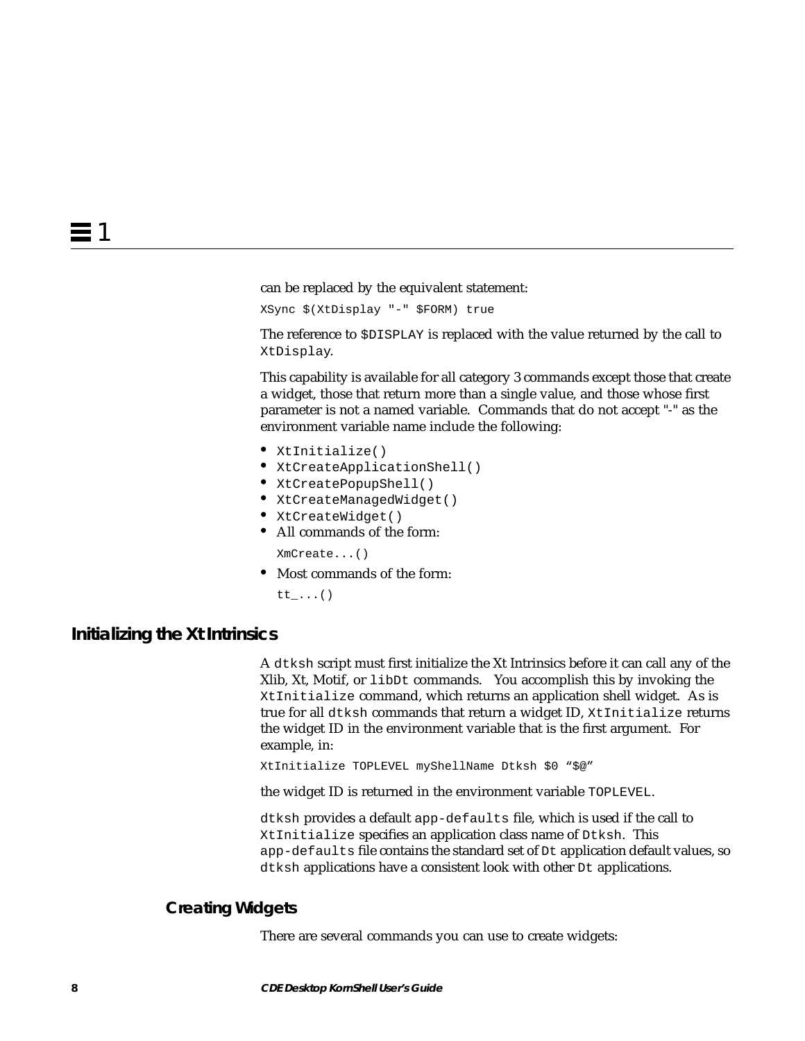can be replaced by the equivalent statement:

```
XSync $(XtDisplay "-" $FORM) true
```

The reference to `$DISPLAY` is replaced with the value returned by the call to `XtDisplay`.

This capability is available for all category 3 commands except those that create a widget, those that return more than a single value, and those whose first parameter is not a named variable. Commands that do not accept "-" as the environment variable name include the following:

- `XtInitialize()`
- `XtCreateApplicationShell()`
- `XtCreatePopupShell()`
- `XtCreateManagedWidget()`
- `XtCreateWidget()`
- All commands of the form:

  `XmCreate...()`
- Most commands of the form:

  `tt_...()`

## Initializing the Xt Intrinsics

A `dtksh` script must first initialize the Xt Intrinsics before it can call any of the Xlib, Xt, Motif, or `libDt` commands. You accomplish this by invoking the `XtInitialize` command, which returns an application shell widget. As is true for all `dtksh` commands that return a widget ID, `XtInitialize` returns the widget ID in the environment variable that is the first argument. For example, in:

```
XtInitialize TOPLEVEL myShellName Dtksh $0 "$@"
```

the widget ID is returned in the environment variable `TOPLEVEL`.

`dtksh` provides a default `app-defaults` file, which is used if the call to `XtInitialize` specifies an application class name of `Dtksh`. This `app-defaults` file contains the standard set of `Dt` application default values, so `dtksh` applications have a consistent look with other `Dt` applications.

### Creating Widgets

There are several commands you can use to create widgets: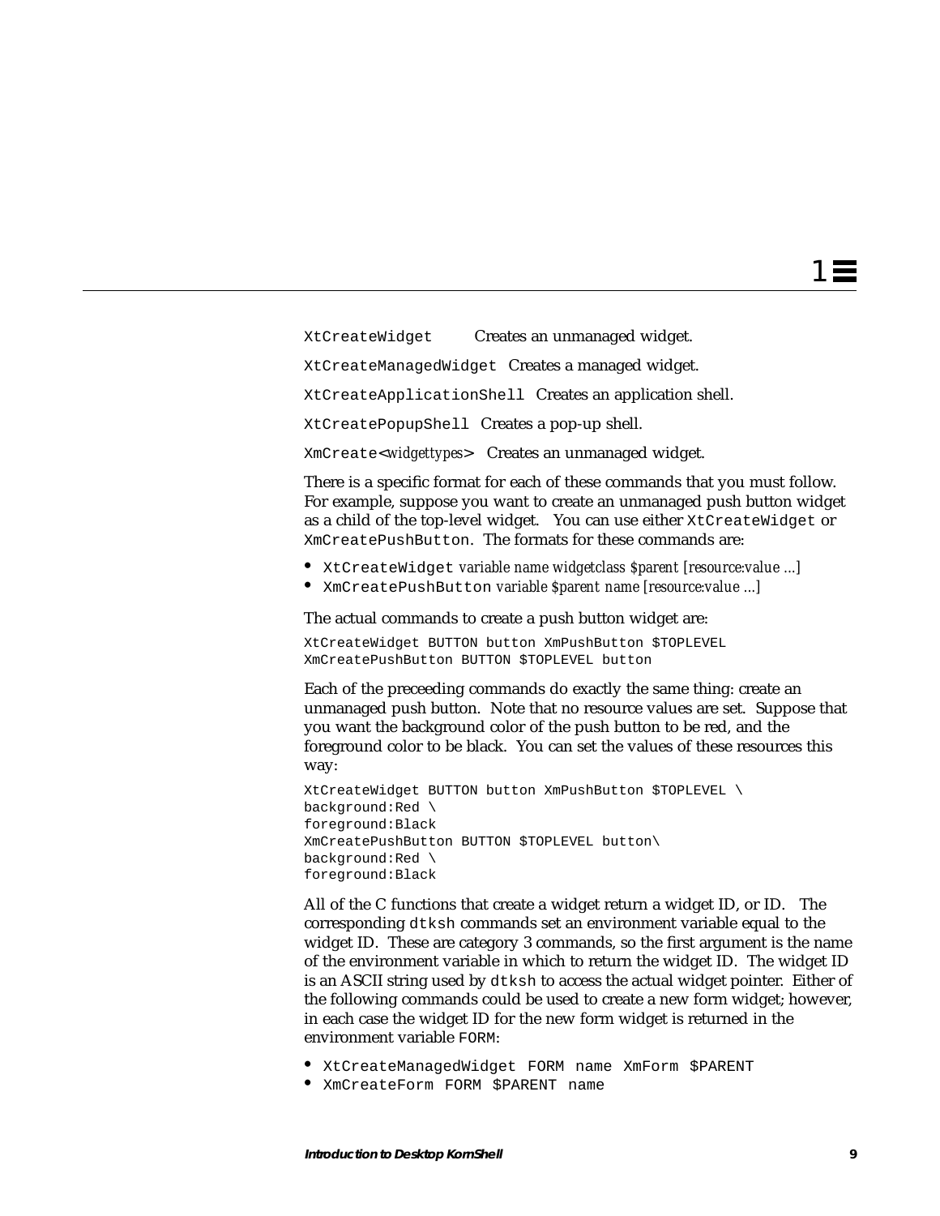`XtCreateWidget` Creates an unmanaged widget.

`XtCreateManagedWidget` Creates a managed widget.

`XtCreateApplicationShell` Creates an application shell.

`XtCreatePopupShell` Creates a pop-up shell.

`XmCreate<`*widgettypes*`>` Creates an unmanaged widget.

There is a specific format for each of these commands that you must follow. For example, suppose you want to create an unmanaged push button widget as a child of the top-level widget. You can use either `XtCreateWidget` or `XmCreatePushButton`. The formats for these commands are:

- `XtCreateWidget` *variable name widgetclass $parent [resource:value ...]*
- `XmCreatePushButton` *variable $parent name [resource:value ...]*

The actual commands to create a push button widget are:

```
XtCreateWidget BUTTON button XmPushButton $TOPLEVEL
XmCreatePushButton BUTTON $TOPLEVEL button
```

Each of the preceeding commands do exactly the same thing: create an unmanaged push button. Note that no resource values are set. Suppose that you want the background color of the push button to be red, and the foreground color to be black. You can set the values of these resources this way:

```
XtCreateWidget BUTTON button XmPushButton $TOPLEVEL \
background:Red \
foreground:Black
XmCreatePushButton BUTTON $TOPLEVEL button\
background:Red \
foreground:Black
```

All of the C functions that create a widget return a widget ID, or ID. The corresponding `dtksh` commands set an environment variable equal to the widget ID. These are category 3 commands, so the first argument is the name of the environment variable in which to return the widget ID. The widget ID is an ASCII string used by `dtksh` to access the actual widget pointer. Either of the following commands could be used to create a new form widget; however, in each case the widget ID for the new form widget is returned in the environment variable `FORM`:

- `XtCreateManagedWidget FORM name XmForm $PARENT`
- `XmCreateForm FORM $PARENT name`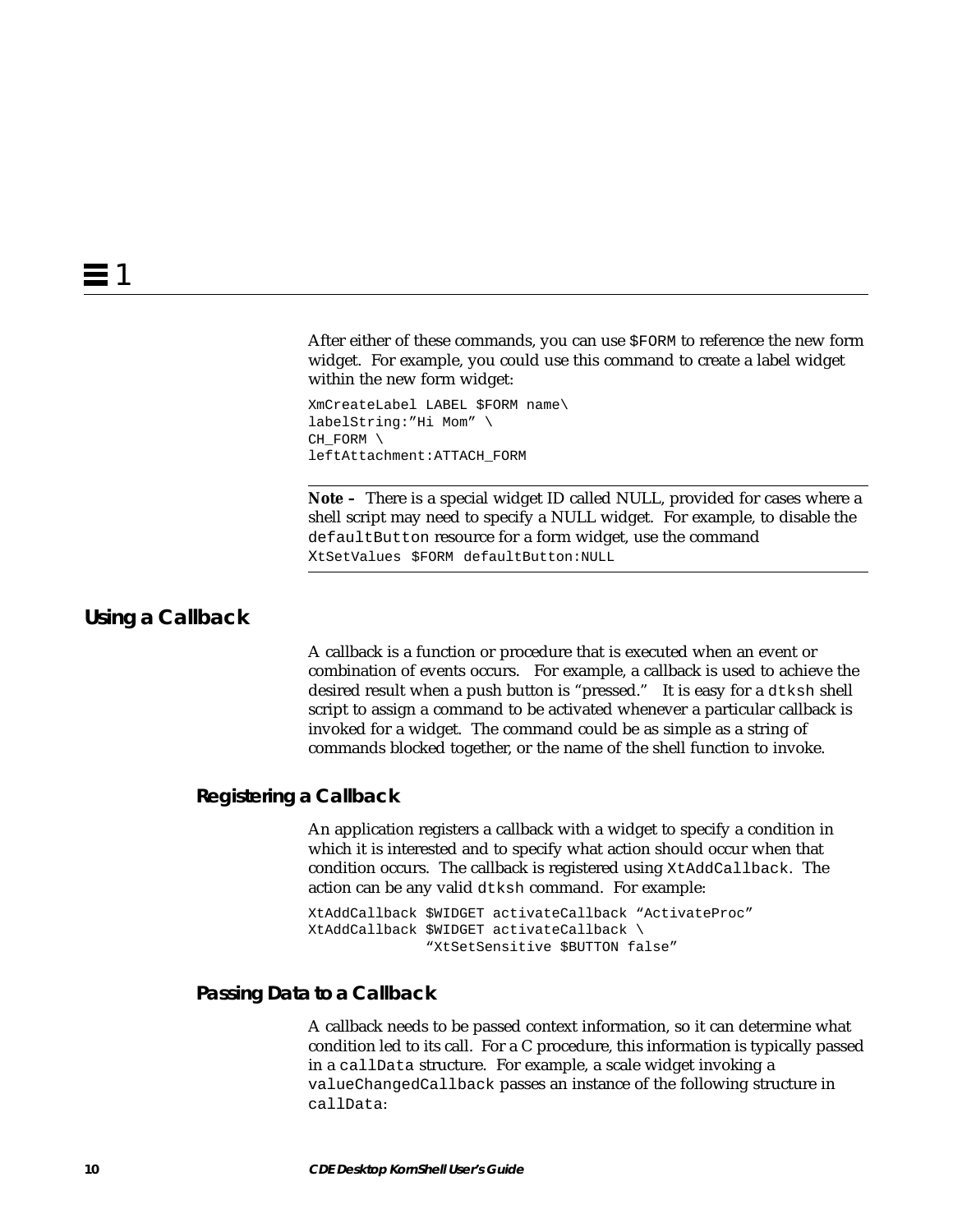After either of these commands, you can use `$FORM` to reference the new form widget. For example, you could use this command to create a label widget within the new form widget:

```
XmCreateLabel LABEL $FORM name\
labelString:"Hi Mom" \
CH_FORM \
leftAttachment:ATTACH_FORM
```

---

**Note –** There is a special widget ID called NULL, provided for cases where a shell script may need to specify a NULL widget. For example, to disable the `defaultButton` resource for a form widget, use the command `XtSetValues $FORM defaultButton:NULL`

---

## Using a Callback

A callback is a function or procedure that is executed when an event or combination of events occurs. For example, a callback is used to achieve the desired result when a push button is "pressed." It is easy for a `dtksh` shell script to assign a command to be activated whenever a particular callback is invoked for a widget. The command could be as simple as a string of commands blocked together, or the name of the shell function to invoke.

### Registering a Callback

An application registers a callback with a widget to specify a condition in which it is interested and to specify what action should occur when that condition occurs. The callback is registered using `XtAddCallback`. The action can be any valid `dtksh` command. For example:

```
XtAddCallback $WIDGET activateCallback "ActivateProc"
XtAddCallback $WIDGET activateCallback \
              "XtSetSensitive $BUTTON false"
```

### Passing Data to a Callback

A callback needs to be passed context information, so it can determine what condition led to its call. For a C procedure, this information is typically passed in a `callData` structure. For example, a scale widget invoking a `valueChangedCallback` passes an instance of the following structure in `callData`: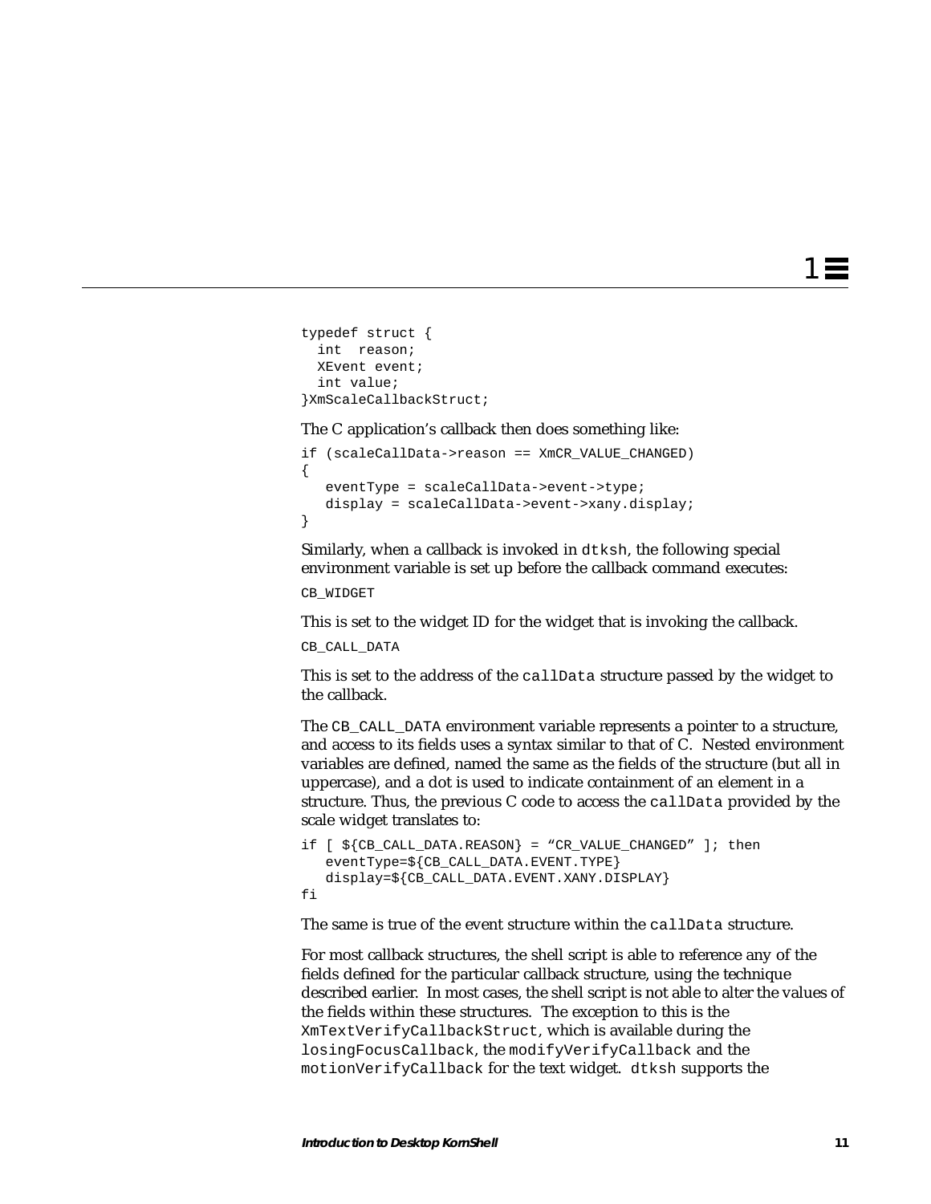```
typedef struct {
  int  reason;
  XEvent event;
  int value;
}XmScaleCallbackStruct;
```

The C application's callback then does something like:

```
if (scaleCallData->reason == XmCR_VALUE_CHANGED)
{
   eventType = scaleCallData->event->type;
   display = scaleCallData->event->xany.display;
}
```

Similarly, when a callback is invoked in `dtksh`, the following special environment variable is set up before the callback command executes:

`CB_WIDGET`

This is set to the widget ID for the widget that is invoking the callback.

`CB_CALL_DATA`

This is set to the address of the `callData` structure passed by the widget to the callback.

The `CB_CALL_DATA` environment variable represents a pointer to a structure, and access to its fields uses a syntax similar to that of C. Nested environment variables are defined, named the same as the fields of the structure (but all in uppercase), and a dot is used to indicate containment of an element in a structure. Thus, the previous C code to access the `callData` provided by the scale widget translates to:

```
if [ ${CB_CALL_DATA.REASON} = "CR_VALUE_CHANGED" ]; then
   eventType=${CB_CALL_DATA.EVENT.TYPE}
   display=${CB_CALL_DATA.EVENT.XANY.DISPLAY}
fi
```

The same is true of the event structure within the `callData` structure.

For most callback structures, the shell script is able to reference any of the fields defined for the particular callback structure, using the technique described earlier. In most cases, the shell script is not able to alter the values of the fields within these structures. The exception to this is the `XmTextVerifyCallbackStruct`, which is available during the `losingFocusCallback`, the `modifyVerifyCallback` and the `motionVerifyCallback` for the text widget. `dtksh` supports the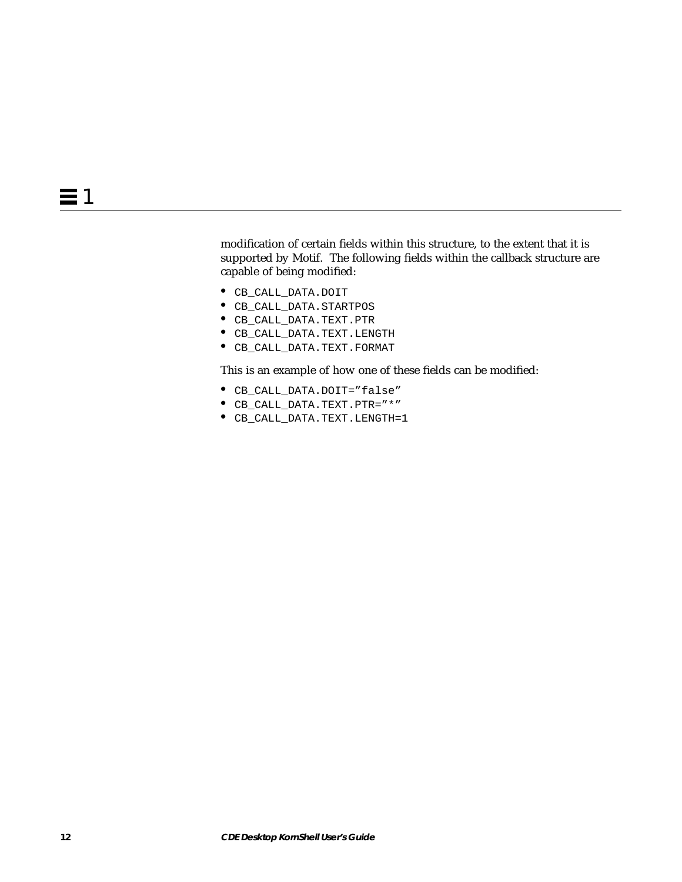modification of certain fields within this structure, to the extent that it is supported by Motif. The following fields within the callback structure are capable of being modified:

- `CB_CALL_DATA.DOIT`
- `CB_CALL_DATA.STARTPOS`
- `CB_CALL_DATA.TEXT.PTR`
- `CB_CALL_DATA.TEXT.LENGTH`
- `CB_CALL_DATA.TEXT.FORMAT`

This is an example of how one of these fields can be modified:

- `CB_CALL_DATA.DOIT="false"`
- `CB_CALL_DATA.TEXT.PTR="*"`
- `CB_CALL_DATA.TEXT.LENGTH=1`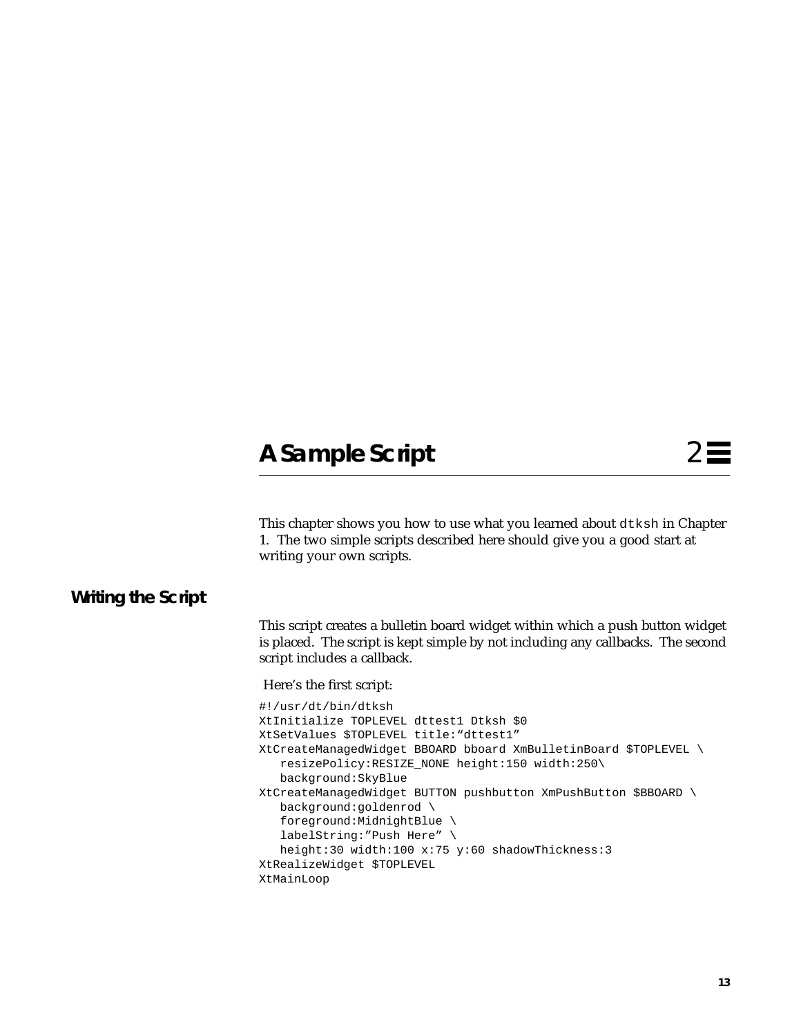# A Sample Script

This chapter shows you how to use what you learned about `dtksh` in Chapter 1. The two simple scripts described here should give you a good start at writing your own scripts.

## Writing the Script

This script creates a bulletin board widget within which a push button widget is placed. The script is kept simple by not including any callbacks. The second script includes a callback.

Here's the first script:

```
#!/usr/dt/bin/dtksh
XtInitialize TOPLEVEL dttest1 Dtksh $0
XtSetValues $TOPLEVEL title:"dttest1"
XtCreateManagedWidget BBOARD bboard XmBulletinBoard $TOPLEVEL \
   resizePolicy:RESIZE_NONE height:150 width:250\
   background:SkyBlue
XtCreateManagedWidget BUTTON pushbutton XmPushButton $BBOARD \
   background:goldenrod \
   foreground:MidnightBlue \
   labelString:"Push Here" \
   height:30 width:100 x:75 y:60 shadowThickness:3
XtRealizeWidget $TOPLEVEL
XtMainLoop
```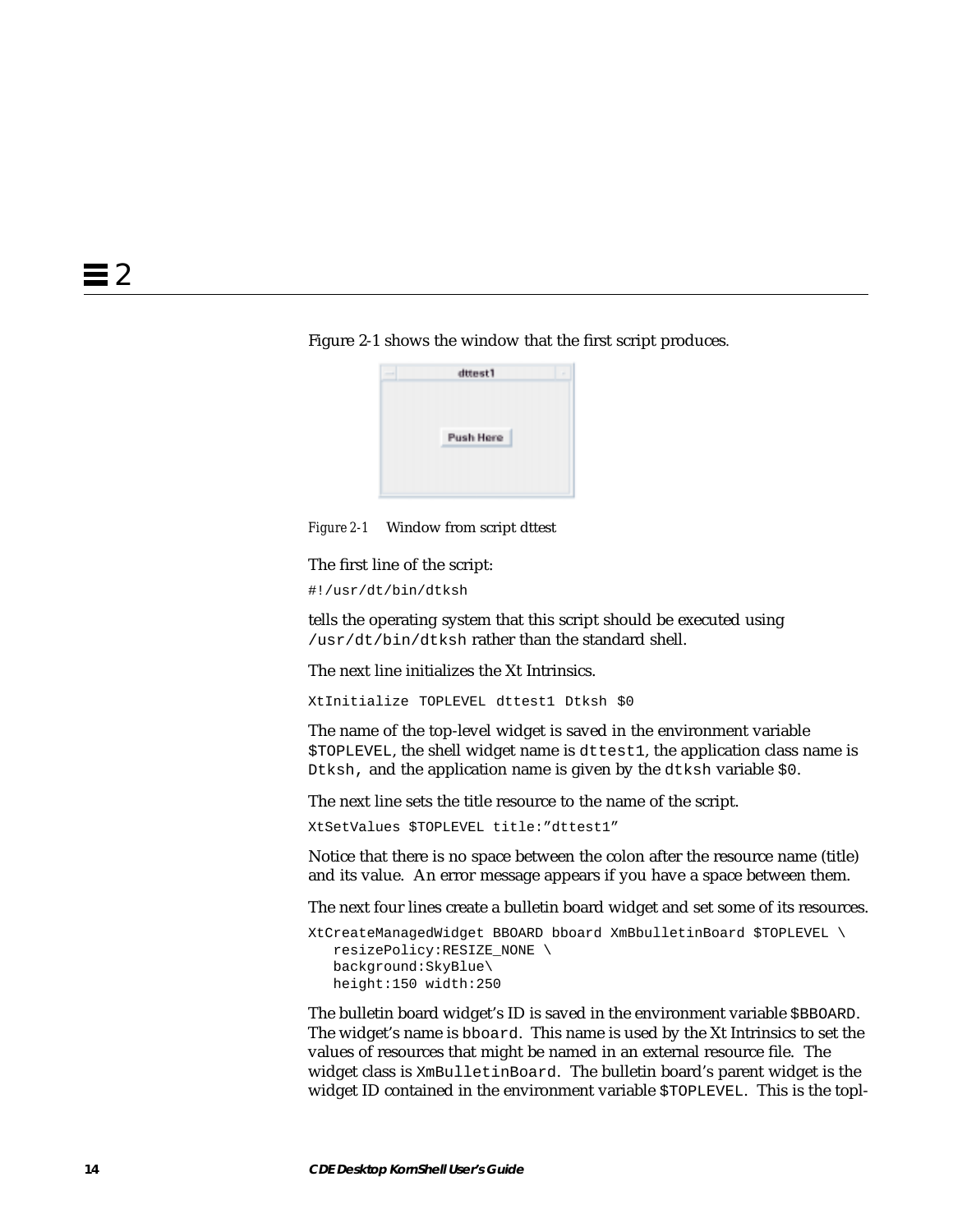Figure 2-1 shows the window that the first script produces.

*Figure 2-1* Window from script dttest

The first line of the script:

```
#!/usr/dt/bin/dtksh
```

tells the operating system that this script should be executed using `/usr/dt/bin/dtksh` rather than the standard shell.

The next line initializes the Xt Intrinsics.

```
XtInitialize TOPLEVEL dttest1 Dtksh $0
```

The name of the top-level widget is saved in the environment variable `$TOPLEVEL`, the shell widget name is `dttest1`, the application class name is `Dtksh`, and the application name is given by the `dtksh` variable `$0`.

The next line sets the title resource to the name of the script.

```
XtSetValues $TOPLEVEL title:"dttest1"
```

Notice that there is no space between the colon after the resource name (title) and its value. An error message appears if you have a space between them.

The next four lines create a bulletin board widget and set some of its resources.

```
XtCreateManagedWidget BBOARD bboard XmBbulletinBoard $TOPLEVEL \
   resizePolicy:RESIZE_NONE \
   background:SkyBlue\
   height:150 width:250
```

The bulletin board widget's ID is saved in the environment variable `$BBOARD`. The widget's name is `bboard`. This name is used by the Xt Intrinsics to set the values of resources that might be named in an external resource file. The widget class is `XmBulletinBoard`. The bulletin board's parent widget is the widget ID contained in the environment variable `$TOPLEVEL`. This is the topl-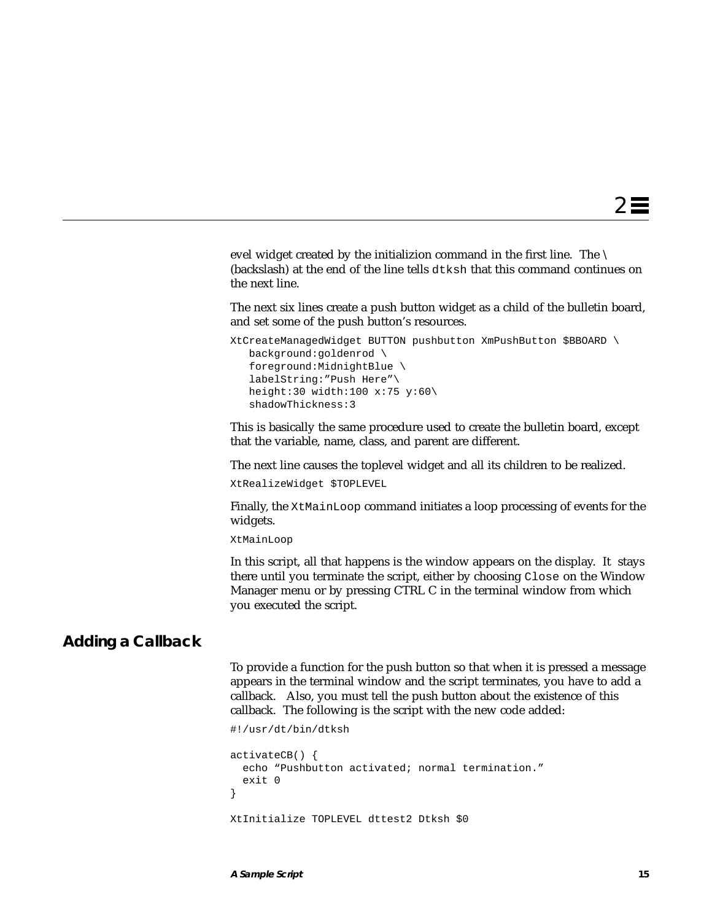evel widget created by the initializion command in the first line. The \ (backslash) at the end of the line tells `dtksh` that this command continues on the next line.

The next six lines create a push button widget as a child of the bulletin board, and set some of the push button's resources.

```
XtCreateManagedWidget BUTTON pushbutton XmPushButton $BBOARD \
   background:goldenrod \
   foreground:MidnightBlue \
   labelString:"Push Here"\
   height:30 width:100 x:75 y:60\
   shadowThickness:3
```

This is basically the same procedure used to create the bulletin board, except that the variable, name, class, and parent are different.

The next line causes the toplevel widget and all its children to be realized.

```
XtRealizeWidget $TOPLEVEL
```

Finally, the `XtMainLoop` command initiates a loop processing of events for the widgets.

```
XtMainLoop
```

In this script, all that happens is the window appears on the display. It stays there until you terminate the script, either by choosing `Close` on the Window Manager menu or by pressing CTRL C in the terminal window from which you executed the script.

## Adding a Callback

To provide a function for the push button so that when it is pressed a message appears in the terminal window and the script terminates, you have to add a callback. Also, you must tell the push button about the existence of this callback. The following is the script with the new code added:

```
#!/usr/dt/bin/dtksh

activateCB() {
  echo "Pushbutton activated; normal termination."
  exit 0
}

XtInitialize TOPLEVEL dttest2 Dtksh $0
```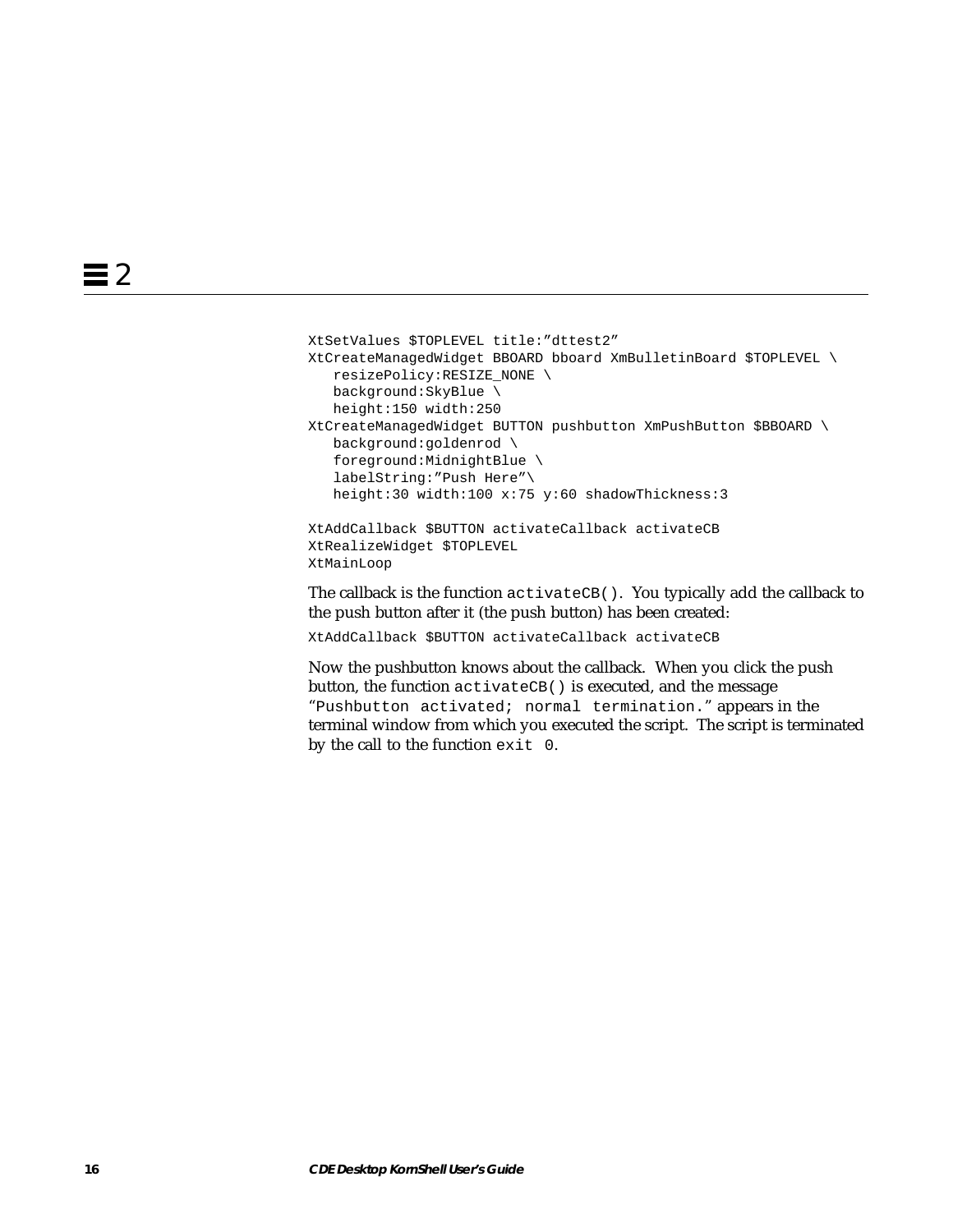```
XtSetValues $TOPLEVEL title:”dttest2”
XtCreateManagedWidget BBOARD bboard XmBulletinBoard $TOPLEVEL \
   resizePolicy:RESIZE_NONE \
   background:SkyBlue \
   height:150 width:250
XtCreateManagedWidget BUTTON pushbutton XmPushButton $BBOARD \
   background:goldenrod \
   foreground:MidnightBlue \
   labelString:”Push Here”\
   height:30 width:100 x:75 y:60 shadowThickness:3

XtAddCallback $BUTTON activateCallback activateCB
XtRealizeWidget $TOPLEVEL
XtMainLoop
```

The callback is the function `activateCB()`. You typically add the callback to the push button after it (the push button) has been created:

```
XtAddCallback $BUTTON activateCallback activateCB
```

Now the pushbutton knows about the callback. When you click the push button, the function `activateCB()` is executed, and the message “`Pushbutton activated; normal termination.`” appears in the terminal window from which you executed the script. The script is terminated by the call to the function `exit 0`.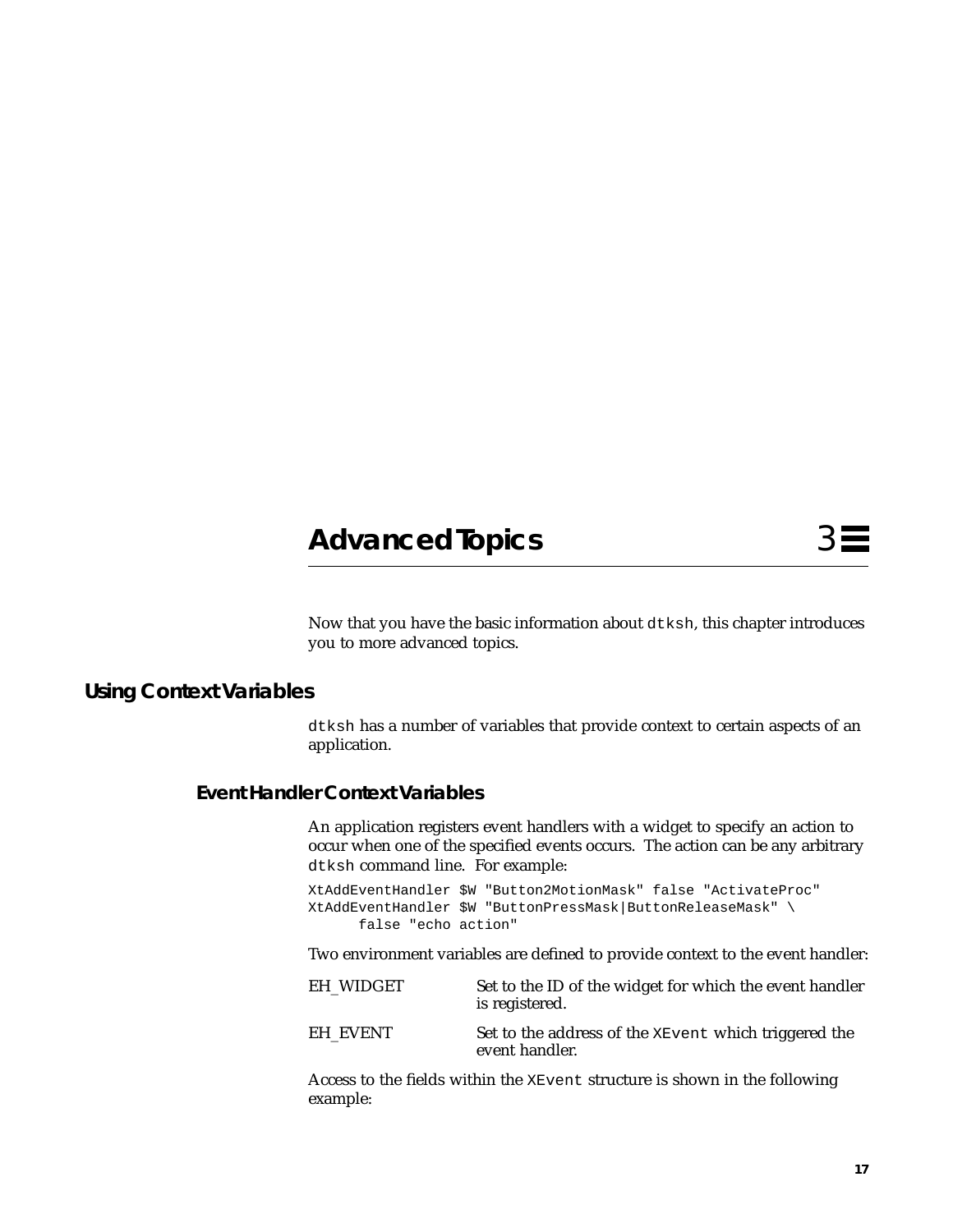# Advanced Topics

Now that you have the basic information about `dtksh`, this chapter introduces you to more advanced topics.

## Using Context Variables

`dtksh` has a number of variables that provide context to certain aspects of an application.

### Event Handler Context Variables

An application registers event handlers with a widget to specify an action to occur when one of the specified events occurs. The action can be any arbitrary `dtksh` command line. For example:

```
XtAddEventHandler $W "Button2MotionMask" false "ActivateProc"
XtAddEventHandler $W "ButtonPressMask|ButtonReleaseMask" \
      false "echo action"
```

Two environment variables are defined to provide context to the event handler:

| | |
|---|---|
| EH_WIDGET | Set to the ID of the widget for which the event handler is registered. |
| EH_EVENT | Set to the address of the `XEvent` which triggered the event handler. |

Access to the fields within the `XEvent` structure is shown in the following example: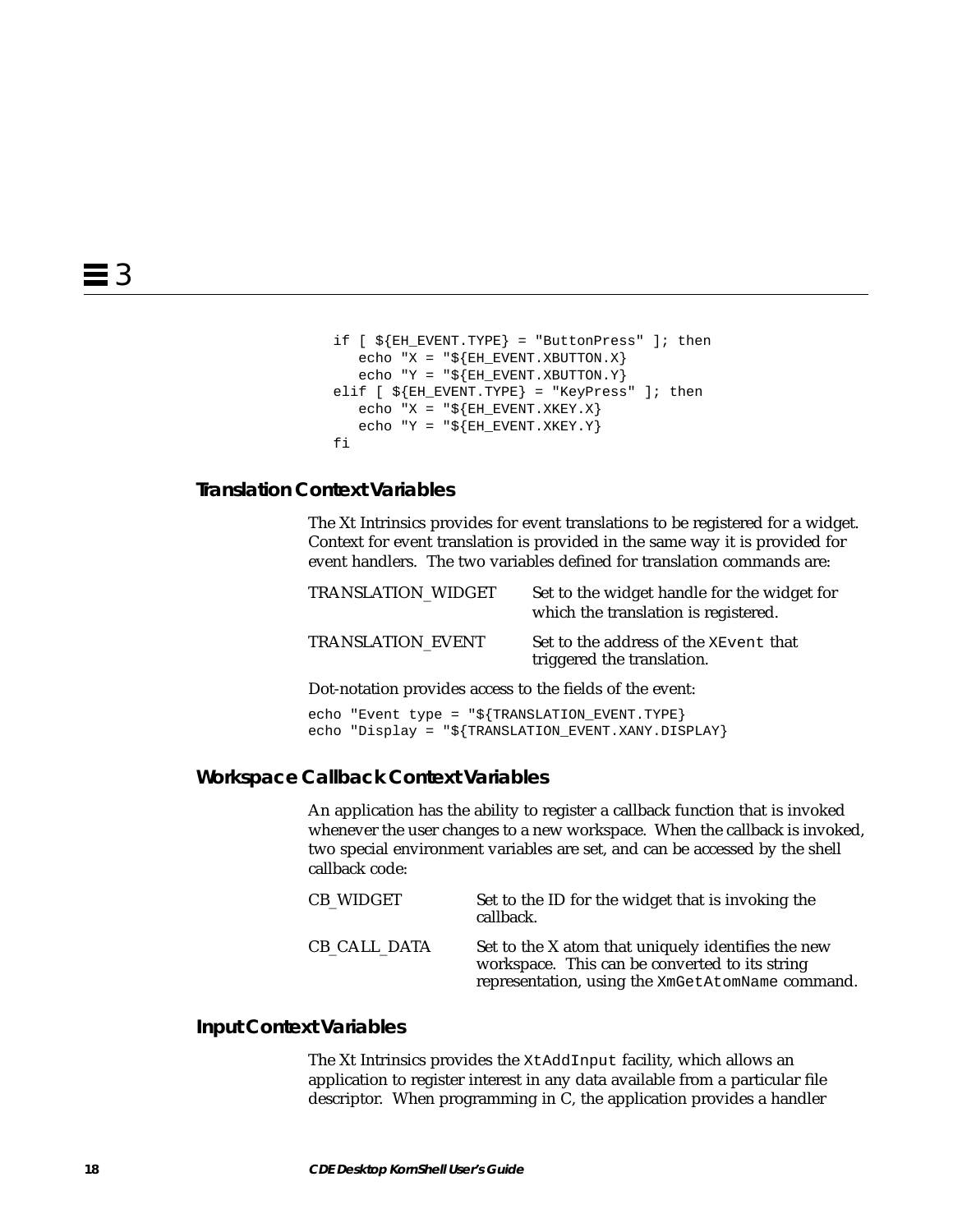```
if [ ${EH_EVENT.TYPE} = "ButtonPress" ]; then
   echo "X = "${EH_EVENT.XBUTTON.X}
   echo "Y = "${EH_EVENT.XBUTTON.Y}
elif [ ${EH_EVENT.TYPE} = "KeyPress" ]; then
   echo "X = "${EH_EVENT.XKEY.X}
   echo "Y = "${EH_EVENT.XKEY.Y}
fi
```

### Translation Context Variables

The Xt Intrinsics provides for event translations to be registered for a widget. Context for event translation is provided in the same way it is provided for event handlers. The two variables defined for translation commands are:

| | |
|---|---|
| TRANSLATION_WIDGET | Set to the widget handle for the widget for which the translation is registered. |
| TRANSLATION_EVENT | Set to the address of the `XEvent` that triggered the translation. |

Dot-notation provides access to the fields of the event:

```
echo "Event type = "${TRANSLATION_EVENT.TYPE}
echo "Display = "${TRANSLATION_EVENT.XANY.DISPLAY}
```

### Workspace Callback Context Variables

An application has the ability to register a callback function that is invoked whenever the user changes to a new workspace. When the callback is invoked, two special environment variables are set, and can be accessed by the shell callback code:

| | |
|---|---|
| CB_WIDGET | Set to the ID for the widget that is invoking the callback. |
| CB_CALL_DATA | Set to the X atom that uniquely identifies the new workspace. This can be converted to its string representation, using the `XmGetAtomName` command. |

### Input Context Variables

The Xt Intrinsics provides the `XtAddInput` facility, which allows an application to register interest in any data available from a particular file descriptor. When programming in C, the application provides a handler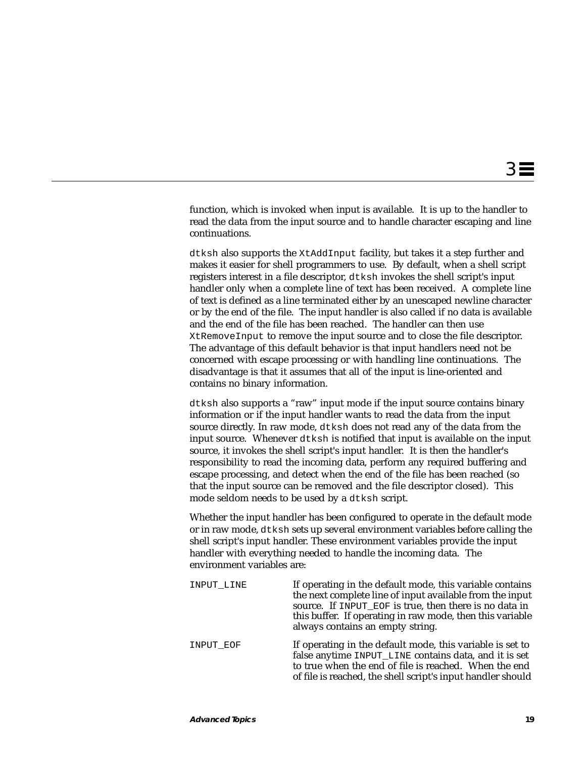function, which is invoked when input is available. It is up to the handler to read the data from the input source and to handle character escaping and line continuations.

`dtksh` also supports the `XtAddInput` facility, but takes it a step further and makes it easier for shell programmers to use. By default, when a shell script registers interest in a file descriptor, `dtksh` invokes the shell script's input handler only when a complete line of text has been received. A complete line of text is defined as a line terminated either by an unescaped newline character or by the end of the file. The input handler is also called if no data is available and the end of the file has been reached. The handler can then use `XtRemoveInput` to remove the input source and to close the file descriptor. The advantage of this default behavior is that input handlers need not be concerned with escape processing or with handling line continuations. The disadvantage is that it assumes that all of the input is line-oriented and contains no binary information.

`dtksh` also supports a "raw" input mode if the input source contains binary information or if the input handler wants to read the data from the input source directly. In raw mode, `dtksh` does not read any of the data from the input source. Whenever `dtksh` is notified that input is available on the input source, it invokes the shell script's input handler. It is then the handler's responsibility to read the incoming data, perform any required buffering and escape processing, and detect when the end of the file has been reached (so that the input source can be removed and the file descriptor closed). This mode seldom needs to be used by a `dtksh` script.

Whether the input handler has been configured to operate in the default mode or in raw mode, `dtksh` sets up several environment variables before calling the shell script's input handler. These environment variables provide the input handler with everything needed to handle the incoming data. The environment variables are:

`INPUT_LINE`
: If operating in the default mode, this variable contains the next complete line of input available from the input source. If `INPUT_EOF` is true, then there is no data in this buffer. If operating in raw mode, then this variable always contains an empty string.

`INPUT_EOF`
: If operating in the default mode, this variable is set to false anytime `INPUT_LINE` contains data, and it is set to true when the end of file is reached. When the end of file is reached, the shell script's input handler should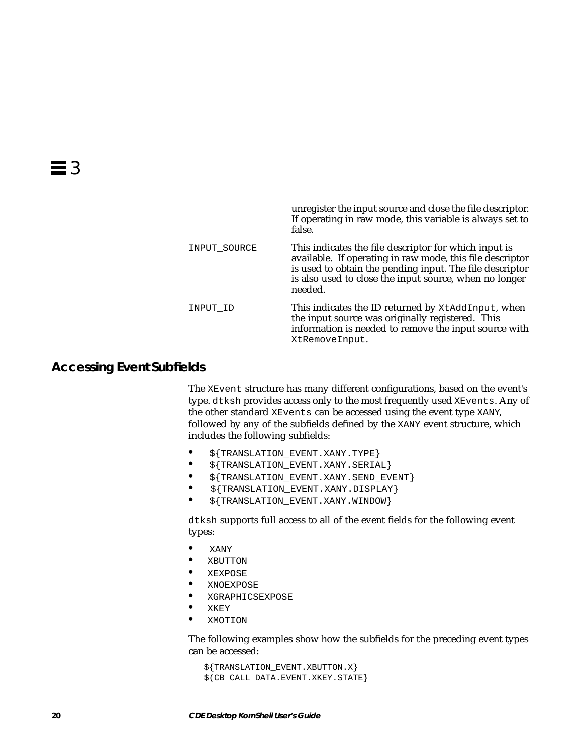| | |
|---|---|
| | unregister the input source and close the file descriptor. If operating in raw mode, this variable is always set to false. |
| INPUT_SOURCE | This indicates the file descriptor for which input is available. If operating in raw mode, this file descriptor is used to obtain the pending input. The file descriptor is also used to close the input source, when no longer needed. |
| INPUT_ID | This indicates the ID returned by `XtAddInput`, when the input source was originally registered. This information is needed to remove the input source with `XtRemoveInput`. |

## Accessing Event Subfields

The `XEvent` structure has many different configurations, based on the event's type. `dtksh` provides access only to the most frequently used `XEvents`. Any of the other standard `XEvents` can be accessed using the event type `XANY`, followed by any of the subfields defined by the `XANY` event structure, which includes the following subfields:

- `${TRANSLATION_EVENT.XANY.TYPE}`
- `${TRANSLATION_EVENT.XANY.SERIAL}`
- `${TRANSLATION_EVENT.XANY.SEND_EVENT}`
- `${TRANSLATION_EVENT.XANY.DISPLAY}`
- `${TRANSLATION_EVENT.XANY.WINDOW}`

`dtksh` supports full access to all of the event fields for the following event types:

- `XANY`
- `XBUTTON`
- `XEXPOSE`
- `XNOEXPOSE`
- `XGRAPHICSEXPOSE`
- `XKEY`
- `XMOTION`

The following examples show how the subfields for the preceding event types can be accessed:

```
${TRANSLATION_EVENT.XBUTTON.X}
$(CB_CALL_DATA.EVENT.XKEY.STATE}
```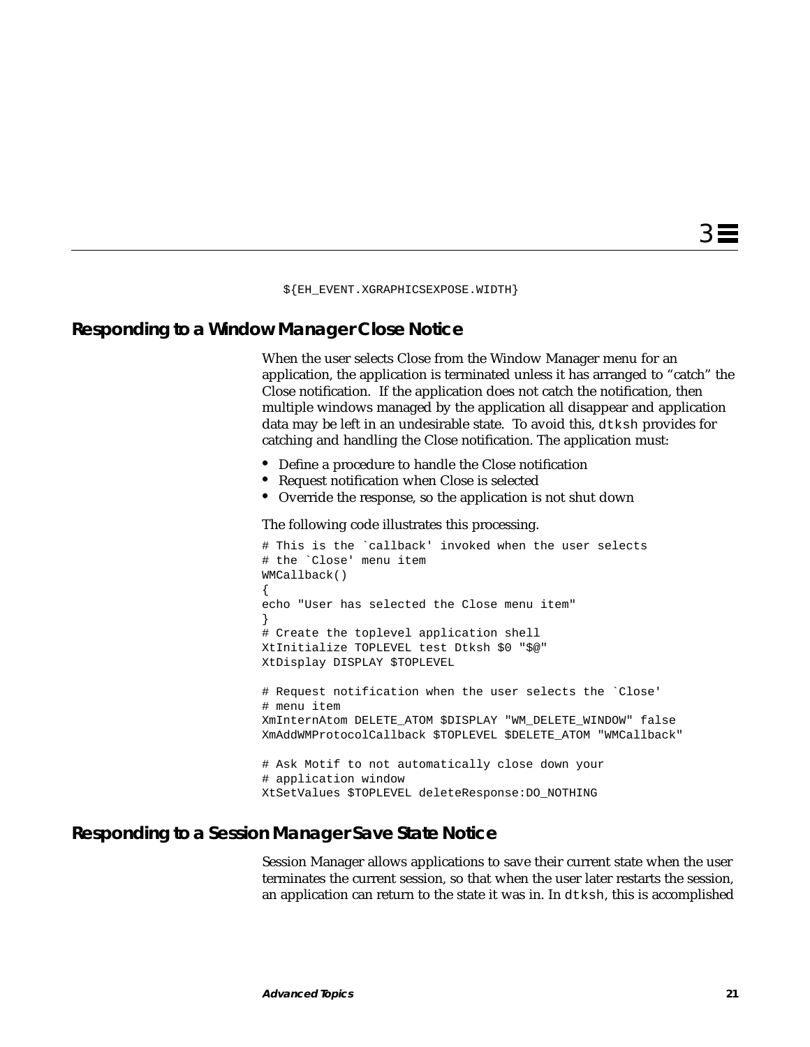```
${EH_EVENT.XGRAPHICSEXPOSE.WIDTH}
```

## Responding to a Window Manager Close Notice

When the user selects Close from the Window Manager menu for an application, the application is terminated unless it has arranged to "catch" the Close notification. If the application does not catch the notification, then multiple windows managed by the application all disappear and application data may be left in an undesirable state. To avoid this, `dtksh` provides for catching and handling the Close notification. The application must:

- Define a procedure to handle the Close notification
- Request notification when Close is selected
- Override the response, so the application is not shut down

The following code illustrates this processing.

```
# This is the `callback' invoked when the user selects
# the `Close' menu item
WMCallback()
{
echo "User has selected the Close menu item"
}
# Create the toplevel application shell
XtInitialize TOPLEVEL test Dtksh $0 "$@"
XtDisplay DISPLAY $TOPLEVEL

# Request notification when the user selects the `Close'
# menu item
XmInternAtom DELETE_ATOM $DISPLAY "WM_DELETE_WINDOW" false
XmAddWMProtocolCallback $TOPLEVEL $DELETE_ATOM "WMCallback"

# Ask Motif to not automatically close down your
# application window
XtSetValues $TOPLEVEL deleteResponse:DO_NOTHING
```

## Responding to a Session Manager Save State Notice

Session Manager allows applications to save their current state when the user terminates the current session, so that when the user later restarts the session, an application can return to the state it was in. In `dtksh`, this is accomplished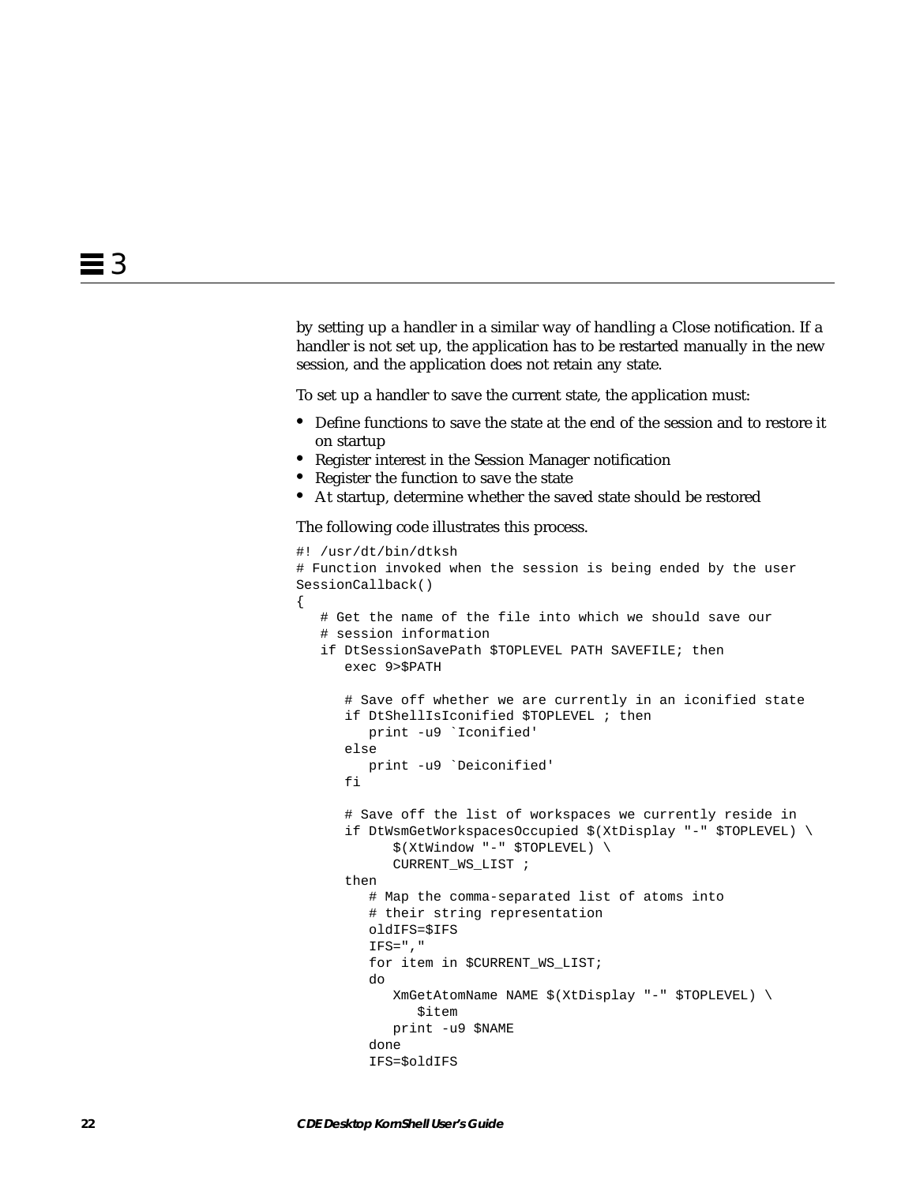by setting up a handler in a similar way of handling a Close notification. If a handler is not set up, the application has to be restarted manually in the new session, and the application does not retain any state.

To set up a handler to save the current state, the application must:

- Define functions to save the state at the end of the session and to restore it on startup
- Register interest in the Session Manager notification
- Register the function to save the state
- At startup, determine whether the saved state should be restored

The following code illustrates this process.

```
#! /usr/dt/bin/dtksh
# Function invoked when the session is being ended by the user
SessionCallback()
{
   # Get the name of the file into which we should save our
   # session information
   if DtSessionSavePath $TOPLEVEL PATH SAVEFILE; then
      exec 9>$PATH

      # Save off whether we are currently in an iconified state
      if DtShellIsIconified $TOPLEVEL ; then
         print -u9 `Iconified'
      else
         print -u9 `Deiconified'
      fi

      # Save off the list of workspaces we currently reside in
      if DtWsmGetWorkspacesOccupied $(XtDisplay "-" $TOPLEVEL) \
            $(XtWindow "-" $TOPLEVEL) \
            CURRENT_WS_LIST ;
      then
         # Map the comma-separated list of atoms into
         # their string representation
         oldIFS=$IFS
         IFS=","
         for item in $CURRENT_WS_LIST;
         do
            XmGetAtomName NAME $(XtDisplay "-" $TOPLEVEL) \
               $item
            print -u9 $NAME
         done
         IFS=$oldIFS
```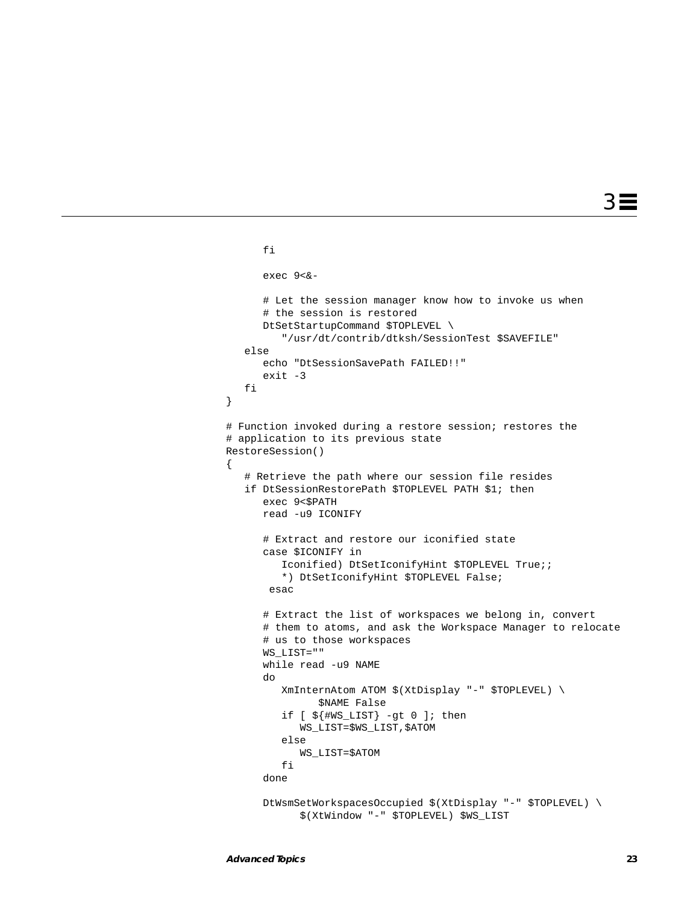```
      fi

      exec 9<&-

      # Let the session manager know how to invoke us when
      # the session is restored
      DtSetStartupCommand $TOPLEVEL \
         "/usr/dt/contrib/dtksh/SessionTest $SAVEFILE"
   else
      echo "DtSessionSavePath FAILED!!"
      exit -3
   fi
}

# Function invoked during a restore session; restores the
# application to its previous state
RestoreSession()
{
   # Retrieve the path where our session file resides
   if DtSessionRestorePath $TOPLEVEL PATH $1; then
      exec 9<$PATH
      read -u9 ICONIFY

      # Extract and restore our iconified state
      case $ICONIFY in
         Iconified) DtSetIconifyHint $TOPLEVEL True;;
         *) DtSetIconifyHint $TOPLEVEL False;
       esac

      # Extract the list of workspaces we belong in, convert
      # them to atoms, and ask the Workspace Manager to relocate
      # us to those workspaces
      WS_LIST=""
      while read -u9 NAME
      do
         XmInternAtom ATOM $(XtDisplay "-" $TOPLEVEL) \
               $NAME False
         if [ ${#WS_LIST} -gt 0 ]; then
            WS_LIST=$WS_LIST,$ATOM
         else
            WS_LIST=$ATOM
         fi
      done

      DtWsmSetWorkspacesOccupied $(XtDisplay "-" $TOPLEVEL) \
            $(XtWindow "-" $TOPLEVEL) $WS_LIST
```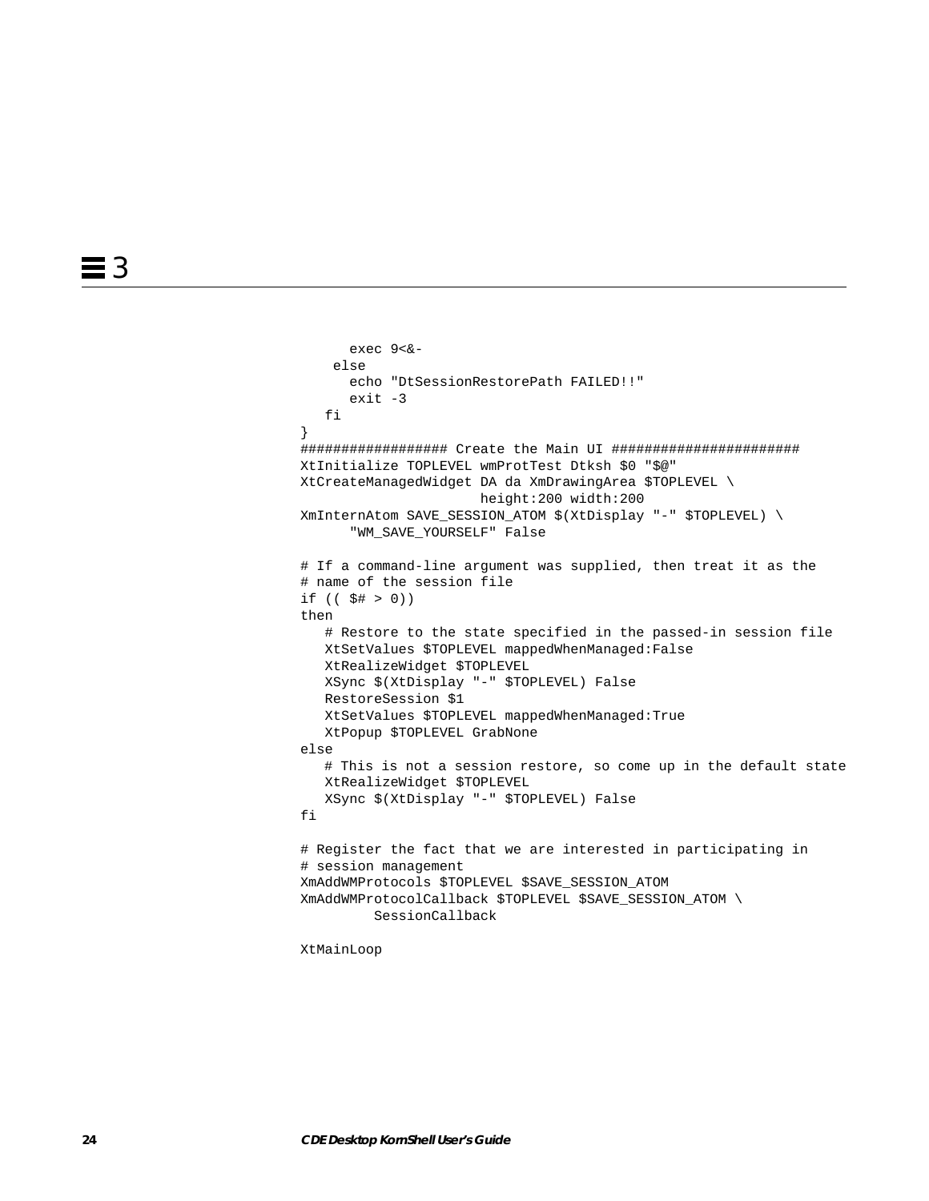```
      exec 9<&-
    else
      echo "DtSessionRestorePath FAILED!!"
      exit -3
   fi
}
################## Create the Main UI #######################
XtInitialize TOPLEVEL wmProtTest Dtksh $0 "$@"
XtCreateManagedWidget DA da XmDrawingArea $TOPLEVEL \
                      height:200 width:200
XmInternAtom SAVE_SESSION_ATOM $(XtDisplay "-" $TOPLEVEL) \
      "WM_SAVE_YOURSELF" False

# If a command-line argument was supplied, then treat it as the
# name of the session file
if (( $# > 0))
then
   # Restore to the state specified in the passed-in session file
   XtSetValues $TOPLEVEL mappedWhenManaged:False
   XtRealizeWidget $TOPLEVEL
   XSync $(XtDisplay "-" $TOPLEVEL) False
   RestoreSession $1
   XtSetValues $TOPLEVEL mappedWhenManaged:True
   XtPopup $TOPLEVEL GrabNone
else
   # This is not a session restore, so come up in the default state
   XtRealizeWidget $TOPLEVEL
   XSync $(XtDisplay "-" $TOPLEVEL) False
fi

# Register the fact that we are interested in participating in
# session management
XmAddWMProtocols $TOPLEVEL $SAVE_SESSION_ATOM
XmAddWMProtocolCallback $TOPLEVEL $SAVE_SESSION_ATOM \
         SessionCallback

XtMainLoop
```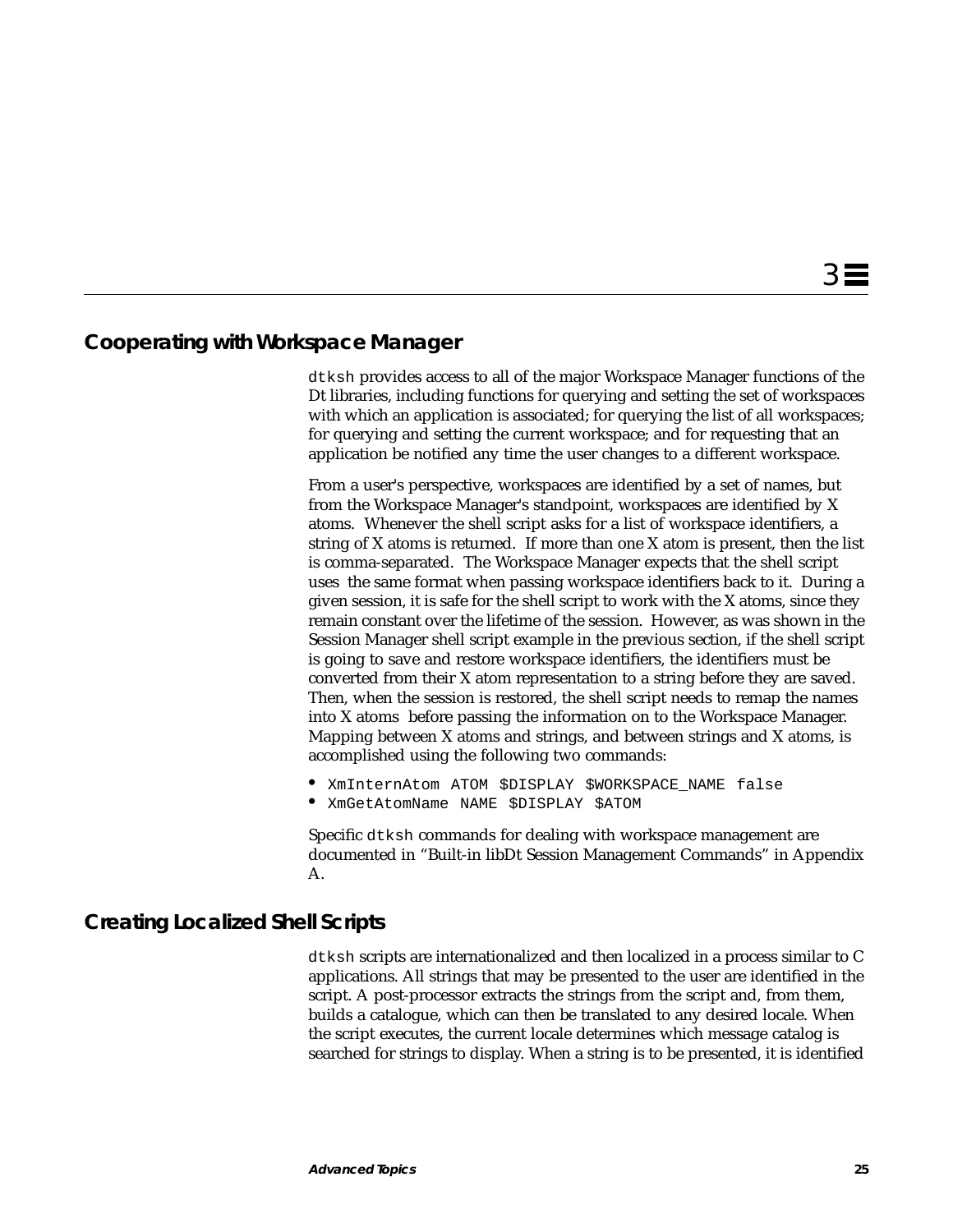## Cooperating with Workspace Manager

`dtksh` provides access to all of the major Workspace Manager functions of the Dt libraries, including functions for querying and setting the set of workspaces with which an application is associated; for querying the list of all workspaces; for querying and setting the current workspace; and for requesting that an application be notified any time the user changes to a different workspace.

From a user's perspective, workspaces are identified by a set of names, but from the Workspace Manager's standpoint, workspaces are identified by X atoms. Whenever the shell script asks for a list of workspace identifiers, a string of X atoms is returned. If more than one X atom is present, then the list is comma-separated. The Workspace Manager expects that the shell script uses the same format when passing workspace identifiers back to it. During a given session, it is safe for the shell script to work with the X atoms, since they remain constant over the lifetime of the session. However, as was shown in the Session Manager shell script example in the previous section, if the shell script is going to save and restore workspace identifiers, the identifiers must be converted from their X atom representation to a string before they are saved. Then, when the session is restored, the shell script needs to remap the names into X atoms before passing the information on to the Workspace Manager. Mapping between X atoms and strings, and between strings and X atoms, is accomplished using the following two commands:

- `XmInternAtom ATOM $DISPLAY $WORKSPACE_NAME false`
- `XmGetAtomName NAME $DISPLAY $ATOM`

Specific `dtksh` commands for dealing with workspace management are documented in “Built-in libDt Session Management Commands” in Appendix A.

## Creating Localized Shell Scripts

`dtksh` scripts are internationalized and then localized in a process similar to C applications. All strings that may be presented to the user are identified in the script. A post-processor extracts the strings from the script and, from them, builds a catalogue, which can then be translated to any desired locale. When the script executes, the current locale determines which message catalog is searched for strings to display. When a string is to be presented, it is identified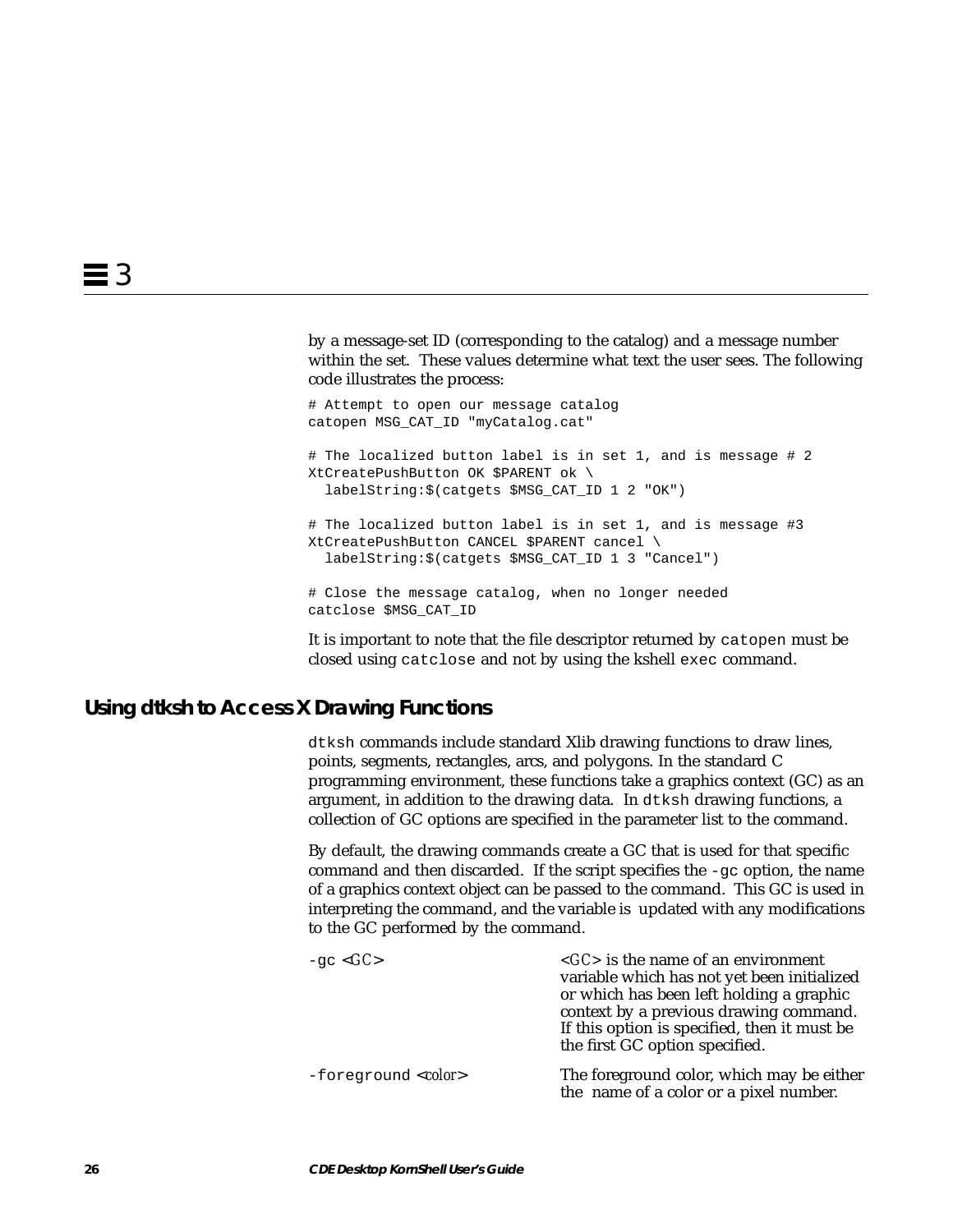by a message-set ID (corresponding to the catalog) and a message number within the set. These values determine what text the user sees. The following code illustrates the process:

```
# Attempt to open our message catalog
catopen MSG_CAT_ID "myCatalog.cat"

# The localized button label is in set 1, and is message # 2
XtCreatePushButton OK $PARENT ok \
  labelString:$(catgets $MSG_CAT_ID 1 2 "OK")

# The localized button label is in set 1, and is message #3
XtCreatePushButton CANCEL $PARENT cancel \
  labelString:$(catgets $MSG_CAT_ID 1 3 "Cancel")

# Close the message catalog, when no longer needed
catclose $MSG_CAT_ID
```

It is important to note that the file descriptor returned by `catopen` must be closed using `catclose` and not by using the kshell `exec` command.

## Using dtksh to Access X Drawing Functions

`dtksh` commands include standard Xlib drawing functions to draw lines, points, segments, rectangles, arcs, and polygons. In the standard C programming environment, these functions take a graphics context (GC) as an argument, in addition to the drawing data. In `dtksh` drawing functions, a collection of GC options are specified in the parameter list to the command.

By default, the drawing commands create a GC that is used for that specific command and then discarded. If the script specifies the `-gc` option, the name of a graphics context object can be passed to the command. This GC is used in interpreting the command, and the variable is updated with any modifications to the GC performed by the command.

`-gc` <*GC*>
: <*GC*> is the name of an environment variable which has not yet been initialized or which has been left holding a graphic context by a previous drawing command. If this option is specified, then it must be the first GC option specified.

`-foreground` <*color*>
: The foreground color, which may be either the name of a color or a pixel number.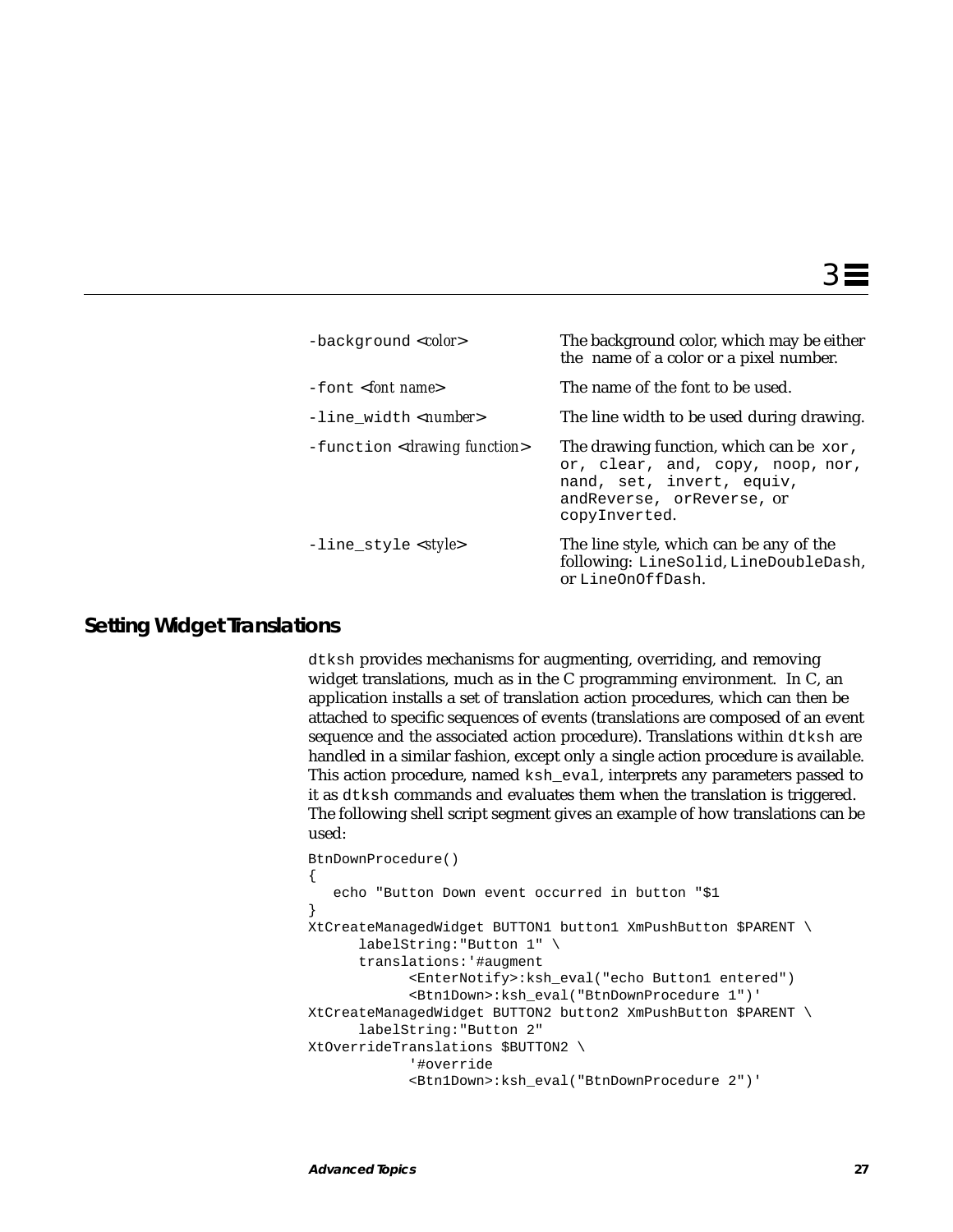| | |
|---|---|
| -background <*color*> | The background color, which may be either the name of a color or a pixel number. |
| -font <*font name*> | The name of the font to be used. |
| -line_width <*number*> | The line width to be used during drawing. |
| -function <*drawing function*> | The drawing function, which can be `xor`, `or`, `clear`, `and`, `copy`, `noop`, `nor`, `nand`, `set`, `invert`, `equiv`, `andReverse`, `orReverse`, or `copyInverted`. |
| -line_style <*style*> | The line style, which can be any of the following: `LineSolid`, `LineDoubleDash`, or `LineOnOffDash`. |

## Setting Widget Translations

`dtksh` provides mechanisms for augmenting, overriding, and removing widget translations, much as in the C programming environment. In C, an application installs a set of translation action procedures, which can then be attached to specific sequences of events (translations are composed of an event sequence and the associated action procedure). Translations within `dtksh` are handled in a similar fashion, except only a single action procedure is available. This action procedure, named `ksh_eval`, interprets any parameters passed to it as `dtksh` commands and evaluates them when the translation is triggered. The following shell script segment gives an example of how translations can be used:

```
BtnDownProcedure()
{
   echo "Button Down event occurred in button "$1
}
XtCreateManagedWidget BUTTON1 button1 XmPushButton $PARENT \
      labelString:"Button 1" \
      translations:'#augment
            <EnterNotify>:ksh_eval("echo Button1 entered")
            <Btn1Down>:ksh_eval("BtnDownProcedure 1")'
XtCreateManagedWidget BUTTON2 button2 XmPushButton $PARENT \
      labelString:"Button 2"
XtOverrideTranslations $BUTTON2 \
            '#override
            <Btn1Down>:ksh_eval("BtnDownProcedure 2")'
```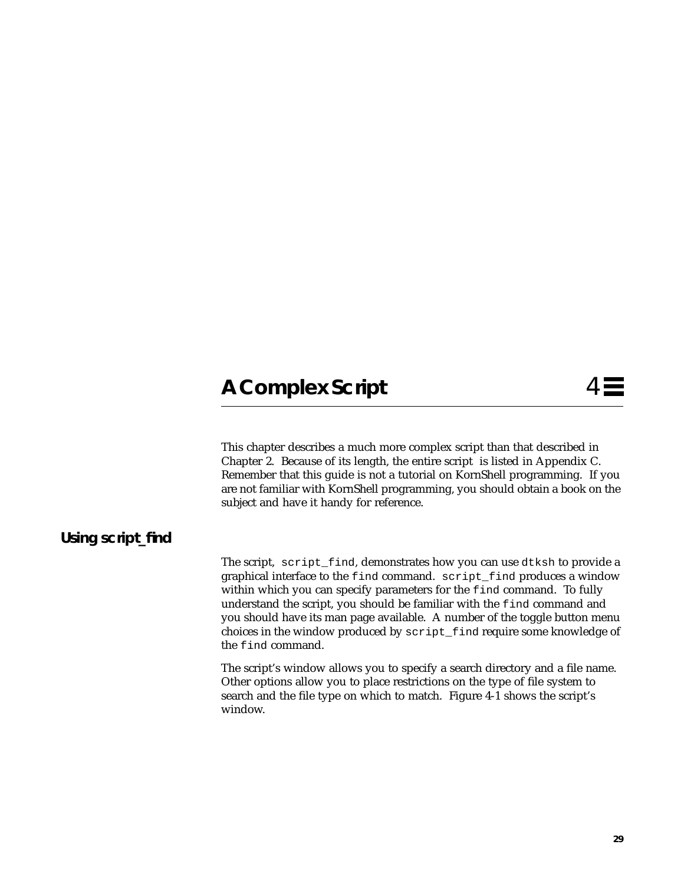# A Complex Script

# 4

This chapter describes a much more complex script than that described in Chapter 2. Because of its length, the entire script is listed in Appendix C. Remember that this guide is not a tutorial on KornShell programming. If you are not familiar with KornShell programming, you should obtain a book on the subject and have it handy for reference.

## Using script_find

The script, `script_find`, demonstrates how you can use `dtksh` to provide a graphical interface to the `find` command. `script_find` produces a window within which you can specify parameters for the `find` command. To fully understand the script, you should be familiar with the `find` command and you should have its man page available. A number of the toggle button menu choices in the window produced by `script_find` require some knowledge of the `find` command.

The script's window allows you to specify a search directory and a file name. Other options allow you to place restrictions on the type of file system to search and the file type on which to match. Figure 4-1 shows the script's window.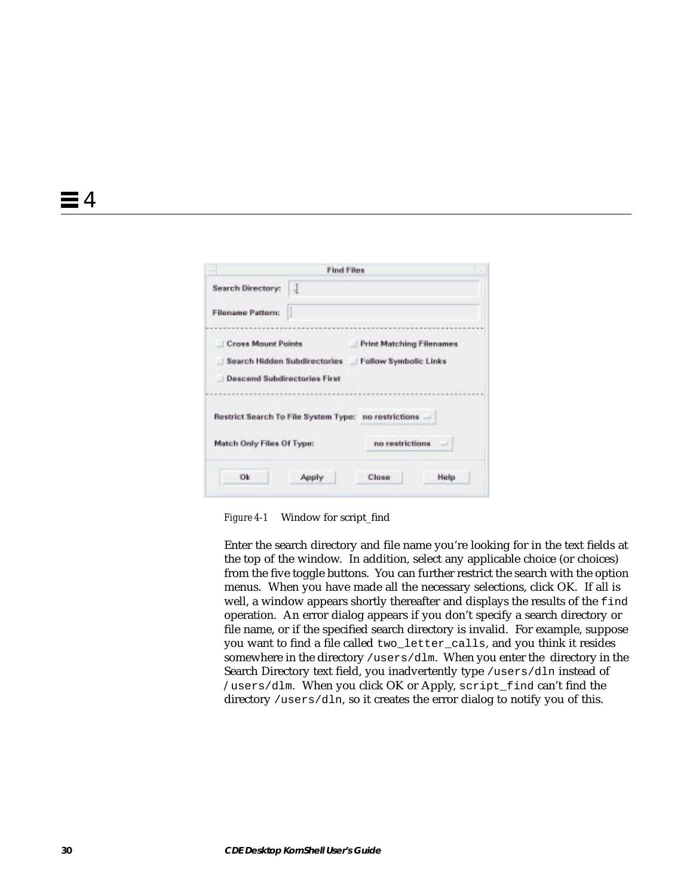Figure 4-1 Window for script_find

Enter the search directory and file name you're looking for in the text fields at the top of the window. In addition, select any applicable choice (or choices) from the five toggle buttons. You can further restrict the search with the option menus. When you have made all the necessary selections, click OK. If all is well, a window appears shortly thereafter and displays the results of the `find` operation. An error dialog appears if you don't specify a search directory or file name, or if the specified search directory is invalid. For example, suppose you want to find a file called `two_letter_calls`, and you think it resides somewhere in the directory `/users/dlm`. When you enter the directory in the Search Directory text field, you inadvertently type `/users/dln` instead of `/users/dlm`. When you click OK or Apply, `script_find` can't find the directory `/users/dln`, so it creates the error dialog to notify you of this.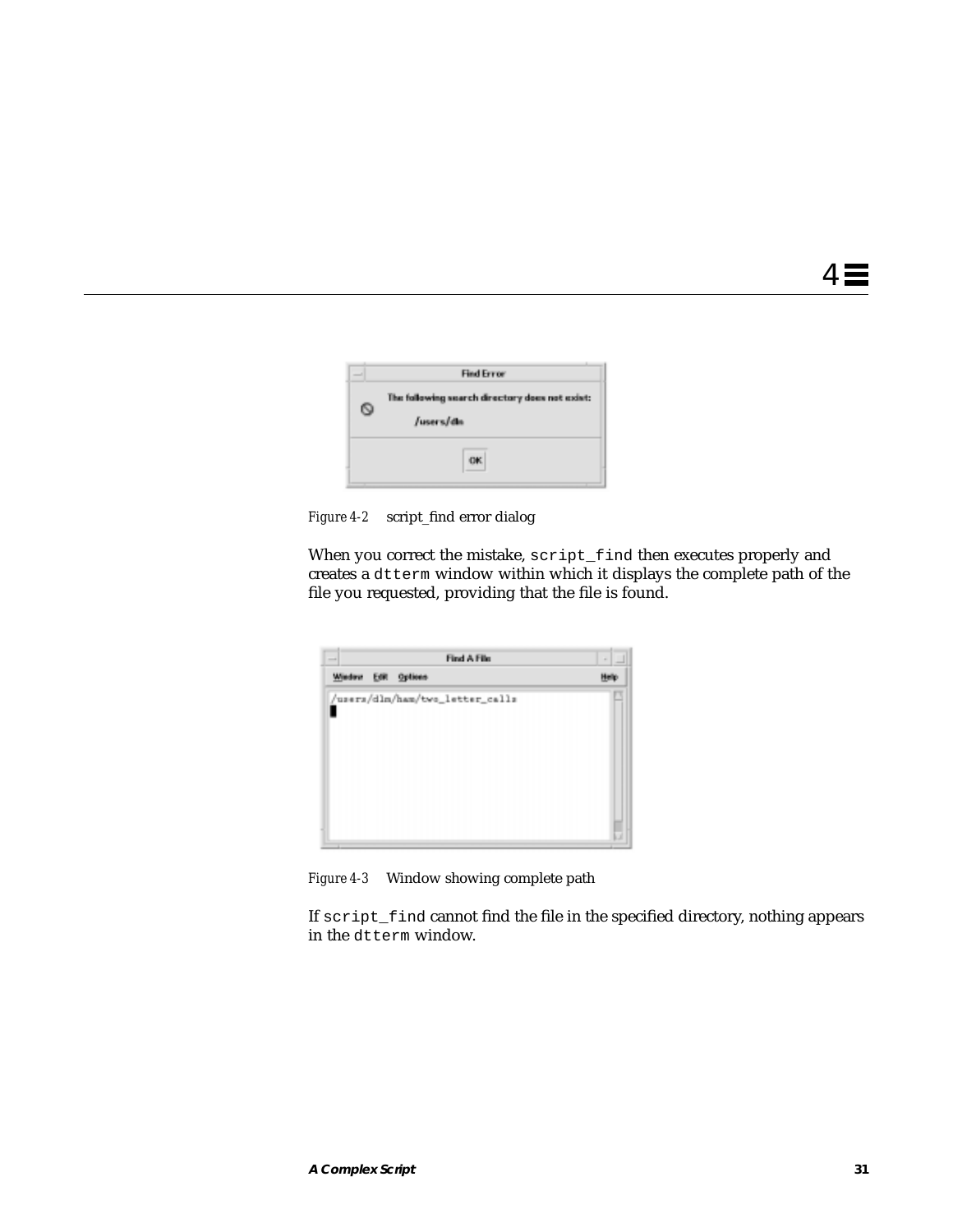Figure 4-2 script_find error dialog

When you correct the mistake, `script_find` then executes properly and creates a `dtterm` window within which it displays the complete path of the file you requested, providing that the file is found.

Figure 4-3 Window showing complete path

If `script_find` cannot find the file in the specified directory, nothing appears in the `dtterm` window.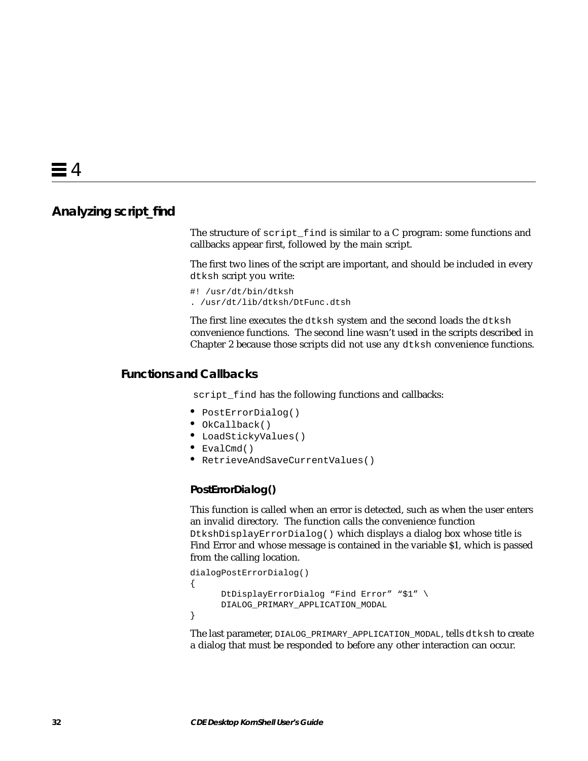## Analyzing script_find

The structure of `script_find` is similar to a C program: some functions and callbacks appear first, followed by the main script.

The first two lines of the script are important, and should be included in every `dtksh` script you write:

```
#! /usr/dt/bin/dtksh
. /usr/dt/lib/dtksh/DtFunc.dtsh
```

The first line executes the `dtksh` system and the second loads the `dtksh` convenience functions. The second line wasn't used in the scripts described in Chapter 2 because those scripts did not use any `dtksh` convenience functions.

### Functions and Callbacks

`script_find` has the following functions and callbacks:

- `PostErrorDialog()`
- `OkCallback()`
- `LoadStickyValues()`
- `EvalCmd()`
- `RetrieveAndSaveCurrentValues()`

#### PostErrorDialog()

This function is called when an error is detected, such as when the user enters an invalid directory. The function calls the convenience function `DtkshDisplayErrorDialog()` which displays a dialog box whose title is Find Error and whose message is contained in the variable $1, which is passed from the calling location.

```
dialogPostErrorDialog()
{
      DtDisplayErrorDialog "Find Error" "$1" \
      DIALOG_PRIMARY_APPLICATION_MODAL
}
```

The last parameter, `DIALOG_PRIMARY_APPLICATION_MODAL`, tells `dtksh` to create a dialog that must be responded to before any other interaction can occur.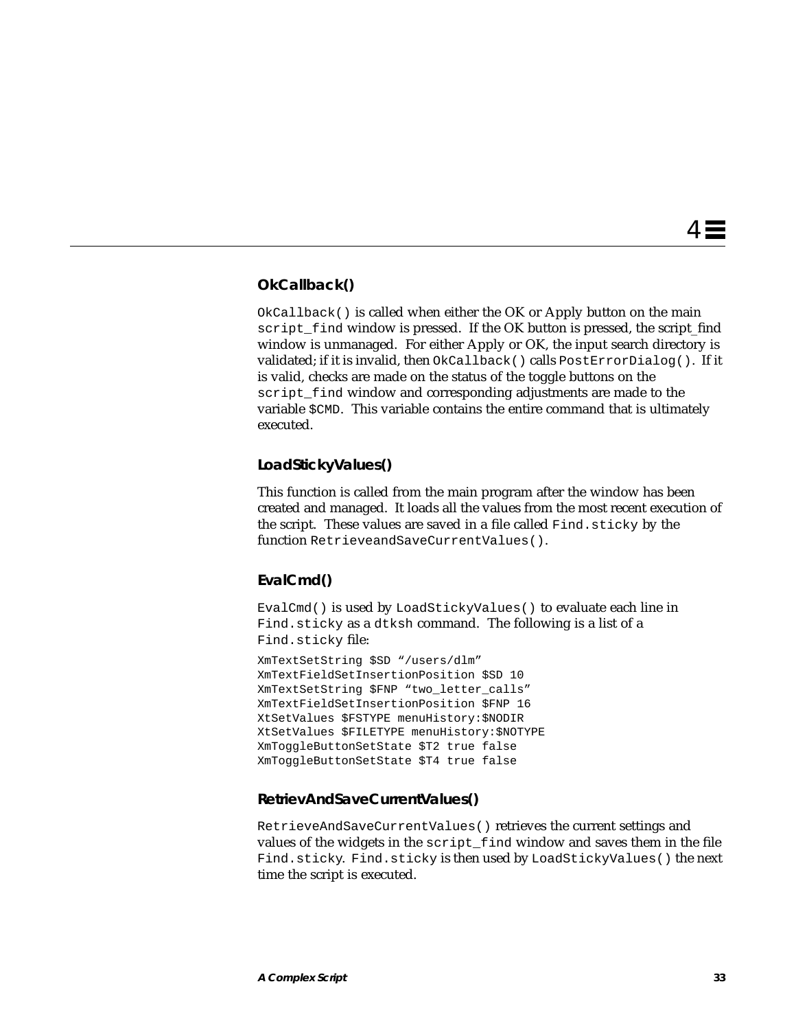### OkCallback()

`OkCallback()` is called when either the OK or Apply button on the main `script_find` window is pressed. If the OK button is pressed, the script_find window is unmanaged. For either Apply or OK, the input search directory is validated; if it is invalid, then `OkCallback()` calls `PostErrorDialog()`. If it is valid, checks are made on the status of the toggle buttons on the `script_find` window and corresponding adjustments are made to the variable `$CMD`. This variable contains the entire command that is ultimately executed.

### LoadStickyValues()

This function is called from the main program after the window has been created and managed. It loads all the values from the most recent execution of the script. These values are saved in a file called `Find.sticky` by the function `RetrieveandSaveCurrentValues()`.

### EvalCmd()

`EvalCmd()` is used by `LoadStickyValues()` to evaluate each line in `Find.sticky` as a `dtksh` command. The following is a list of a `Find.sticky` file:

```
XmTextSetString $SD "/users/dlm"
XmTextFieldSetInsertionPosition $SD 10
XmTextSetString $FNP "two_letter_calls"
XmTextFieldSetInsertionPosition $FNP 16
XtSetValues $FSTYPE menuHistory:$NODIR
XtSetValues $FILETYPE menuHistory:$NOTYPE
XmToggleButtonSetState $T2 true false
XmToggleButtonSetState $T4 true false
```

### RetrievAndSaveCurrentValues()

`RetrieveAndSaveCurrentValues()` retrieves the current settings and values of the widgets in the `script_find` window and saves them in the file `Find.sticky`. `Find.sticky` is then used by `LoadStickyValues()` the next time the script is executed.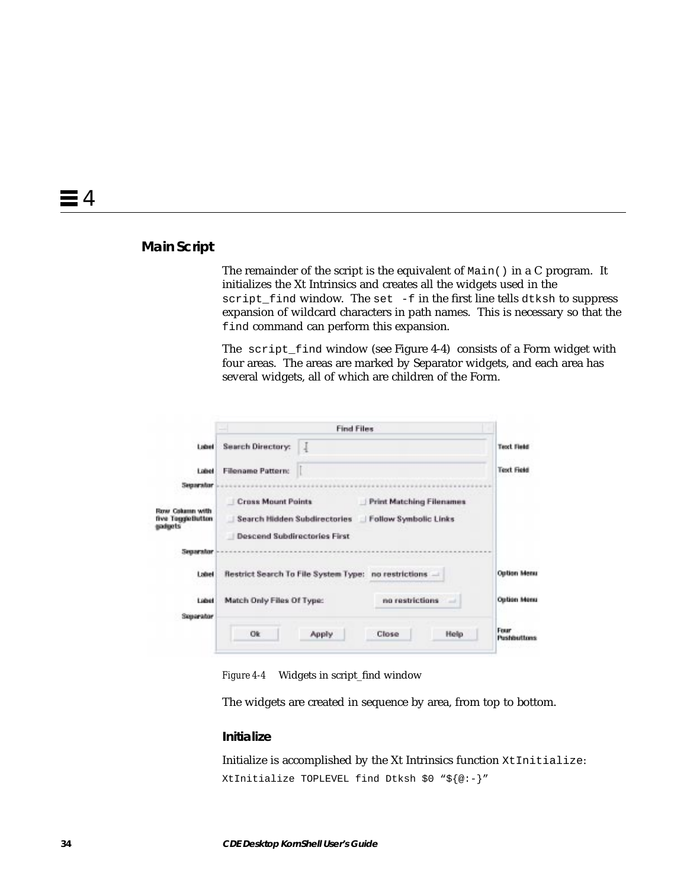## Main Script

The remainder of the script is the equivalent of `Main()` in a C program. It initializes the Xt Intrinsics and creates all the widgets used in the `script_find` window. The `set -f` in the first line tells `dtksh` to suppress expansion of wildcard characters in path names. This is necessary so that the `find` command can perform this expansion.

The `script_find` window (see Figure 4-4) consists of a Form widget with four areas. The areas are marked by Separator widgets, and each area has several widgets, all of which are children of the Form.

*Figure 4-4* Widgets in script_find window

The widgets are created in sequence by area, from top to bottom.

### Initialize

Initialize is accomplished by the Xt Intrinsics function `XtInitialize`:

```
XtInitialize TOPLEVEL find Dtksh $0 "${@:-}"
```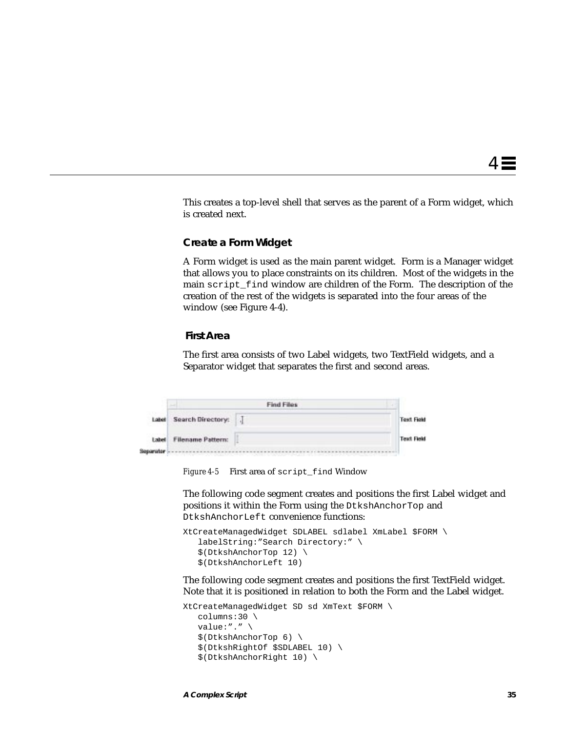This creates a top-level shell that serves as the parent of a Form widget, which is created next.

### Create a Form Widget

A Form widget is used as the main parent widget. Form is a Manager widget that allows you to place constraints on its children. Most of the widgets in the main `script_find` window are children of the Form. The description of the creation of the rest of the widgets is separated into the four areas of the window (see Figure 4-4).

#### First Area

The first area consists of two Label widgets, two TextField widgets, and a Separator widget that separates the first and second areas.

*Figure 4-5* First area of `script_find` Window

The following code segment creates and positions the first Label widget and positions it within the Form using the `DtkshAnchorTop` and `DtkshAnchorLeft` convenience functions:

```
XtCreateManagedWidget SDLABEL sdlabel XmLabel $FORM \
   labelString:”Search Directory:” \
   $(DtkshAnchorTop 12) \
   $(DtkshAnchorLeft 10)
```

The following code segment creates and positions the first TextField widget. Note that it is positioned in relation to both the Form and the Label widget.

```
XtCreateManagedWidget SD sd XmText $FORM \
   columns:30 \
   value:”.” \
   $(DtkshAnchorTop 6) \
   $(DtkshRightOf $SDLABEL 10) \
   $(DtkshAnchorRight 10) \
```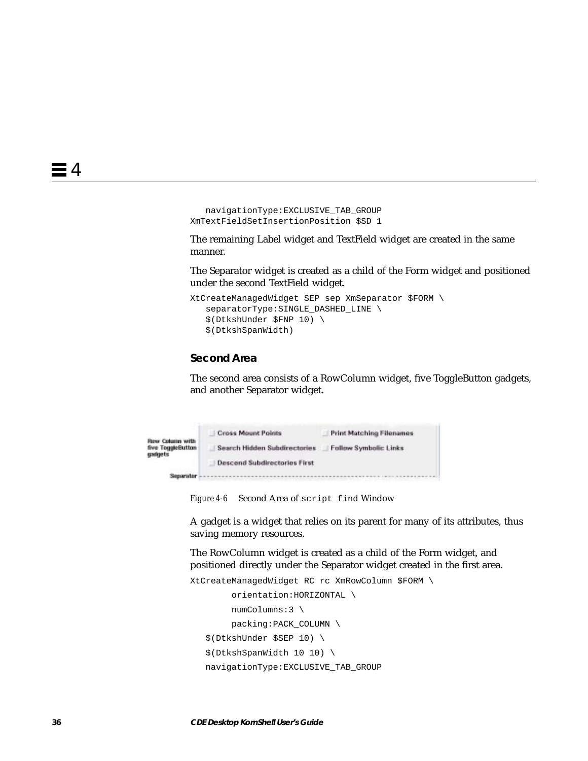```
   navigationType:EXCLUSIVE_TAB_GROUP
XmTextFieldSetInsertionPosition $SD 1
```

The remaining Label widget and TextField widget are created in the same manner.

The Separator widget is created as a child of the Form widget and positioned under the second TextField widget.

```
XtCreateManagedWidget SEP sep XmSeparator $FORM \
   separatorType:SINGLE_DASHED_LINE \
   $(DtkshUnder $FNP 10) \
   $(DtkshSpanWidth)
```

### Second Area

The second area consists of a RowColumn widget, five ToggleButton gadgets, and another Separator widget.

*Figure 4-6* Second Area of `script_find` Window

A gadget is a widget that relies on its parent for many of its attributes, thus saving memory resources.

The RowColumn widget is created as a child of the Form widget, and positioned directly under the Separator widget created in the first area.

```
XtCreateManagedWidget RC rc XmRowColumn $FORM \
        orientation:HORIZONTAL \
        numColumns:3 \
        packing:PACK_COLUMN \
   $(DtkshUnder $SEP 10) \
   $(DtkshSpanWidth 10 10) \
   navigationType:EXCLUSIVE_TAB_GROUP
```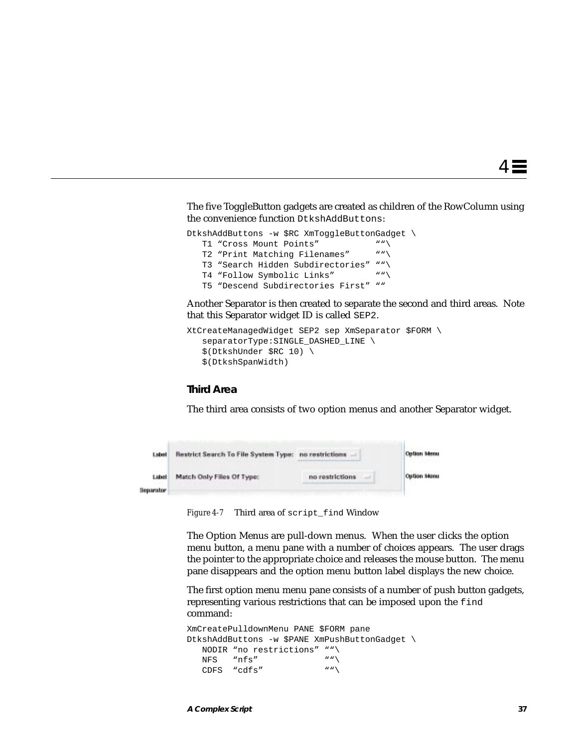The five ToggleButton gadgets are created as children of the RowColumn using the convenience function `DtkshAddButtons`:

```
DtkshAddButtons -w $RC XmToggleButtonGadget \
   T1 "Cross Mount Points"           ""\
   T2 "Print Matching Filenames"     ""\
   T3 "Search Hidden Subdirectories" ""\
   T4 "Follow Symbolic Links"        ""\
   T5 "Descend Subdirectories First" ""
```

Another Separator is then created to separate the second and third areas. Note that this Separator widget ID is called `SEP2`.

```
XtCreateManagedWidget SEP2 sep XmSeparator $FORM \
   separatorType:SINGLE_DASHED_LINE \
   $(DtkshUnder $RC 10) \
   $(DtkshSpanWidth)
```

### Third Area

The third area consists of two option menus and another Separator widget.

*Figure 4-7* Third area of `script_find` Window

The Option Menus are pull-down menus. When the user clicks the option menu button, a menu pane with a number of choices appears. The user drags the pointer to the appropriate choice and releases the mouse button. The menu pane disappears and the option menu button label displays the new choice.

The first option menu menu pane consists of a number of push button gadgets, representing various restrictions that can be imposed upon the `find` command:

```
XmCreatePulldownMenu PANE $FORM pane
DtkshAddButtons -w $PANE XmPushButtonGadget \
   NODIR "no restrictions" ""\
   NFS   "nfs"             ""\
   CDFS  "cdfs"            ""\
```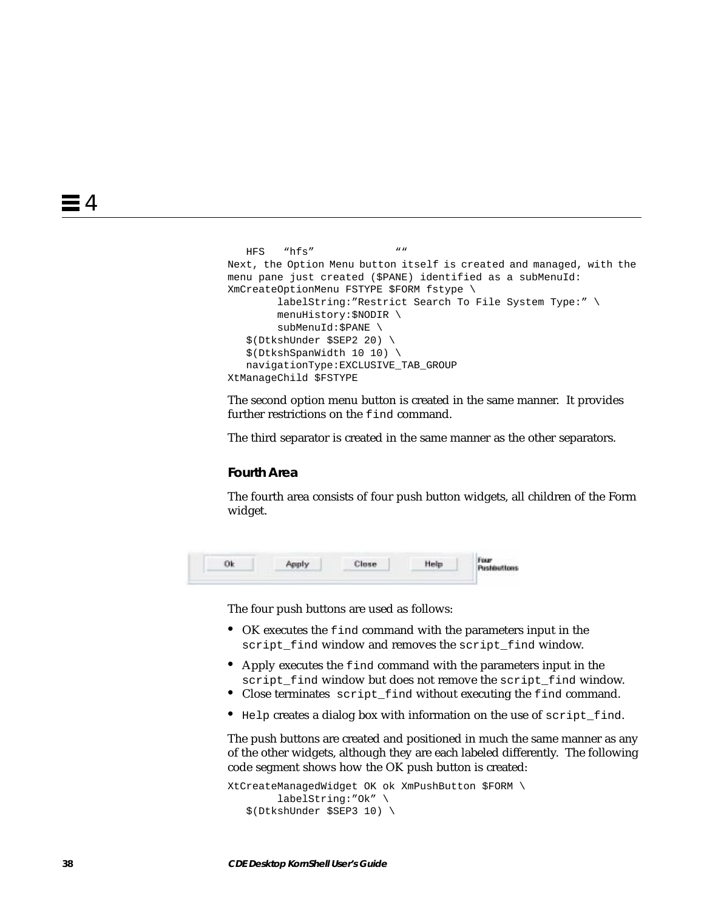```
   HFS   "hfs"            ""
```

Next, the Option Menu button itself is created and managed, with the menu pane just created ($PANE) identified as a subMenuId:

```
XmCreateOptionMenu FSTYPE $FORM fstype \
        labelString:"Restrict Search To File System Type:" \
        menuHistory:$NODIR \
        subMenuId:$PANE \
   $(DtkshUnder $SEP2 20) \
   $(DtkshSpanWidth 10 10) \
   navigationType:EXCLUSIVE_TAB_GROUP
XtManageChild $FSTYPE
```

The second option menu button is created in the same manner. It provides further restrictions on the `find` command.

The third separator is created in the same manner as the other separators.

### Fourth Area

The fourth area consists of four push button widgets, all children of the Form widget.

The four push buttons are used as follows:

- OK executes the `find` command with the parameters input in the `script_find` window and removes the `script_find` window.
- Apply executes the `find` command with the parameters input in the `script_find` window but does not remove the `script_find` window.
- Close terminates `script_find` without executing the `find` command.
- `Help` creates a dialog box with information on the use of `script_find`.

The push buttons are created and positioned in much the same manner as any of the other widgets, although they are each labeled differently. The following code segment shows how the OK push button is created:

```
XtCreateManagedWidget OK ok XmPushButton $FORM \
        labelString:"Ok" \
   $(DtkshUnder $SEP3 10) \
```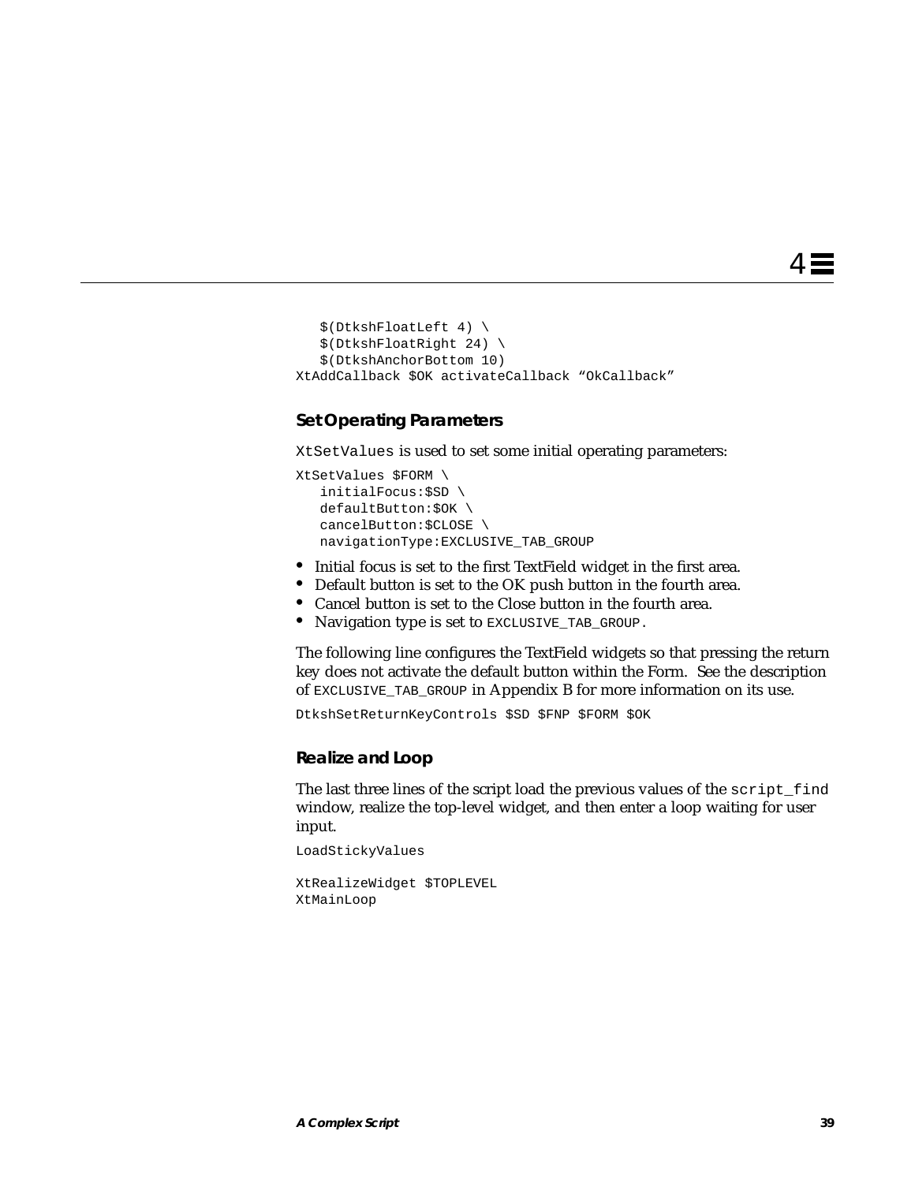```
   $(DtkshFloatLeft 4) \
   $(DtkshFloatRight 24) \
   $(DtkshAnchorBottom 10)
XtAddCallback $OK activateCallback “OkCallback”
```

### Set Operating Parameters

`XtSetValues` is used to set some initial operating parameters:

```
XtSetValues $FORM \
   initialFocus:$SD \
   defaultButton:$OK \
   cancelButton:$CLOSE \
   navigationType:EXCLUSIVE_TAB_GROUP
```

- Initial focus is set to the first TextField widget in the first area.
- Default button is set to the OK push button in the fourth area.
- Cancel button is set to the Close button in the fourth area.
- Navigation type is set to `EXCLUSIVE_TAB_GROUP`.

The following line configures the TextField widgets so that pressing the return key does not activate the default button within the Form. See the description of `EXCLUSIVE_TAB_GROUP` in Appendix B for more information on its use.

```
DtkshSetReturnKeyControls $SD $FNP $FORM $OK
```

### Realize and Loop

The last three lines of the script load the previous values of the `script_find` window, realize the top-level widget, and then enter a loop waiting for user input.

```
LoadStickyValues

XtRealizeWidget $TOPLEVEL
XtMainLoop
```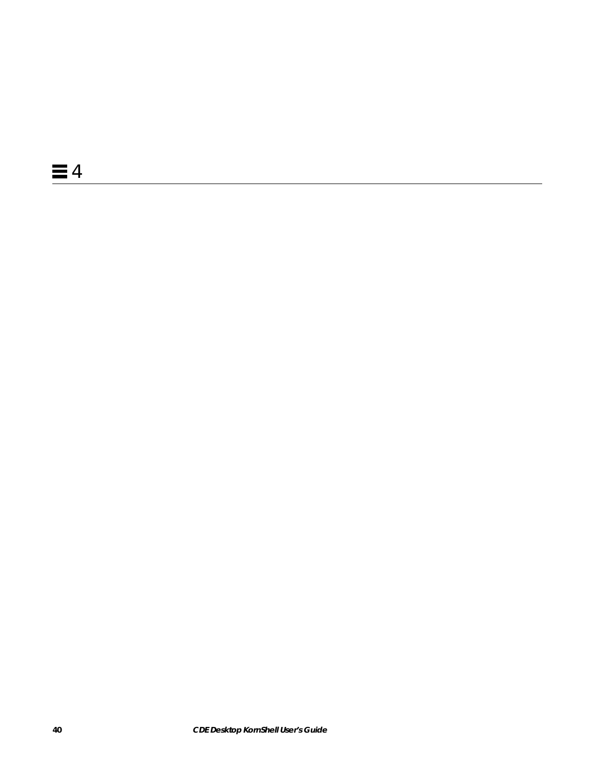4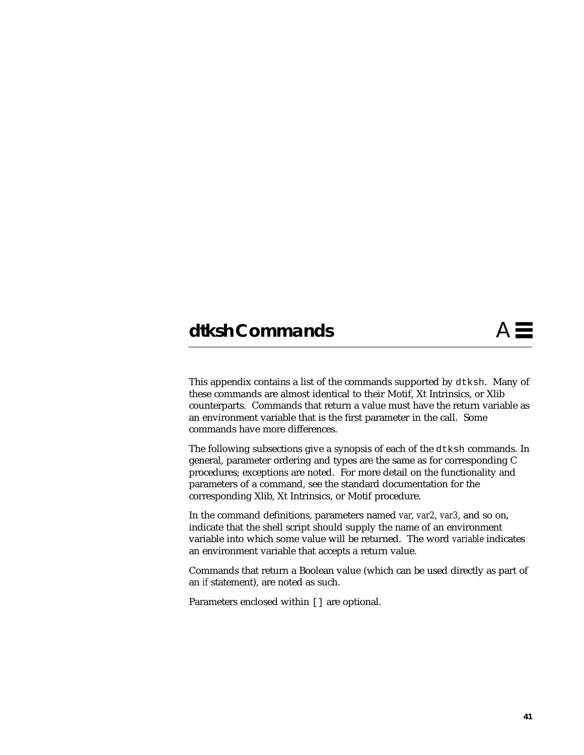# dtksh Commands

A

This appendix contains a list of the commands supported by `dtksh`. Many of these commands are almost identical to their Motif, Xt Intrinsics, or Xlib counterparts. Commands that return a value must have the return variable as an environment variable that is the first parameter in the call. Some commands have more differences.

The following subsections give a synopsis of each of the `dtksh` commands. In general, parameter ordering and types are the same as for corresponding C procedures; exceptions are noted. For more detail on the functionality and parameters of a command, see the standard documentation for the corresponding Xlib, Xt Intrinsics, or Motif procedure.

In the command definitions, parameters named *var*, *var2*, *var3*, and so on, indicate that the shell script should supply the name of an environment variable into which some value will be returned. The word *variable* indicates an environment variable that accepts a return value.

Commands that return a Boolean value (which can be used directly as part of an *if* statement), are noted as such.

Parameters enclosed within [] are optional.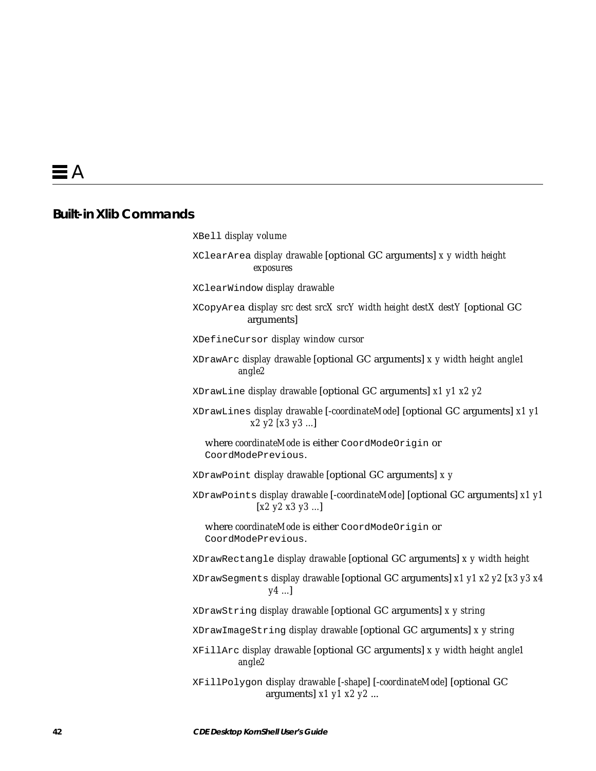# A

## Built-in Xlib Commands

`XBell` *display volume*

`XClearArea` *display drawable* [optional GC arguments] *x y width height exposures*

`XClearWindow` *display drawable*

`XCopyArea` *display src dest srcX srcY width height destX destY* [optional GC arguments]

`XDefineCursor` *display window cursor*

`XDrawArc` *display drawable* [optional GC arguments] *x y width height angle1 angle2*

`XDrawLine` *display drawable* [optional GC arguments] *x1 y1 x2 y2*

`XDrawLines` *display drawable* [*-coordinateMode*] [optional GC arguments] *x1 y1 x2 y2* [*x3 y3* ...]

where *coordinateMode* is either `CoordModeOrigin` or `CoordModePrevious`.

`XDrawPoint` *display drawable* [optional GC arguments] *x y*

`XDrawPoints` *display drawable* [*-coordinateMode*] [optional GC arguments] *x1 y1* [*x2 y2 x3 y3* ...]

where *coordinateMode* is either `CoordModeOrigin` or `CoordModePrevious`.

`XDrawRectangle` *display drawable* [optional GC arguments] *x y width height*

`XDrawSegments` *display drawable* [optional GC arguments] *x1 y1 x2 y2* [*x3 y3 x4 y4* ...]

`XDrawString` *display drawable* [optional GC arguments] *x y string*

`XDrawImageString` *display drawable* [optional GC arguments] *x y string*

`XFillArc` *display drawable* [optional GC arguments] *x y width height angle1 angle2*

`XFillPolygon` *display drawable* [*-shape*] [*-coordinateMode*] [optional GC arguments] *x1 y1 x2 y2* ...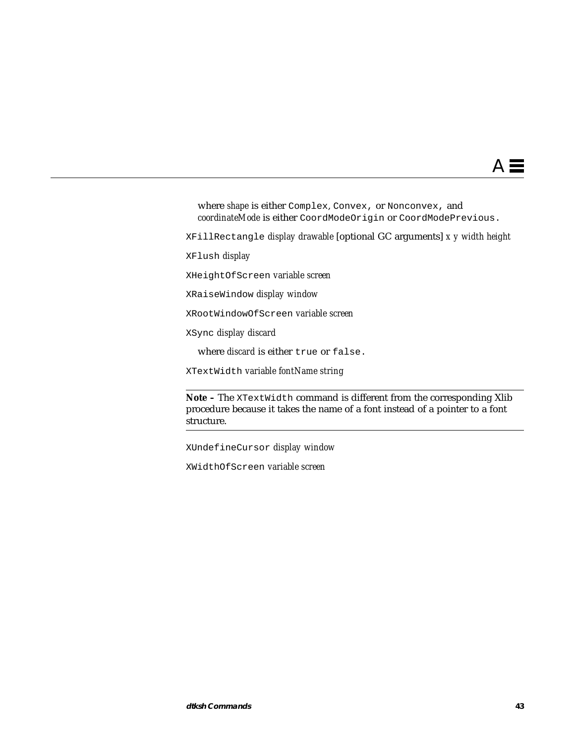where *shape* is either `Complex`, `Convex`, or `Nonconvex`, and *coordinateMode* is either `CoordModeOrigin` or `CoordModePrevious`.

`XFillRectangle` *display drawable* [optional GC arguments] *x y width height*

`XFlush` *display*

`XHeightOfScreen` *variable screen*

`XRaiseWindow` *display window*

`XRootWindowOfScreen` *variable screen*

`XSync` *display discard*

where *discard* is either `true` or `false`.

`XTextWidth` *variable fontName string*

---

**Note –** The `XTextWidth` command is different from the corresponding Xlib procedure because it takes the name of a font instead of a pointer to a font structure.

---

`XUndefineCursor` *display window*

`XWidthOfScreen` *variable screen*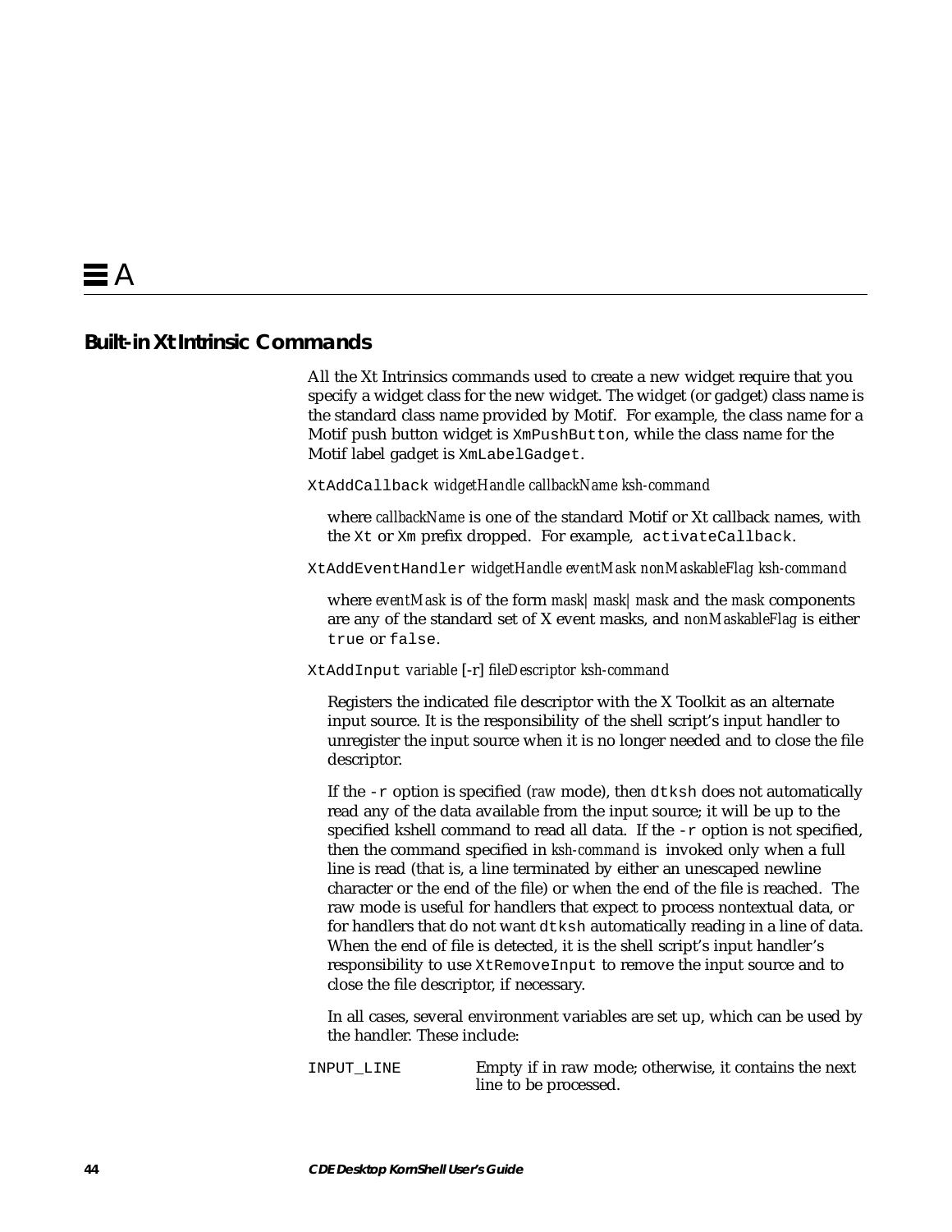# A

## Built-in Xt Intrinsic Commands

All the Xt Intrinsics commands used to create a new widget require that you specify a widget class for the new widget. The widget (or gadget) class name is the standard class name provided by Motif. For example, the class name for a Motif push button widget is `XmPushButton`, while the class name for the Motif label gadget is `XmLabelGadget`.

`XtAddCallback` *widgetHandle callbackName ksh-command*

where *callbackName* is one of the standard Motif or Xt callback names, with the `Xt` or `Xm` prefix dropped. For example, `activateCallback`.

`XtAddEventHandler` *widgetHandle eventMask nonMaskableFlag ksh-command*

where *eventMask* is of the form *mask|mask|mask* and the *mask* components are any of the standard set of X event masks, and *nonMaskableFlag* is either `true` or `false`.

`XtAddInput` *variable* [-r] *fileDescriptor ksh-command*

Registers the indicated file descriptor with the X Toolkit as an alternate input source. It is the responsibility of the shell script's input handler to unregister the input source when it is no longer needed and to close the file descriptor.

If the `-r` option is specified (*raw* mode), then `dtksh` does not automatically read any of the data available from the input source; it will be up to the specified kshell command to read all data. If the `-r` option is not specified, then the command specified in *ksh-command* is invoked only when a full line is read (that is, a line terminated by either an unescaped newline character or the end of the file) or when the end of the file is reached. The raw mode is useful for handlers that expect to process nontextual data, or for handlers that do not want `dtksh` automatically reading in a line of data. When the end of file is detected, it is the shell script's input handler's responsibility to use `XtRemoveInput` to remove the input source and to close the file descriptor, if necessary.

In all cases, several environment variables are set up, which can be used by the handler. These include:

| | |
|---|---|
| `INPUT_LINE` | Empty if in raw mode; otherwise, it contains the next line to be processed. |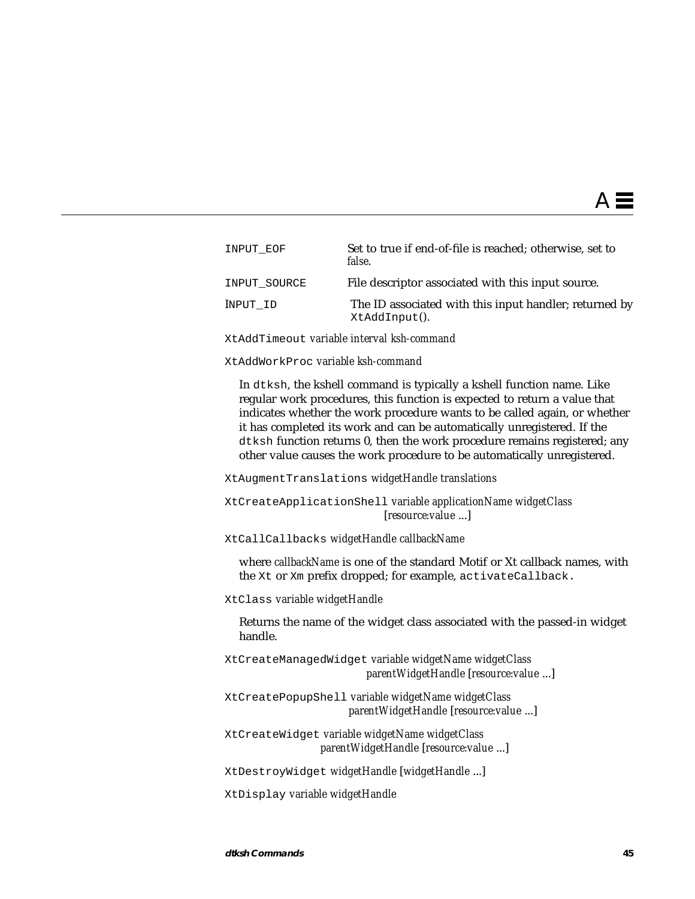| | |
|---|---|
| `INPUT_EOF` | Set to true if end-of-file is reached; otherwise, set to *false*. |
| `INPUT_SOURCE` | File descriptor associated with this input source. |
| `INPUT_ID` | The ID associated with this input handler; returned by `XtAddInput()`. |

`XtAddTimeout` *variable interval ksh-command*

`XtAddWorkProc` *variable ksh-command*

In `dtksh`, the kshell command is typically a kshell function name. Like regular work procedures, this function is expected to return a value that indicates whether the work procedure wants to be called again, or whether it has completed its work and can be automatically unregistered. If the `dtksh` function returns 0, then the work procedure remains registered; any other value causes the work procedure to be automatically unregistered.

`XtAugmentTranslations` *widgetHandle translations*

`XtCreateApplicationShell` *variable applicationName widgetClass [resource:value ...]*

`XtCallCallbacks` *widgetHandle callbackName*

where *callbackName* is one of the standard Motif or Xt callback names, with the `Xt` or `Xm` prefix dropped; for example, `activateCallback`.

`XtClass` *variable widgetHandle*

Returns the name of the widget class associated with the passed-in widget handle.

`XtCreateManagedWidget` *variable widgetName widgetClass parentWidgetHandle [resource:value ...]*

`XtCreatePopupShell` *variable widgetName widgetClass parentWidgetHandle [resource:value ...]*

`XtCreateWidget` *variable widgetName widgetClass parentWidgetHandle [resource:value ...]*

`XtDestroyWidget` *widgetHandle [widgetHandle ...]*

`XtDisplay` *variable widgetHandle*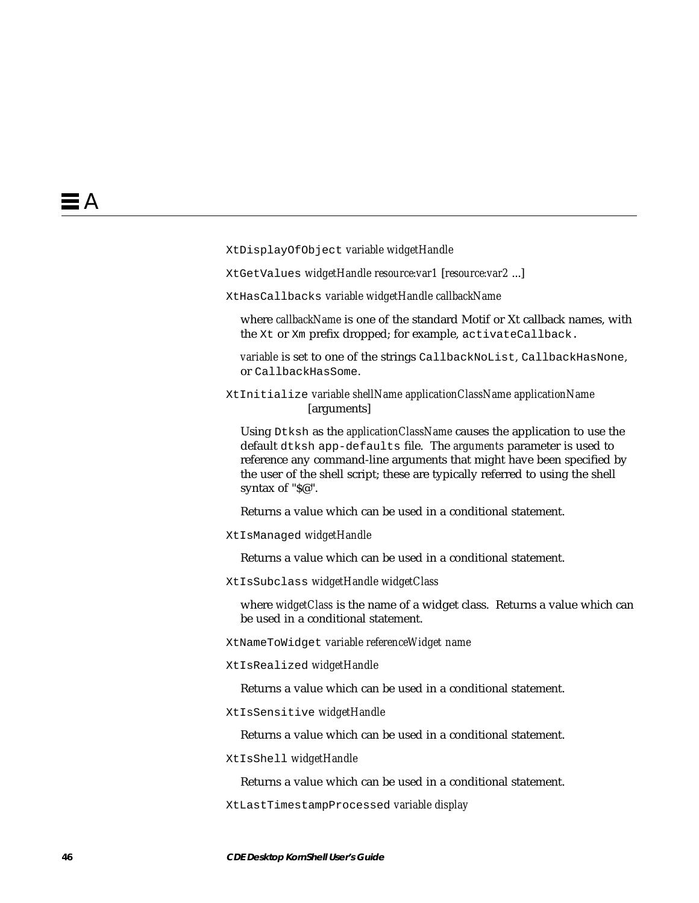`XtDisplayOfObject` *variable widgetHandle*

`XtGetValues` *widgetHandle resource:var1* [*resource:var2* ...]

`XtHasCallbacks` *variable widgetHandle callbackName*

where *callbackName* is one of the standard Motif or Xt callback names, with the `Xt` or `Xm` prefix dropped; for example, `activateCallback.`

*variable* is set to one of the strings `CallbackNoList`, `CallbackHasNone`, or `CallbackHasSome`.

`XtInitialize` *variable shellName applicationClassName applicationName* [arguments]

Using `Dtksh` as the *applicationClassName* causes the application to use the default `dtksh app-defaults` file. The *arguments* parameter is used to reference any command-line arguments that might have been specified by the user of the shell script; these are typically referred to using the shell syntax of "$@".

Returns a value which can be used in a conditional statement.

`XtIsManaged` *widgetHandle*

Returns a value which can be used in a conditional statement.

`XtIsSubclass` *widgetHandle widgetClass*

where *widgetClass* is the name of a widget class. Returns a value which can be used in a conditional statement.

`XtNameToWidget` *variable referenceWidget name*

`XtIsRealized` *widgetHandle*

Returns a value which can be used in a conditional statement.

`XtIsSensitive` *widgetHandle*

Returns a value which can be used in a conditional statement.

`XtIsShell` *widgetHandle*

Returns a value which can be used in a conditional statement.

`XtLastTimestampProcessed` *variable display*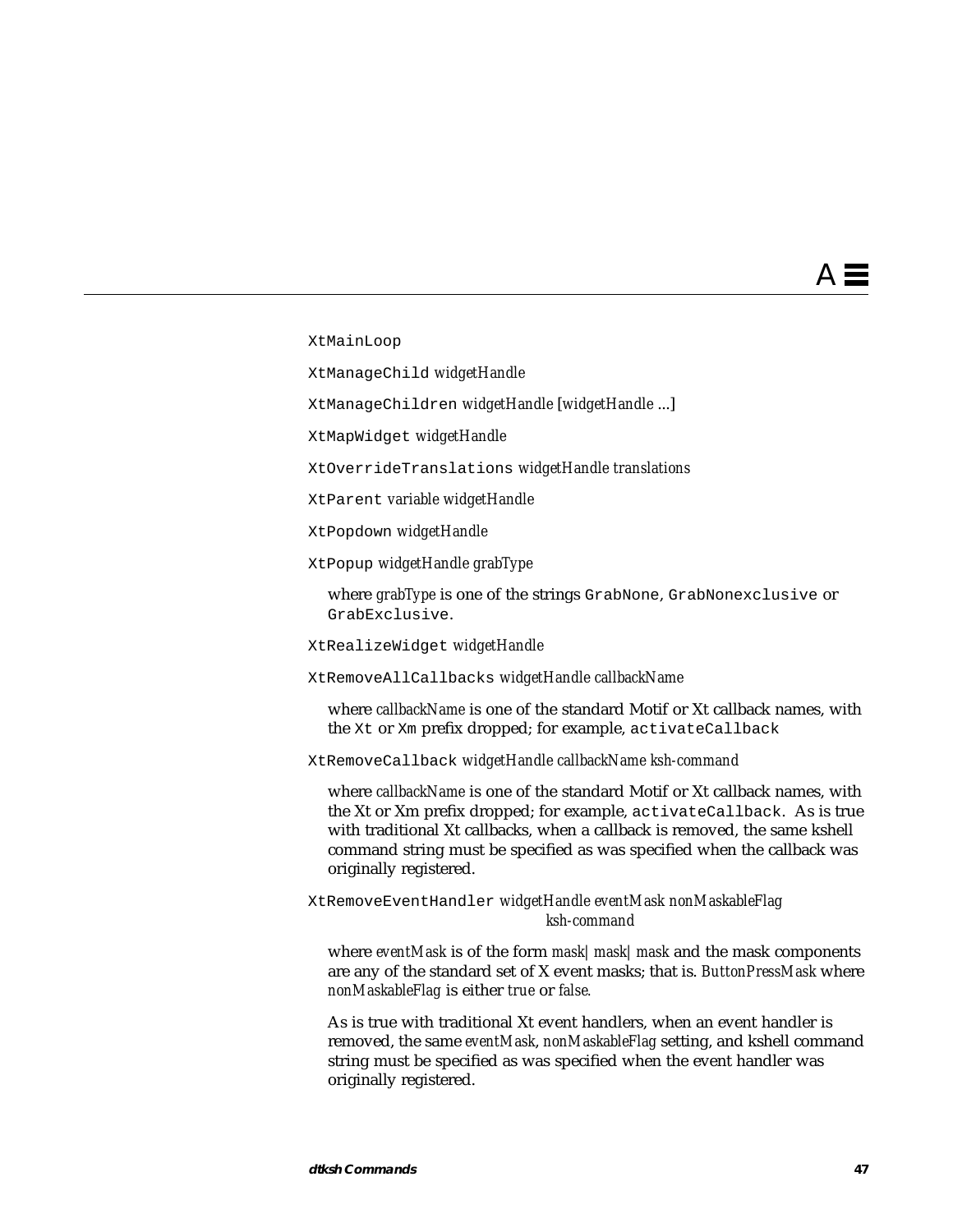`XtMainLoop`

`XtManageChild` *widgetHandle*

`XtManageChildren` *widgetHandle* [*widgetHandle* ...]

`XtMapWidget` *widgetHandle*

`XtOverrideTranslations` *widgetHandle translations*

`XtParent` *variable widgetHandle*

`XtPopdown` *widgetHandle*

`XtPopup` *widgetHandle grabType*

where *grabType* is one of the strings `GrabNone`, `GrabNonexclusive` or `GrabExclusive`.

`XtRealizeWidget` *widgetHandle*

`XtRemoveAllCallbacks` *widgetHandle callbackName*

where *callbackName* is one of the standard Motif or Xt callback names, with the `Xt` or `Xm` prefix dropped; for example, `activateCallback`

`XtRemoveCallback` *widgetHandle callbackName ksh-command*

where *callbackName* is one of the standard Motif or Xt callback names, with the Xt or Xm prefix dropped; for example, `activateCallback`. As is true with traditional Xt callbacks, when a callback is removed, the same kshell command string must be specified as was specified when the callback was originally registered.

`XtRemoveEventHandler` *widgetHandle eventMask nonMaskableFlag ksh-command*

where *eventMask* is of the form *mask*| *mask*| *mask* and the mask components are any of the standard set of X event masks; that is. *ButtonPressMask* where *nonMaskableFlag* is either *true* or *false*.

As is true with traditional Xt event handlers, when an event handler is removed, the same *eventMask*, *nonMaskableFlag* setting, and kshell command string must be specified as was specified when the event handler was originally registered.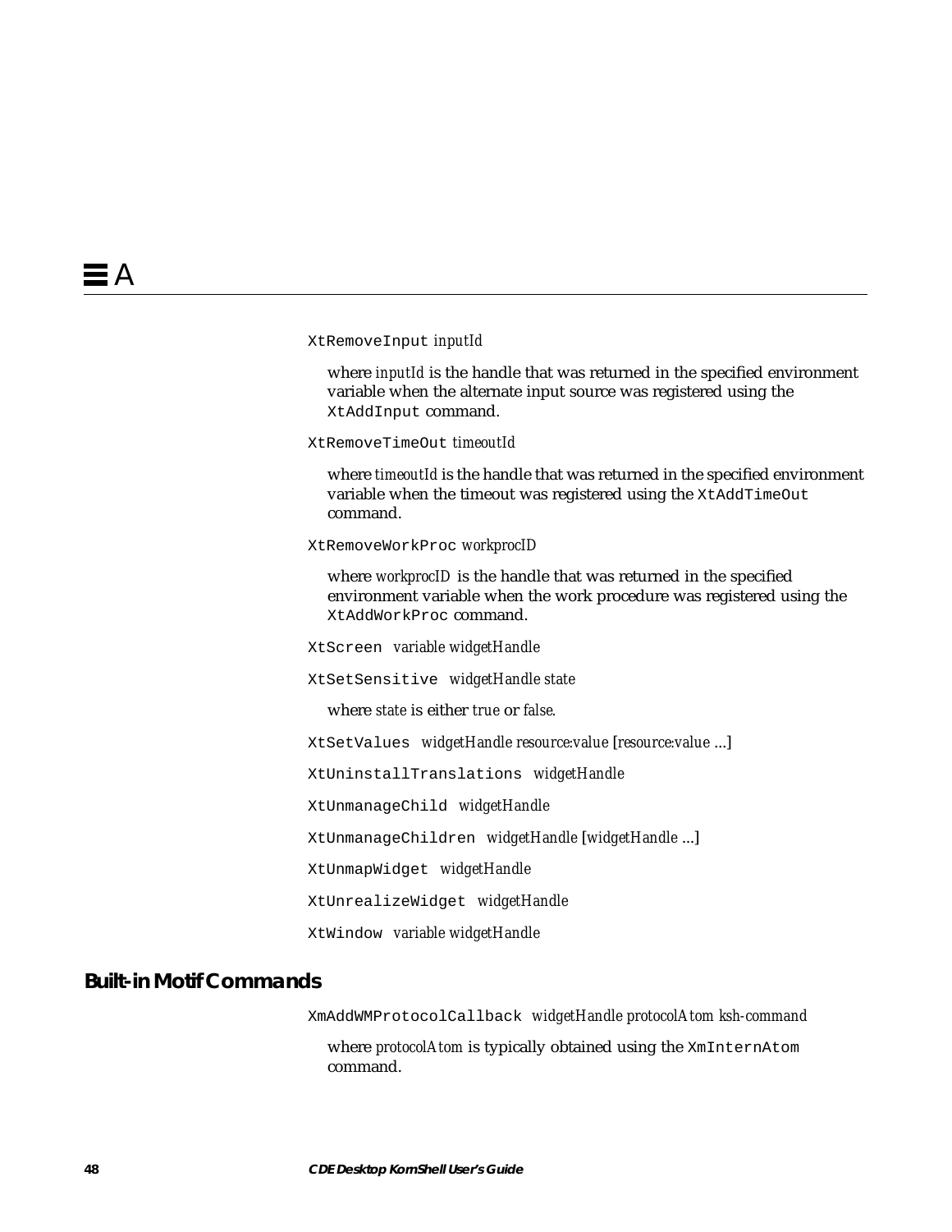`XtRemoveInput` *inputId*

where *inputId* is the handle that was returned in the specified environment variable when the alternate input source was registered using the `XtAddInput` command.

`XtRemoveTimeOut` *timeoutId*

where *timeoutId* is the handle that was returned in the specified environment variable when the timeout was registered using the `XtAddTimeOut` command.

`XtRemoveWorkProc` *workprocID*

where *workprocID* is the handle that was returned in the specified environment variable when the work procedure was registered using the `XtAddWorkProc` command.

`XtScreen` *variable widgetHandle*

`XtSetSensitive` *widgetHandle state*

where *state* is either *true* or *false*.

`XtSetValues` *widgetHandle resource:value* [*resource:value* ...]

`XtUninstallTranslations` *widgetHandle*

`XtUnmanageChild` *widgetHandle*

`XtUnmanageChildren` *widgetHandle* [*widgetHandle* ...]

`XtUnmapWidget` *widgetHandle*

`XtUnrealizeWidget` *widgetHandle*

`XtWindow` *variable widgetHandle*

## Built-in Motif Commands

`XmAddWMProtocolCallback` *widgetHandle protocolAtom ksh-command*

where *protocolAtom* is typically obtained using the `XmInternAtom` command.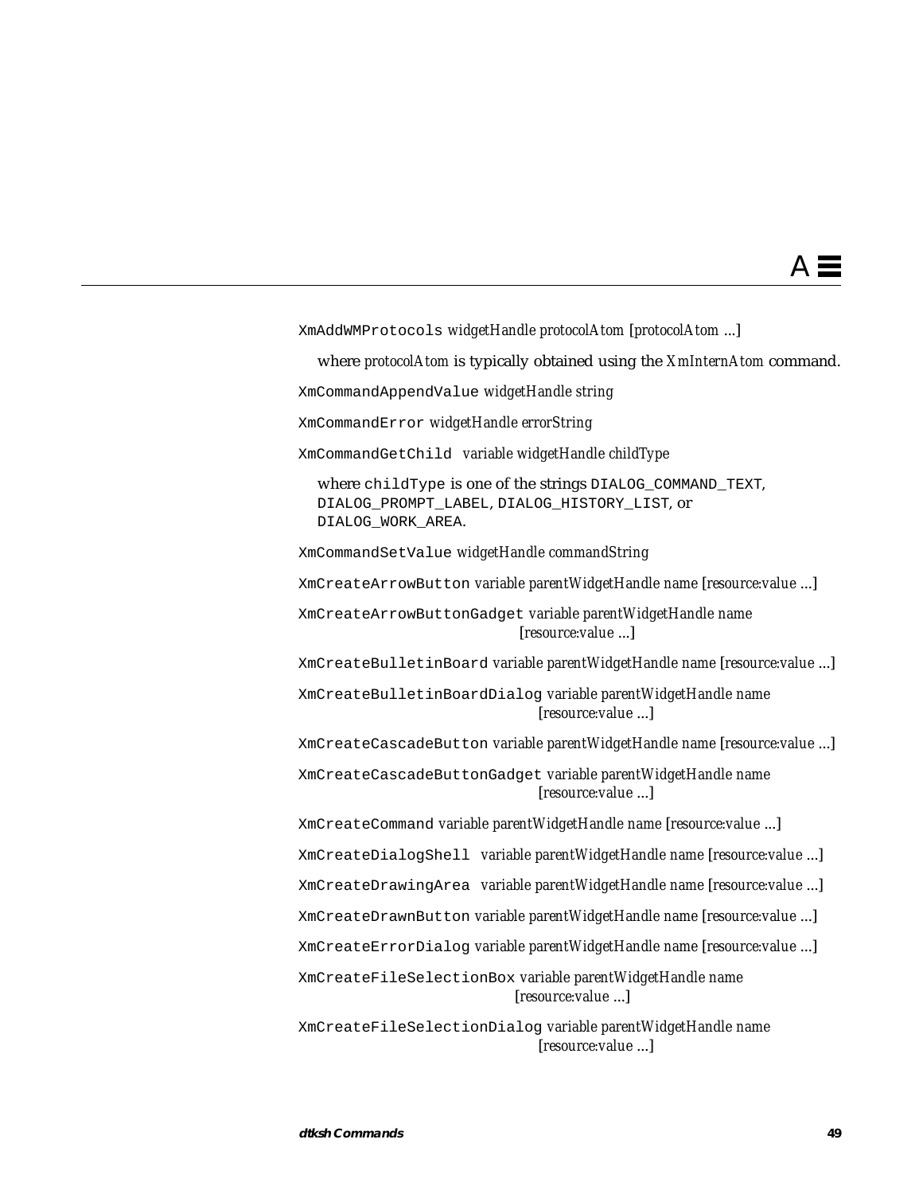`XmAddWMProtocols` *widgetHandle protocolAtom* [*protocolAtom* ...]

where *protocolAtom* is typically obtained using the *XmInternAtom* command.

`XmCommandAppendValue` *widgetHandle string*

`XmCommandError` *widgetHandle errorString*

`XmCommandGetChild` *variable widgetHandle childType*

where `childType` is one of the strings `DIALOG_COMMAND_TEXT`, `DIALOG_PROMPT_LABEL`, `DIALOG_HISTORY_LIST`, or `DIALOG_WORK_AREA`.

`XmCommandSetValue` *widgetHandle commandString*

`XmCreateArrowButton` *variable parentWidgetHandle name* [*resource:value* ...]

`XmCreateArrowButtonGadget` *variable parentWidgetHandle name* [*resource:value* ...]

`XmCreateBulletinBoard` *variable parentWidgetHandle name* [*resource:value* ...]

`XmCreateBulletinBoardDialog` *variable parentWidgetHandle name* [*resource:value* ...]

`XmCreateCascadeButton` *variable parentWidgetHandle name* [*resource:value* ...]

`XmCreateCascadeButtonGadget` *variable parentWidgetHandle name* [*resource:value* ...]

`XmCreateCommand` *variable parentWidgetHandle name* [*resource:value* ...]

`XmCreateDialogShell` *variable parentWidgetHandle name* [*resource:value* ...]

`XmCreateDrawingArea` *variable parentWidgetHandle name* [*resource:value* ...]

`XmCreateDrawnButton` *variable parentWidgetHandle name* [*resource:value* ...]

`XmCreateErrorDialog` *variable parentWidgetHandle name* [*resource:value* ...]

`XmCreateFileSelectionBox` *variable parentWidgetHandle name* [*resource:value* ...]

`XmCreateFileSelectionDialog` *variable parentWidgetHandle name* [*resource:value* ...]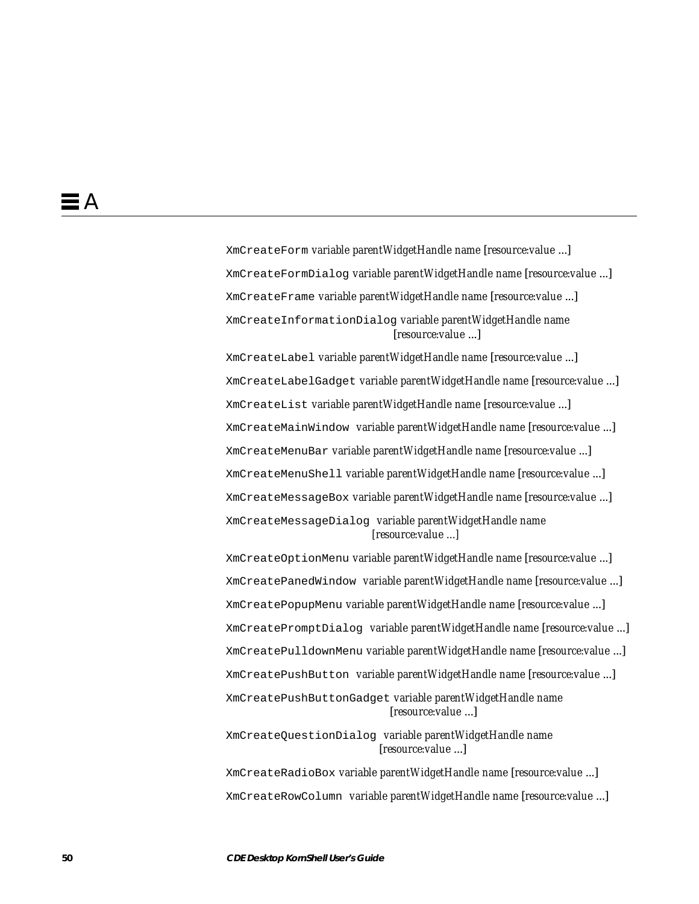`XmCreateForm` variable parentWidgetHandle name [resource:value ...]

`XmCreateFormDialog` variable parentWidgetHandle name [resource:value ...]

`XmCreateFrame` variable parentWidgetHandle name [resource:value ...]

`XmCreateInformationDialog` variable parentWidgetHandle name [resource:value ...]

`XmCreateLabel` variable parentWidgetHandle name [resource:value ...]

`XmCreateLabelGadget` variable parentWidgetHandle name [resource:value ...]

`XmCreateList` variable parentWidgetHandle name [resource:value ...]

`XmCreateMainWindow` variable parentWidgetHandle name [resource:value ...]

`XmCreateMenuBar` variable parentWidgetHandle name [resource:value ...]

`XmCreateMenuShell` variable parentWidgetHandle name [resource:value ...]

`XmCreateMessageBox` variable parentWidgetHandle name [resource:value ...]

`XmCreateMessageDialog` variable parentWidgetHandle name [resource:value ...]

`XmCreateOptionMenu` variable parentWidgetHandle name [resource:value ...]

`XmCreatePanedWindow` variable parentWidgetHandle name [resource:value ...]

`XmCreatePopupMenu` variable parentWidgetHandle name [resource:value ...]

`XmCreatePromptDialog` variable parentWidgetHandle name [resource:value ...]

`XmCreatePulldownMenu` variable parentWidgetHandle name [resource:value ...]

`XmCreatePushButton` variable parentWidgetHandle name [resource:value ...]

`XmCreatePushButtonGadget` variable parentWidgetHandle name [resource:value ...]

`XmCreateQuestionDialog` variable parentWidgetHandle name [resource:value ...]

`XmCreateRadioBox` variable parentWidgetHandle name [resource:value ...]

`XmCreateRowColumn` variable parentWidgetHandle name [resource:value ...]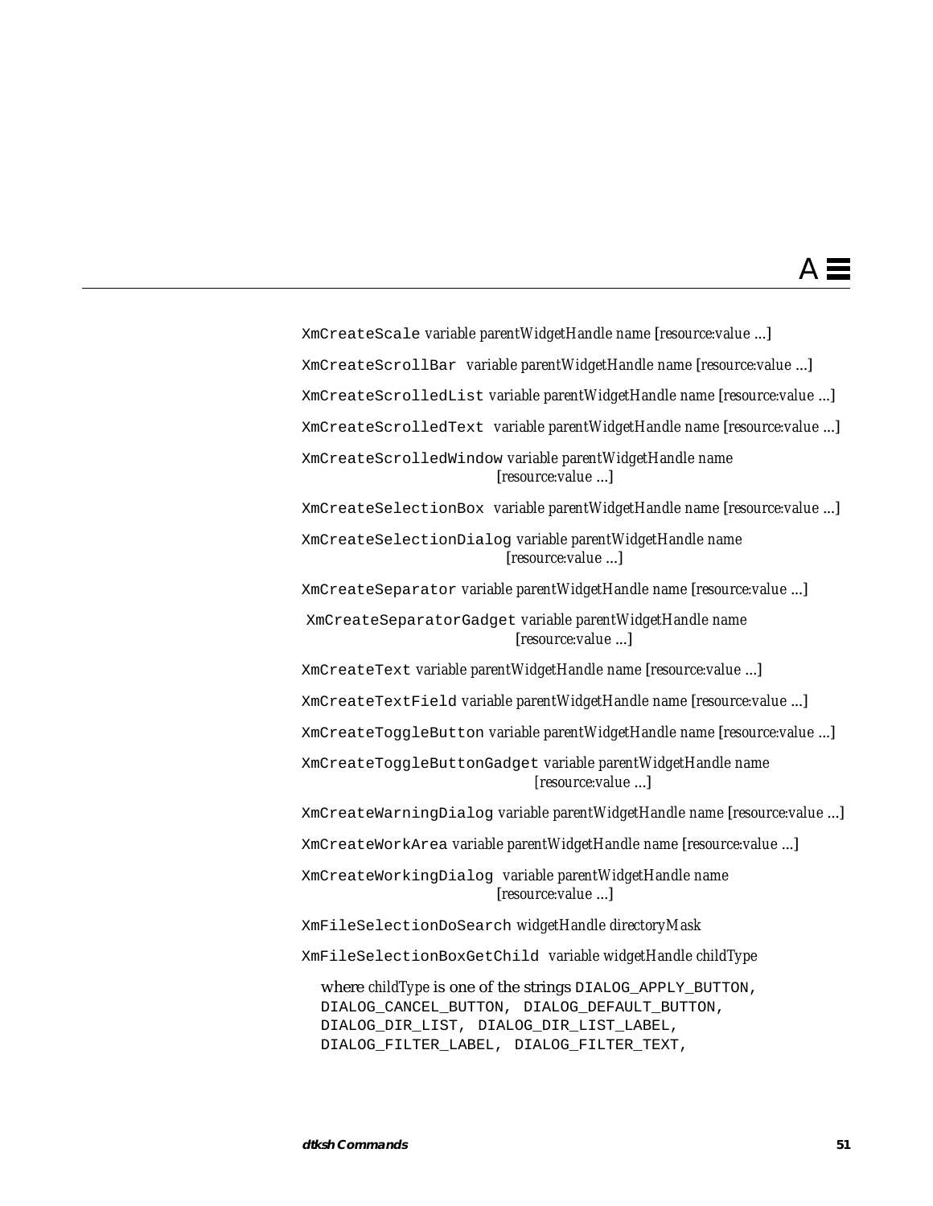`XmCreateScale` *variable parentWidgetHandle name [resource:value …]*

`XmCreateScrollBar` *variable parentWidgetHandle name [resource:value …]*

`XmCreateScrolledList` *variable parentWidgetHandle name [resource:value …]*

`XmCreateScrolledText` *variable parentWidgetHandle name [resource:value …]*

`XmCreateScrolledWindow` *variable parentWidgetHandle name [resource:value …]*

`XmCreateSelectionBox` *variable parentWidgetHandle name [resource:value …]*

`XmCreateSelectionDialog` *variable parentWidgetHandle name [resource:value …]*

`XmCreateSeparator` *variable parentWidgetHandle name [resource:value …]*

`XmCreateSeparatorGadget` *variable parentWidgetHandle name [resource:value …]*

`XmCreateText` *variable parentWidgetHandle name [resource:value …]*

`XmCreateTextField` *variable parentWidgetHandle name [resource:value …]*

`XmCreateToggleButton` *variable parentWidgetHandle name [resource:value …]*

`XmCreateToggleButtonGadget` *variable parentWidgetHandle name [resource:value …]*

`XmCreateWarningDialog` *variable parentWidgetHandle name [resource:value …]*

`XmCreateWorkArea` *variable parentWidgetHandle name [resource:value …]*

`XmCreateWorkingDialog` *variable parentWidgetHandle name [resource:value …]*

`XmFileSelectionDoSearch` *widgetHandle directoryMask*

`XmFileSelectionBoxGetChild` *variable widgetHandle childType*

where *childType* is one of the strings `DIALOG_APPLY_BUTTON`, `DIALOG_CANCEL_BUTTON`, `DIALOG_DEFAULT_BUTTON`, `DIALOG_DIR_LIST`, `DIALOG_DIR_LIST_LABEL`, `DIALOG_FILTER_LABEL`, `DIALOG_FILTER_TEXT`,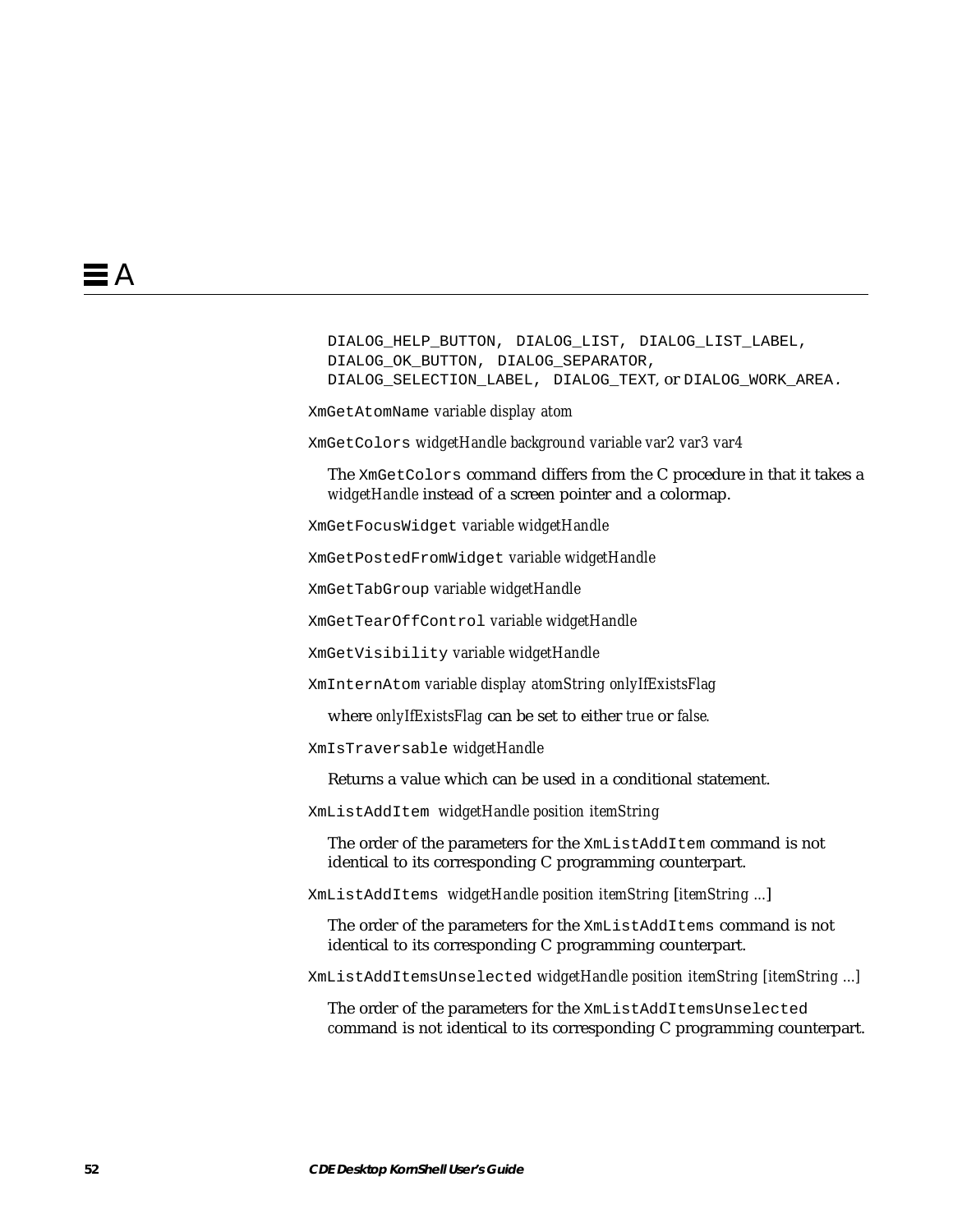DIALOG_HELP_BUTTON, DIALOG_LIST, DIALOG_LIST_LABEL, DIALOG_OK_BUTTON, DIALOG_SEPARATOR, DIALOG_SELECTION_LABEL, DIALOG_TEXT, or DIALOG_WORK_AREA.

`XmGetAtomName` *variable display atom*

`XmGetColors` *widgetHandle background variable var2 var3 var4*

The `XmGetColors` command differs from the C procedure in that it takes a *widgetHandle* instead of a screen pointer and a colormap.

`XmGetFocusWidget` *variable widgetHandle*

`XmGetPostedFromWidget` *variable widgetHandle*

`XmGetTabGroup` *variable widgetHandle*

`XmGetTearOffControl` *variable widgetHandle*

`XmGetVisibility` *variable widgetHandle*

`XmInternAtom` *variable display atomString onlyIfExistsFlag*

where *onlyIfExistsFlag* can be set to either *true* or *false*.

`XmIsTraversable` *widgetHandle*

Returns a value which can be used in a conditional statement.

`XmListAddItem` *widgetHandle position itemString*

The order of the parameters for the `XmListAddItem` command is not identical to its corresponding C programming counterpart.

`XmListAddItems` *widgetHandle position itemString* [*itemString …*]

The order of the parameters for the `XmListAddItems` command is not identical to its corresponding C programming counterpart.

`XmListAddItemsUnselected` *widgetHandle position itemString* [*itemString …*]

The order of the parameters for the `XmListAddItemsUnselected` command is not identical to its corresponding C programming counterpart.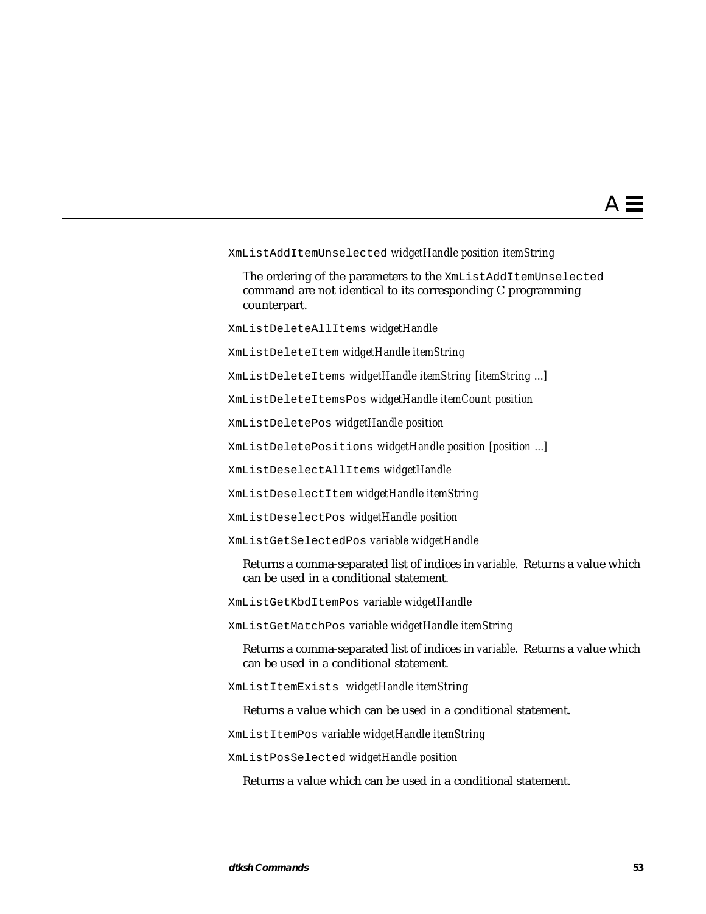`XmListAddItemUnselected` *widgetHandle position itemString*

The ordering of the parameters to the `XmListAddItemUnselected` command are not identical to its corresponding C programming counterpart.

`XmListDeleteAllItems` *widgetHandle*

`XmListDeleteItem` *widgetHandle itemString*

`XmListDeleteItems` *widgetHandle itemString [itemString ...]*

`XmListDeleteItemsPos` *widgetHandle itemCount position*

`XmListDeletePos` *widgetHandle position*

`XmListDeletePositions` *widgetHandle position [position ...]*

`XmListDeselectAllItems` *widgetHandle*

`XmListDeselectItem` *widgetHandle itemString*

`XmListDeselectPos` *widgetHandle position*

`XmListGetSelectedPos` *variable widgetHandle*

Returns a comma-separated list of indices in *variable*. Returns a value which can be used in a conditional statement.

`XmListGetKbdItemPos` *variable widgetHandle*

`XmListGetMatchPos` *variable widgetHandle itemString*

Returns a comma-separated list of indices in *variable*. Returns a value which can be used in a conditional statement.

`XmListItemExists` *widgetHandle itemString*

Returns a value which can be used in a conditional statement.

`XmListItemPos` *variable widgetHandle itemString*

`XmListPosSelected` *widgetHandle position*

Returns a value which can be used in a conditional statement.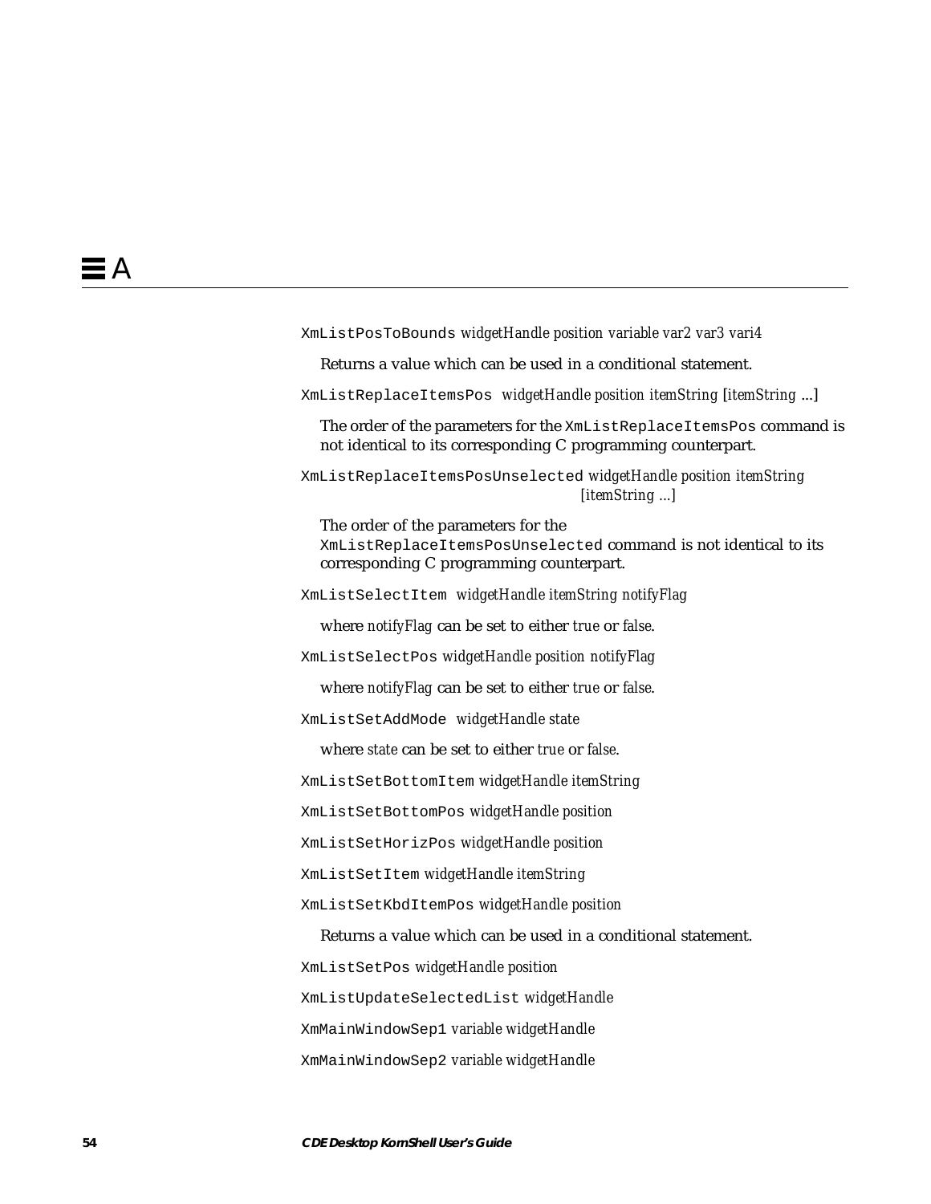`XmListPosToBounds` *widgetHandle position variable var2 var3 vari4*

Returns a value which can be used in a conditional statement.

`XmListReplaceItemsPos` *widgetHandle position itemString* [*itemString* ...]

The order of the parameters for the `XmListReplaceItemsPos` command is not identical to its corresponding C programming counterpart.

`XmListReplaceItemsPosUnselected` *widgetHandle position itemString [itemString ...]*

The order of the parameters for the `XmListReplaceItemsPosUnselected` command is not identical to its corresponding C programming counterpart.

`XmListSelectItem` *widgetHandle itemString notifyFlag*

where *notifyFlag* can be set to either *true* or *false*.

`XmListSelectPos` *widgetHandle position notifyFlag*

where *notifyFlag* can be set to either *true* or *false*.

`XmListSetAddMode` *widgetHandle state*

where *state* can be set to either *true* or *false*.

`XmListSetBottomItem` *widgetHandle itemString*

`XmListSetBottomPos` *widgetHandle position*

`XmListSetHorizPos` *widgetHandle position*

`XmListSetItem` *widgetHandle itemString*

`XmListSetKbdItemPos` *widgetHandle position*

Returns a value which can be used in a conditional statement.

`XmListSetPos` *widgetHandle position*

`XmListUpdateSelectedList` *widgetHandle*

`XmMainWindowSep1` *variable widgetHandle*

`XmMainWindowSep2` *variable widgetHandle*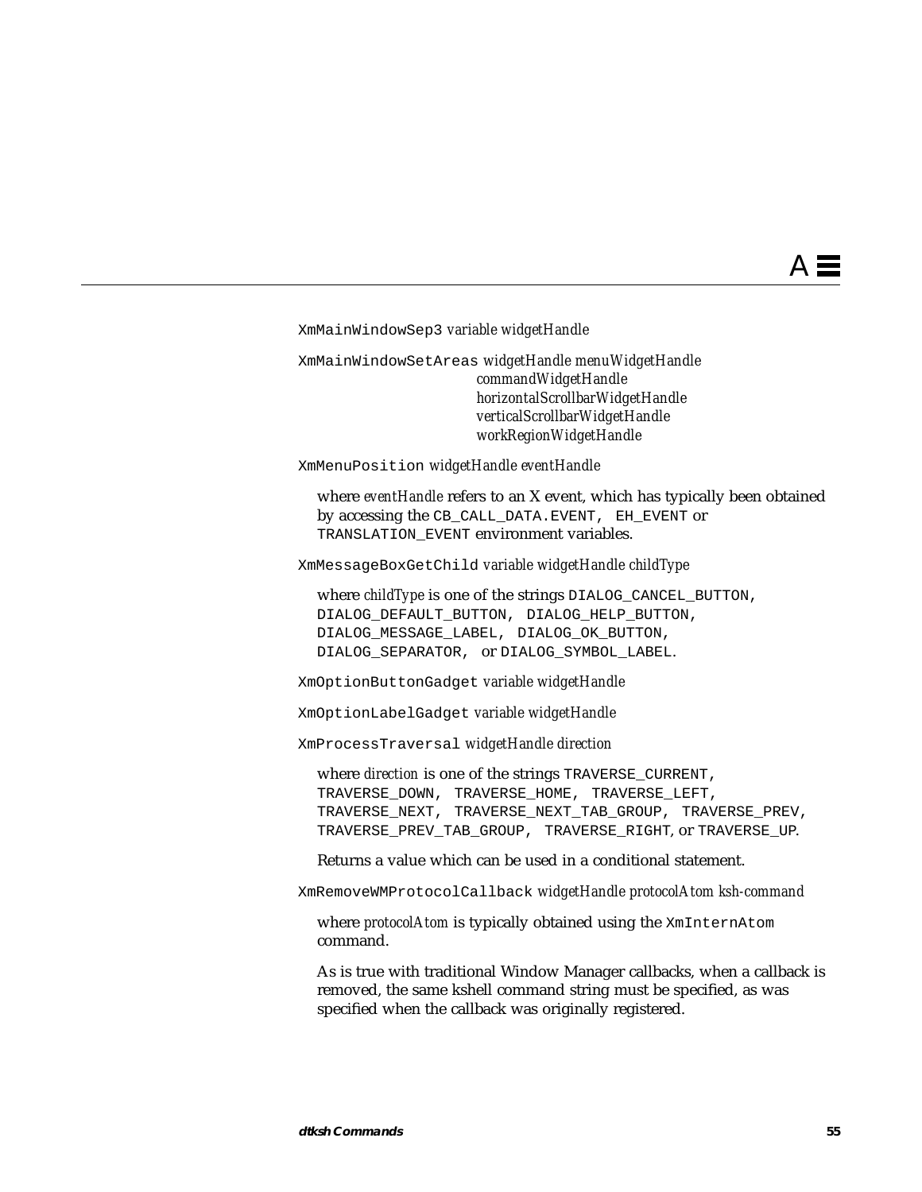`XmMainWindowSep3` *variable widgetHandle*

`XmMainWindowSetAreas` *widgetHandle menuWidgetHandle commandWidgetHandle horizontalScrollbarWidgetHandle verticalScrollbarWidgetHandle workRegionWidgetHandle*

`XmMenuPosition` *widgetHandle eventHandle*

where *eventHandle* refers to an X event, which has typically been obtained by accessing the `CB_CALL_DATA.EVENT`, `EH_EVENT` or `TRANSLATION_EVENT` environment variables.

`XmMessageBoxGetChild` *variable widgetHandle childType*

where *childType* is one of the strings `DIALOG_CANCEL_BUTTON`, `DIALOG_DEFAULT_BUTTON`, `DIALOG_HELP_BUTTON`, `DIALOG_MESSAGE_LABEL`, `DIALOG_OK_BUTTON`, `DIALOG_SEPARATOR`, or `DIALOG_SYMBOL_LABEL`.

`XmOptionButtonGadget` *variable widgetHandle*

`XmOptionLabelGadget` *variable widgetHandle*

`XmProcessTraversal` *widgetHandle direction*

where *direction* is one of the strings `TRAVERSE_CURRENT`, `TRAVERSE_DOWN`, `TRAVERSE_HOME`, `TRAVERSE_LEFT`, `TRAVERSE_NEXT`, `TRAVERSE_NEXT_TAB_GROUP`, `TRAVERSE_PREV`, `TRAVERSE_PREV_TAB_GROUP`, `TRAVERSE_RIGHT`, or `TRAVERSE_UP`.

Returns a value which can be used in a conditional statement.

`XmRemoveWMProtocolCallback` *widgetHandle protocolAtom ksh-command*

where *protocolAtom* is typically obtained using the `XmInternAtom` command.

As is true with traditional Window Manager callbacks, when a callback is removed, the same kshell command string must be specified, as was specified when the callback was originally registered.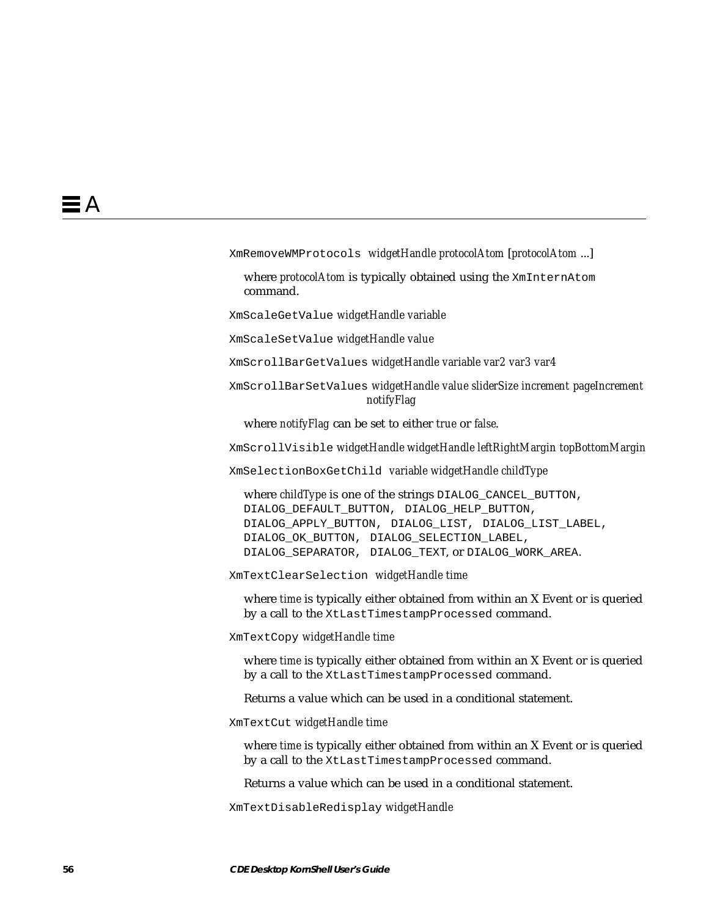`XmRemoveWMProtocols` *widgetHandle protocolAtom* [*protocolAtom* ...]

where *protocolAtom* is typically obtained using the `XmInternAtom` command.

`XmScaleGetValue` *widgetHandle variable*

`XmScaleSetValue` *widgetHandle value*

`XmScrollBarGetValues` *widgetHandle variable var2 var3 var4*

`XmScrollBarSetValues` *widgetHandle value sliderSize increment pageIncrement notifyFlag*

where *notifyFlag* can be set to either *true* or *false*.

`XmScrollVisible` *widgetHandle widgetHandle leftRightMargin topBottomMargin*

`XmSelectionBoxGetChild` *variable widgetHandle childType*

where *childType* is one of the strings `DIALOG_CANCEL_BUTTON`, `DIALOG_DEFAULT_BUTTON`, `DIALOG_HELP_BUTTON`, `DIALOG_APPLY_BUTTON`, `DIALOG_LIST`, `DIALOG_LIST_LABEL`, `DIALOG_OK_BUTTON`, `DIALOG_SELECTION_LABEL`, `DIALOG_SEPARATOR`, `DIALOG_TEXT`, or `DIALOG_WORK_AREA`.

`XmTextClearSelection` *widgetHandle time*

where *time* is typically either obtained from within an X Event or is queried by a call to the `XtLastTimestampProcessed` command.

`XmTextCopy` *widgetHandle time*

where *time* is typically either obtained from within an X Event or is queried by a call to the `XtLastTimestampProcessed` command.

Returns a value which can be used in a conditional statement.

`XmTextCut` *widgetHandle time*

where *time* is typically either obtained from within an X Event or is queried by a call to the `XtLastTimestampProcessed` command.

Returns a value which can be used in a conditional statement.

`XmTextDisableRedisplay` *widgetHandle*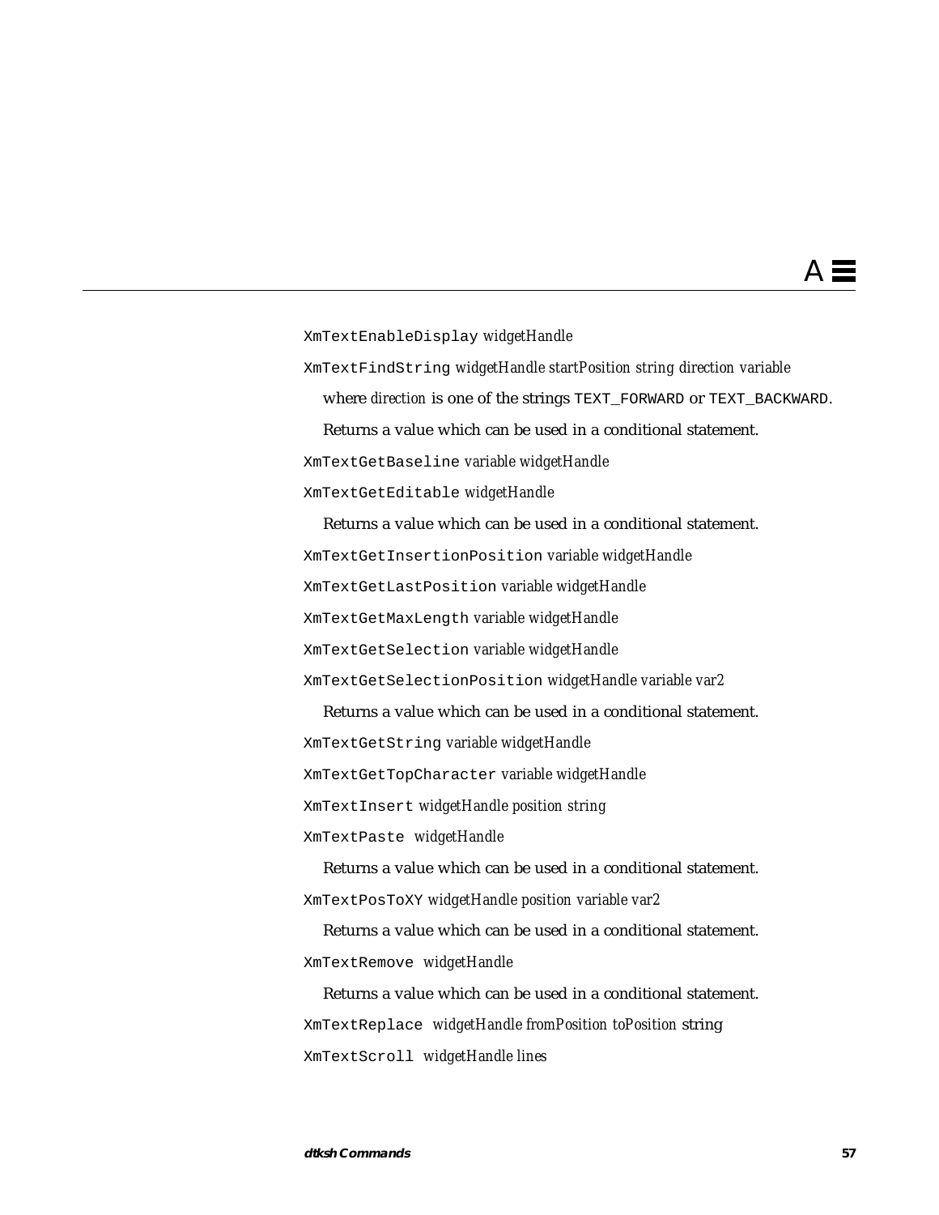`XmTextEnableDisplay` *widgetHandle*

`XmTextFindString` *widgetHandle startPosition string direction variable*

where *direction* is one of the strings `TEXT_FORWARD` or `TEXT_BACKWARD`.

Returns a value which can be used in a conditional statement.

`XmTextGetBaseline` *variable widgetHandle*

`XmTextGetEditable` *widgetHandle*

Returns a value which can be used in a conditional statement.

`XmTextGetInsertionPosition` *variable widgetHandle*

`XmTextGetLastPosition` *variable widgetHandle*

`XmTextGetMaxLength` *variable widgetHandle*

`XmTextGetSelection` *variable widgetHandle*

`XmTextGetSelectionPosition` *widgetHandle variable var2*

Returns a value which can be used in a conditional statement.

`XmTextGetString` *variable widgetHandle*

`XmTextGetTopCharacter` *variable widgetHandle*

`XmTextInsert` *widgetHandle position string*

`XmTextPaste` *widgetHandle*

Returns a value which can be used in a conditional statement.

`XmTextPosToXY` *widgetHandle position variable var2*

Returns a value which can be used in a conditional statement.

`XmTextRemove` *widgetHandle*

Returns a value which can be used in a conditional statement.

`XmTextReplace` *widgetHandle fromPosition toPosition* string

`XmTextScroll` *widgetHandle lines*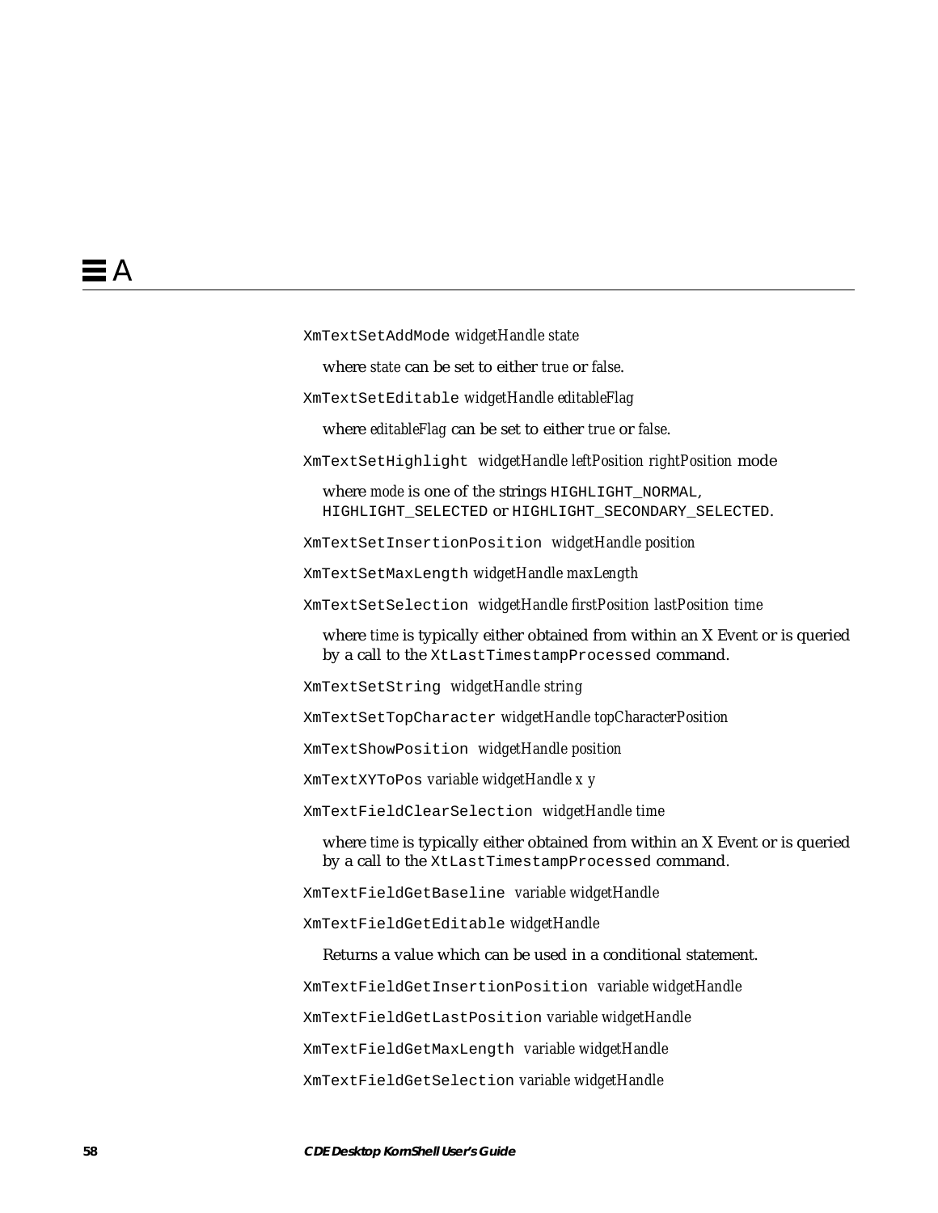`XmTextSetAddMode` *widgetHandle state*

where *state* can be set to either *true* or *false*.

`XmTextSetEditable` *widgetHandle editableFlag*

where *editableFlag* can be set to either *true* or *false*.

`XmTextSetHighlight` *widgetHandle leftPosition rightPosition* mode

where *mode* is one of the strings `HIGHLIGHT_NORMAL`, `HIGHLIGHT_SELECTED` or `HIGHLIGHT_SECONDARY_SELECTED`.

`XmTextSetInsertionPosition` *widgetHandle position*

`XmTextSetMaxLength` *widgetHandle maxLength*

`XmTextSetSelection` *widgetHandle firstPosition lastPosition time*

where *time* is typically either obtained from within an X Event or is queried by a call to the `XtLastTimestampProcessed` command.

`XmTextSetString` *widgetHandle string*

`XmTextSetTopCharacter` *widgetHandle topCharacterPosition*

`XmTextShowPosition` *widgetHandle position*

`XmTextXYToPos` *variable widgetHandle x y*

`XmTextFieldClearSelection` *widgetHandle time*

where *time* is typically either obtained from within an X Event or is queried by a call to the `XtLastTimestampProcessed` command.

`XmTextFieldGetBaseline` *variable widgetHandle*

`XmTextFieldGetEditable` *widgetHandle*

Returns a value which can be used in a conditional statement.

`XmTextFieldGetInsertionPosition` *variable widgetHandle*

`XmTextFieldGetLastPosition` *variable widgetHandle*

`XmTextFieldGetMaxLength` *variable widgetHandle*

`XmTextFieldGetSelection` *variable widgetHandle*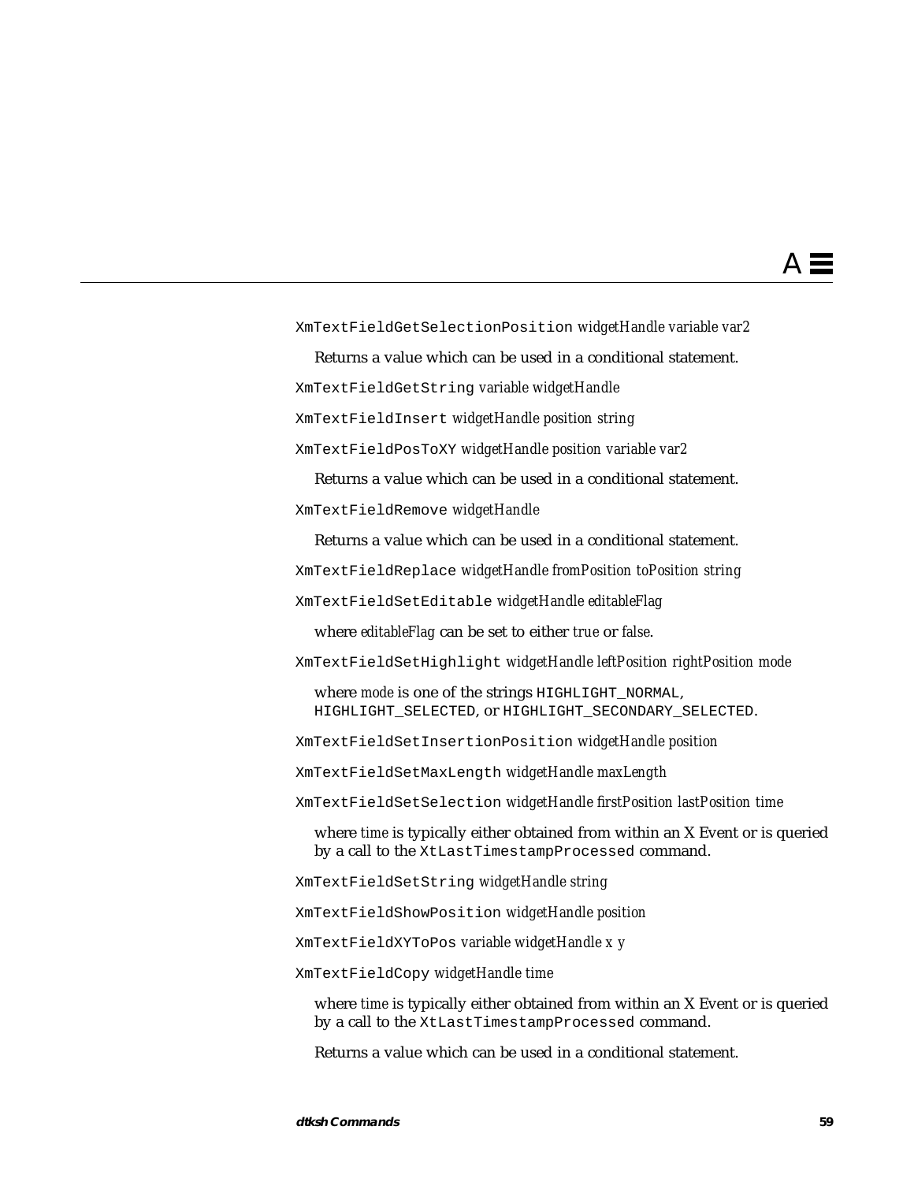`XmTextFieldGetSelectionPosition` *widgetHandle variable var2*

Returns a value which can be used in a conditional statement.

`XmTextFieldGetString` *variable widgetHandle*

`XmTextFieldInsert` *widgetHandle position string*

`XmTextFieldPosToXY` *widgetHandle position variable var2*

Returns a value which can be used in a conditional statement.

`XmTextFieldRemove` *widgetHandle*

Returns a value which can be used in a conditional statement.

`XmTextFieldReplace` *widgetHandle fromPosition toPosition string*

`XmTextFieldSetEditable` *widgetHandle editableFlag*

where *editableFlag* can be set to either *true* or *false*.

`XmTextFieldSetHighlight` *widgetHandle leftPosition rightPosition mode*

where *mode* is one of the strings `HIGHLIGHT_NORMAL`, `HIGHLIGHT_SELECTED`, or `HIGHLIGHT_SECONDARY_SELECTED`.

`XmTextFieldSetInsertionPosition` *widgetHandle position*

`XmTextFieldSetMaxLength` *widgetHandle maxLength*

`XmTextFieldSetSelection` *widgetHandle firstPosition lastPosition time*

where *time* is typically either obtained from within an X Event or is queried by a call to the `XtLastTimestampProcessed` command.

`XmTextFieldSetString` *widgetHandle string*

`XmTextFieldShowPosition` *widgetHandle position*

`XmTextFieldXYToPos` *variable widgetHandle x y*

`XmTextFieldCopy` *widgetHandle time*

where *time* is typically either obtained from within an X Event or is queried by a call to the `XtLastTimestampProcessed` command.

Returns a value which can be used in a conditional statement.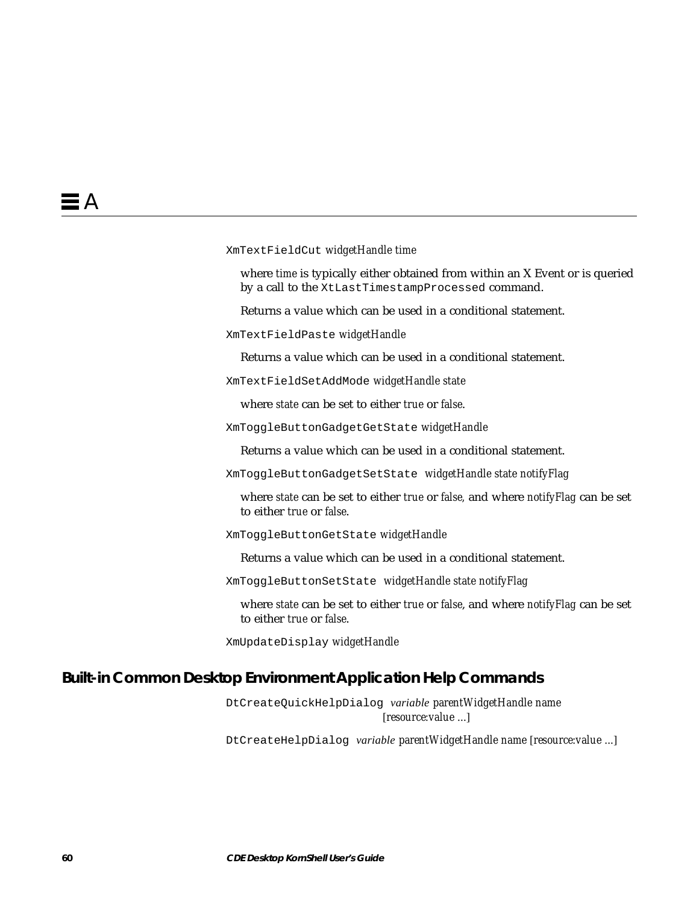`XmTextFieldCut` *widgetHandle time*

where *time* is typically either obtained from within an X Event or is queried by a call to the `XtLastTimestampProcessed` command.

Returns a value which can be used in a conditional statement.

`XmTextFieldPaste` *widgetHandle*

Returns a value which can be used in a conditional statement.

`XmTextFieldSetAddMode` *widgetHandle state*

where *state* can be set to either *true* or *false*.

`XmToggleButtonGadgetGetState` *widgetHandle*

Returns a value which can be used in a conditional statement.

`XmToggleButtonGadgetSetState` *widgetHandle state notifyFlag*

where *state* can be set to either *true* or *false*, and where *notifyFlag* can be set to either *true* or *false*.

`XmToggleButtonGetState` *widgetHandle*

Returns a value which can be used in a conditional statement.

`XmToggleButtonSetState` *widgetHandle state notifyFlag*

where *state* can be set to either *true* or *false*, and where *notifyFlag* can be set to either *true* or *false*.

`XmUpdateDisplay` *widgetHandle*

## Built-in Common Desktop Environment Application Help Commands

`DtCreateQuickHelpDialog` *variable* *parentWidgetHandle name [resource:value ...]*

`DtCreateHelpDialog` *variable* *parentWidgetHandle name [resource:value ...]*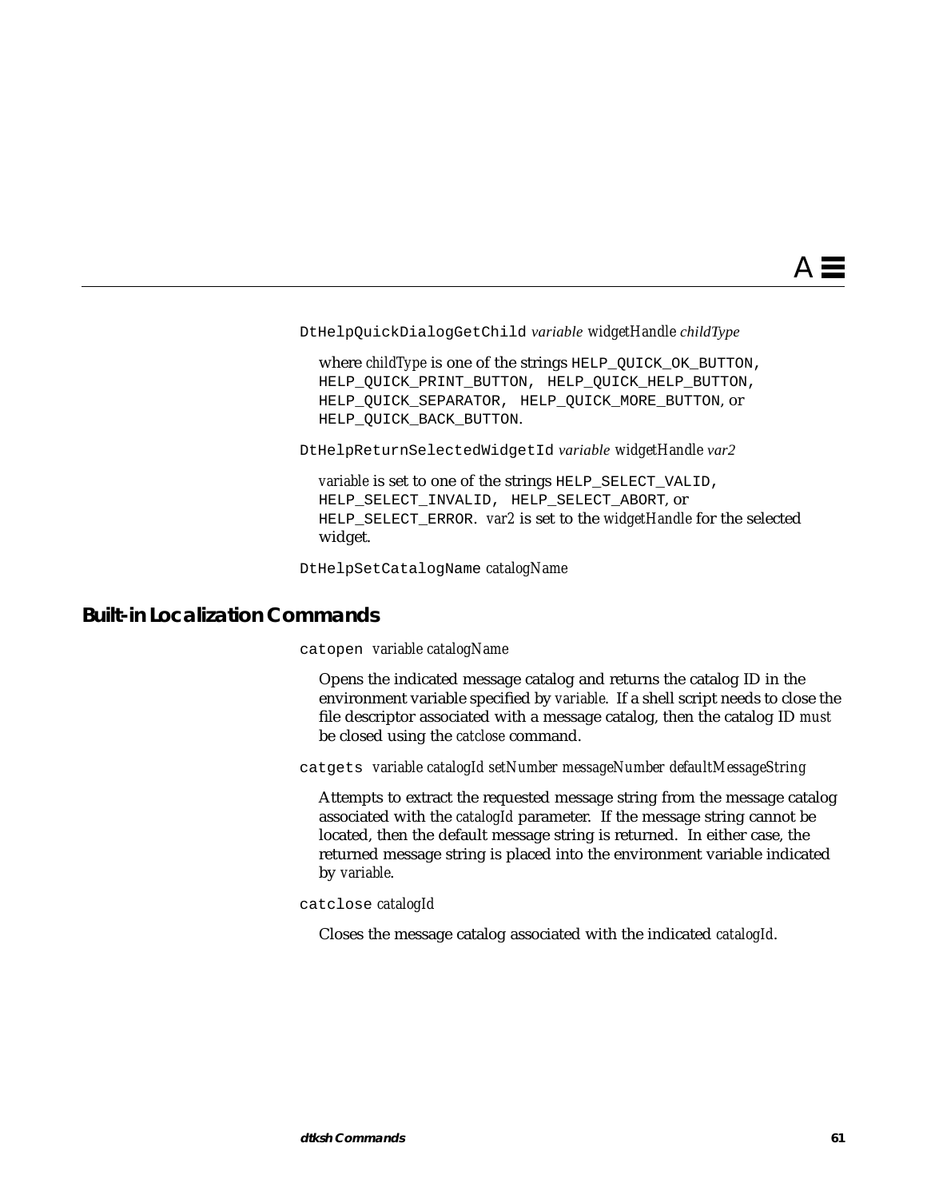`DtHelpQuickDialogGetChild` *variable widgetHandle childType*

where *childType* is one of the strings `HELP_QUICK_OK_BUTTON`, `HELP_QUICK_PRINT_BUTTON`, `HELP_QUICK_HELP_BUTTON`, `HELP_QUICK_SEPARATOR`, `HELP_QUICK_MORE_BUTTON`, or `HELP_QUICK_BACK_BUTTON`.

`DtHelpReturnSelectedWidgetId` *variable widgetHandle var2*

*variable* is set to one of the strings `HELP_SELECT_VALID`, `HELP_SELECT_INVALID`, `HELP_SELECT_ABORT`, or `HELP_SELECT_ERROR`. *var2* is set to the *widgetHandle* for the selected widget.

`DtHelpSetCatalogName` *catalogName*

## Built-in Localization Commands

`catopen` *variable catalogName*

Opens the indicated message catalog and returns the catalog ID in the environment variable specified by *variable*. If a shell script needs to close the file descriptor associated with a message catalog, then the catalog ID *must* be closed using the *catclose* command.

`catgets` *variable catalogId setNumber messageNumber defaultMessageString*

Attempts to extract the requested message string from the message catalog associated with the *catalogId* parameter. If the message string cannot be located, then the default message string is returned. In either case, the returned message string is placed into the environment variable indicated by *variable*.

`catclose` *catalogId*

Closes the message catalog associated with the indicated *catalogId*.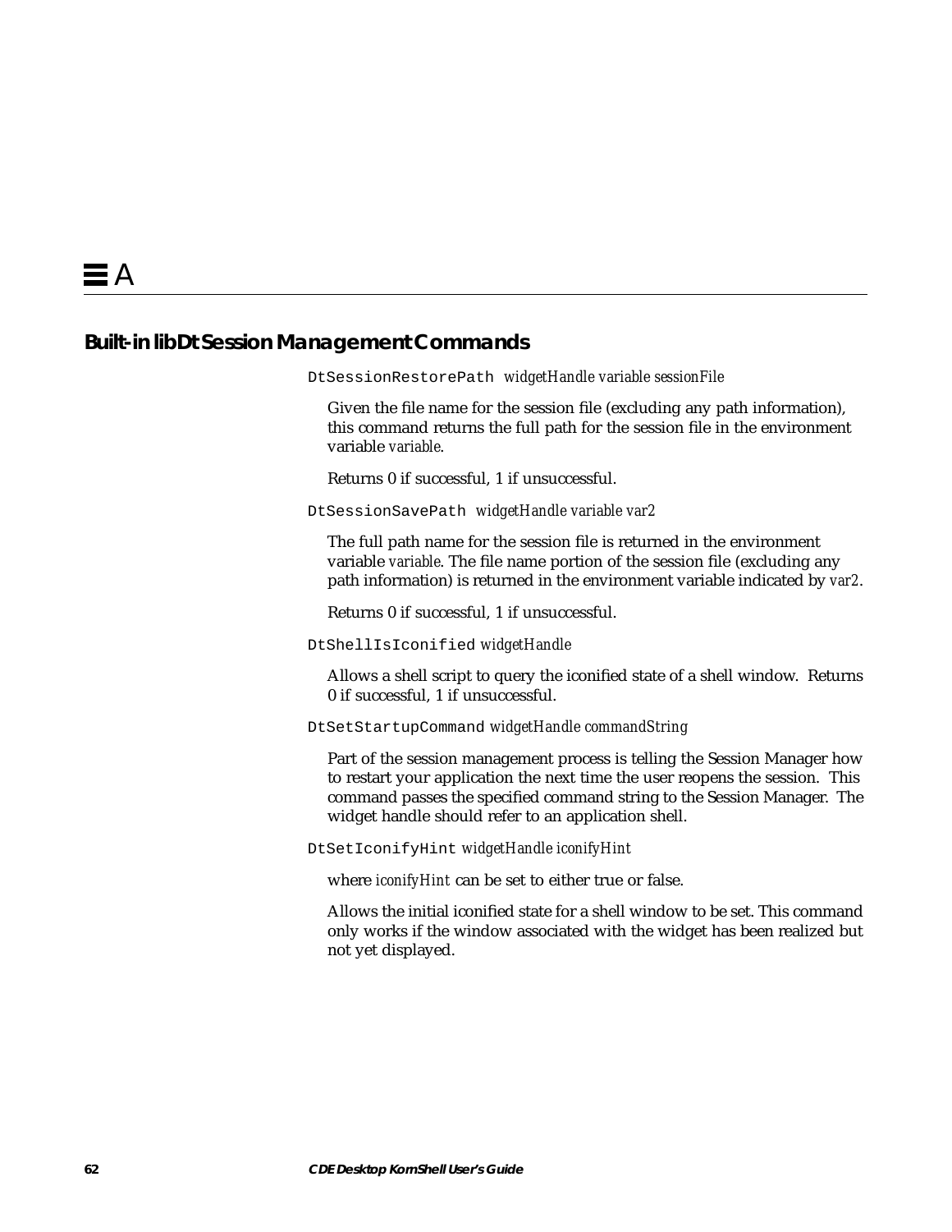# A

## Built-in libDt Session Management Commands

`DtSessionRestorePath` *widgetHandle variable sessionFile*

Given the file name for the session file (excluding any path information), this command returns the full path for the session file in the environment variable *variable*.

Returns 0 if successful, 1 if unsuccessful.

`DtSessionSavePath` *widgetHandle variable var2*

The full path name for the session file is returned in the environment variable *variable*. The file name portion of the session file (excluding any path information) is returned in the environment variable indicated by *var2*.

Returns 0 if successful, 1 if unsuccessful.

`DtShellIsIconified` *widgetHandle*

Allows a shell script to query the iconified state of a shell window. Returns 0 if successful, 1 if unsuccessful.

`DtSetStartupCommand` *widgetHandle commandString*

Part of the session management process is telling the Session Manager how to restart your application the next time the user reopens the session. This command passes the specified command string to the Session Manager. The widget handle should refer to an application shell.

`DtSetIconifyHint` *widgetHandle iconifyHint*

where *iconifyHint* can be set to either true or false.

Allows the initial iconified state for a shell window to be set. This command only works if the window associated with the widget has been realized but not yet displayed.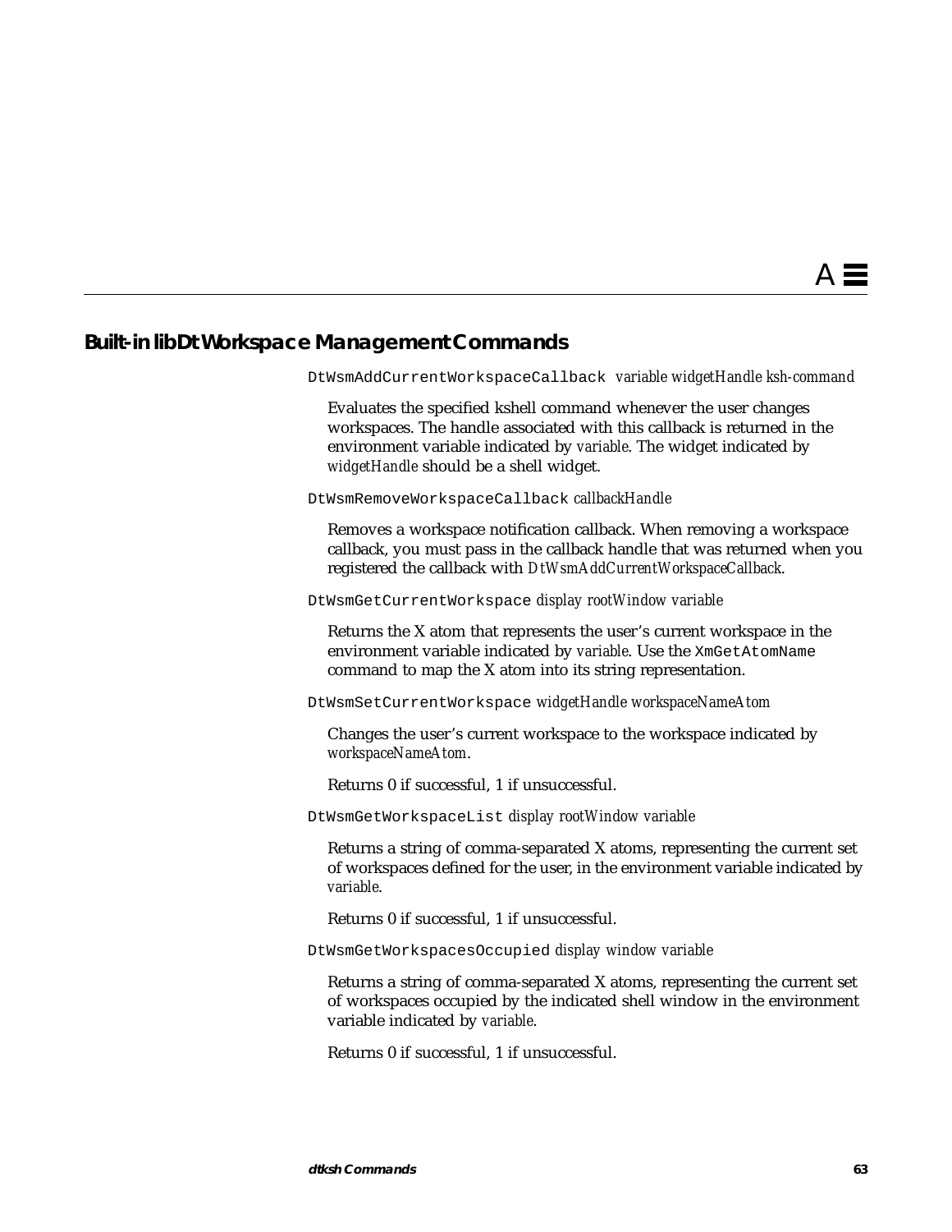## Built-in libDtWorkspace Management Commands

`DtWsmAddCurrentWorkspaceCallback` *variable widgetHandle ksh-command*

Evaluates the specified kshell command whenever the user changes workspaces. The handle associated with this callback is returned in the environment variable indicated by *variable*. The widget indicated by *widgetHandle* should be a shell widget.

`DtWsmRemoveWorkspaceCallback` *callbackHandle*

Removes a workspace notification callback. When removing a workspace callback, you must pass in the callback handle that was returned when you registered the callback with *DtWsmAddCurrentWorkspaceCallback*.

`DtWsmGetCurrentWorkspace` *display rootWindow variable*

Returns the X atom that represents the user's current workspace in the environment variable indicated by *variable*. Use the `XmGetAtomName` command to map the X atom into its string representation.

`DtWsmSetCurrentWorkspace` *widgetHandle workspaceNameAtom*

Changes the user's current workspace to the workspace indicated by *workspaceNameAtom*.

Returns 0 if successful, 1 if unsuccessful.

`DtWsmGetWorkspaceList` *display rootWindow variable*

Returns a string of comma-separated X atoms, representing the current set of workspaces defined for the user, in the environment variable indicated by *variable*.

Returns 0 if successful, 1 if unsuccessful.

`DtWsmGetWorkspacesOccupied` *display window variable*

Returns a string of comma-separated X atoms, representing the current set of workspaces occupied by the indicated shell window in the environment variable indicated by *variable*.

Returns 0 if successful, 1 if unsuccessful.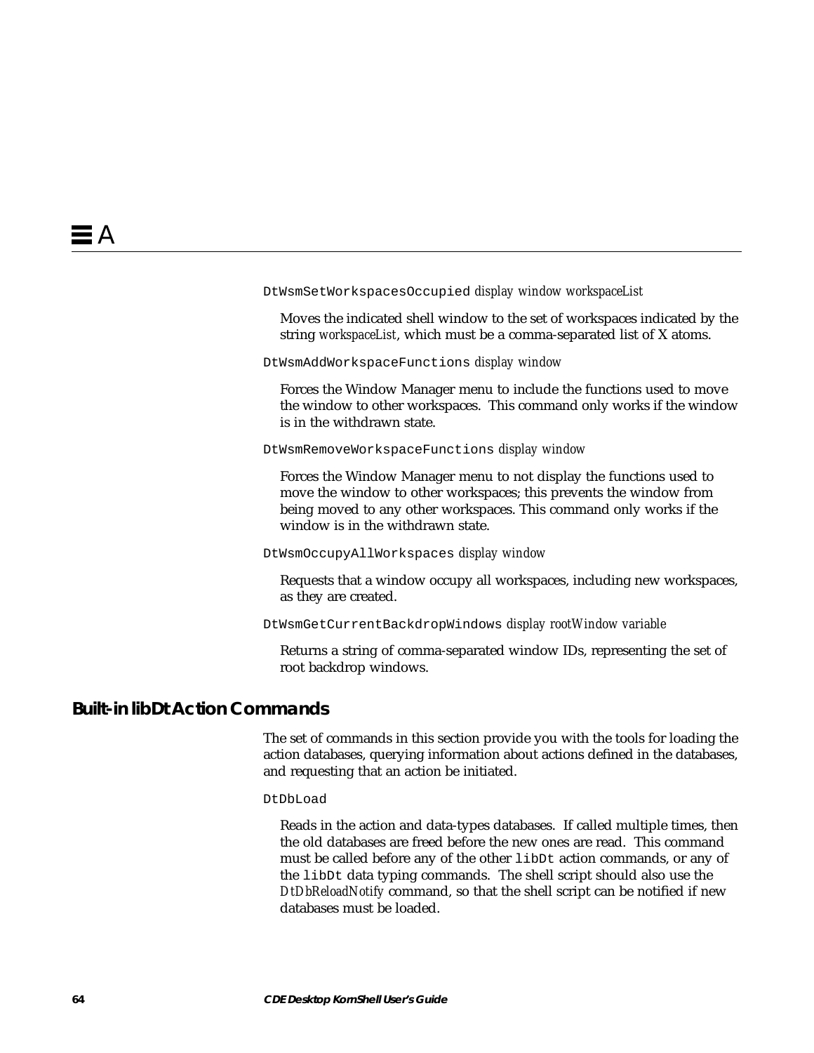`DtWsmSetWorkspacesOccupied` *display window workspaceList*

Moves the indicated shell window to the set of workspaces indicated by the string *workspaceList*, which must be a comma-separated list of X atoms.

`DtWsmAddWorkspaceFunctions` *display window*

Forces the Window Manager menu to include the functions used to move the window to other workspaces. This command only works if the window is in the withdrawn state.

`DtWsmRemoveWorkspaceFunctions` *display window*

Forces the Window Manager menu to not display the functions used to move the window to other workspaces; this prevents the window from being moved to any other workspaces. This command only works if the window is in the withdrawn state.

`DtWsmOccupyAllWorkspaces` *display window*

Requests that a window occupy all workspaces, including new workspaces, as they are created.

`DtWsmGetCurrentBackdropWindows` *display rootWindow variable*

Returns a string of comma-separated window IDs, representing the set of root backdrop windows.

## Built-in libDt Action Commands

The set of commands in this section provide you with the tools for loading the action databases, querying information about actions defined in the databases, and requesting that an action be initiated.

`DtDbLoad`

Reads in the action and data-types databases. If called multiple times, then the old databases are freed before the new ones are read. This command must be called before any of the other `libDt` action commands, or any of the `libDt` data typing commands. The shell script should also use the *DtDbReloadNotify* command, so that the shell script can be notified if new databases must be loaded.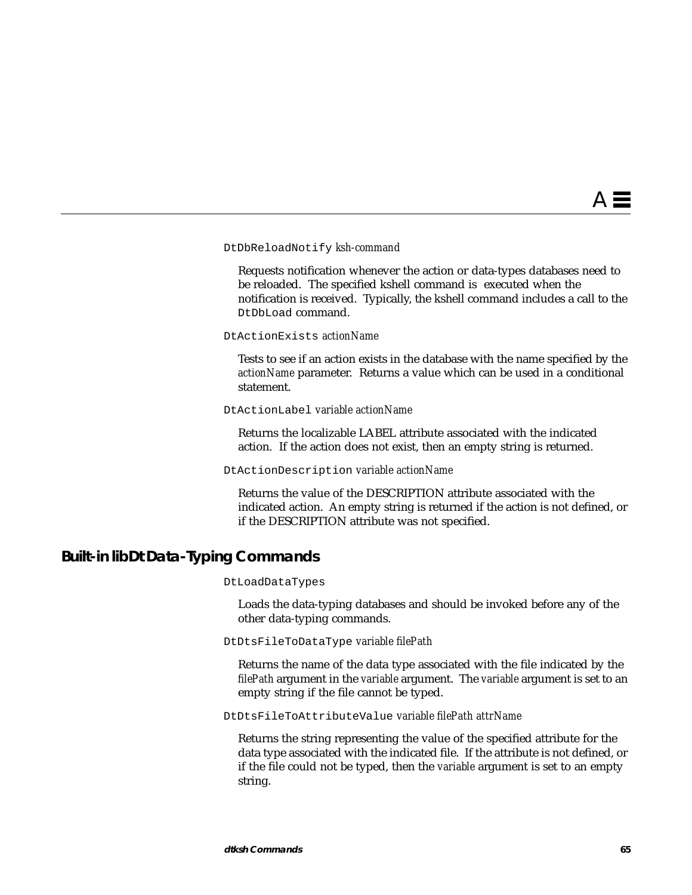`DtDbReloadNotify` *ksh-command*

Requests notification whenever the action or data-types databases need to be reloaded. The specified kshell command is executed when the notification is received. Typically, the kshell command includes a call to the `DtDbLoad` command.

`DtActionExists` *actionName*

Tests to see if an action exists in the database with the name specified by the *actionName* parameter. Returns a value which can be used in a conditional statement.

`DtActionLabel` *variable actionName*

Returns the localizable LABEL attribute associated with the indicated action. If the action does not exist, then an empty string is returned.

`DtActionDescription` *variable actionName*

Returns the value of the DESCRIPTION attribute associated with the indicated action. An empty string is returned if the action is not defined, or if the DESCRIPTION attribute was not specified.

## Built-in libDt Data-Typing Commands

`DtLoadDataTypes`

Loads the data-typing databases and should be invoked before any of the other data-typing commands.

`DtDtsFileToDataType` *variable filePath*

Returns the name of the data type associated with the file indicated by the *filePath* argument in the *variable* argument. The *variable* argument is set to an empty string if the file cannot be typed.

`DtDtsFileToAttributeValue` *variable filePath attrName*

Returns the string representing the value of the specified attribute for the data type associated with the indicated file. If the attribute is not defined, or if the file could not be typed, then the *variable* argument is set to an empty string.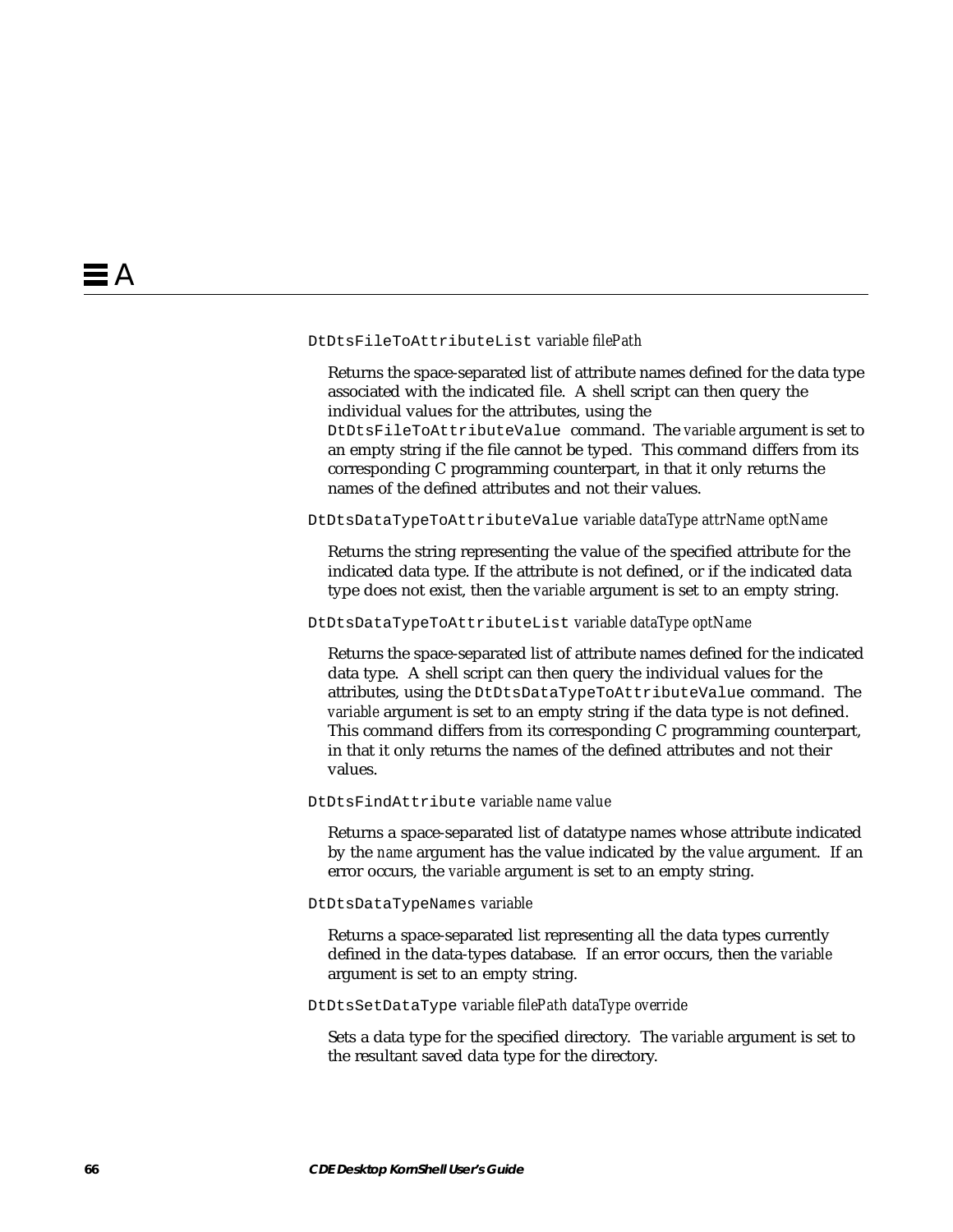`DtDtsFileToAttributeList` *variable filePath*

Returns the space-separated list of attribute names defined for the data type associated with the indicated file. A shell script can then query the individual values for the attributes, using the `DtDtsFileToAttributeValue` command. The *variable* argument is set to an empty string if the file cannot be typed. This command differs from its corresponding C programming counterpart, in that it only returns the names of the defined attributes and not their values.

`DtDtsDataTypeToAttributeValue` *variable dataType attrName optName*

Returns the string representing the value of the specified attribute for the indicated data type. If the attribute is not defined, or if the indicated data type does not exist, then the *variable* argument is set to an empty string.

`DtDtsDataTypeToAttributeList` *variable dataType optName*

Returns the space-separated list of attribute names defined for the indicated data type. A shell script can then query the individual values for the attributes, using the `DtDtsDataTypeToAttributeValue` command. The *variable* argument is set to an empty string if the data type is not defined. This command differs from its corresponding C programming counterpart, in that it only returns the names of the defined attributes and not their values.

`DtDtsFindAttribute` *variable name value*

Returns a space-separated list of datatype names whose attribute indicated by the *name* argument has the value indicated by the *value* argument. If an error occurs, the *variable* argument is set to an empty string.

`DtDtsDataTypeNames` *variable*

Returns a space-separated list representing all the data types currently defined in the data-types database. If an error occurs, then the *variable* argument is set to an empty string.

`DtDtsSetDataType` *variable filePath dataType override*

Sets a data type for the specified directory. The *variable* argument is set to the resultant saved data type for the directory.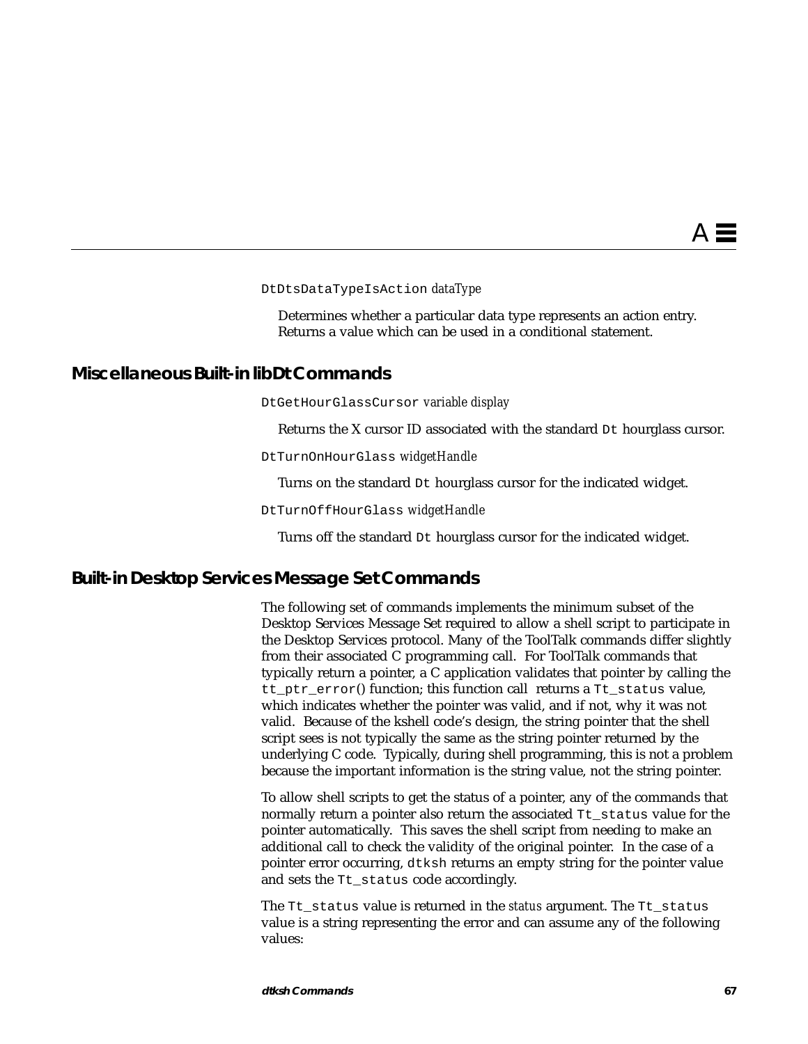`DtDtsDataTypeIsAction` *dataType*

Determines whether a particular data type represents an action entry. Returns a value which can be used in a conditional statement.

## Miscellaneous Built-in libDt Commands

`DtGetHourGlassCursor` *variable display*

Returns the X cursor ID associated with the standard `Dt` hourglass cursor.

`DtTurnOnHourGlass` *widgetHandle*

Turns on the standard `Dt` hourglass cursor for the indicated widget.

`DtTurnOffHourGlass` *widgetHandle*

Turns off the standard `Dt` hourglass cursor for the indicated widget.

## Built-in Desktop Services Message Set Commands

The following set of commands implements the minimum subset of the Desktop Services Message Set required to allow a shell script to participate in the Desktop Services protocol. Many of the ToolTalk commands differ slightly from their associated C programming call. For ToolTalk commands that typically return a pointer, a C application validates that pointer by calling the `tt_ptr_error`() function; this function call returns a `Tt_status` value, which indicates whether the pointer was valid, and if not, why it was not valid. Because of the kshell code's design, the string pointer that the shell script sees is not typically the same as the string pointer returned by the underlying C code. Typically, during shell programming, this is not a problem because the important information is the string value, not the string pointer.

To allow shell scripts to get the status of a pointer, any of the commands that normally return a pointer also return the associated `Tt_status` value for the pointer automatically. This saves the shell script from needing to make an additional call to check the validity of the original pointer. In the case of a pointer error occurring, `dtksh` returns an empty string for the pointer value and sets the `Tt_status` code accordingly.

The `Tt_status` value is returned in the *status* argument. The `Tt_status` value is a string representing the error and can assume any of the following values: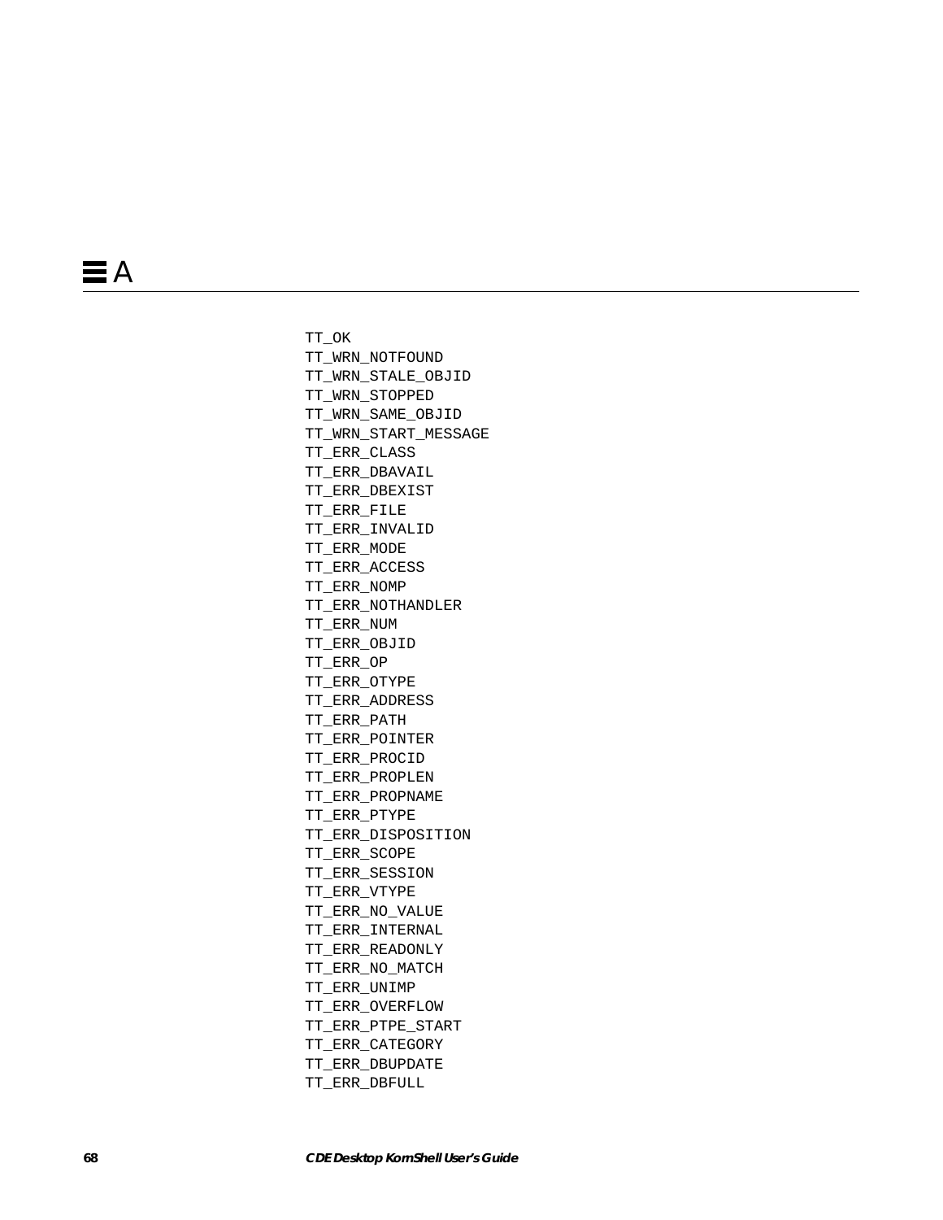```
TT_OK
TT_WRN_NOTFOUND
TT_WRN_STALE_OBJID
TT_WRN_STOPPED
TT_WRN_SAME_OBJID
TT_WRN_START_MESSAGE
TT_ERR_CLASS
TT_ERR_DBAVAIL
TT_ERR_DBEXIST
TT_ERR_FILE
TT_ERR_INVALID
TT_ERR_MODE
TT_ERR_ACCESS
TT_ERR_NOMP
TT_ERR_NOTHANDLER
TT_ERR_NUM
TT_ERR_OBJID
TT_ERR_OP
TT_ERR_OTYPE
TT_ERR_ADDRESS
TT_ERR_PATH
TT_ERR_POINTER
TT_ERR_PROCID
TT_ERR_PROPLEN
TT_ERR_PROPNAME
TT_ERR_PTYPE
TT_ERR_DISPOSITION
TT_ERR_SCOPE
TT_ERR_SESSION
TT_ERR_VTYPE
TT_ERR_NO_VALUE
TT_ERR_INTERNAL
TT_ERR_READONLY
TT_ERR_NO_MATCH
TT_ERR_UNIMP
TT_ERR_OVERFLOW
TT_ERR_PTPE_START
TT_ERR_CATEGORY
TT_ERR_DBUPDATE
TT_ERR_DBFULL
```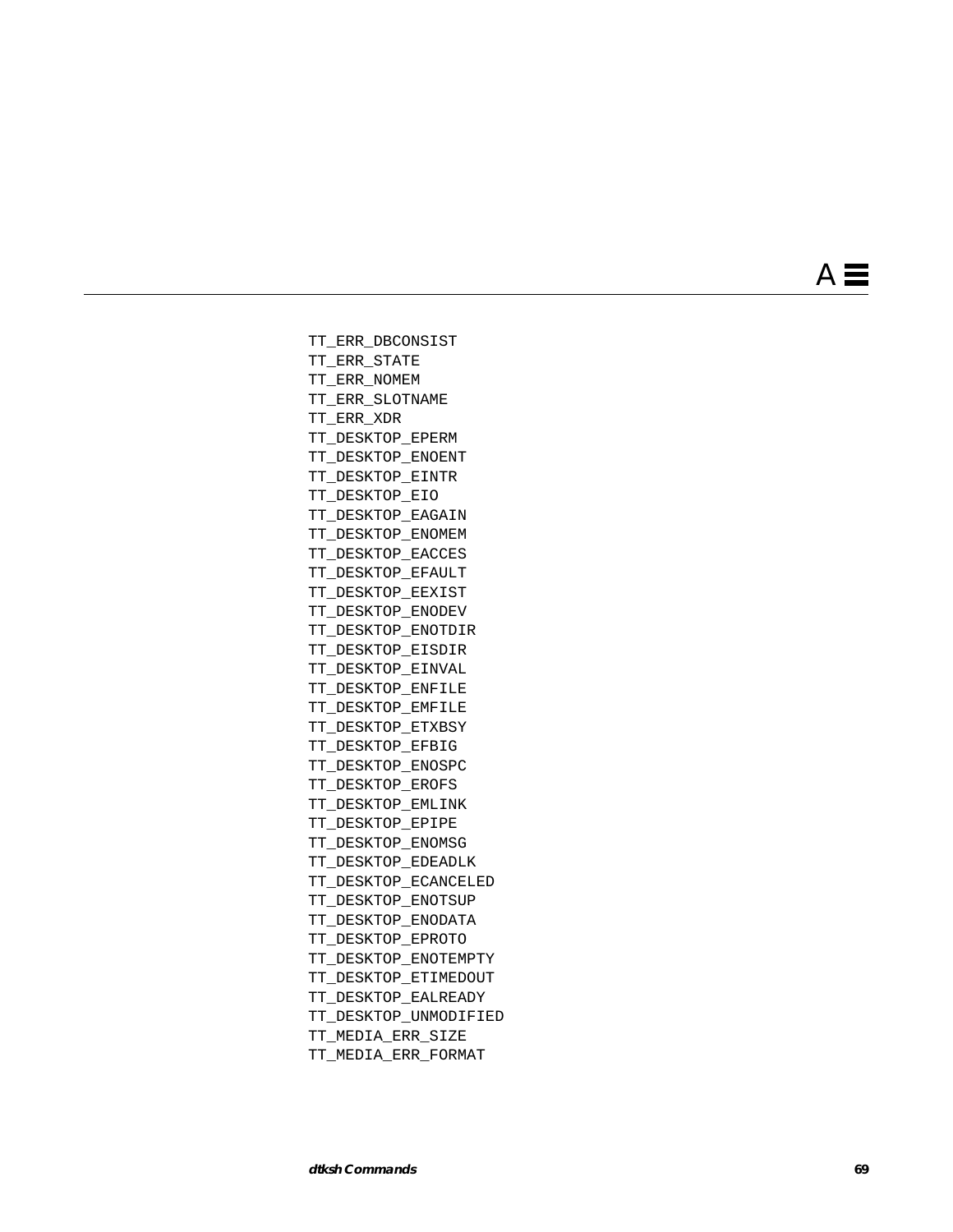```
TT_ERR_DBCONSIST
TT_ERR_STATE
TT_ERR_NOMEM
TT_ERR_SLOTNAME
TT_ERR_XDR
TT_DESKTOP_EPERM
TT_DESKTOP_ENOENT
TT_DESKTOP_EINTR
TT_DESKTOP_EIO
TT_DESKTOP_EAGAIN
TT_DESKTOP_ENOMEM
TT_DESKTOP_EACCES
TT_DESKTOP_EFAULT
TT_DESKTOP_EEXIST
TT_DESKTOP_ENODEV
TT_DESKTOP_ENOTDIR
TT_DESKTOP_EISDIR
TT_DESKTOP_EINVAL
TT_DESKTOP_ENFILE
TT_DESKTOP_EMFILE
TT_DESKTOP_ETXBSY
TT_DESKTOP_EFBIG
TT_DESKTOP_ENOSPC
TT_DESKTOP_EROFS
TT_DESKTOP_EMLINK
TT_DESKTOP_EPIPE
TT_DESKTOP_ENOMSG
TT_DESKTOP_EDEADLK
TT_DESKTOP_ECANCELED
TT_DESKTOP_ENOTSUP
TT_DESKTOP_ENODATA
TT_DESKTOP_EPROTO
TT_DESKTOP_ENOTEMPTY
TT_DESKTOP_ETIMEDOUT
TT_DESKTOP_EALREADY
TT_DESKTOP_UNMODIFIED
TT_MEDIA_ERR_SIZE
TT_MEDIA_ERR_FORMAT
```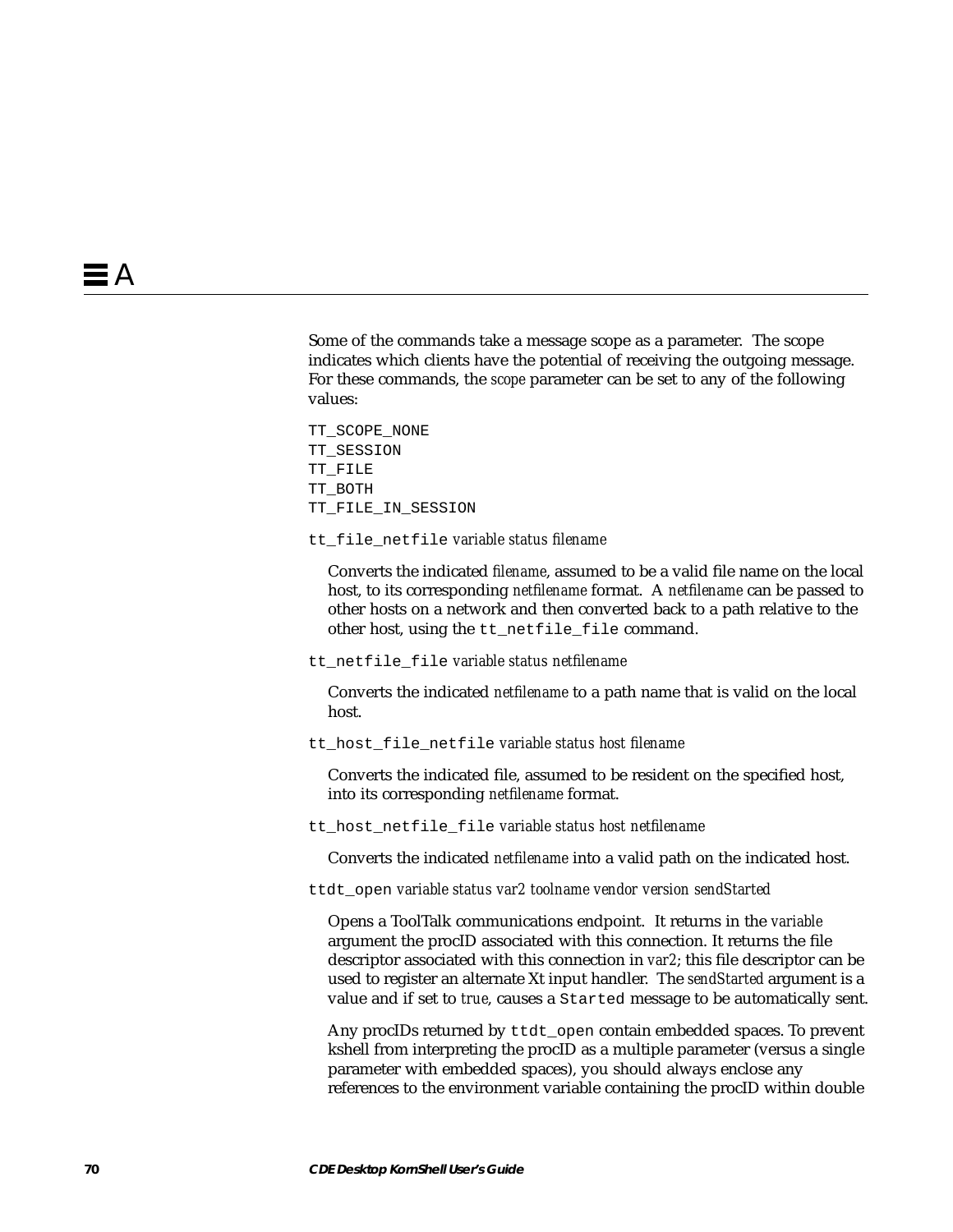Some of the commands take a message scope as a parameter. The scope indicates which clients have the potential of receiving the outgoing message. For these commands, the *scope* parameter can be set to any of the following values:

```
TT_SCOPE_NONE
TT_SESSION
TT_FILE
TT_BOTH
TT_FILE_IN_SESSION
```

`tt_file_netfile` *variable status filename*

Converts the indicated *filename*, assumed to be a valid file name on the local host, to its corresponding *netfilename* format. A *netfilename* can be passed to other hosts on a network and then converted back to a path relative to the other host, using the `tt_netfile_file` command.

`tt_netfile_file` *variable status netfilename*

Converts the indicated *netfilename* to a path name that is valid on the local host.

`tt_host_file_netfile` *variable status host filename*

Converts the indicated file, assumed to be resident on the specified host, into its corresponding *netfilename* format.

`tt_host_netfile_file` *variable status host netfilename*

Converts the indicated *netfilename* into a valid path on the indicated host.

`ttdt_open` *variable status var2 toolname vendor version sendStarted*

Opens a ToolTalk communications endpoint. It returns in the *variable* argument the procID associated with this connection. It returns the file descriptor associated with this connection in *var2*; this file descriptor can be used to register an alternate Xt input handler. The *sendStarted* argument is a value and if set to *true*, causes a `Started` message to be automatically sent.

Any procIDs returned by `ttdt_open` contain embedded spaces. To prevent kshell from interpreting the procID as a multiple parameter (versus a single parameter with embedded spaces), you should always enclose any references to the environment variable containing the procID within double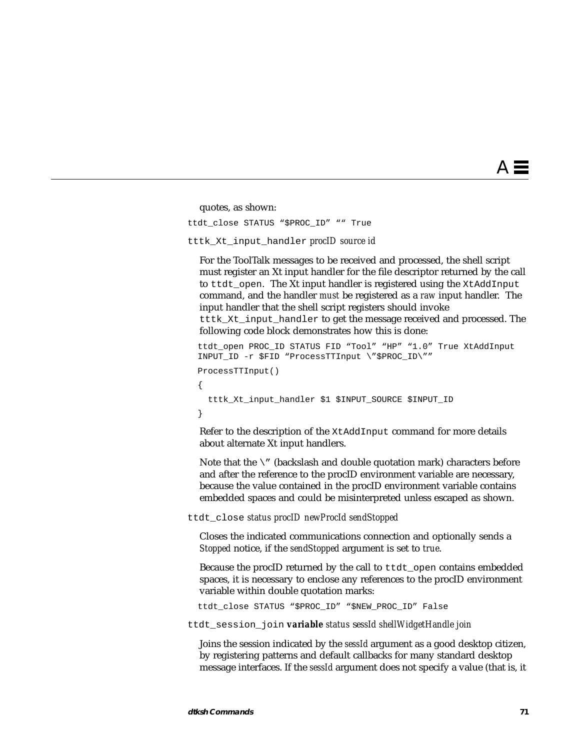quotes, as shown:

```
ttdt_close STATUS “$PROC_ID” ““ True
```

`tttk_Xt_input_handler` *procID source id*

For the ToolTalk messages to be received and processed, the shell script must register an Xt input handler for the file descriptor returned by the call to `ttdt_open`. The Xt input handler is registered using the `XtAddInput` command, and the handler *must* be registered as a *raw* input handler. The input handler that the shell script registers should invoke `tttk_Xt_input_handler` to get the message received and processed. The following code block demonstrates how this is done:

```
ttdt_open PROC_ID STATUS FID “Tool” “HP” “1.0” True XtAddInput
INPUT_ID -r $FID “ProcessTTInput \”$PROC_ID\””
ProcessTTInput()
{
  tttk_Xt_input_handler $1 $INPUT_SOURCE $INPUT_ID
}
```

Refer to the description of the `XtAddInput` command for more details about alternate Xt input handlers.

Note that the `\”` (backslash and double quotation mark) characters before and after the reference to the procID environment variable are necessary, because the value contained in the procID environment variable contains embedded spaces and could be misinterpreted unless escaped as shown.

`ttdt_close` *status procID newProcId sendStopped*

Closes the indicated communications connection and optionally sends a *Stopped* notice, if the *sendStopped* argument is set to *true*.

Because the procID returned by the call to `ttdt_open` contains embedded spaces, it is necessary to enclose any references to the procID environment variable within double quotation marks:

```
ttdt_close STATUS “$PROC_ID” “$NEW_PROC_ID” False
```

`ttdt_session_join` ***variable*** *status sessId shellWidgetHandle join*

Joins the session indicated by the *sessId* argument as a good desktop citizen, by registering patterns and default callbacks for many standard desktop message interfaces. If the *sessId* argument does not specify a value (that is, it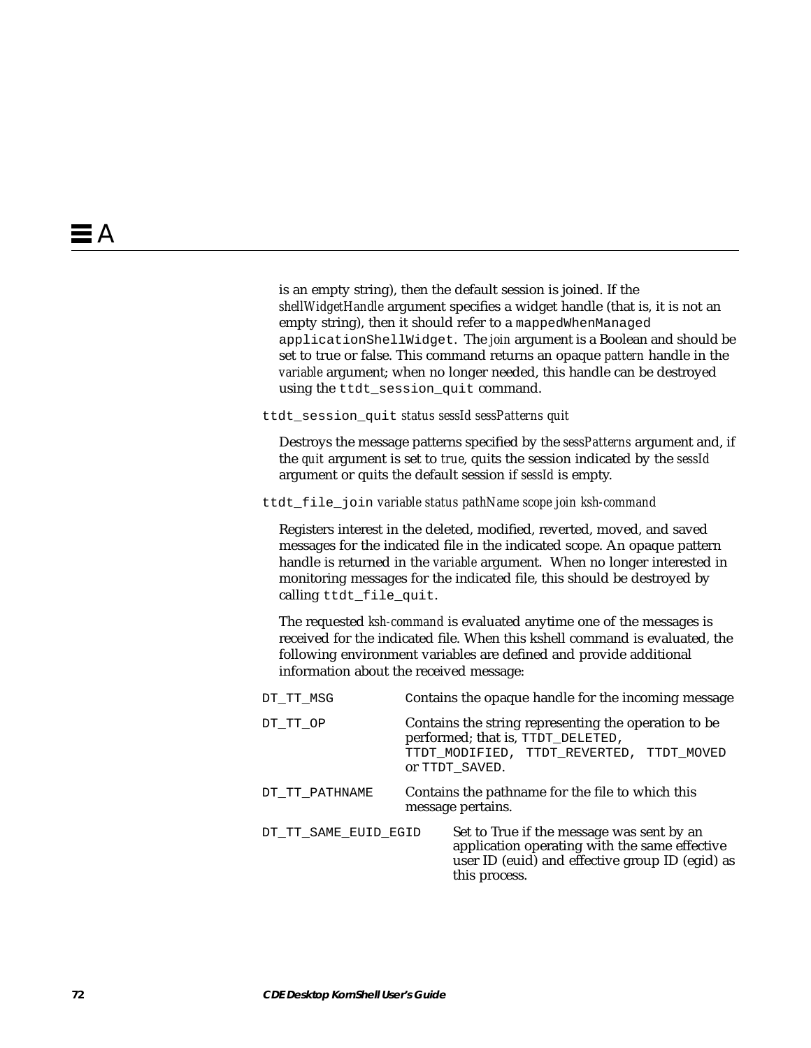is an empty string), then the default session is joined. If the *shellWidgetHandle* argument specifies a widget handle (that is, it is not an empty string), then it should refer to a `mappedWhenManaged applicationShellWidget`. The *join* argument is a Boolean and should be set to true or false. This command returns an opaque *pattern* handle in the *variable* argument; when no longer needed, this handle can be destroyed using the `ttdt_session_quit` command.

`ttdt_session_quit` *status sessId sessPatterns quit*

Destroys the message patterns specified by the *sessPatterns* argument and, if the *quit* argument is set to *true*, quits the session indicated by the *sessId* argument or quits the default session if *sessId* is empty.

`ttdt_file_join` *variable status pathName scope join ksh-command*

Registers interest in the deleted, modified, reverted, moved, and saved messages for the indicated file in the indicated scope. An opaque pattern handle is returned in the *variable* argument. When no longer interested in monitoring messages for the indicated file, this should be destroyed by calling `ttdt_file_quit`.

The requested *ksh-command* is evaluated anytime one of the messages is received for the indicated file. When this kshell command is evaluated, the following environment variables are defined and provide additional information about the received message:

| | |
|---|---|
| `DT_TT_MSG` | Contains the opaque handle for the incoming message |
| `DT_TT_OP` | Contains the string representing the operation to be performed; that is, `TTDT_DELETED`, `TTDT_MODIFIED`, `TTDT_REVERTED`, `TTDT_MOVED` or `TTDT_SAVED`. |
| `DT_TT_PATHNAME` | Contains the pathname for the file to which this message pertains. |
| `DT_TT_SAME_EUID_EGID` | Set to True if the message was sent by an application operating with the same effective user ID (euid) and effective group ID (egid) as this process. |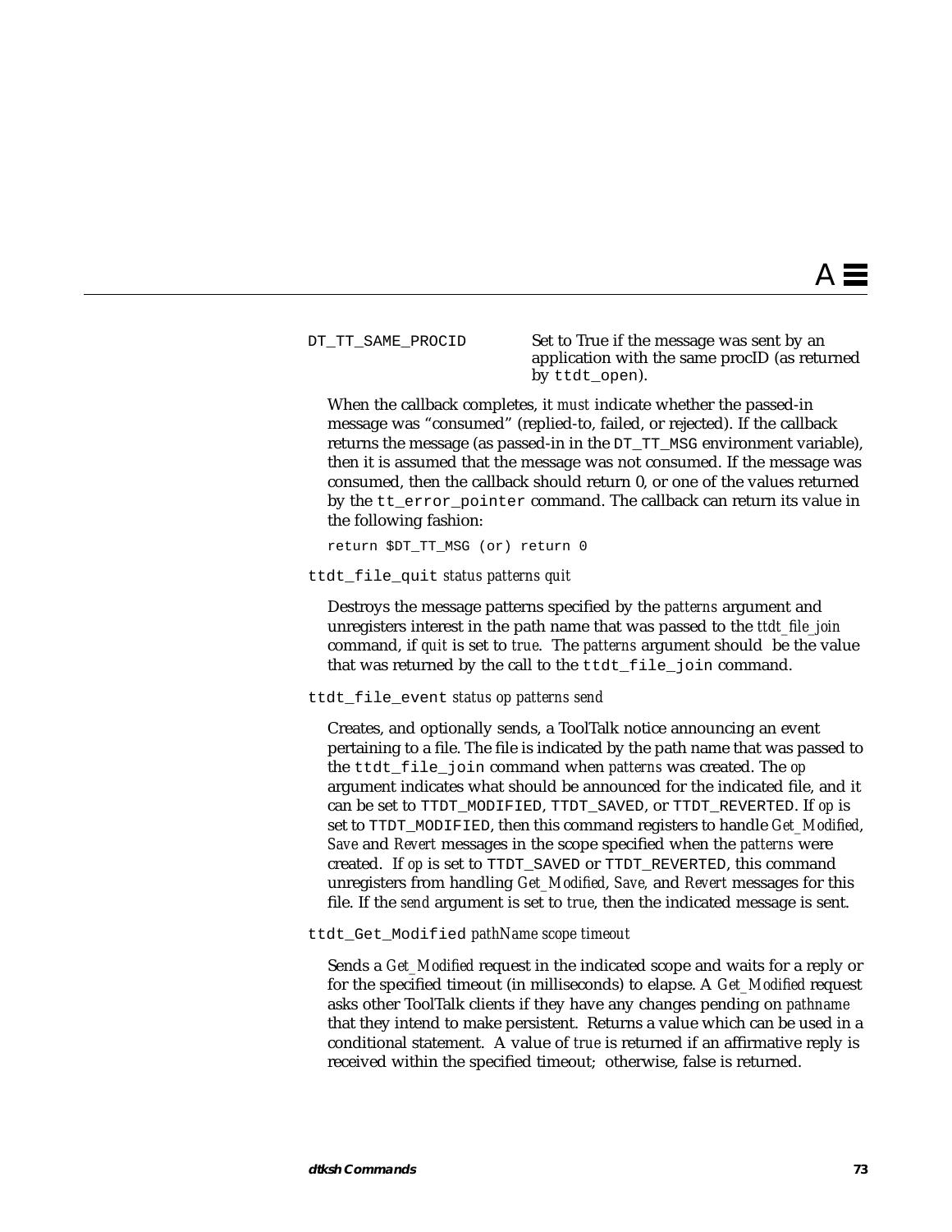DT_TT_SAME_PROCID — Set to True if the message was sent by an application with the same procID (as returned by `ttdt_open`).

When the callback completes, it *must* indicate whether the passed-in message was "consumed" (replied-to, failed, or rejected). If the callback returns the message (as passed-in in the `DT_TT_MSG` environment variable), then it is assumed that the message was not consumed. If the message was consumed, then the callback should return 0, or one of the values returned by the `tt_error_pointer` command. The callback can return its value in the following fashion:

```
return $DT_TT_MSG (or) return 0
```

`ttdt_file_quit` *status patterns quit*

Destroys the message patterns specified by the *patterns* argument and unregisters interest in the path name that was passed to the *ttdt_file_join* command, if *quit* is set to *true*. The *patterns* argument should be the value that was returned by the call to the `ttdt_file_join` command.

`ttdt_file_event` *status op patterns send*

Creates, and optionally sends, a ToolTalk notice announcing an event pertaining to a file. The file is indicated by the path name that was passed to the `ttdt_file_join` command when *patterns* was created. The *op* argument indicates what should be announced for the indicated file, and it can be set to `TTDT_MODIFIED`, `TTDT_SAVED`, or `TTDT_REVERTED`. If *op* is set to `TTDT_MODIFIED`, then this command registers to handle *Get_Modified*, *Save* and *Revert* messages in the scope specified when the *patterns* were created. If *op* is set to `TTDT_SAVED` or `TTDT_REVERTED`, this command unregisters from handling *Get_Modified*, *Save,* and *Revert* messages for this file. If the *send* argument is set to *true*, then the indicated message is sent.

`ttdt_Get_Modified` *pathName scope timeout*

Sends a *Get_Modified* request in the indicated scope and waits for a reply or for the specified timeout (in milliseconds) to elapse. A *Get_Modified* request asks other ToolTalk clients if they have any changes pending on *pathname* that they intend to make persistent. Returns a value which can be used in a conditional statement. A value of *true* is returned if an affirmative reply is received within the specified timeout; otherwise, false is returned.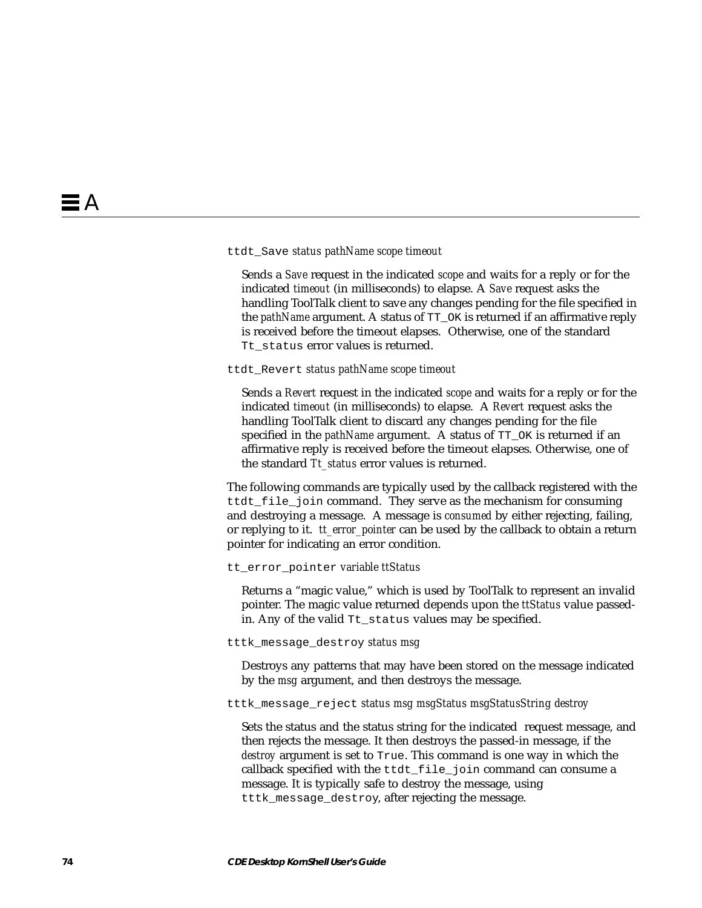`ttdt_Save` *status pathName scope timeout*

Sends a *Save* request in the indicated *scope* and waits for a reply or for the indicated *timeout* (in milliseconds) to elapse. A *Save* request asks the handling ToolTalk client to save any changes pending for the file specified in the *pathName* argument. A status of `TT_OK` is returned if an affirmative reply is received before the timeout elapses. Otherwise, one of the standard `Tt_status` error values is returned.

`ttdt_Revert` *status pathName scope timeout*

Sends a *Revert* request in the indicated *scope* and waits for a reply or for the indicated *timeout* (in milliseconds) to elapse. A *Revert* request asks the handling ToolTalk client to discard any changes pending for the file specified in the *pathName* argument. A status of `TT_OK` is returned if an affirmative reply is received before the timeout elapses. Otherwise, one of the standard *Tt_status* error values is returned.

The following commands are typically used by the callback registered with the `ttdt_file_join` command. They serve as the mechanism for consuming and destroying a message. A message is *consumed* by either rejecting, failing, or replying to it. *tt_error_pointer* can be used by the callback to obtain a return pointer for indicating an error condition.

`tt_error_pointer` *variable ttStatus*

Returns a "magic value," which is used by ToolTalk to represent an invalid pointer. The magic value returned depends upon the *ttStatus* value passed-in. Any of the valid `Tt_status` values may be specified.

`tttk_message_destroy` *status msg*

Destroys any patterns that may have been stored on the message indicated by the *msg* argument, and then destroys the message.

`tttk_message_reject` *status msg msgStatus msgStatusString destroy*

Sets the status and the status string for the indicated request message, and then rejects the message. It then destroys the passed-in message, if the *destroy* argument is set to `True`. This command is one way in which the callback specified with the `ttdt_file_join` command can consume a message. It is typically safe to destroy the message, using `tttk_message_destroy`, after rejecting the message.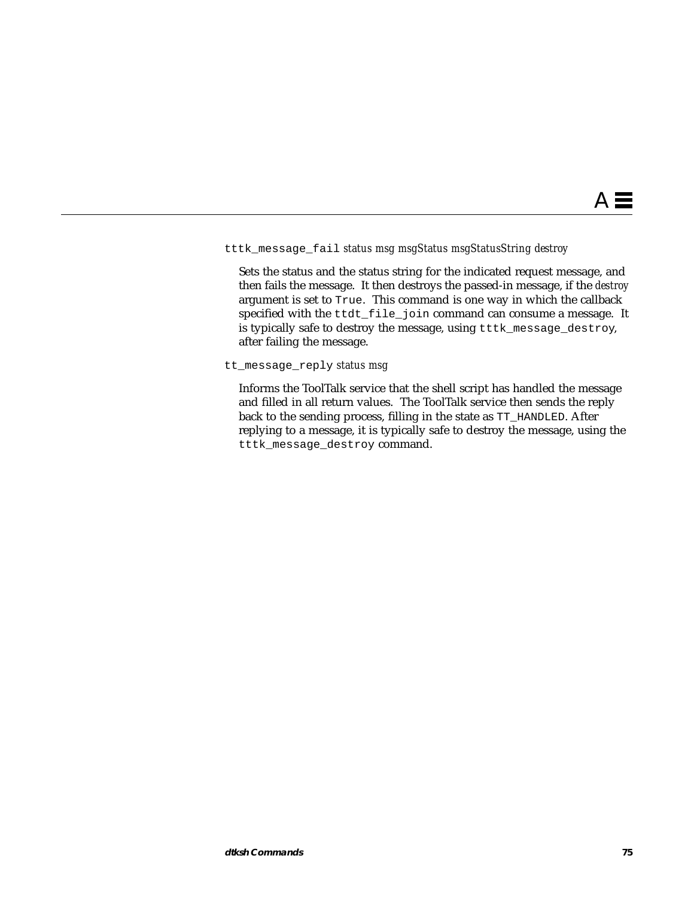`tttk_message_fail` *status msg msgStatus msgStatusString destroy*

Sets the status and the status string for the indicated request message, and then fails the message. It then destroys the passed-in message, if the *destroy* argument is set to `True`. This command is one way in which the callback specified with the `ttdt_file_join` command can consume a message. It is typically safe to destroy the message, using `tttk_message_destroy`, after failing the message.

`tt_message_reply` *status msg*

Informs the ToolTalk service that the shell script has handled the message and filled in all return values. The ToolTalk service then sends the reply back to the sending process, filling in the state as `TT_HANDLED`. After replying to a message, it is typically safe to destroy the message, using the `tttk_message_destroy` command.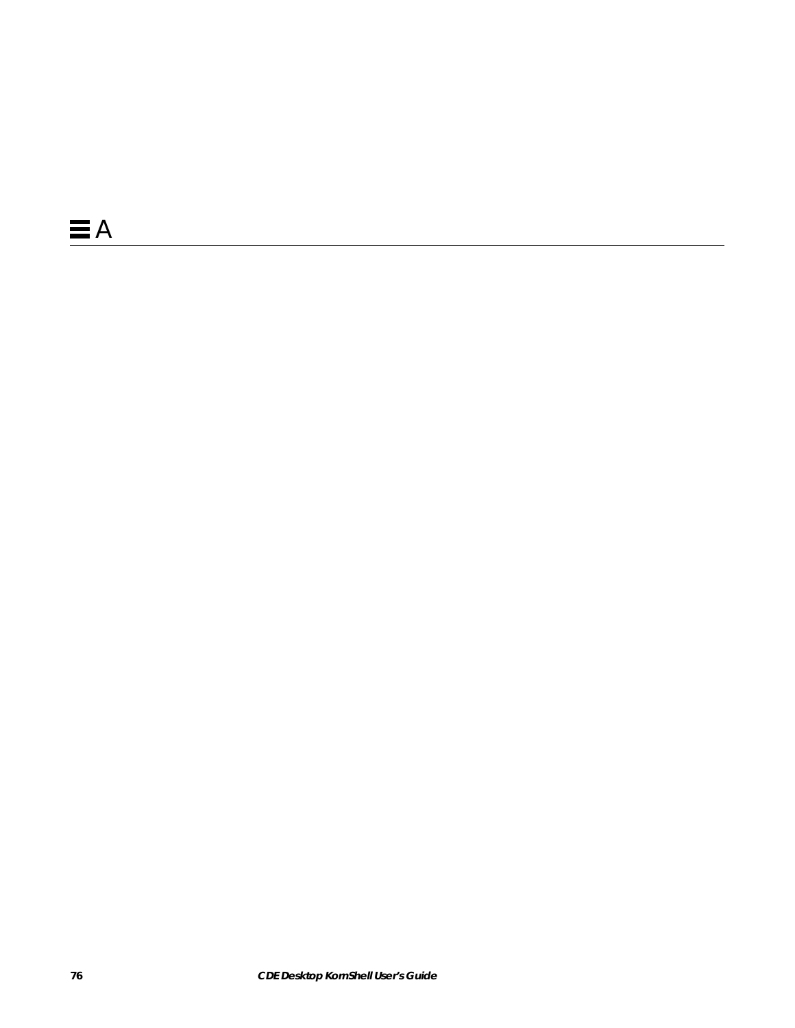# A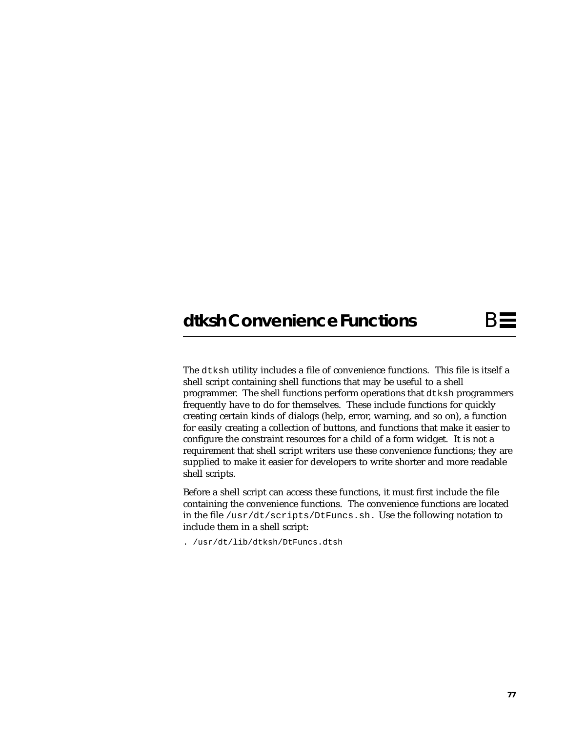# dtksh Convenience Functions B

The `dtksh` utility includes a file of convenience functions. This file is itself a shell script containing shell functions that may be useful to a shell programmer. The shell functions perform operations that `dtksh` programmers frequently have to do for themselves. These include functions for quickly creating certain kinds of dialogs (help, error, warning, and so on), a function for easily creating a collection of buttons, and functions that make it easier to configure the constraint resources for a child of a form widget. It is not a requirement that shell script writers use these convenience functions; they are supplied to make it easier for developers to write shorter and more readable shell scripts.

Before a shell script can access these functions, it must first include the file containing the convenience functions. The convenience functions are located in the file `/usr/dt/scripts/DtFuncs.sh.` Use the following notation to include them in a shell script:

```
. /usr/dt/lib/dtksh/DtFuncs.dtsh
```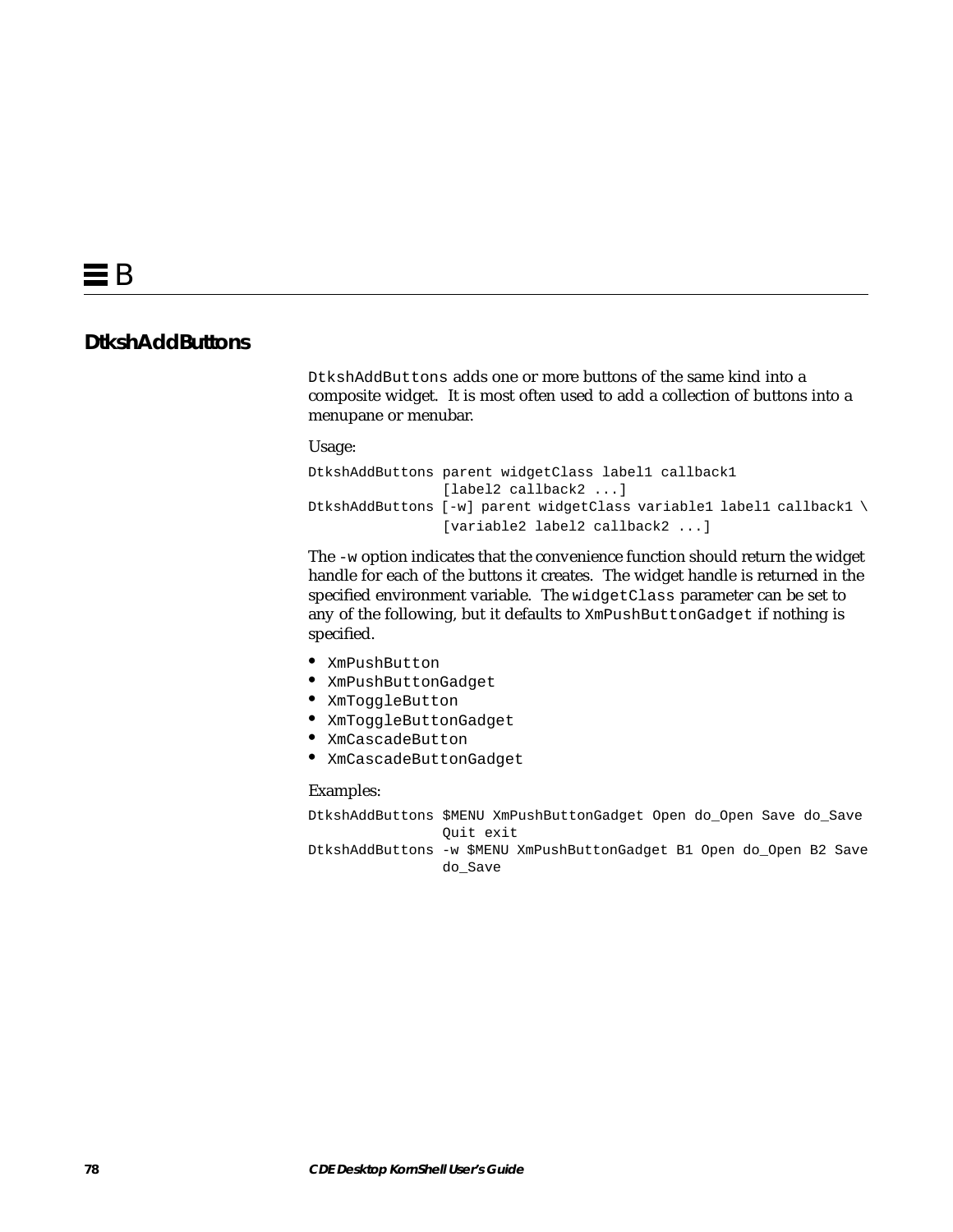## DtkshAddButtons

`DtkshAddButtons` adds one or more buttons of the same kind into a composite widget. It is most often used to add a collection of buttons into a menupane or menubar.

Usage:

```
DtkshAddButtons parent widgetClass label1 callback1
                [label2 callback2 ...]
DtkshAddButtons [-w] parent widgetClass variable1 label1 callback1 \
                [variable2 label2 callback2 ...]
```

The `-w` option indicates that the convenience function should return the widget handle for each of the buttons it creates. The widget handle is returned in the specified environment variable. The `widgetClass` parameter can be set to any of the following, but it defaults to `XmPushButtonGadget` if nothing is specified.

- `XmPushButton`
- `XmPushButtonGadget`
- `XmToggleButton`
- `XmToggleButtonGadget`
- `XmCascadeButton`
- `XmCascadeButtonGadget`

Examples:

```
DtkshAddButtons $MENU XmPushButtonGadget Open do_Open Save do_Save
                Quit exit
DtkshAddButtons -w $MENU XmPushButtonGadget B1 Open do_Open B2 Save
                do_Save
```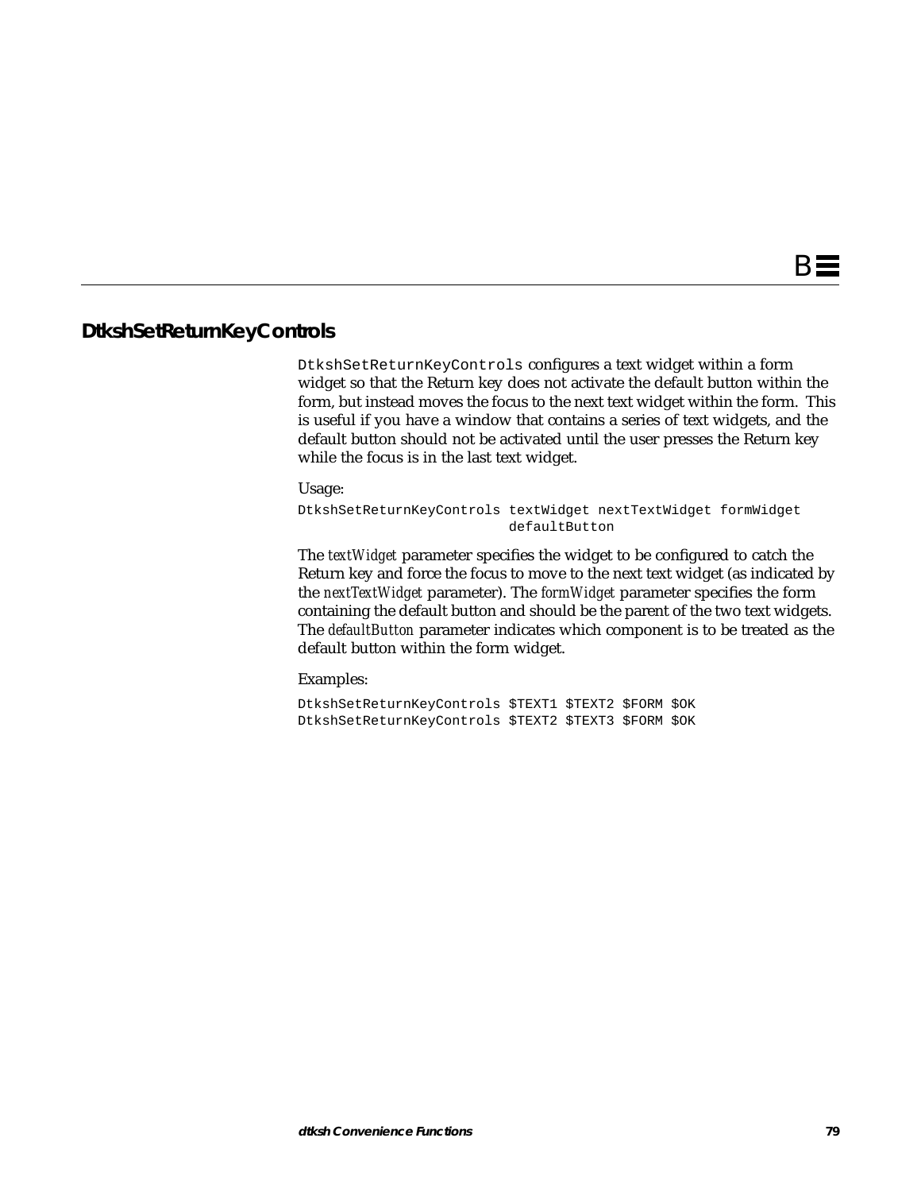## DtkshSetReturnKeyControls

`DtkshSetReturnKeyControls` configures a text widget within a form widget so that the Return key does not activate the default button within the form, but instead moves the focus to the next text widget within the form. This is useful if you have a window that contains a series of text widgets, and the default button should not be activated until the user presses the Return key while the focus is in the last text widget.

Usage:

```
DtkshSetReturnKeyControls textWidget nextTextWidget formWidget
                          defaultButton
```

The *textWidget* parameter specifies the widget to be configured to catch the Return key and force the focus to move to the next text widget (as indicated by the *nextTextWidget* parameter). The *formWidget* parameter specifies the form containing the default button and should be the parent of the two text widgets. The *defaultButton* parameter indicates which component is to be treated as the default button within the form widget.

Examples:

```
DtkshSetReturnKeyControls $TEXT1 $TEXT2 $FORM $OK
DtkshSetReturnKeyControls $TEXT2 $TEXT3 $FORM $OK
```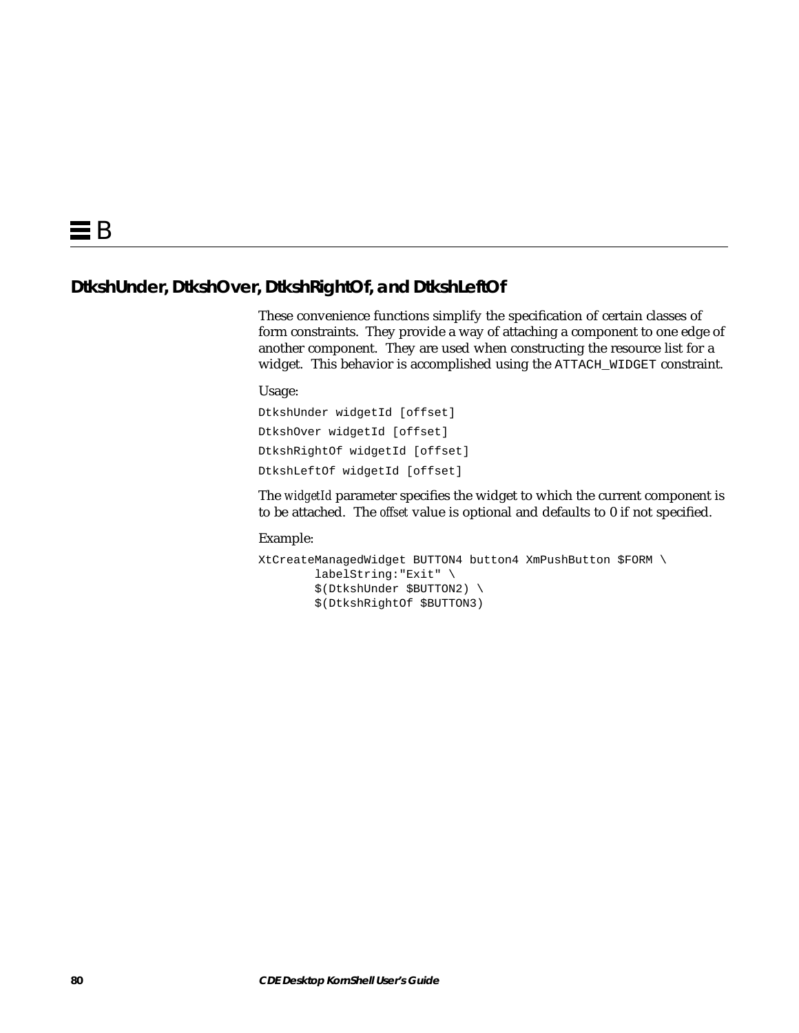## DtkshUnder, DtkshOver, DtkshRightOf, and DtkshLeftOf

These convenience functions simplify the specification of certain classes of form constraints. They provide a way of attaching a component to one edge of another component. They are used when constructing the resource list for a widget. This behavior is accomplished using the `ATTACH_WIDGET` constraint.

Usage:

```
DtkshUnder widgetId [offset]
DtkshOver widgetId [offset]
DtkshRightOf widgetId [offset]
DtkshLeftOf widgetId [offset]
```

The *widgetId* parameter specifies the widget to which the current component is to be attached. The *offset* value is optional and defaults to 0 if not specified.

Example:

```
XtCreateManagedWidget BUTTON4 button4 XmPushButton $FORM \
        labelString:"Exit" \
        $(DtkshUnder $BUTTON2) \
        $(DtkshRightOf $BUTTON3)
```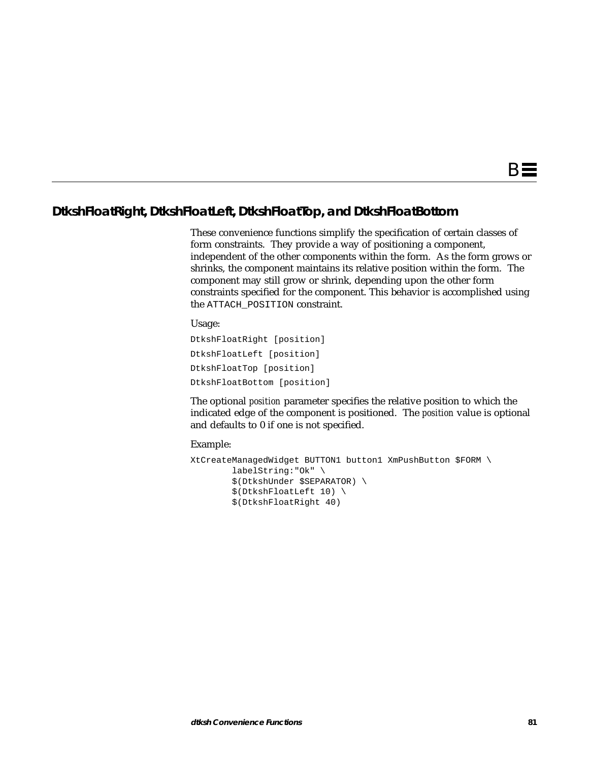## DtkshFloatRight, DtkshFloatLeft, DtkshFloatTop, and DtkshFloatBottom

These convenience functions simplify the specification of certain classes of form constraints. They provide a way of positioning a component, independent of the other components within the form. As the form grows or shrinks, the component maintains its relative position within the form. The component may still grow or shrink, depending upon the other form constraints specified for the component. This behavior is accomplished using the `ATTACH_POSITION` constraint.

Usage:

```
DtkshFloatRight [position]
DtkshFloatLeft [position]
DtkshFloatTop [position]
DtkshFloatBottom [position]
```

The optional *position* parameter specifies the relative position to which the indicated edge of the component is positioned. The *position* value is optional and defaults to 0 if one is not specified.

Example:

```
XtCreateManagedWidget BUTTON1 button1 XmPushButton $FORM \
        labelString:"Ok" \
        $(DtkshUnder $SEPARATOR) \
        $(DtkshFloatLeft 10) \
        $(DtkshFloatRight 40)
```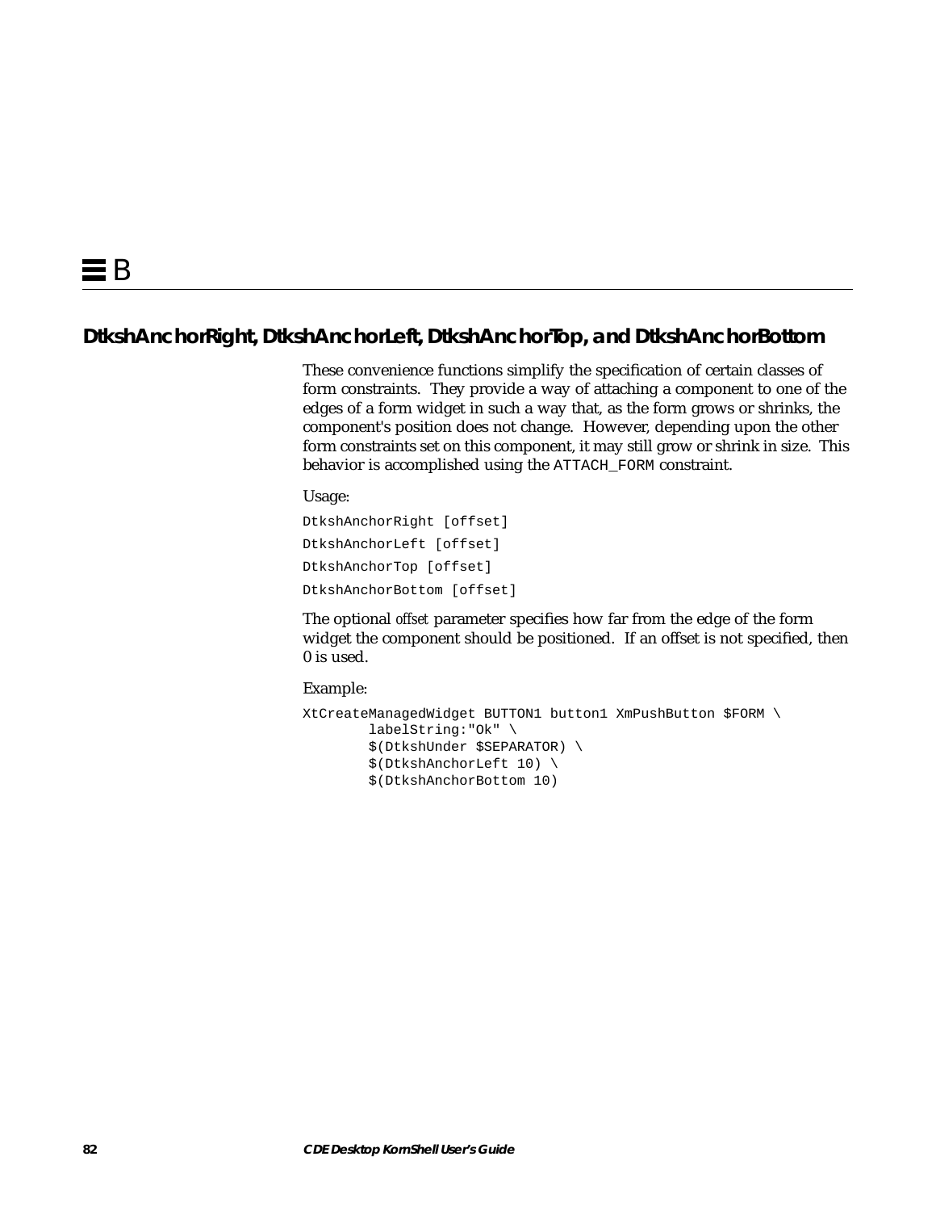## DtkshAnchorRight, DtkshAnchorLeft, DtkshAnchorTop, and DtkshAnchorBottom

These convenience functions simplify the specification of certain classes of form constraints. They provide a way of attaching a component to one of the edges of a form widget in such a way that, as the form grows or shrinks, the component's position does not change. However, depending upon the other form constraints set on this component, it may still grow or shrink in size. This behavior is accomplished using the `ATTACH_FORM` constraint.

Usage:

```
DtkshAnchorRight [offset]
DtkshAnchorLeft [offset]
DtkshAnchorTop [offset]
DtkshAnchorBottom [offset]
```

The optional *offset* parameter specifies how far from the edge of the form widget the component should be positioned. If an offset is not specified, then 0 is used.

Example:

```
XtCreateManagedWidget BUTTON1 button1 XmPushButton $FORM \
        labelString:"Ok" \
        $(DtkshUnder $SEPARATOR) \
        $(DtkshAnchorLeft 10) \
        $(DtkshAnchorBottom 10)
```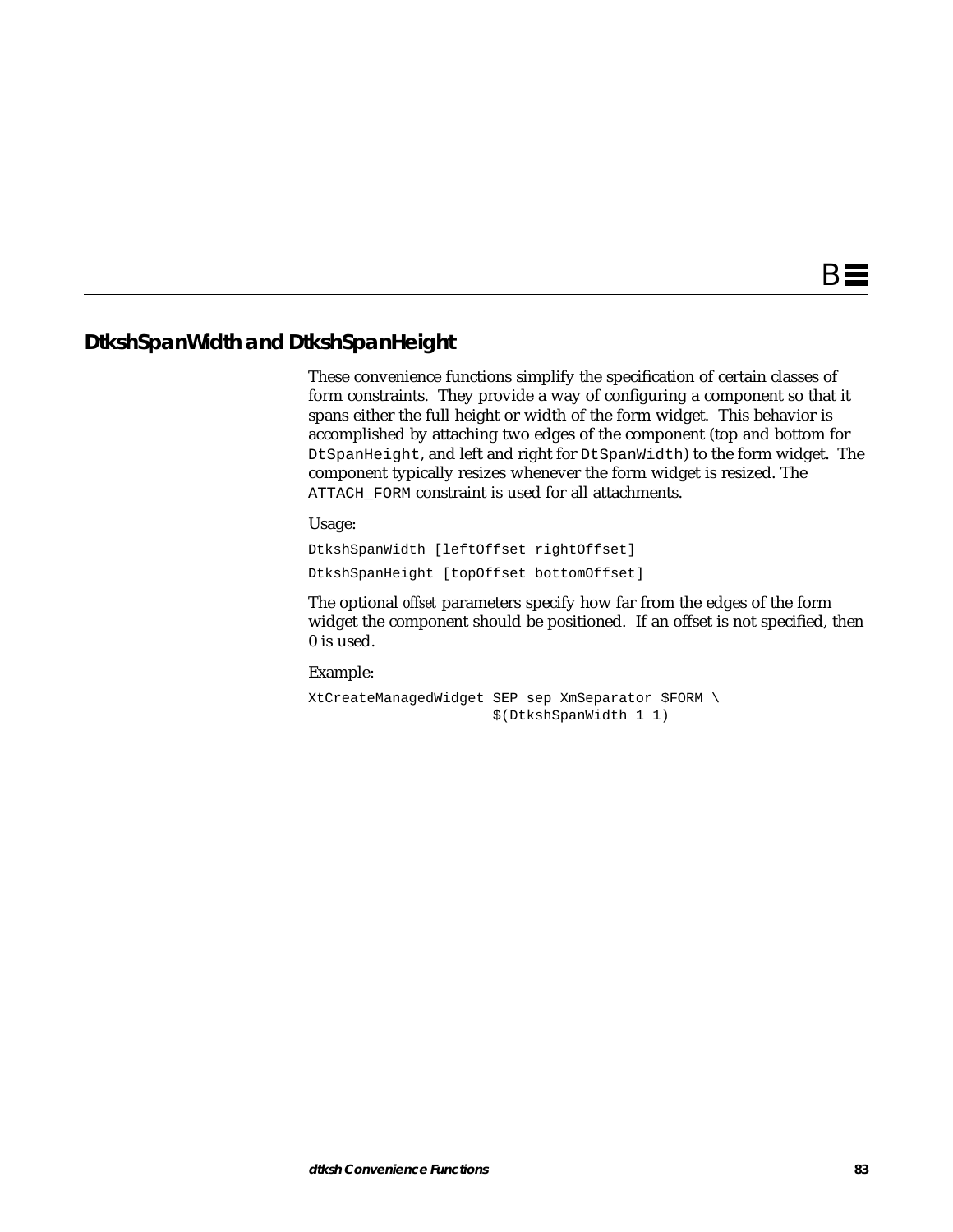## DtkshSpanWidth and DtkshSpanHeight

These convenience functions simplify the specification of certain classes of form constraints. They provide a way of configuring a component so that it spans either the full height or width of the form widget. This behavior is accomplished by attaching two edges of the component (top and bottom for `DtSpanHeight`, and left and right for `DtSpanWidth`) to the form widget. The component typically resizes whenever the form widget is resized. The `ATTACH_FORM` constraint is used for all attachments.

Usage:

```
DtkshSpanWidth [leftOffset rightOffset]
DtkshSpanHeight [topOffset bottomOffset]
```

The optional *offset* parameters specify how far from the edges of the form widget the component should be positioned. If an offset is not specified, then 0 is used.

Example:

```
XtCreateManagedWidget SEP sep XmSeparator $FORM \
                      $(DtkshSpanWidth 1 1)
```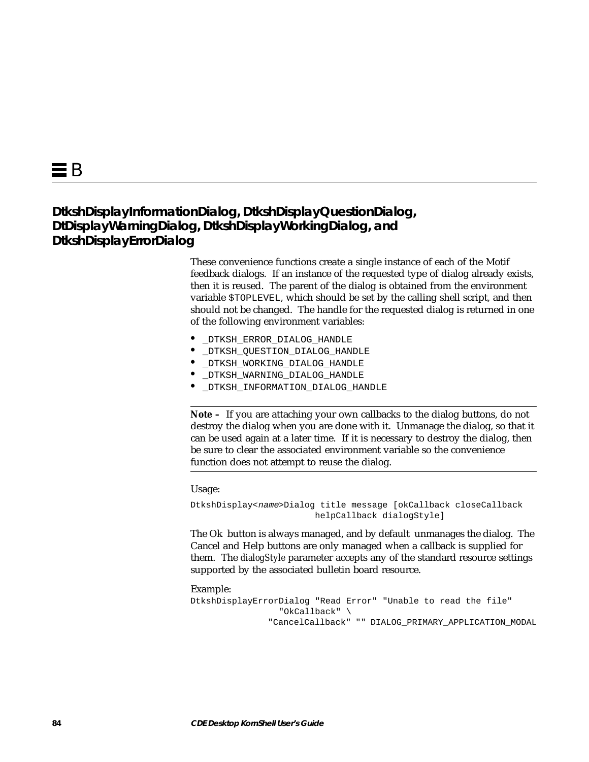# B

## DtkshDisplayInformationDialog, DtkshDisplayQuestionDialog, DtDisplayWarningDialog, DtkshDisplayWorkingDialog, and DtkshDisplayErrorDialog

These convenience functions create a single instance of each of the Motif feedback dialogs. If an instance of the requested type of dialog already exists, then it is reused. The parent of the dialog is obtained from the environment variable `$TOPLEVEL`, which should be set by the calling shell script, and then should not be changed. The handle for the requested dialog is returned in one of the following environment variables:

- `_DTKSH_ERROR_DIALOG_HANDLE`
- `_DTKSH_QUESTION_DIALOG_HANDLE`
- `_DTKSH_WORKING_DIALOG_HANDLE`
- `_DTKSH_WARNING_DIALOG_HANDLE`
- `_DTKSH_INFORMATION_DIALOG_HANDLE`

---

**Note –** If you are attaching your own callbacks to the dialog buttons, do not destroy the dialog when you are done with it. Unmanage the dialog, so that it can be used again at a later time. If it is necessary to destroy the dialog, then be sure to clear the associated environment variable so the convenience function does not attempt to reuse the dialog.

---

Usage:

```
DtkshDisplay<name>Dialog title message [okCallback closeCallback
                         helpCallback dialogStyle]
```

The Ok button is always managed, and by default unmanages the dialog. The Cancel and Help buttons are only managed when a callback is supplied for them. The *dialogStyle* parameter accepts any of the standard resource settings supported by the associated bulletin board resource.

Example:

```
DtkshDisplayErrorDialog "Read Error" "Unable to read the file"
                 "OkCallback" \
               "CancelCallback" "" DIALOG_PRIMARY_APPLICATION_MODAL
```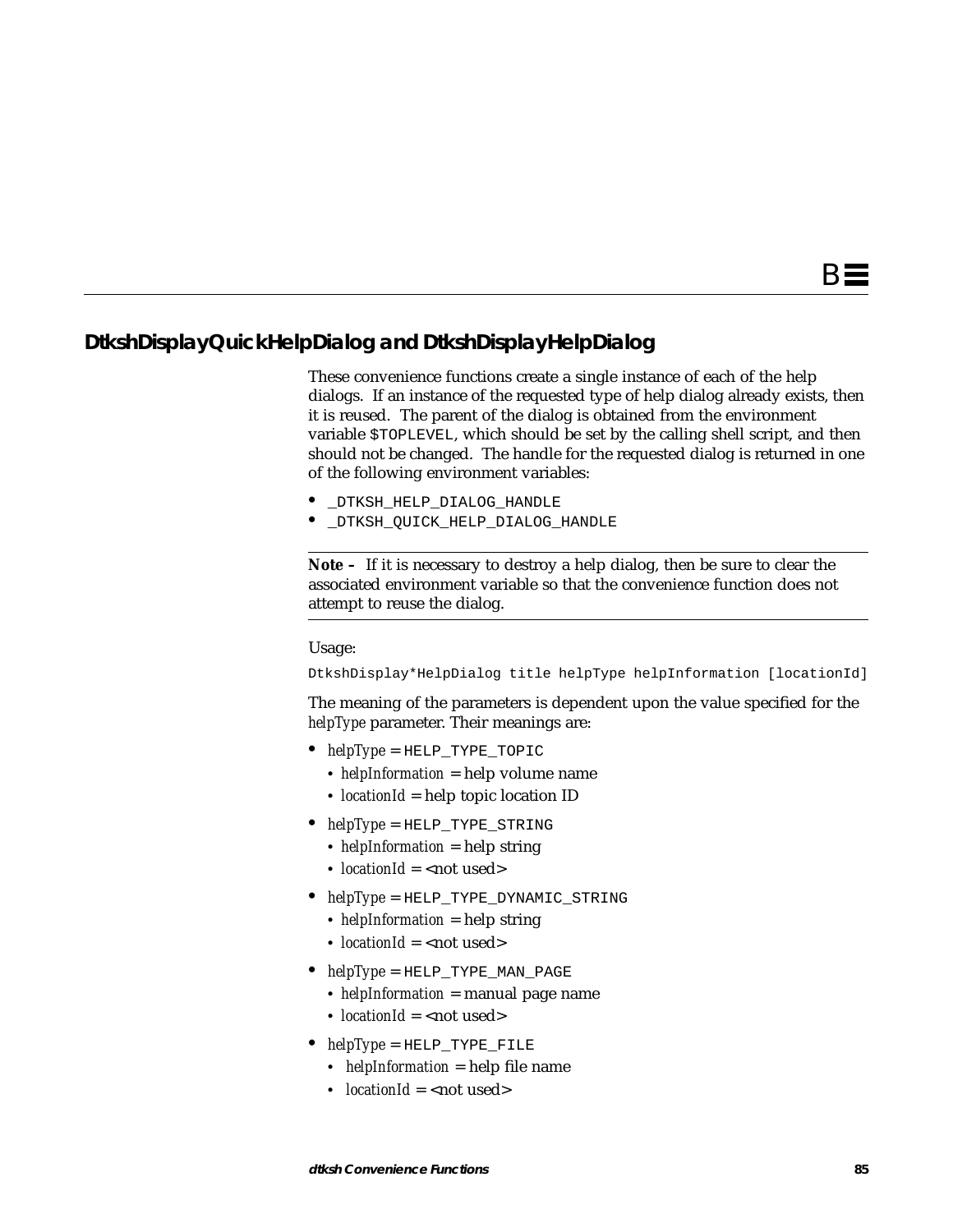## DtkshDisplayQuickHelpDialog and DtkshDisplayHelpDialog

These convenience functions create a single instance of each of the help dialogs. If an instance of the requested type of help dialog already exists, then it is reused. The parent of the dialog is obtained from the environment variable `$TOPLEVEL`, which should be set by the calling shell script, and then should not be changed. The handle for the requested dialog is returned in one of the following environment variables:

- `_DTKSH_HELP_DIALOG_HANDLE`
- `_DTKSH_QUICK_HELP_DIALOG_HANDLE`

---

**Note –** If it is necessary to destroy a help dialog, then be sure to clear the associated environment variable so that the convenience function does not attempt to reuse the dialog.

---

Usage:

```
DtkshDisplay*HelpDialog title helpType helpInformation [locationId]
```

The meaning of the parameters is dependent upon the value specified for the *helpType* parameter. Their meanings are:

- *helpType* = `HELP_TYPE_TOPIC`
  - *helpInformation* = help volume name
  - *locationId* = help topic location ID
- *helpType* = `HELP_TYPE_STRING`
  - *helpInformation* = help string
  - *locationId* = <not used>
- *helpType* = `HELP_TYPE_DYNAMIC_STRING`
  - *helpInformation* = help string
  - *locationId* = <not used>
- *helpType* = `HELP_TYPE_MAN_PAGE`
  - *helpInformation* = manual page name
  - *locationId* = <not used>
- *helpType* = `HELP_TYPE_FILE`
  - *helpInformation* = help file name
  - *locationId* = <not used>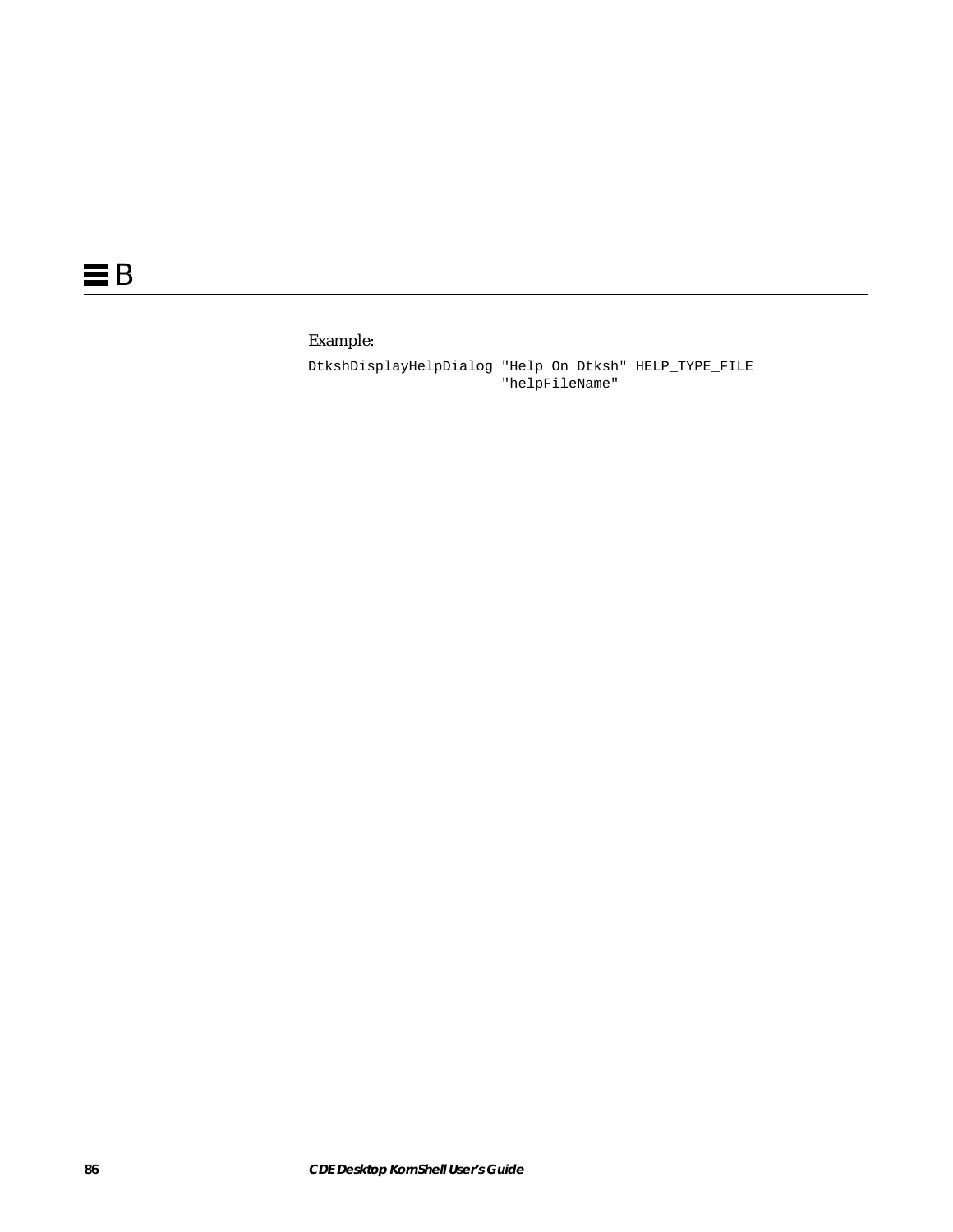Example:

```
DtkshDisplayHelpDialog "Help On Dtksh" HELP_TYPE_FILE
                       "helpFileName"
```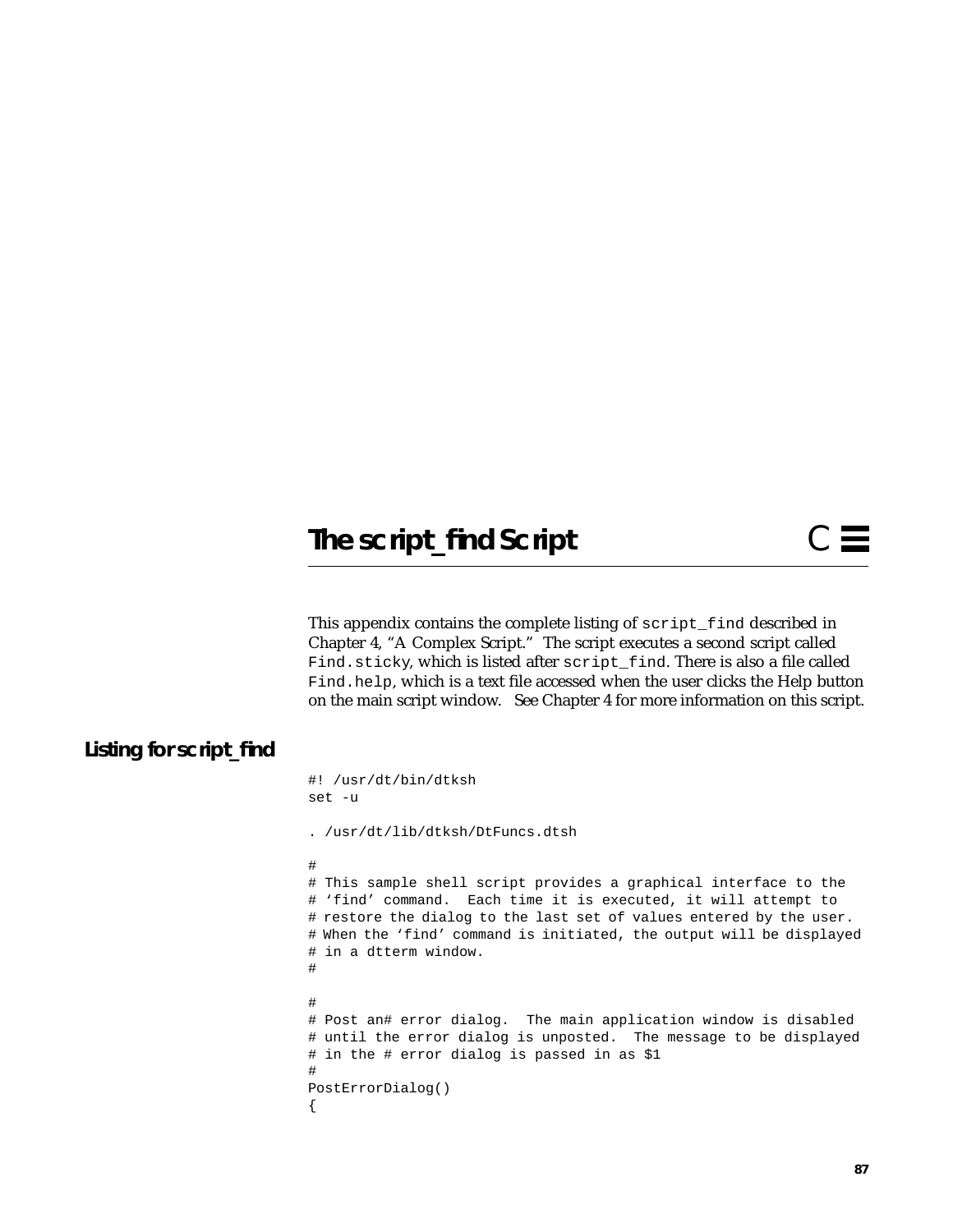# The script_find Script C

This appendix contains the complete listing of `script_find` described in Chapter 4, "A Complex Script." The script executes a second script called `Find.sticky`, which is listed after `script_find`. There is also a file called `Find.help`, which is a text file accessed when the user clicks the Help button on the main script window. See Chapter 4 for more information on this script.

## Listing for script_find

```
#! /usr/dt/bin/dtksh
set -u

. /usr/dt/lib/dtksh/DtFuncs.dtsh

#
# This sample shell script provides a graphical interface to the
# 'find' command.  Each time it is executed, it will attempt to
# restore the dialog to the last set of values entered by the user.
# When the 'find' command is initiated, the output will be displayed
# in a dtterm window.
#

#
# Post an# error dialog.  The main application window is disabled
# until the error dialog is unposted.  The message to be displayed
# in the # error dialog is passed in as $1
#
PostErrorDialog()
{
```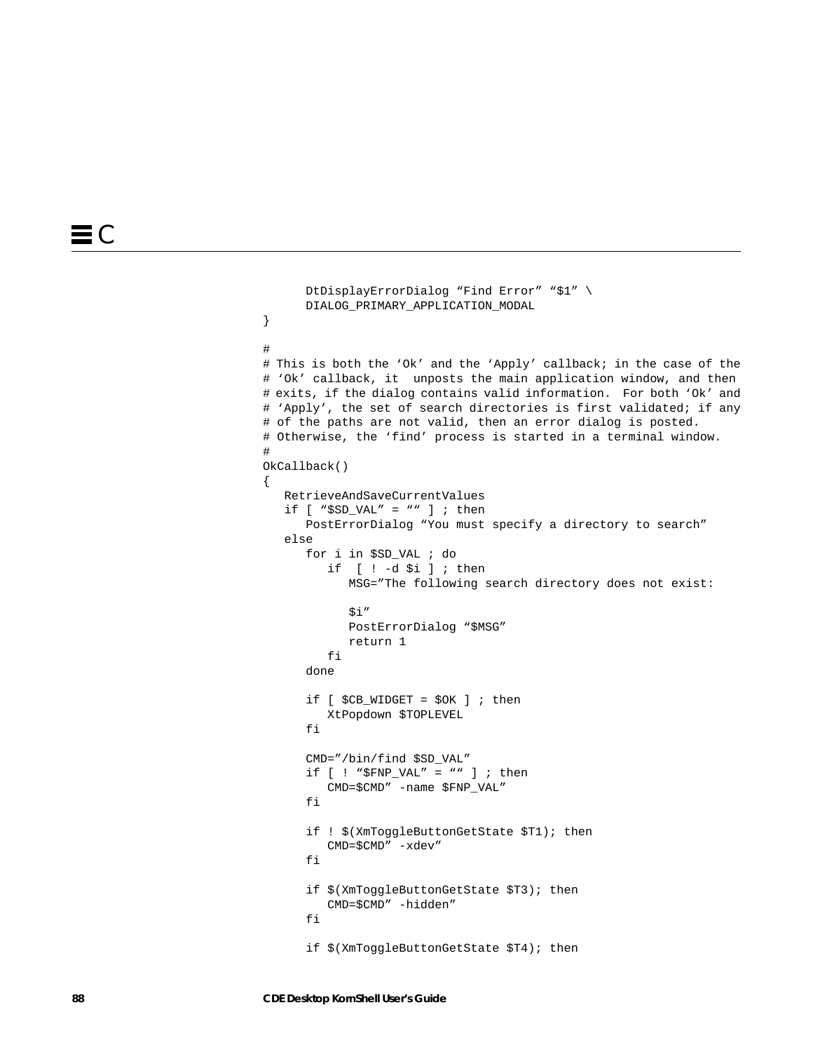```
      DtDisplayErrorDialog “Find Error” “$1” \
      DIALOG_PRIMARY_APPLICATION_MODAL
}

#
# This is both the ‘Ok’ and the ‘Apply’ callback; in the case of the
# ‘Ok’ callback, it  unposts the main application window, and then
# exits, if the dialog contains valid information.  For both ‘Ok’ and
# ‘Apply’, the set of search directories is first validated; if any
# of the paths are not valid, then an error dialog is posted.
# Otherwise, the ‘find’ process is started in a terminal window.
#
OkCallback()
{
   RetrieveAndSaveCurrentValues
   if [ “$SD_VAL” = ““ ] ; then
      PostErrorDialog “You must specify a directory to search”
   else
      for i in $SD_VAL ; do
         if  [ ! -d $i ] ; then
            MSG=”The following search directory does not exist:

            $i”
            PostErrorDialog “$MSG”
            return 1
         fi
      done

      if [ $CB_WIDGET = $OK ] ; then
         XtPopdown $TOPLEVEL
      fi

      CMD=”/bin/find $SD_VAL”
      if [ ! “$FNP_VAL” = ““ ] ; then
         CMD=$CMD” -name $FNP_VAL”
      fi

      if ! $(XmToggleButtonGetState $T1); then
         CMD=$CMD” -xdev”
      fi

      if $(XmToggleButtonGetState $T3); then
         CMD=$CMD” -hidden”
      fi

      if $(XmToggleButtonGetState $T4); then
```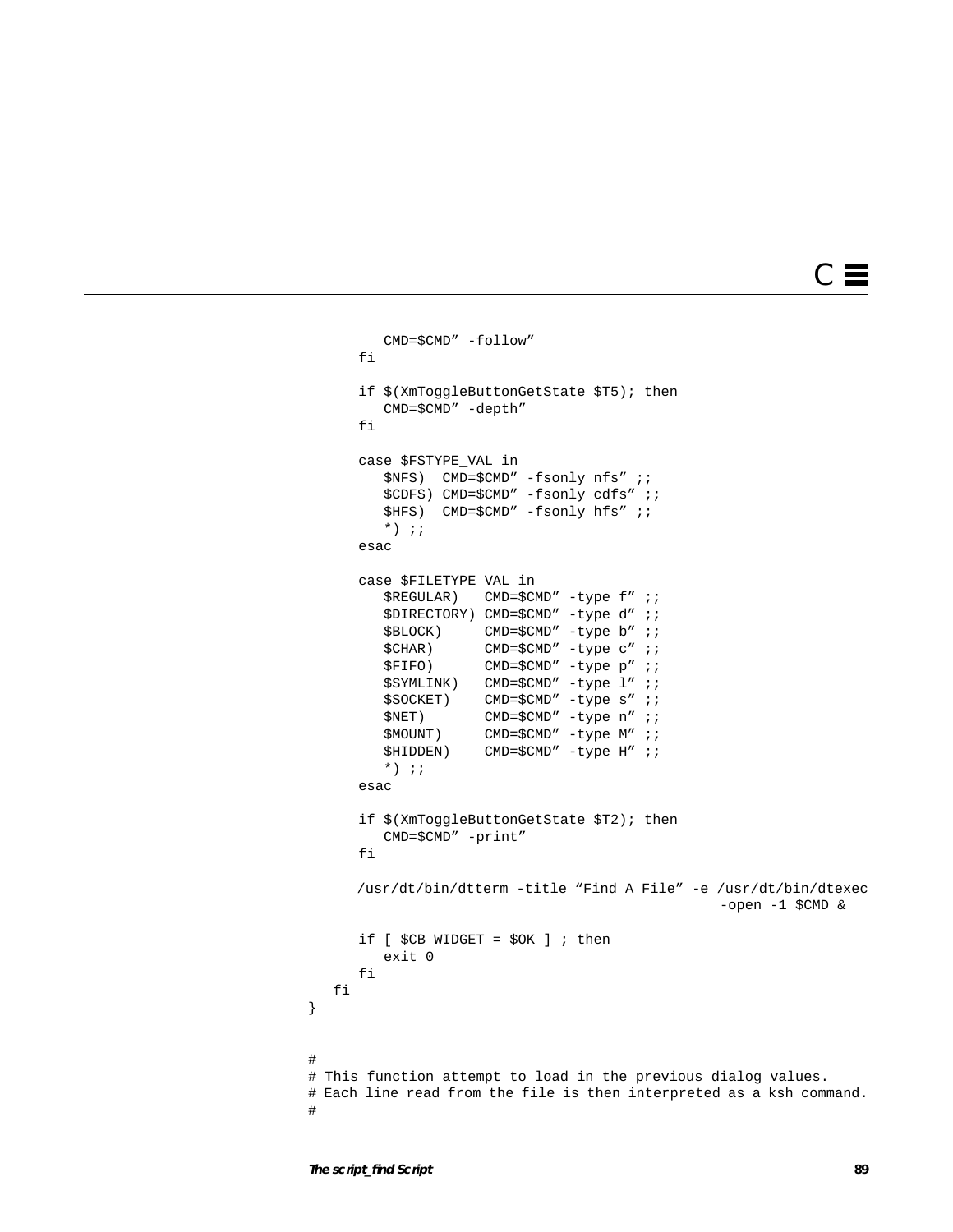```
         CMD=$CMD" -follow"
      fi

      if $(XmToggleButtonGetState $T5); then
         CMD=$CMD" -depth"
      fi

      case $FSTYPE_VAL in
         $NFS)  CMD=$CMD" -fsonly nfs" ;;
         $CDFS) CMD=$CMD" -fsonly cdfs" ;;
         $HFS)  CMD=$CMD" -fsonly hfs" ;;
         *) ;;
      esac

      case $FILETYPE_VAL in
         $REGULAR)   CMD=$CMD" -type f" ;;
         $DIRECTORY) CMD=$CMD" -type d" ;;
         $BLOCK)     CMD=$CMD" -type b" ;;
         $CHAR)      CMD=$CMD" -type c" ;;
         $FIFO)      CMD=$CMD" -type p" ;;
         $SYMLINK)   CMD=$CMD" -type l" ;;
         $SOCKET)    CMD=$CMD" -type s" ;;
         $NET)       CMD=$CMD" -type n" ;;
         $MOUNT)     CMD=$CMD" -type M" ;;
         $HIDDEN)    CMD=$CMD" -type H" ;;
         *) ;;
      esac

      if $(XmToggleButtonGetState $T2); then
         CMD=$CMD" -print"
      fi

      /usr/dt/bin/dtterm -title "Find A File" -e /usr/dt/bin/dtexec
                                                  -open -1 $CMD &

      if [ $CB_WIDGET = $OK ] ; then
         exit 0
      fi
   fi
}


#
# This function attempt to load in the previous dialog values.
# Each line read from the file is then interpreted as a ksh command.
#
```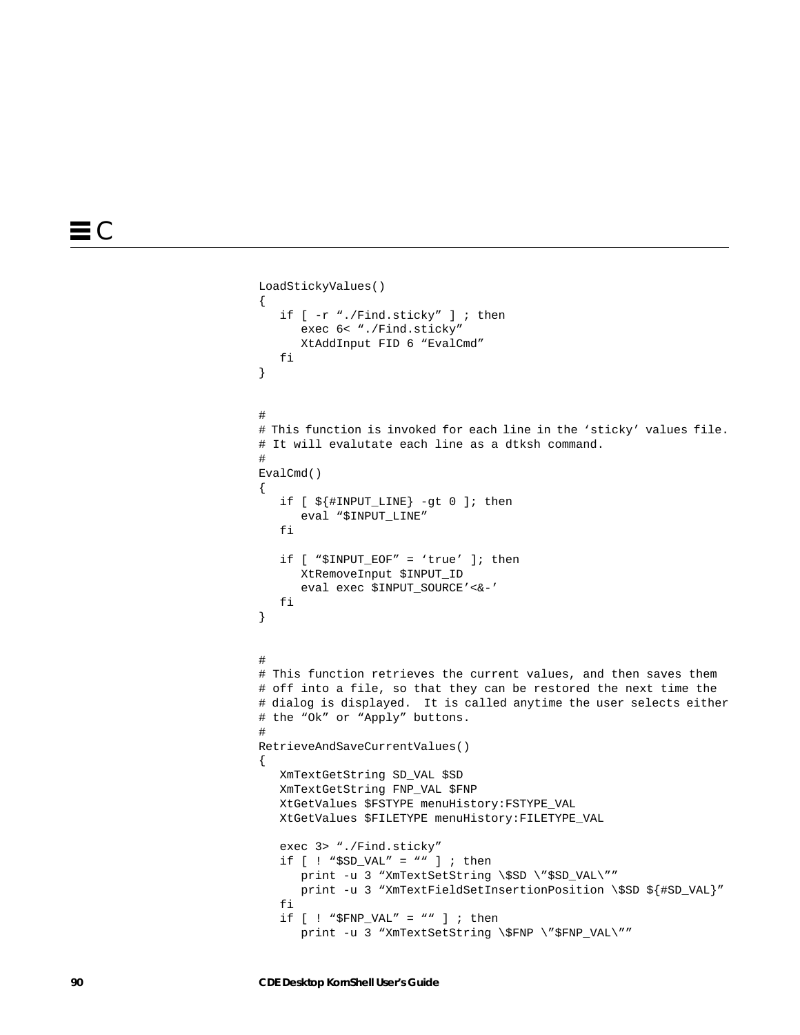```
LoadStickyValues()
{
   if [ -r "./Find.sticky" ] ; then
      exec 6< "./Find.sticky"
      XtAddInput FID 6 "EvalCmd"
   fi
}


#
# This function is invoked for each line in the 'sticky' values file.
# It will evalutate each line as a dtksh command.
#
EvalCmd()
{
   if [ ${#INPUT_LINE} -gt 0 ]; then
      eval "$INPUT_LINE"
   fi

   if [ "$INPUT_EOF" = 'true' ]; then
      XtRemoveInput $INPUT_ID
      eval exec $INPUT_SOURCE'<&-'
   fi
}


#
# This function retrieves the current values, and then saves them
# off into a file, so that they can be restored the next time the
# dialog is displayed.  It is called anytime the user selects either
# the "Ok" or "Apply" buttons.
#
RetrieveAndSaveCurrentValues()
{
   XmTextGetString SD_VAL $SD
   XmTextGetString FNP_VAL $FNP
   XtGetValues $FSTYPE menuHistory:FSTYPE_VAL
   XtGetValues $FILETYPE menuHistory:FILETYPE_VAL

   exec 3> "./Find.sticky"
   if [ ! "$SD_VAL" = "" ] ; then
      print -u 3 "XmTextSetString \$SD \"$SD_VAL\""
      print -u 3 "XmTextFieldSetInsertionPosition \$SD ${#SD_VAL}"
   fi
   if [ ! "$FNP_VAL" = "" ] ; then
      print -u 3 "XmTextSetString \$FNP \"$FNP_VAL\""
```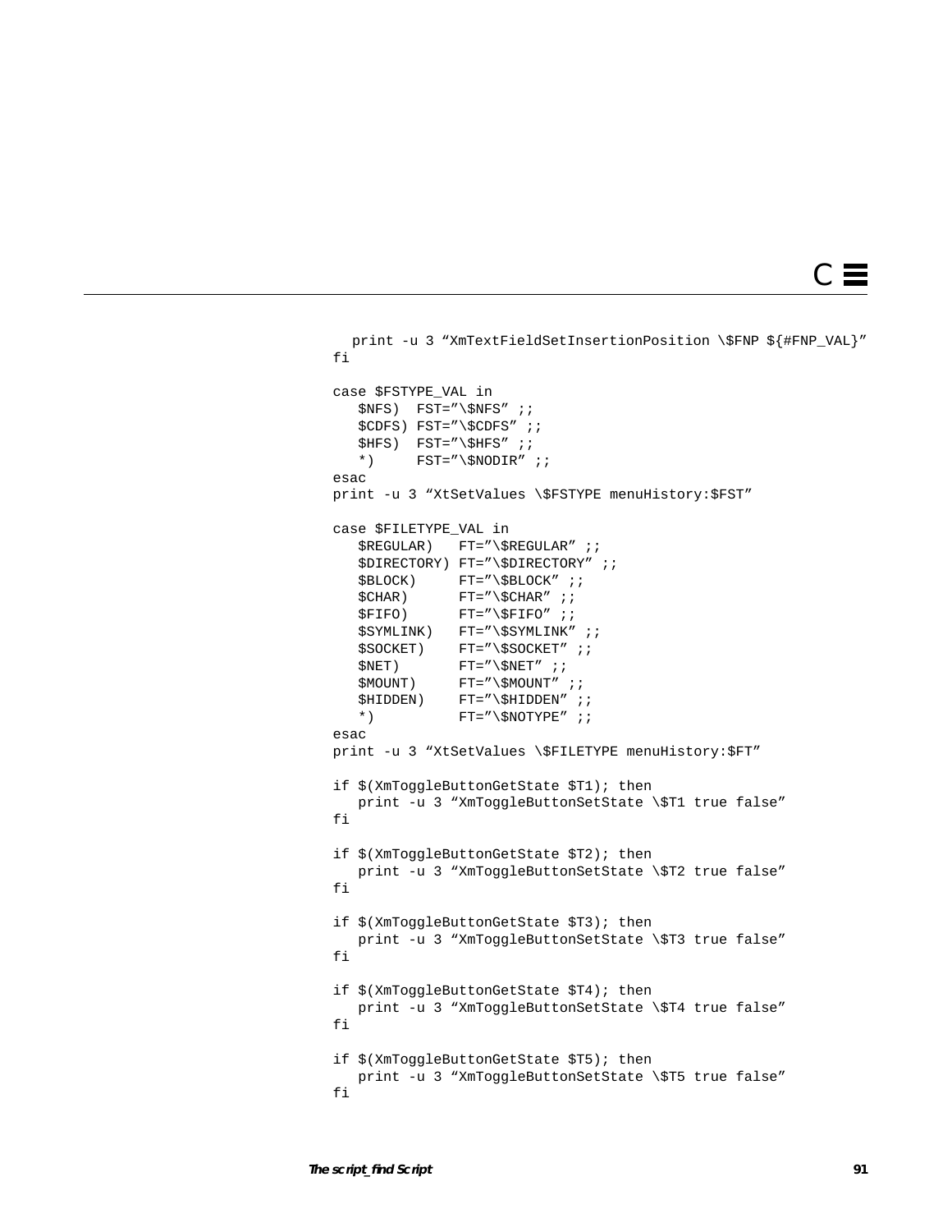```
   print -u 3 “XmTextFieldSetInsertionPosition \$FNP ${#FNP_VAL}”
fi

case $FSTYPE_VAL in
   $NFS)  FST=”\$NFS” ;;
   $CDFS) FST=”\$CDFS” ;;
   $HFS)  FST=”\$HFS” ;;
   *)     FST=”\$NODIR” ;;
esac
print -u 3 “XtSetValues \$FSTYPE menuHistory:$FST”

case $FILETYPE_VAL in
   $REGULAR)   FT=”\$REGULAR” ;;
   $DIRECTORY) FT=”\$DIRECTORY” ;;
   $BLOCK)     FT=”\$BLOCK” ;;
   $CHAR)      FT=”\$CHAR” ;;
   $FIFO)      FT=”\$FIFO” ;;
   $SYMLINK)   FT=”\$SYMLINK” ;;
   $SOCKET)    FT=”\$SOCKET” ;;
   $NET)       FT=”\$NET” ;;
   $MOUNT)     FT=”\$MOUNT” ;;
   $HIDDEN)    FT=”\$HIDDEN” ;;
   *)          FT=”\$NOTYPE” ;;
esac
print -u 3 “XtSetValues \$FILETYPE menuHistory:$FT”

if $(XmToggleButtonGetState $T1); then
   print -u 3 “XmToggleButtonSetState \$T1 true false”
fi

if $(XmToggleButtonGetState $T2); then
   print -u 3 “XmToggleButtonSetState \$T2 true false”
fi

if $(XmToggleButtonGetState $T3); then
   print -u 3 “XmToggleButtonSetState \$T3 true false”
fi

if $(XmToggleButtonGetState $T4); then
   print -u 3 “XmToggleButtonSetState \$T4 true false”
fi

if $(XmToggleButtonGetState $T5); then
   print -u 3 “XmToggleButtonSetState \$T5 true false”
fi
```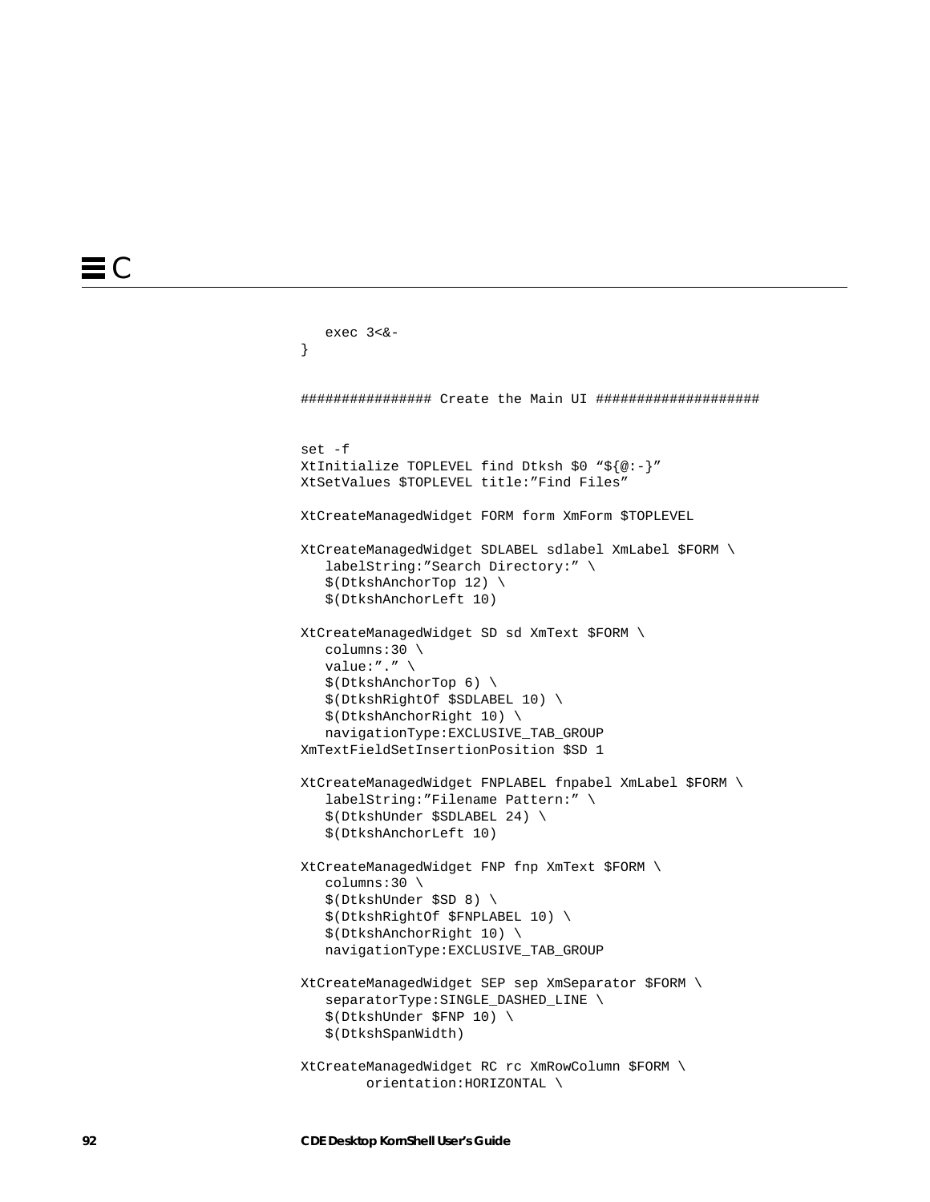```
   exec 3<&-
}

################ Create the Main UI ####################

set -f
XtInitialize TOPLEVEL find Dtksh $0 "${@:-}"
XtSetValues $TOPLEVEL title:"Find Files"

XtCreateManagedWidget FORM form XmForm $TOPLEVEL

XtCreateManagedWidget SDLABEL sdlabel XmLabel $FORM \
   labelString:"Search Directory:" \
   $(DtkshAnchorTop 12) \
   $(DtkshAnchorLeft 10)

XtCreateManagedWidget SD sd XmText $FORM \
   columns:30 \
   value:"." \
   $(DtkshAnchorTop 6) \
   $(DtkshRightOf $SDLABEL 10) \
   $(DtkshAnchorRight 10) \
   navigationType:EXCLUSIVE_TAB_GROUP
XmTextFieldSetInsertionPosition $SD 1

XtCreateManagedWidget FNPLABEL fnpabel XmLabel $FORM \
   labelString:"Filename Pattern:" \
   $(DtkshUnder $SDLABEL 24) \
   $(DtkshAnchorLeft 10)

XtCreateManagedWidget FNP fnp XmText $FORM \
   columns:30 \
   $(DtkshUnder $SD 8) \
   $(DtkshRightOf $FNPLABEL 10) \
   $(DtkshAnchorRight 10) \
   navigationType:EXCLUSIVE_TAB_GROUP

XtCreateManagedWidget SEP sep XmSeparator $FORM \
   separatorType:SINGLE_DASHED_LINE \
   $(DtkshUnder $FNP 10) \
   $(DtkshSpanWidth)

XtCreateManagedWidget RC rc XmRowColumn $FORM \
        orientation:HORIZONTAL \
```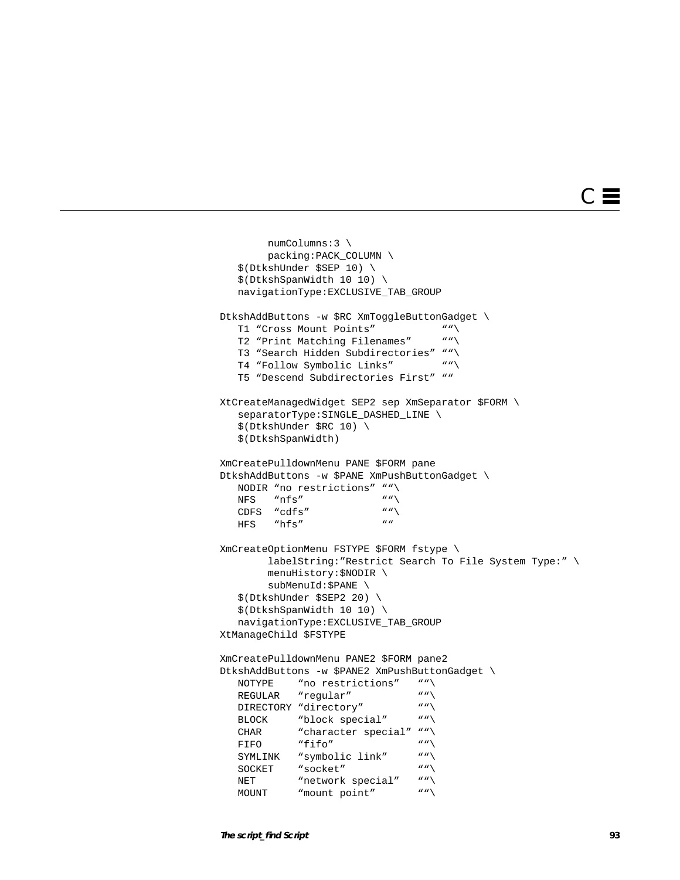```
        numColumns:3 \
        packing:PACK_COLUMN \
   $(DtkshUnder $SEP 10) \
   $(DtkshSpanWidth 10 10) \
   navigationType:EXCLUSIVE_TAB_GROUP

DtkshAddButtons -w $RC XmToggleButtonGadget \
   T1 "Cross Mount Points"           ""\
   T2 "Print Matching Filenames"     ""\
   T3 "Search Hidden Subdirectories" ""\
   T4 "Follow Symbolic Links"        ""\
   T5 "Descend Subdirectories First" ""

XtCreateManagedWidget SEP2 sep XmSeparator $FORM \
   separatorType:SINGLE_DASHED_LINE \
   $(DtkshUnder $RC 10) \
   $(DtkshSpanWidth)

XmCreatePulldownMenu PANE $FORM pane
DtkshAddButtons -w $PANE XmPushButtonGadget \
   NODIR "no restrictions" ""\
   NFS   "nfs"             ""\
   CDFS  "cdfs"            ""\
   HFS   "hfs"             ""

XmCreateOptionMenu FSTYPE $FORM fstype \
        labelString:"Restrict Search To File System Type:" \
        menuHistory:$NODIR \
        subMenuId:$PANE \
   $(DtkshUnder $SEP2 20) \
   $(DtkshSpanWidth 10 10) \
   navigationType:EXCLUSIVE_TAB_GROUP
XtManageChild $FSTYPE

XmCreatePulldownMenu PANE2 $FORM pane2
DtkshAddButtons -w $PANE2 XmPushButtonGadget \
   NOTYPE    "no restrictions"   ""\
   REGULAR   "regular"           ""\
   DIRECTORY "directory"         ""\
   BLOCK     "block special"     ""\
   CHAR      "character special" ""\
   FIFO      "fifo"              ""\
   SYMLINK   "symbolic link"     ""\
   SOCKET    "socket"            ""\
   NET       "network special"   ""\
   MOUNT     "mount point"       ""\
```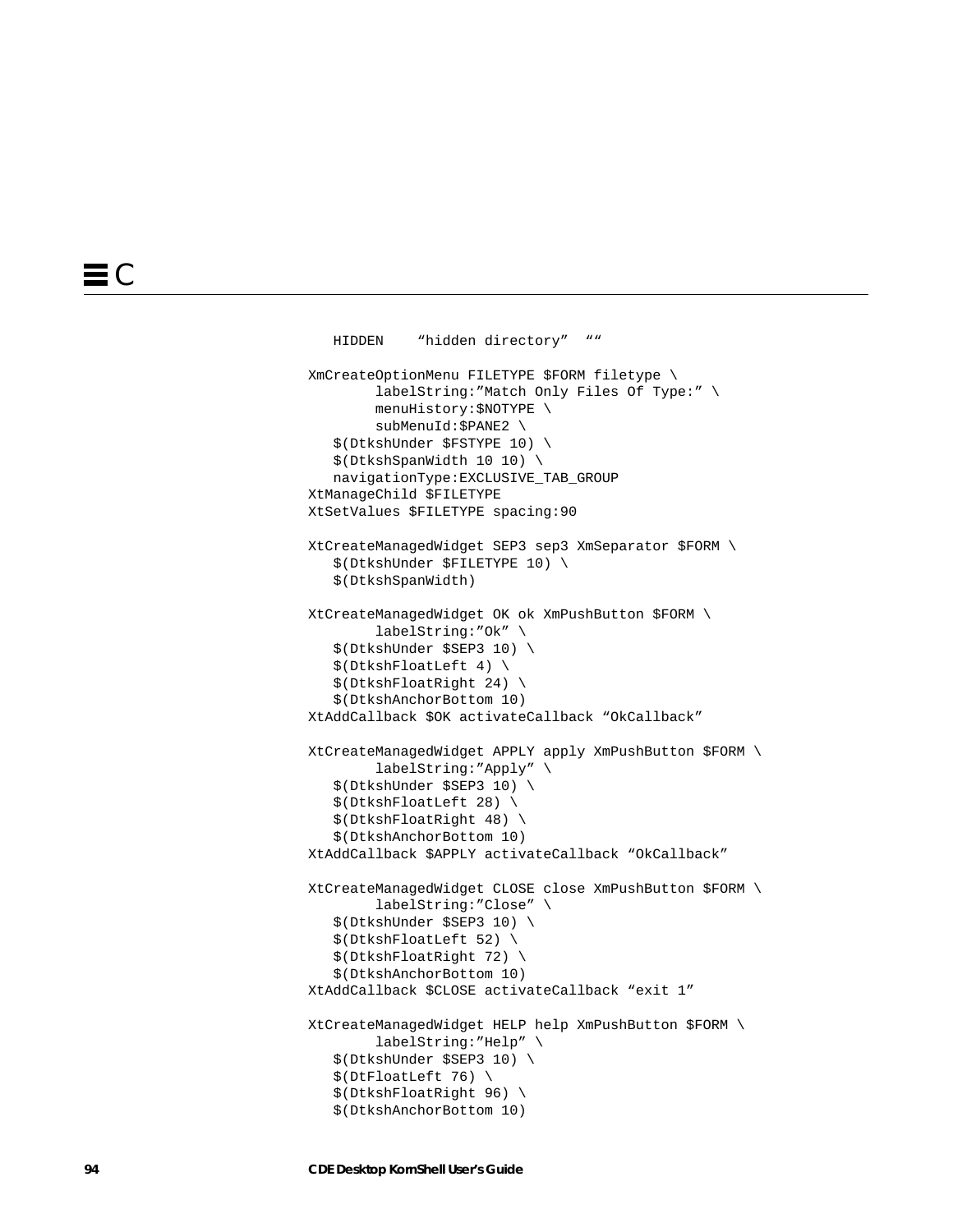```
   HIDDEN    "hidden directory"  ""

XmCreateOptionMenu FILETYPE $FORM filetype \
        labelString:"Match Only Files Of Type:" \
        menuHistory:$NOTYPE \
        subMenuId:$PANE2 \
   $(DtkshUnder $FSTYPE 10) \
   $(DtkshSpanWidth 10 10) \
   navigationType:EXCLUSIVE_TAB_GROUP
XtManageChild $FILETYPE
XtSetValues $FILETYPE spacing:90

XtCreateManagedWidget SEP3 sep3 XmSeparator $FORM \
   $(DtkshUnder $FILETYPE 10) \
   $(DtkshSpanWidth)

XtCreateManagedWidget OK ok XmPushButton $FORM \
        labelString:"Ok" \
   $(DtkshUnder $SEP3 10) \
   $(DtkshFloatLeft 4) \
   $(DtkshFloatRight 24) \
   $(DtkshAnchorBottom 10)
XtAddCallback $OK activateCallback "OkCallback"

XtCreateManagedWidget APPLY apply XmPushButton $FORM \
        labelString:"Apply" \
   $(DtkshUnder $SEP3 10) \
   $(DtkshFloatLeft 28) \
   $(DtkshFloatRight 48) \
   $(DtkshAnchorBottom 10)
XtAddCallback $APPLY activateCallback "OkCallback"

XtCreateManagedWidget CLOSE close XmPushButton $FORM \
        labelString:"Close" \
   $(DtkshUnder $SEP3 10) \
   $(DtkshFloatLeft 52) \
   $(DtkshFloatRight 72) \
   $(DtkshAnchorBottom 10)
XtAddCallback $CLOSE activateCallback "exit 1"

XtCreateManagedWidget HELP help XmPushButton $FORM \
        labelString:"Help" \
   $(DtkshUnder $SEP3 10) \
   $(DtFloatLeft 76) \
   $(DtkshFloatRight 96) \
   $(DtkshAnchorBottom 10)
```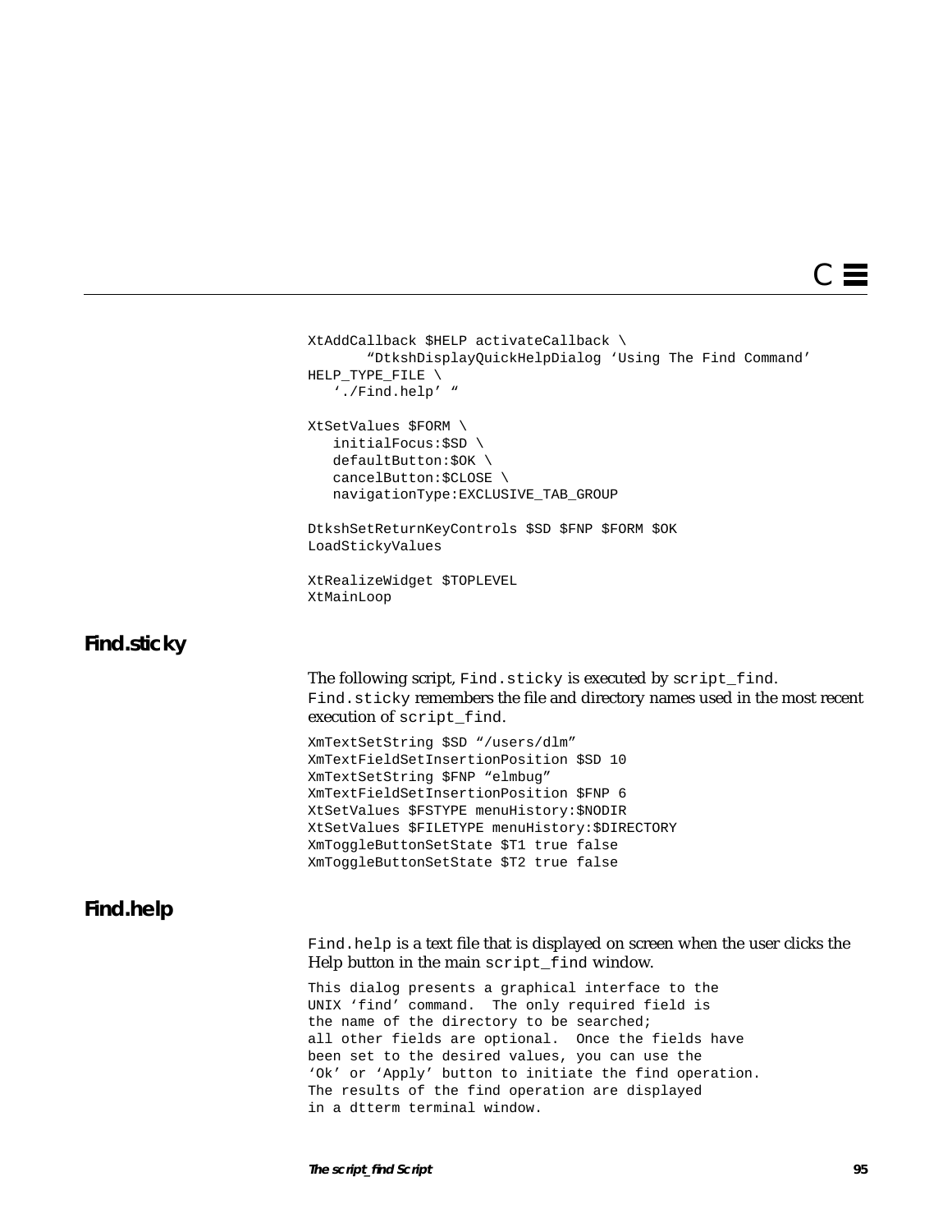```
XtAddCallback $HELP activateCallback \
      "DtkshDisplayQuickHelpDialog 'Using The Find Command'
HELP_TYPE_FILE \
   './Find.help' "

XtSetValues $FORM \
   initialFocus:$SD \
   defaultButton:$OK \
   cancelButton:$CLOSE \
   navigationType:EXCLUSIVE_TAB_GROUP

DtkshSetReturnKeyControls $SD $FNP $FORM $OK
LoadStickyValues

XtRealizeWidget $TOPLEVEL
XtMainLoop
```

## Find.sticky

The following script, `Find.sticky` is executed by `script_find`. `Find.sticky` remembers the file and directory names used in the most recent execution of `script_find`.

```
XmTextSetString $SD "/users/dlm"
XmTextFieldSetInsertionPosition $SD 10
XmTextSetString $FNP "elmbug"
XmTextFieldSetInsertionPosition $FNP 6
XtSetValues $FSTYPE menuHistory:$NODIR
XtSetValues $FILETYPE menuHistory:$DIRECTORY
XmToggleButtonSetState $T1 true false
XmToggleButtonSetState $T2 true false
```

## Find.help

`Find.help` is a text file that is displayed on screen when the user clicks the Help button in the main `script_find` window.

```
This dialog presents a graphical interface to the
UNIX 'find' command.  The only required field is
the name of the directory to be searched;
all other fields are optional.  Once the fields have
been set to the desired values, you can use the
'Ok' or 'Apply' button to initiate the find operation.
The results of the find operation are displayed
in a dtterm terminal window.
```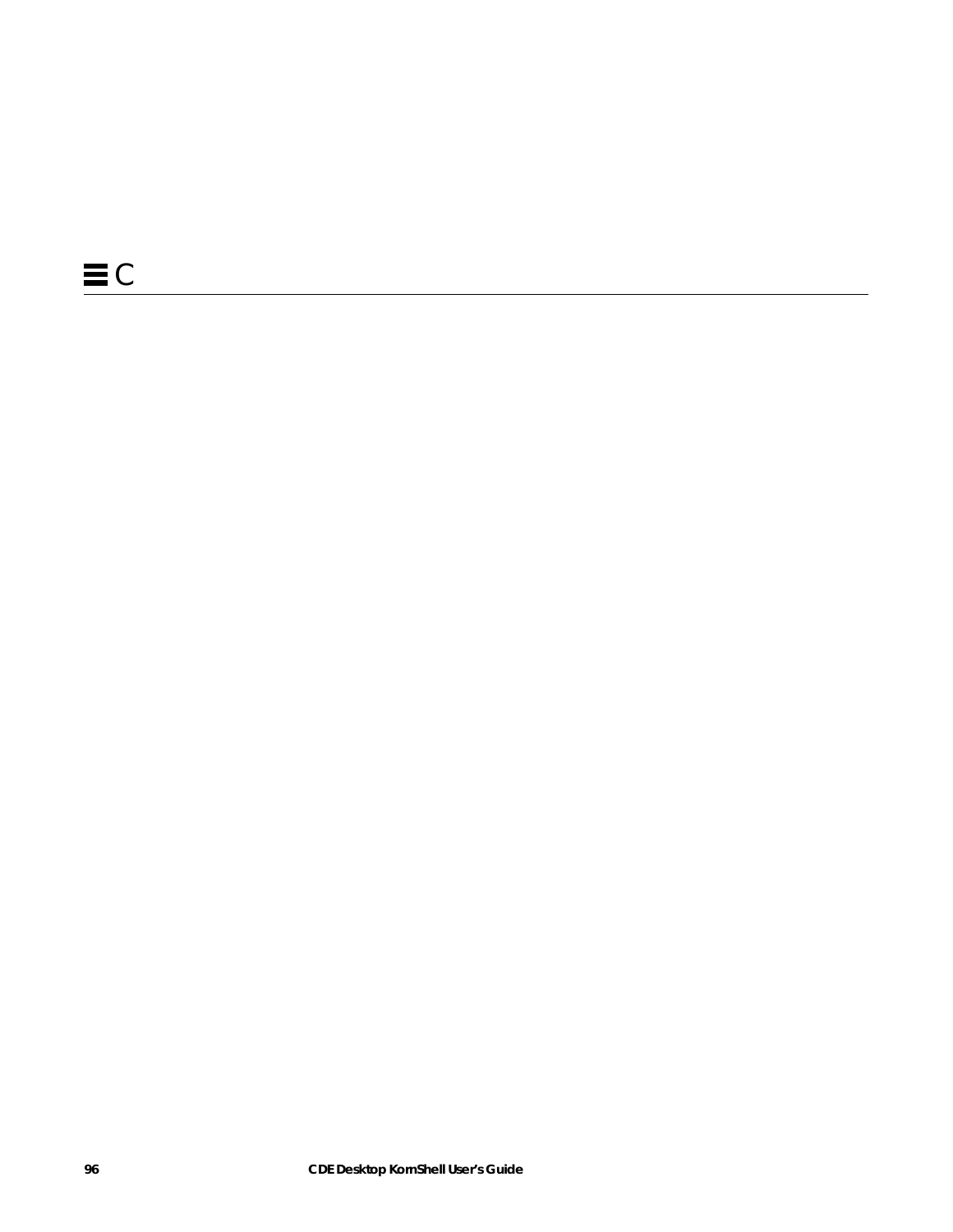# C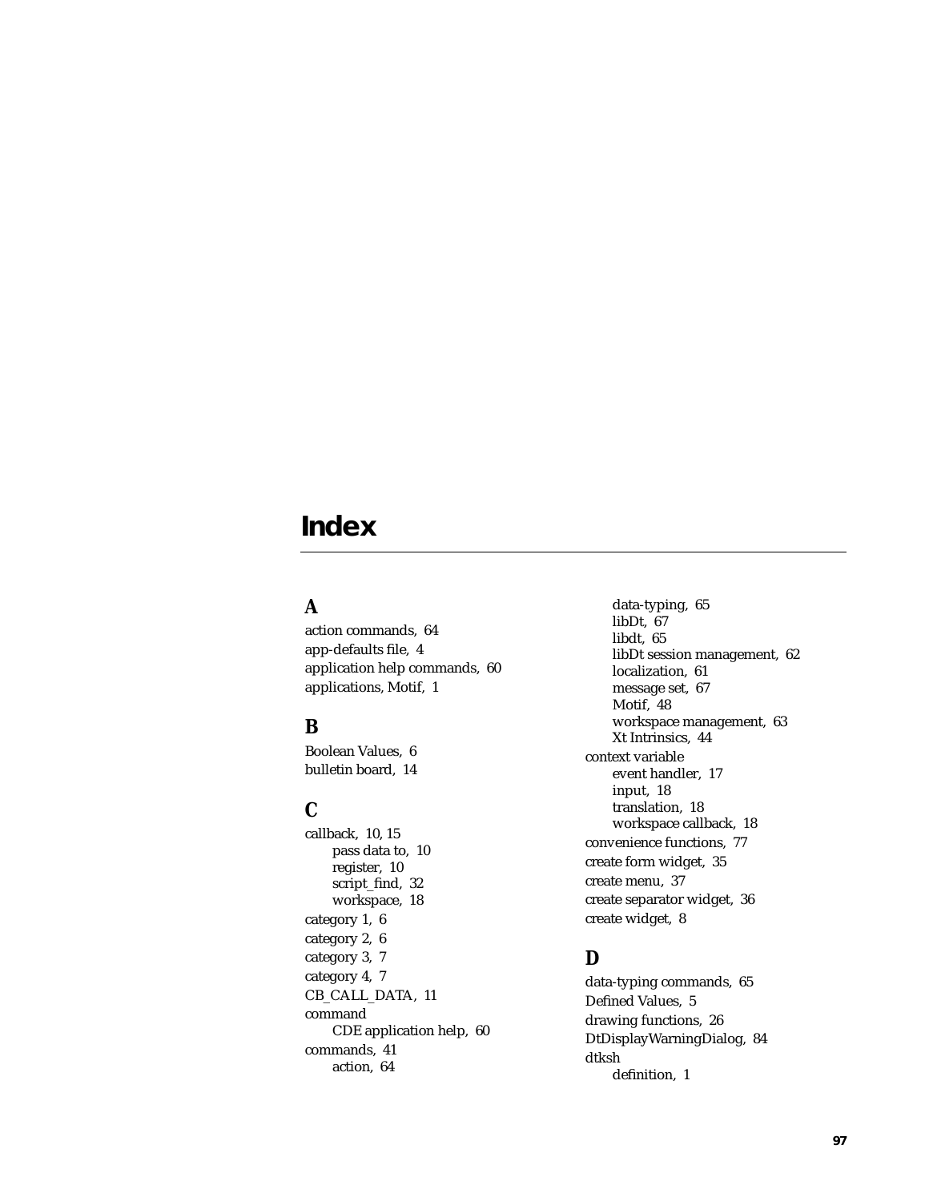# Index

## A

action commands, 64
app-defaults file, 4
application help commands, 60
applications, Motif, 1

## B

Boolean Values, 6
bulletin board, 14

## C

callback, 10, 15
- pass data to, 10
- register, 10
- script_find, 32
- workspace, 18

category 1, 6
category 2, 6
category 3, 7
category 4, 7
CB_CALL_DATA, 11
command
- CDE application help, 60

commands, 41
- action, 64
- data-typing, 65
- libDt, 67
- libdt, 65
- libDt session management, 62
- localization, 61
- message set, 67
- Motif, 48
- workspace management, 63
- Xt Intrinsics, 44

context variable
- event handler, 17
- input, 18
- translation, 18
- workspace callback, 18

convenience functions, 77
create form widget, 35
create menu, 37
create separator widget, 36
create widget, 8

## D

data-typing commands, 65
Defined Values, 5
drawing functions, 26
DtDisplayWarningDialog, 84
dtksh
- definition, 1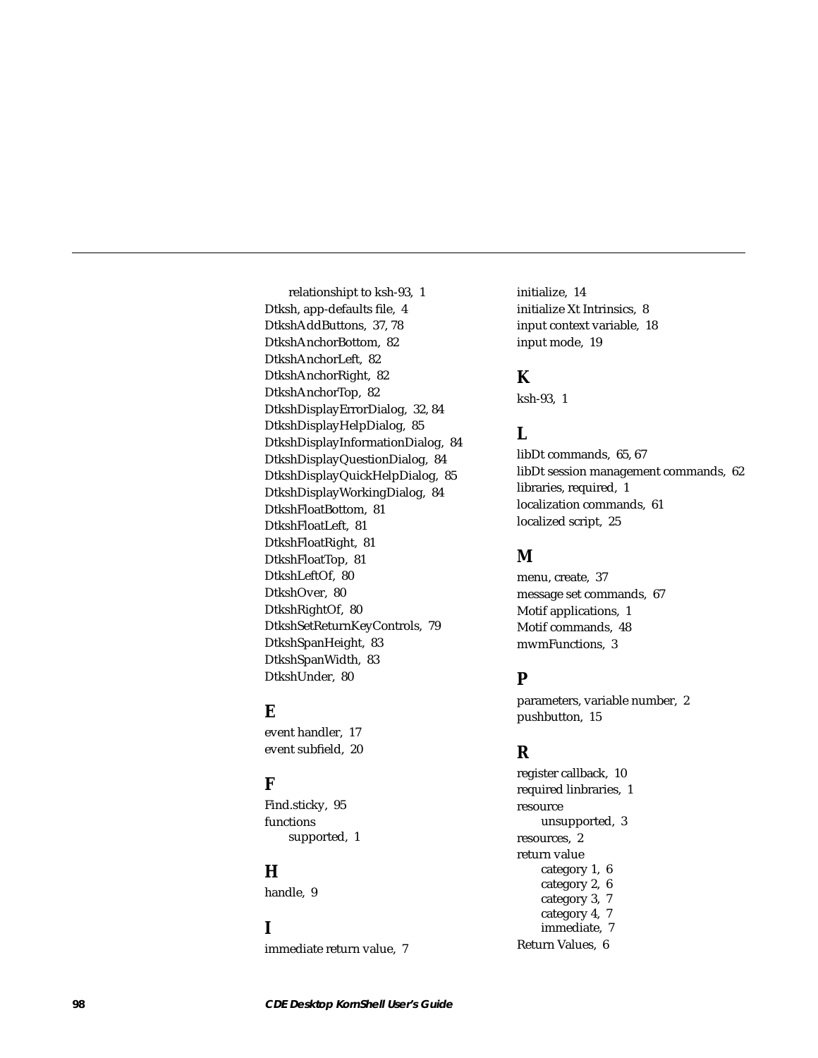relationshipt to ksh-93, 1
Dtksh, app-defaults file, 4
DtkshAddButtons, 37, 78
DtkshAnchorBottom, 82
DtkshAnchorLeft, 82
DtkshAnchorRight, 82
DtkshAnchorTop, 82
DtkshDisplayErrorDialog, 32, 84
DtkshDisplayHelpDialog, 85
DtkshDisplayInformationDialog, 84
DtkshDisplayQuestionDialog, 84
DtkshDisplayQuickHelpDialog, 85
DtkshDisplayWorkingDialog, 84
DtkshFloatBottom, 81
DtkshFloatLeft, 81
DtkshFloatRight, 81
DtkshFloatTop, 81
DtkshLeftOf, 80
DtkshOver, 80
DtkshRightOf, 80
DtkshSetReturnKeyControls, 79
DtkshSpanHeight, 83
DtkshSpanWidth, 83
DtkshUnder, 80

## E

event handler, 17
event subfield, 20

## F

Find.sticky, 95
functions
  supported, 1

## H

handle, 9

## I

immediate return value, 7
initialize, 14
initialize Xt Intrinsics, 8
input context variable, 18
input mode, 19

## K

ksh-93, 1

## L

libDt commands, 65, 67
libDt session management commands, 62
libraries, required, 1
localization commands, 61
localized script, 25

## M

menu, create, 37
message set commands, 67
Motif applications, 1
Motif commands, 48
mwmFunctions, 3

## P

parameters, variable number, 2
pushbutton, 15

## R

register callback, 10
required linbraries, 1
resource
  unsupported, 3
resources, 2
return value
  category 1, 6
  category 2, 6
  category 3, 7
  category 4, 7
  immediate, 7
Return Values, 6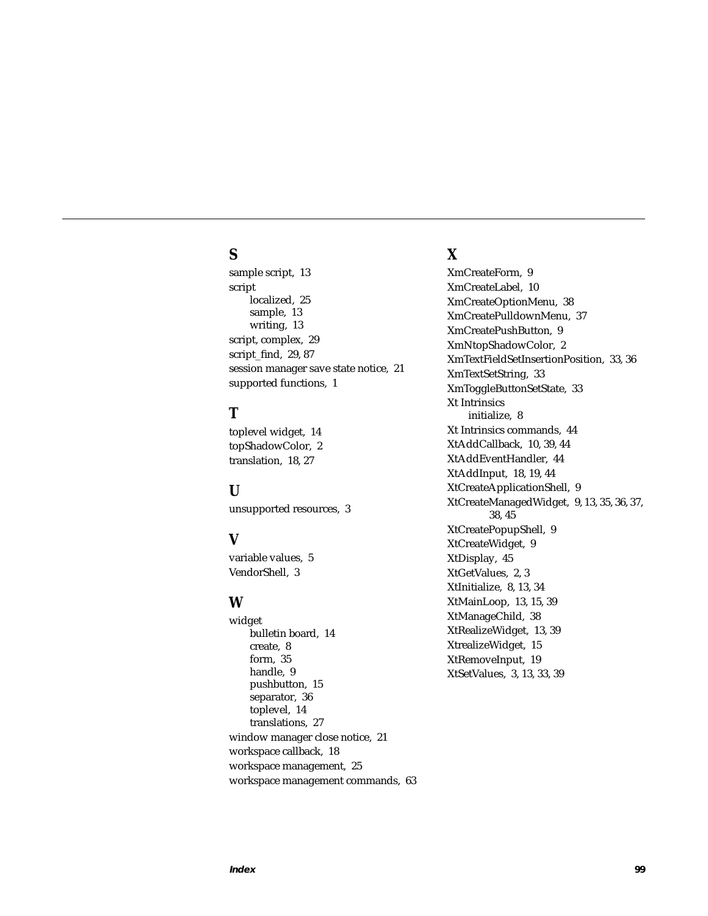## S

sample script, 13
script
  localized, 25
  sample, 13
  writing, 13
script, complex, 29
script_find, 29, 87
session manager save state notice, 21
supported functions, 1

## T

toplevel widget, 14
topShadowColor, 2
translation, 18, 27

## U

unsupported resources, 3

## V

variable values, 5
VendorShell, 3

## W

widget
  bulletin board, 14
  create, 8
  form, 35
  handle, 9
  pushbutton, 15
  separator, 36
  toplevel, 14
  translations, 27
window manager close notice, 21
workspace callback, 18
workspace management, 25
workspace management commands, 63

## X

XmCreateForm, 9
XmCreateLabel, 10
XmCreateOptionMenu, 38
XmCreatePulldownMenu, 37
XmCreatePushButton, 9
XmNtopShadowColor, 2
XmTextFieldSetInsertionPosition, 33, 36
XmTextSetString, 33
XmToggleButtonSetState, 33
Xt Intrinsics
  initialize, 8
Xt Intrinsics commands, 44
XtAddCallback, 10, 39, 44
XtAddEventHandler, 44
XtAddInput, 18, 19, 44
XtCreateApplicationShell, 9
XtCreateManagedWidget, 9, 13, 35, 36, 37, 38, 45
XtCreatePopupShell, 9
XtCreateWidget, 9
XtDisplay, 45
XtGetValues, 2, 3
XtInitialize, 8, 13, 34
XtMainLoop, 13, 15, 39
XtManageChild, 38
XtRealizeWidget, 13, 39
XtrealizeWidget, 15
XtRemoveInput, 19
XtSetValues, 3, 13, 33, 39